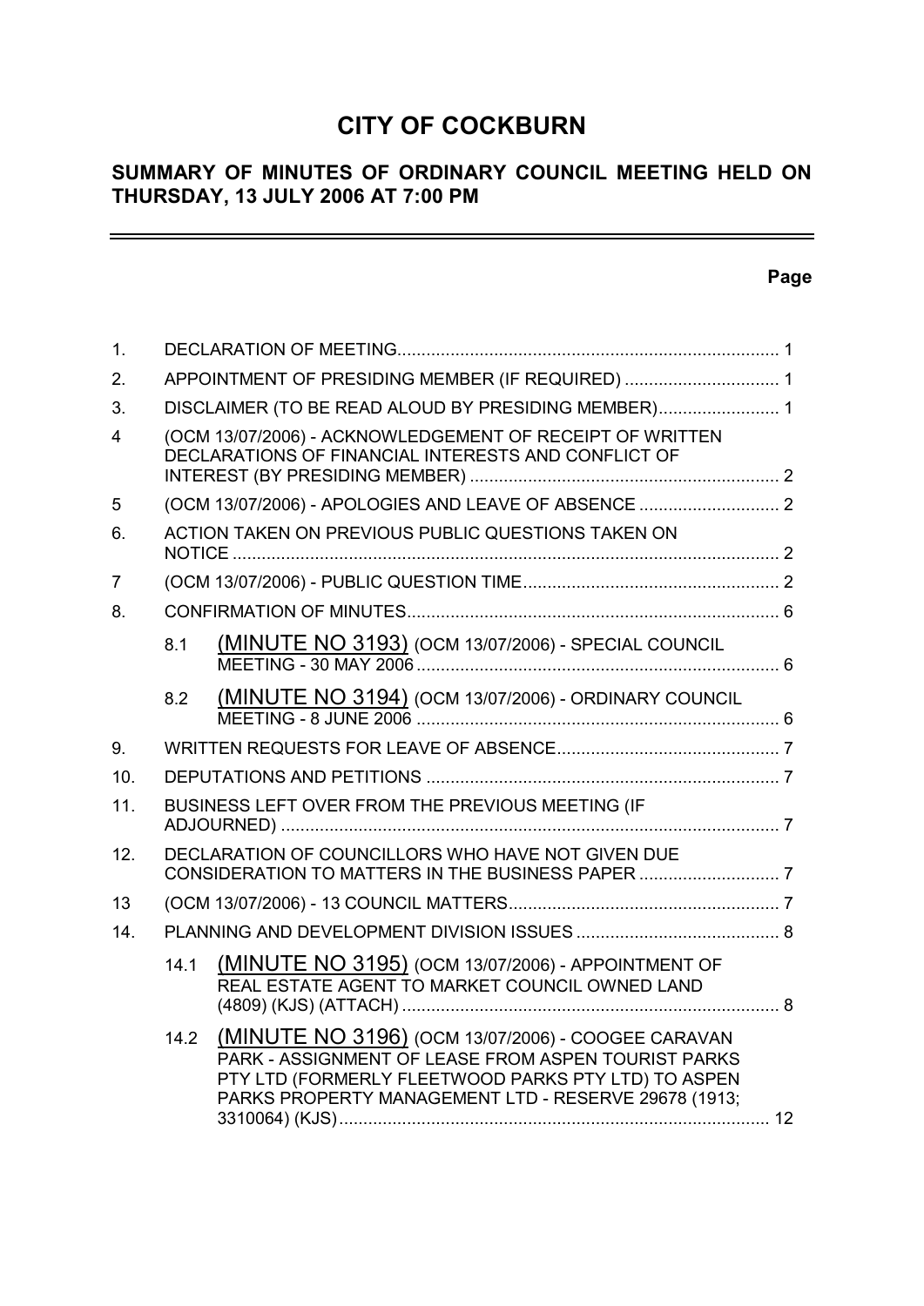# CITY OF COCKBURN

## SUMMARY OF MINUTES OF ORDINARY COUNCIL MEETING HELD ON THURSDAY, 13 JULY 2006 AT 7:00 PM

| | | | Page |
|---|---|---|---|
| 1. | | DECLARATION OF MEETING | 1 |
| 2. | | APPOINTMENT OF PRESIDING MEMBER (IF REQUIRED) | 1 |
| 3. | | DISCLAIMER (TO BE READ ALOUD BY PRESIDING MEMBER) | 1 |
| 4 | | (OCM 13/07/2006) - ACKNOWLEDGEMENT OF RECEIPT OF WRITTEN DECLARATIONS OF FINANCIAL INTERESTS AND CONFLICT OF INTEREST (BY PRESIDING MEMBER) | 2 |
| 5 | | (OCM 13/07/2006) - APOLOGIES AND LEAVE OF ABSENCE | 2 |
| 6. | | ACTION TAKEN ON PREVIOUS PUBLIC QUESTIONS TAKEN ON NOTICE | 2 |
| 7 | | (OCM 13/07/2006) - PUBLIC QUESTION TIME | 2 |
| 8. | | CONFIRMATION OF MINUTES | 6 |
| | 8.1 | (MINUTE NO 3193) (OCM 13/07/2006) - SPECIAL COUNCIL MEETING - 30 MAY 2006 | 6 |
| | 8.2 | (MINUTE NO 3194) (OCM 13/07/2006) - ORDINARY COUNCIL MEETING - 8 JUNE 2006 | 6 |
| 9. | | WRITTEN REQUESTS FOR LEAVE OF ABSENCE | 7 |
| 10. | | DEPUTATIONS AND PETITIONS | 7 |
| 11. | | BUSINESS LEFT OVER FROM THE PREVIOUS MEETING (IF ADJOURNED) | 7 |
| 12. | | DECLARATION OF COUNCILLORS WHO HAVE NOT GIVEN DUE CONSIDERATION TO MATTERS IN THE BUSINESS PAPER | 7 |
| 13 | | (OCM 13/07/2006) - 13 COUNCIL MATTERS | 7 |
| 14. | | PLANNING AND DEVELOPMENT DIVISION ISSUES | 8 |
| | 14.1 | (MINUTE NO 3195) (OCM 13/07/2006) - APPOINTMENT OF REAL ESTATE AGENT TO MARKET COUNCIL OWNED LAND (4809) (KJS) (ATTACH) | 8 |
| | 14.2 | (MINUTE NO 3196) (OCM 13/07/2006) - COOGEE CARAVAN PARK - ASSIGNMENT OF LEASE FROM ASPEN TOURIST PARKS PTY LTD (FORMERLY FLEETWOOD PARKS PTY LTD) TO ASPEN PARKS PROPERTY MANAGEMENT LTD - RESERVE 29678 (1913; 3310064) (KJS) | 12 |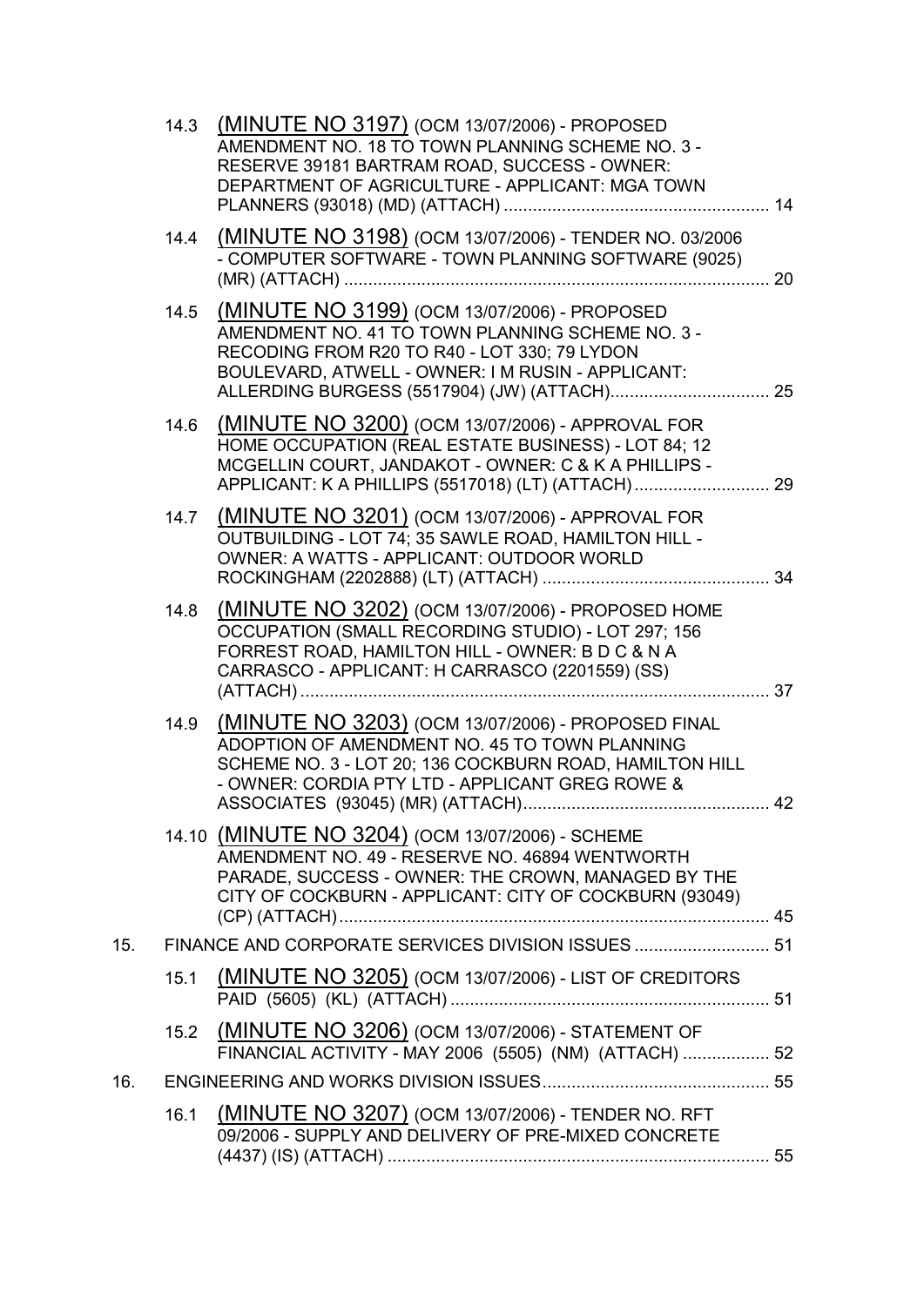14.3 (MINUTE NO 3197) (OCM 13/07/2006) - PROPOSED AMENDMENT NO. 18 TO TOWN PLANNING SCHEME NO. 3 - RESERVE 39181 BARTRAM ROAD, SUCCESS - OWNER: DEPARTMENT OF AGRICULTURE - APPLICANT: MGA TOWN PLANNERS (93018) (MD) (ATTACH) ....................................................... 14

14.4 (MINUTE NO 3198) (OCM 13/07/2006) - TENDER NO. 03/2006 - COMPUTER SOFTWARE - TOWN PLANNING SOFTWARE (9025) (MR) (ATTACH) ........................................................................................ 20

14.5 (MINUTE NO 3199) (OCM 13/07/2006) - PROPOSED AMENDMENT NO. 41 TO TOWN PLANNING SCHEME NO. 3 - RECODING FROM R20 TO R40 - LOT 330; 79 LYDON BOULEVARD, ATWELL - OWNER: I M RUSIN - APPLICANT: ALLERDING BURGESS (5517904) (JW) (ATTACH)................................. 25

14.6 (MINUTE NO 3200) (OCM 13/07/2006) - APPROVAL FOR HOME OCCUPATION (REAL ESTATE BUSINESS) - LOT 84; 12 MCGELLIN COURT, JANDAKOT - OWNER: C & K A PHILLIPS - APPLICANT: K A PHILLIPS (5517018) (LT) (ATTACH)............................ 29

14.7 (MINUTE NO 3201) (OCM 13/07/2006) - APPROVAL FOR OUTBUILDING - LOT 74; 35 SAWLE ROAD, HAMILTON HILL - OWNER: A WATTS - APPLICANT: OUTDOOR WORLD ROCKINGHAM (2202888) (LT) (ATTACH) ............................................... 34

14.8 (MINUTE NO 3202) (OCM 13/07/2006) - PROPOSED HOME OCCUPATION (SMALL RECORDING STUDIO) - LOT 297; 156 FORREST ROAD, HAMILTON HILL - OWNER: B D C & N A CARRASCO - APPLICANT: H CARRASCO (2201559) (SS) (ATTACH) ................................................................................................. 37

14.9 (MINUTE NO 3203) (OCM 13/07/2006) - PROPOSED FINAL ADOPTION OF AMENDMENT NO. 45 TO TOWN PLANNING SCHEME NO. 3 - LOT 20; 136 COCKBURN ROAD, HAMILTON HILL - OWNER: CORDIA PTY LTD - APPLICANT GREG ROWE & ASSOCIATES (93045) (MR) (ATTACH).................................................... 42

14.10 (MINUTE NO 3204) (OCM 13/07/2006) - SCHEME AMENDMENT NO. 49 - RESERVE NO. 46894 WENTWORTH PARADE, SUCCESS - OWNER: THE CROWN, MANAGED BY THE CITY OF COCKBURN - APPLICANT: CITY OF COCKBURN (93049) (CP) (ATTACH)......................................................................................... 45

15. FINANCE AND CORPORATE SERVICES DIVISION ISSUES ............................ 51

15.1 (MINUTE NO 3205) (OCM 13/07/2006) - LIST OF CREDITORS PAID (5605) (KL) (ATTACH) .................................................................. 51

15.2 (MINUTE NO 3206) (OCM 13/07/2006) - STATEMENT OF FINANCIAL ACTIVITY - MAY 2006 (5505) (NM) (ATTACH) .................. 52

16. ENGINEERING AND WORKS DIVISION ISSUES............................................... 55

16.1 (MINUTE NO 3207) (OCM 13/07/2006) - TENDER NO. RFT 09/2006 - SUPPLY AND DELIVERY OF PRE-MIXED CONCRETE (4437) (IS) (ATTACH) ............................................................................... 55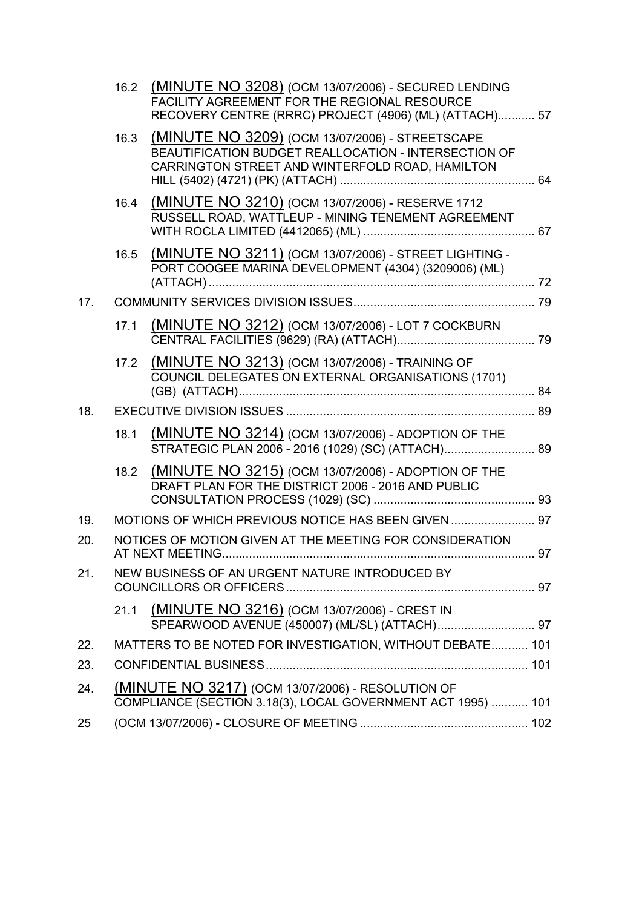| | | | |
|---|---|---|---|
| | 16.2 | (MINUTE NO 3208) (OCM 13/07/2006) - SECURED LENDING FACILITY AGREEMENT FOR THE REGIONAL RESOURCE RECOVERY CENTRE (RRRC) PROJECT (4906) (ML) (ATTACH) | 57 |
| | 16.3 | (MINUTE NO 3209) (OCM 13/07/2006) - STREETSCAPE BEAUTIFICATION BUDGET REALLOCATION - INTERSECTION OF CARRINGTON STREET AND WINTERFOLD ROAD, HAMILTON HILL (5402) (4721) (PK) (ATTACH) | 64 |
| | 16.4 | (MINUTE NO 3210) (OCM 13/07/2006) - RESERVE 1712 RUSSELL ROAD, WATTLEUP - MINING TENEMENT AGREEMENT WITH ROCLA LIMITED (4412065) (ML) | 67 |
| | 16.5 | (MINUTE NO 3211) (OCM 13/07/2006) - STREET LIGHTING - PORT COOGEE MARINA DEVELOPMENT (4304) (3209006) (ML) (ATTACH) | 72 |
| 17. | COMMUNITY SERVICES DIVISION ISSUES | | 79 |
| | 17.1 | (MINUTE NO 3212) (OCM 13/07/2006) - LOT 7 COCKBURN CENTRAL FACILITIES (9629) (RA) (ATTACH) | 79 |
| | 17.2 | (MINUTE NO 3213) (OCM 13/07/2006) - TRAINING OF COUNCIL DELEGATES ON EXTERNAL ORGANISATIONS (1701) (GB) (ATTACH) | 84 |
| 18. | EXECUTIVE DIVISION ISSUES | | 89 |
| | 18.1 | (MINUTE NO 3214) (OCM 13/07/2006) - ADOPTION OF THE STRATEGIC PLAN 2006 - 2016 (1029) (SC) (ATTACH) | 89 |
| | 18.2 | (MINUTE NO 3215) (OCM 13/07/2006) - ADOPTION OF THE DRAFT PLAN FOR THE DISTRICT 2006 - 2016 AND PUBLIC CONSULTATION PROCESS (1029) (SC) | 93 |
| 19. | MOTIONS OF WHICH PREVIOUS NOTICE HAS BEEN GIVEN | | 97 |
| 20. | NOTICES OF MOTION GIVEN AT THE MEETING FOR CONSIDERATION AT NEXT MEETING | | 97 |
| 21. | NEW BUSINESS OF AN URGENT NATURE INTRODUCED BY COUNCILLORS OR OFFICERS | | 97 |
| | 21.1 | (MINUTE NO 3216) (OCM 13/07/2006) - CREST IN SPEARWOOD AVENUE (450007) (ML/SL) (ATTACH) | 97 |
| 22. | MATTERS TO BE NOTED FOR INVESTIGATION, WITHOUT DEBATE | | 101 |
| 23. | CONFIDENTIAL BUSINESS | | 101 |
| 24. | (MINUTE NO 3217) (OCM 13/07/2006) - RESOLUTION OF COMPLIANCE (SECTION 3.18(3), LOCAL GOVERNMENT ACT 1995) | | 101 |
| 25 | (OCM 13/07/2006) - CLOSURE OF MEETING | | 102 |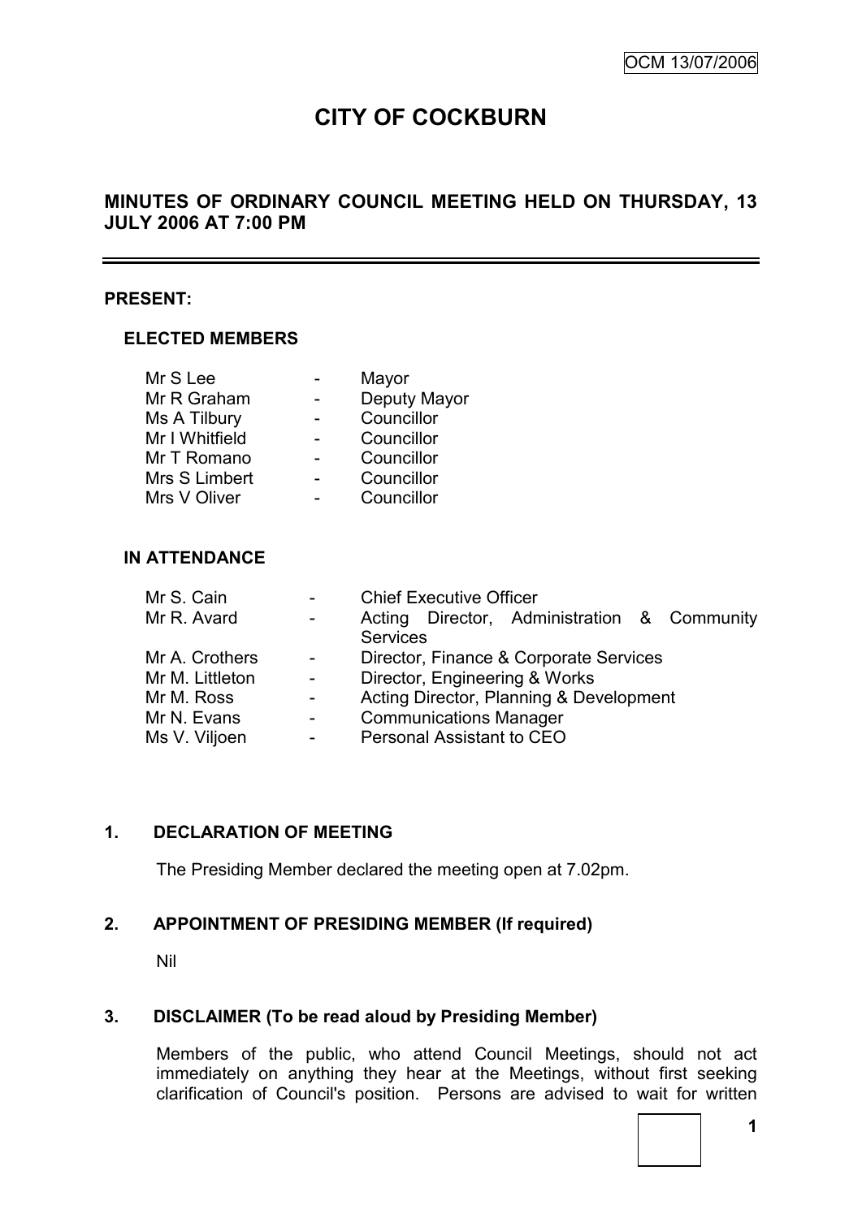# CITY OF COCKBURN

## MINUTES OF ORDINARY COUNCIL MEETING HELD ON THURSDAY, 13 JULY 2006 AT 7:00 PM

---

**PRESENT:**

**ELECTED MEMBERS**

| | | |
|---|---|---|
| Mr S Lee | - | Mayor |
| Mr R Graham | - | Deputy Mayor |
| Ms A Tilbury | - | Councillor |
| Mr I Whitfield | - | Councillor |
| Mr T Romano | - | Councillor |
| Mrs S Limbert | - | Councillor |
| Mrs V Oliver | - | Councillor |

**IN ATTENDANCE**

| | | |
|---|---|---|
| Mr S. Cain | - | Chief Executive Officer |
| Mr R. Avard | - | Acting Director, Administration & Community Services |
| Mr A. Crothers | - | Director, Finance & Corporate Services |
| Mr M. Littleton | - | Director, Engineering & Works |
| Mr M. Ross | - | Acting Director, Planning & Development |
| Mr N. Evans | - | Communications Manager |
| Ms V. Viljoen | - | Personal Assistant to CEO |

### 1. DECLARATION OF MEETING

The Presiding Member declared the meeting open at 7.02pm.

### 2. APPOINTMENT OF PRESIDING MEMBER (If required)

Nil

### 3. DISCLAIMER (To be read aloud by Presiding Member)

Members of the public, who attend Council Meetings, should not act immediately on anything they hear at the Meetings, without first seeking clarification of Council's position. Persons are advised to wait for written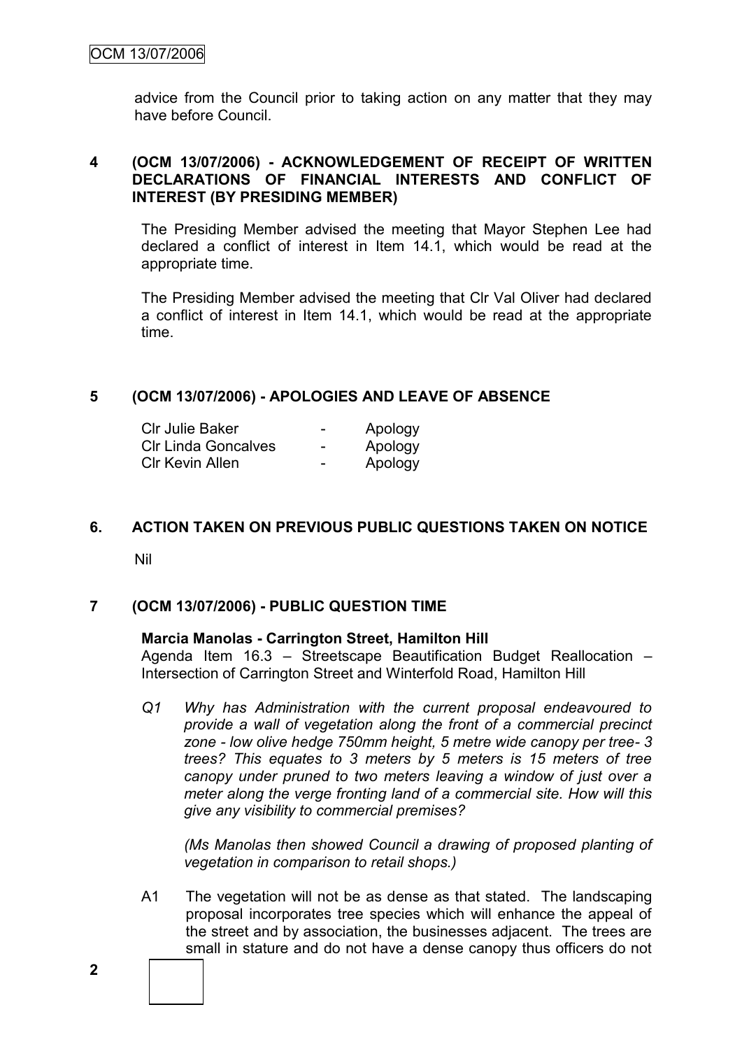advice from the Council prior to taking action on any matter that they may have before Council.

## 4 (OCM 13/07/2006) - ACKNOWLEDGEMENT OF RECEIPT OF WRITTEN DECLARATIONS OF FINANCIAL INTERESTS AND CONFLICT OF INTEREST (BY PRESIDING MEMBER)

The Presiding Member advised the meeting that Mayor Stephen Lee had declared a conflict of interest in Item 14.1, which would be read at the appropriate time.

The Presiding Member advised the meeting that Clr Val Oliver had declared a conflict of interest in Item 14.1, which would be read at the appropriate time.

## 5 (OCM 13/07/2006) - APOLOGIES AND LEAVE OF ABSENCE

| | | |
|---|---|---|
| Clr Julie Baker | - | Apology |
| Clr Linda Goncalves | - | Apology |
| Clr Kevin Allen | - | Apology |

## 6. ACTION TAKEN ON PREVIOUS PUBLIC QUESTIONS TAKEN ON NOTICE

Nil

## 7 (OCM 13/07/2006) - PUBLIC QUESTION TIME

**Marcia Manolas - Carrington Street, Hamilton Hill**

Agenda Item 16.3 – Streetscape Beautification Budget Reallocation – Intersection of Carrington Street and Winterfold Road, Hamilton Hill

Q1 *Why has Administration with the current proposal endeavoured to provide a wall of vegetation along the front of a commercial precinct zone - low olive hedge 750mm height, 5 metre wide canopy per tree- 3 trees? This equates to 3 meters by 5 meters is 15 meters of tree canopy under pruned to two meters leaving a window of just over a meter along the verge fronting land of a commercial site. How will this give any visibility to commercial premises?*

*(Ms Manolas then showed Council a drawing of proposed planting of vegetation in comparison to retail shops.)*

A1 The vegetation will not be as dense as that stated. The landscaping proposal incorporates tree species which will enhance the appeal of the street and by association, the businesses adjacent. The trees are small in stature and do not have a dense canopy thus officers do not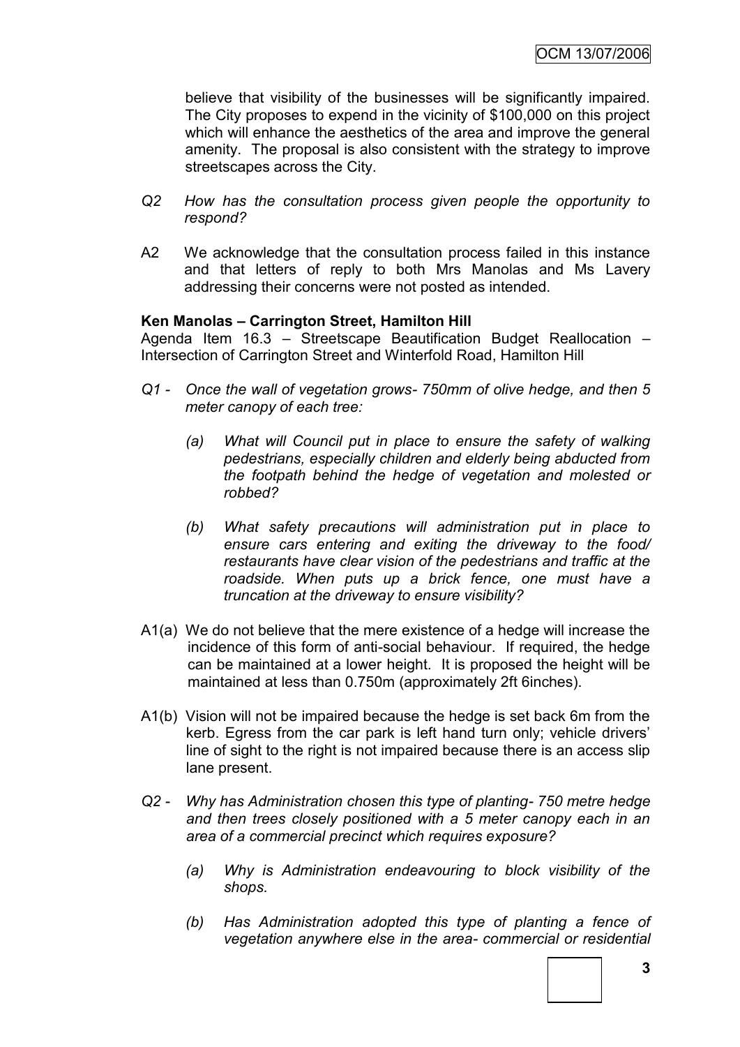believe that visibility of the businesses will be significantly impaired. The City proposes to expend in the vicinity of $100,000 on this project which will enhance the aesthetics of the area and improve the general amenity. The proposal is also consistent with the strategy to improve streetscapes across the City.

*Q2 How has the consultation process given people the opportunity to respond?*

A2 We acknowledge that the consultation process failed in this instance and that letters of reply to both Mrs Manolas and Ms Lavery addressing their concerns were not posted as intended.

**Ken Manolas – Carrington Street, Hamilton Hill**

Agenda Item 16.3 – Streetscape Beautification Budget Reallocation – Intersection of Carrington Street and Winterfold Road, Hamilton Hill

*Q1 - Once the wall of vegetation grows- 750mm of olive hedge, and then 5 meter canopy of each tree:*

*(a) What will Council put in place to ensure the safety of walking pedestrians, especially children and elderly being abducted from the footpath behind the hedge of vegetation and molested or robbed?*

*(b) What safety precautions will administration put in place to ensure cars entering and exiting the driveway to the food/ restaurants have clear vision of the pedestrians and traffic at the roadside. When puts up a brick fence, one must have a truncation at the driveway to ensure visibility?*

A1(a) We do not believe that the mere existence of a hedge will increase the incidence of this form of anti-social behaviour. If required, the hedge can be maintained at a lower height. It is proposed the height will be maintained at less than 0.750m (approximately 2ft 6inches).

A1(b) Vision will not be impaired because the hedge is set back 6m from the kerb. Egress from the car park is left hand turn only; vehicle drivers' line of sight to the right is not impaired because there is an access slip lane present.

*Q2 - Why has Administration chosen this type of planting- 750 metre hedge and then trees closely positioned with a 5 meter canopy each in an area of a commercial precinct which requires exposure?*

*(a) Why is Administration endeavouring to block visibility of the shops.*

*(b) Has Administration adopted this type of planting a fence of vegetation anywhere else in the area- commercial or residential*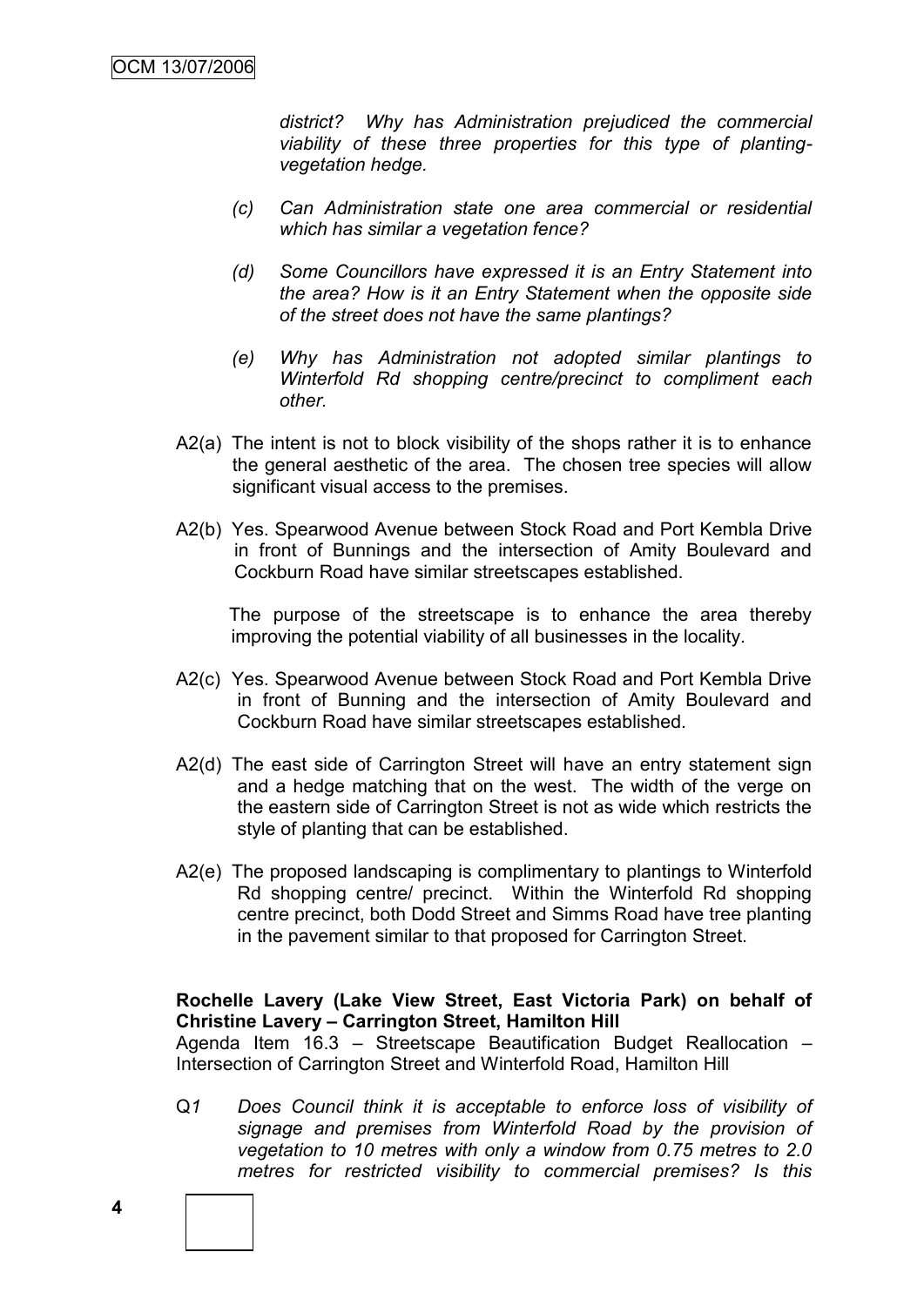*district? Why has Administration prejudiced the commercial viability of these three properties for this type of planting-vegetation hedge.*

*(c) Can Administration state one area commercial or residential which has similar a vegetation fence?*

*(d) Some Councillors have expressed it is an Entry Statement into the area? How is it an Entry Statement when the opposite side of the street does not have the same plantings?*

*(e) Why has Administration not adopted similar plantings to Winterfold Rd shopping centre/precinct to compliment each other.*

A2(a) The intent is not to block visibility of the shops rather it is to enhance the general aesthetic of the area. The chosen tree species will allow significant visual access to the premises.

A2(b) Yes. Spearwood Avenue between Stock Road and Port Kembla Drive in front of Bunnings and the intersection of Amity Boulevard and Cockburn Road have similar streetscapes established.

The purpose of the streetscape is to enhance the area thereby improving the potential viability of all businesses in the locality.

A2(c) Yes. Spearwood Avenue between Stock Road and Port Kembla Drive in front of Bunning and the intersection of Amity Boulevard and Cockburn Road have similar streetscapes established.

A2(d) The east side of Carrington Street will have an entry statement sign and a hedge matching that on the west. The width of the verge on the eastern side of Carrington Street is not as wide which restricts the style of planting that can be established.

A2(e) The proposed landscaping is complimentary to plantings to Winterfold Rd shopping centre/ precinct. Within the Winterfold Rd shopping centre precinct, both Dodd Street and Simms Road have tree planting in the pavement similar to that proposed for Carrington Street.

**Rochelle Lavery (Lake View Street, East Victoria Park) on behalf of Christine Lavery – Carrington Street, Hamilton Hill**

Agenda Item 16.3 – Streetscape Beautification Budget Reallocation – Intersection of Carrington Street and Winterfold Road, Hamilton Hill

Q1 *Does Council think it is acceptable to enforce loss of visibility of signage and premises from Winterfold Road by the provision of vegetation to 10 metres with only a window from 0.75 metres to 2.0 metres for restricted visibility to commercial premises? Is this*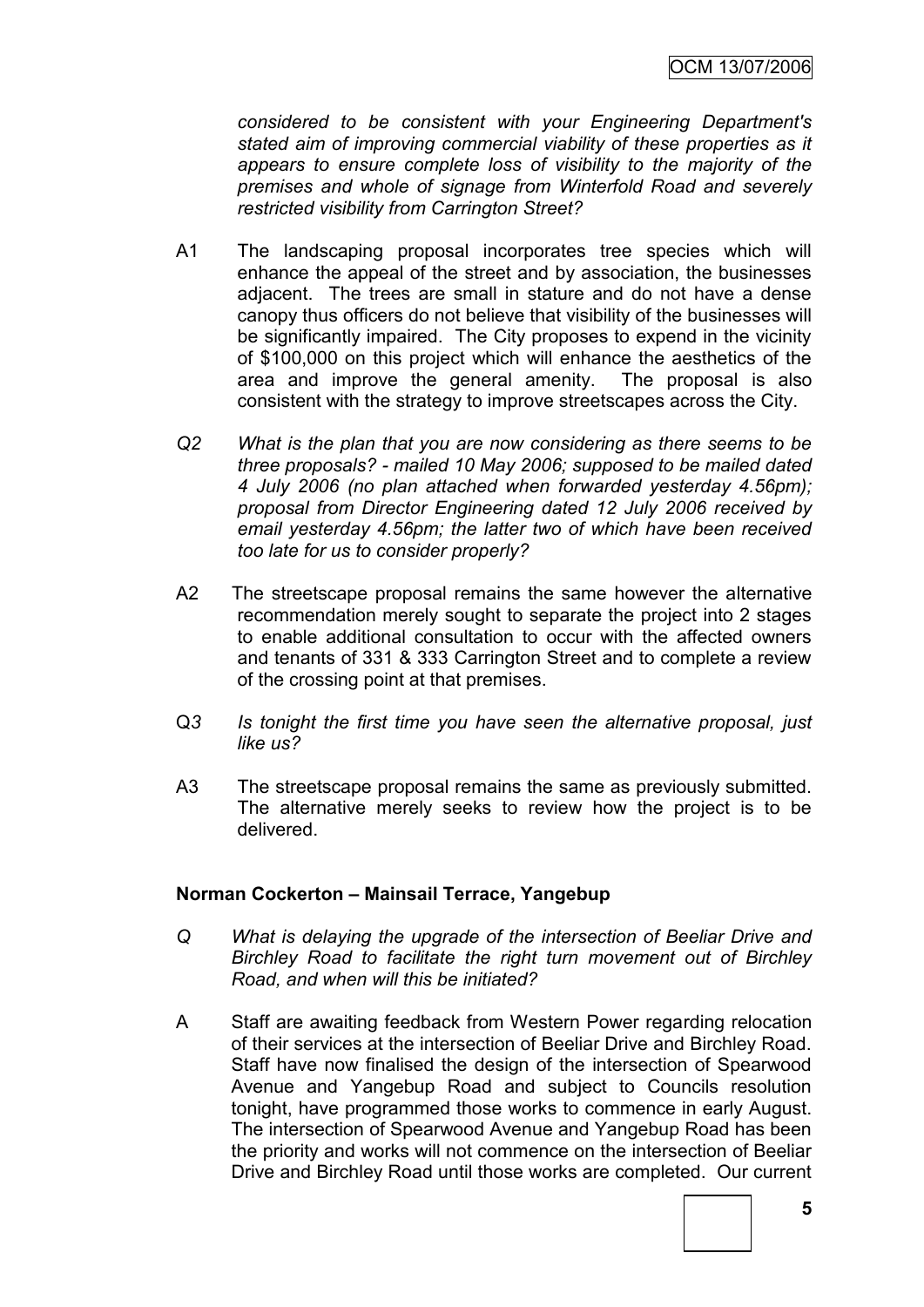*considered to be consistent with your Engineering Department's stated aim of improving commercial viability of these properties as it appears to ensure complete loss of visibility to the majority of the premises and whole of signage from Winterfold Road and severely restricted visibility from Carrington Street?*

A1 The landscaping proposal incorporates tree species which will enhance the appeal of the street and by association, the businesses adjacent. The trees are small in stature and do not have a dense canopy thus officers do not believe that visibility of the businesses will be significantly impaired. The City proposes to expend in the vicinity of $100,000 on this project which will enhance the aesthetics of the area and improve the general amenity. The proposal is also consistent with the strategy to improve streetscapes across the City.

*Q2 What is the plan that you are now considering as there seems to be three proposals? - mailed 10 May 2006; supposed to be mailed dated 4 July 2006 (no plan attached when forwarded yesterday 4.56pm); proposal from Director Engineering dated 12 July 2006 received by email yesterday 4.56pm; the latter two of which have been received too late for us to consider properly?*

A2 The streetscape proposal remains the same however the alternative recommendation merely sought to separate the project into 2 stages to enable additional consultation to occur with the affected owners and tenants of 331 & 333 Carrington Street and to complete a review of the crossing point at that premises.

Q*3 Is tonight the first time you have seen the alternative proposal, just like us?*

A3 The streetscape proposal remains the same as previously submitted. The alternative merely seeks to review how the project is to be delivered.

**Norman Cockerton – Mainsail Terrace, Yangebup**

*Q What is delaying the upgrade of the intersection of Beeliar Drive and Birchley Road to facilitate the right turn movement out of Birchley Road, and when will this be initiated?*

A Staff are awaiting feedback from Western Power regarding relocation of their services at the intersection of Beeliar Drive and Birchley Road. Staff have now finalised the design of the intersection of Spearwood Avenue and Yangebup Road and subject to Councils resolution tonight, have programmed those works to commence in early August. The intersection of Spearwood Avenue and Yangebup Road has been the priority and works will not commence on the intersection of Beeliar Drive and Birchley Road until those works are completed. Our current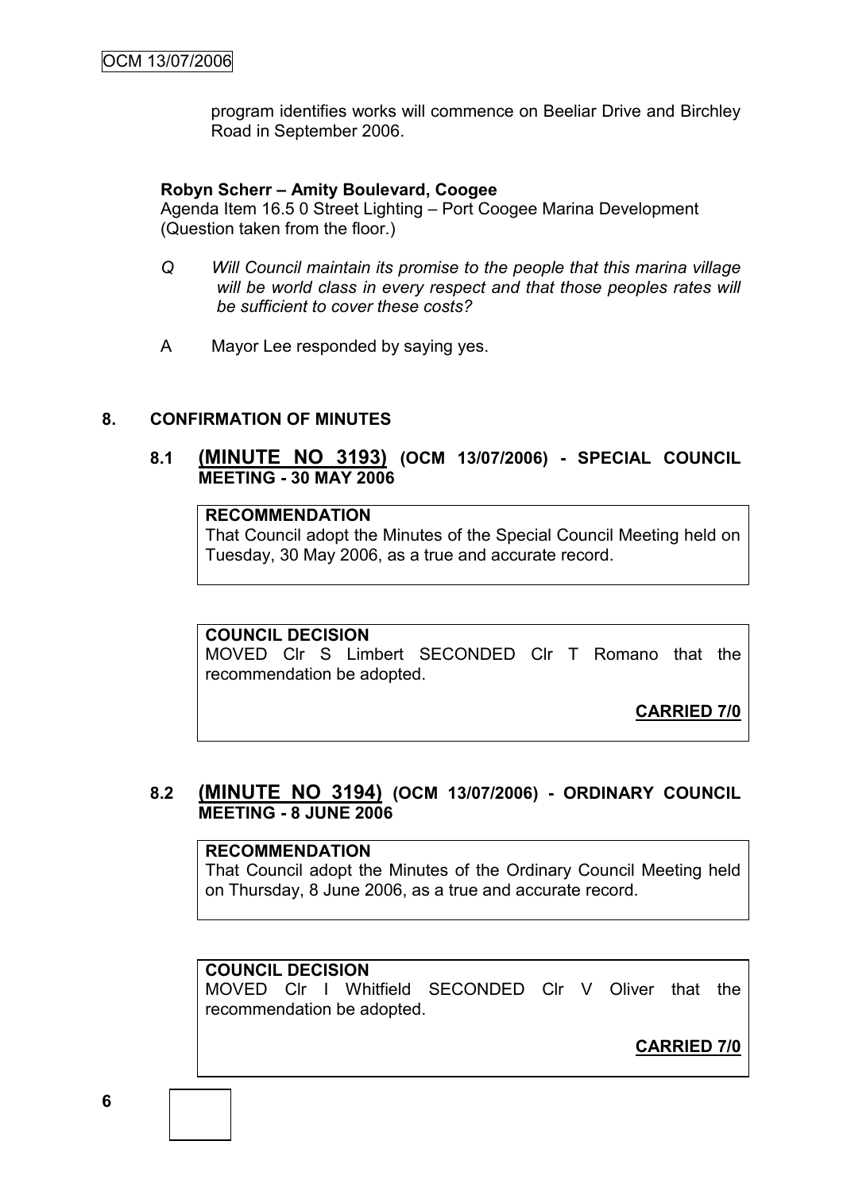program identifies works will commence on Beeliar Drive and Birchley Road in September 2006.

**Robyn Scherr – Amity Boulevard, Coogee**
Agenda Item 16.5 0 Street Lighting – Port Coogee Marina Development (Question taken from the floor.)

Q *Will Council maintain its promise to the people that this marina village will be world class in every respect and that those peoples rates will be sufficient to cover these costs?*

A Mayor Lee responded by saying yes.

## 8. CONFIRMATION OF MINUTES

### 8.1 (MINUTE NO 3193) (OCM 13/07/2006) - SPECIAL COUNCIL MEETING - 30 MAY 2006

**RECOMMENDATION**
That Council adopt the Minutes of the Special Council Meeting held on Tuesday, 30 May 2006, as a true and accurate record.

**COUNCIL DECISION**
MOVED Clr S Limbert SECONDED Clr T Romano that the recommendation be adopted.

**CARRIED 7/0**

### 8.2 (MINUTE NO 3194) (OCM 13/07/2006) - ORDINARY COUNCIL MEETING - 8 JUNE 2006

**RECOMMENDATION**
That Council adopt the Minutes of the Ordinary Council Meeting held on Thursday, 8 June 2006, as a true and accurate record.

**COUNCIL DECISION**
MOVED Clr I Whitfield SECONDED Clr V Oliver that the recommendation be adopted.

**CARRIED 7/0**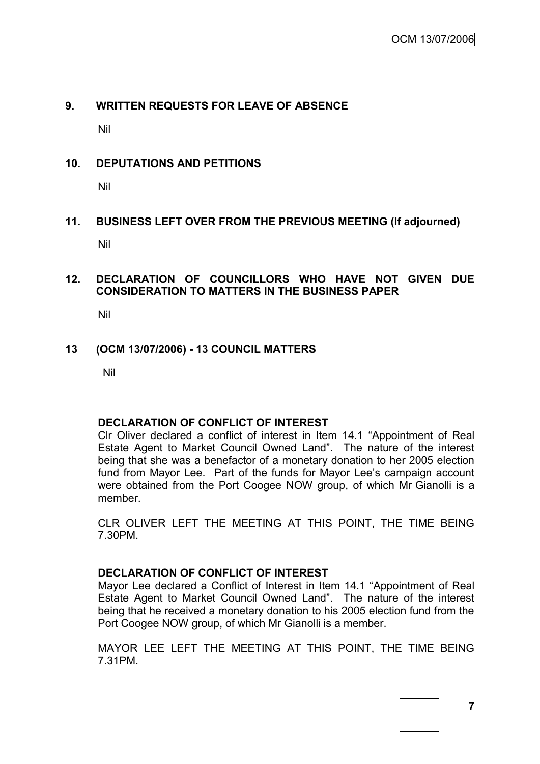## 9. WRITTEN REQUESTS FOR LEAVE OF ABSENCE

Nil

## 10. DEPUTATIONS AND PETITIONS

Nil

## 11. BUSINESS LEFT OVER FROM THE PREVIOUS MEETING (If adjourned)

Nil

## 12. DECLARATION OF COUNCILLORS WHO HAVE NOT GIVEN DUE CONSIDERATION TO MATTERS IN THE BUSINESS PAPER

Nil

## 13 (OCM 13/07/2006) - 13 COUNCIL MATTERS

Nil

**DECLARATION OF CONFLICT OF INTEREST**

Clr Oliver declared a conflict of interest in Item 14.1 "Appointment of Real Estate Agent to Market Council Owned Land". The nature of the interest being that she was a benefactor of a monetary donation to her 2005 election fund from Mayor Lee. Part of the funds for Mayor Lee's campaign account were obtained from the Port Coogee NOW group, of which Mr Gianolli is a member.

CLR OLIVER LEFT THE MEETING AT THIS POINT, THE TIME BEING 7.30PM.

**DECLARATION OF CONFLICT OF INTEREST**

Mayor Lee declared a Conflict of Interest in Item 14.1 "Appointment of Real Estate Agent to Market Council Owned Land". The nature of the interest being that he received a monetary donation to his 2005 election fund from the Port Coogee NOW group, of which Mr Gianolli is a member.

MAYOR LEE LEFT THE MEETING AT THIS POINT, THE TIME BEING 7.31PM.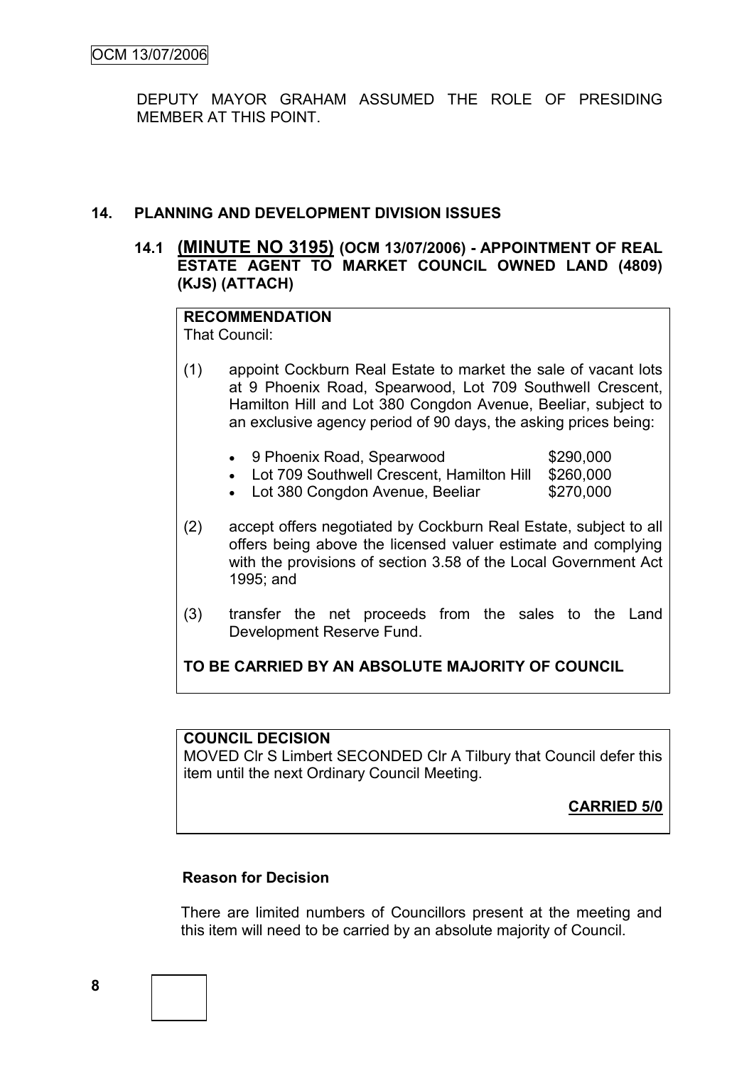DEPUTY MAYOR GRAHAM ASSUMED THE ROLE OF PRESIDING MEMBER AT THIS POINT.

## 14. PLANNING AND DEVELOPMENT DIVISION ISSUES

### 14.1 (MINUTE NO 3195) (OCM 13/07/2006) - APPOINTMENT OF REAL ESTATE AGENT TO MARKET COUNCIL OWNED LAND (4809) (KJS) (ATTACH)

**RECOMMENDATION**
That Council:

(1) appoint Cockburn Real Estate to market the sale of vacant lots at 9 Phoenix Road, Spearwood, Lot 709 Southwell Crescent, Hamilton Hill and Lot 380 Congdon Avenue, Beeliar, subject to an exclusive agency period of 90 days, the asking prices being:

- 9 Phoenix Road, Spearwood $290,000
- Lot 709 Southwell Crescent, Hamilton Hill $260,000
- Lot 380 Congdon Avenue, Beeliar $270,000

(2) accept offers negotiated by Cockburn Real Estate, subject to all offers being above the licensed valuer estimate and complying with the provisions of section 3.58 of the Local Government Act 1995; and

(3) transfer the net proceeds from the sales to the Land Development Reserve Fund.

**TO BE CARRIED BY AN ABSOLUTE MAJORITY OF COUNCIL**

**COUNCIL DECISION**
MOVED Clr S Limbert SECONDED Clr A Tilbury that Council defer this item until the next Ordinary Council Meeting.

**CARRIED 5/0**

**Reason for Decision**

There are limited numbers of Councillors present at the meeting and this item will need to be carried by an absolute majority of Council.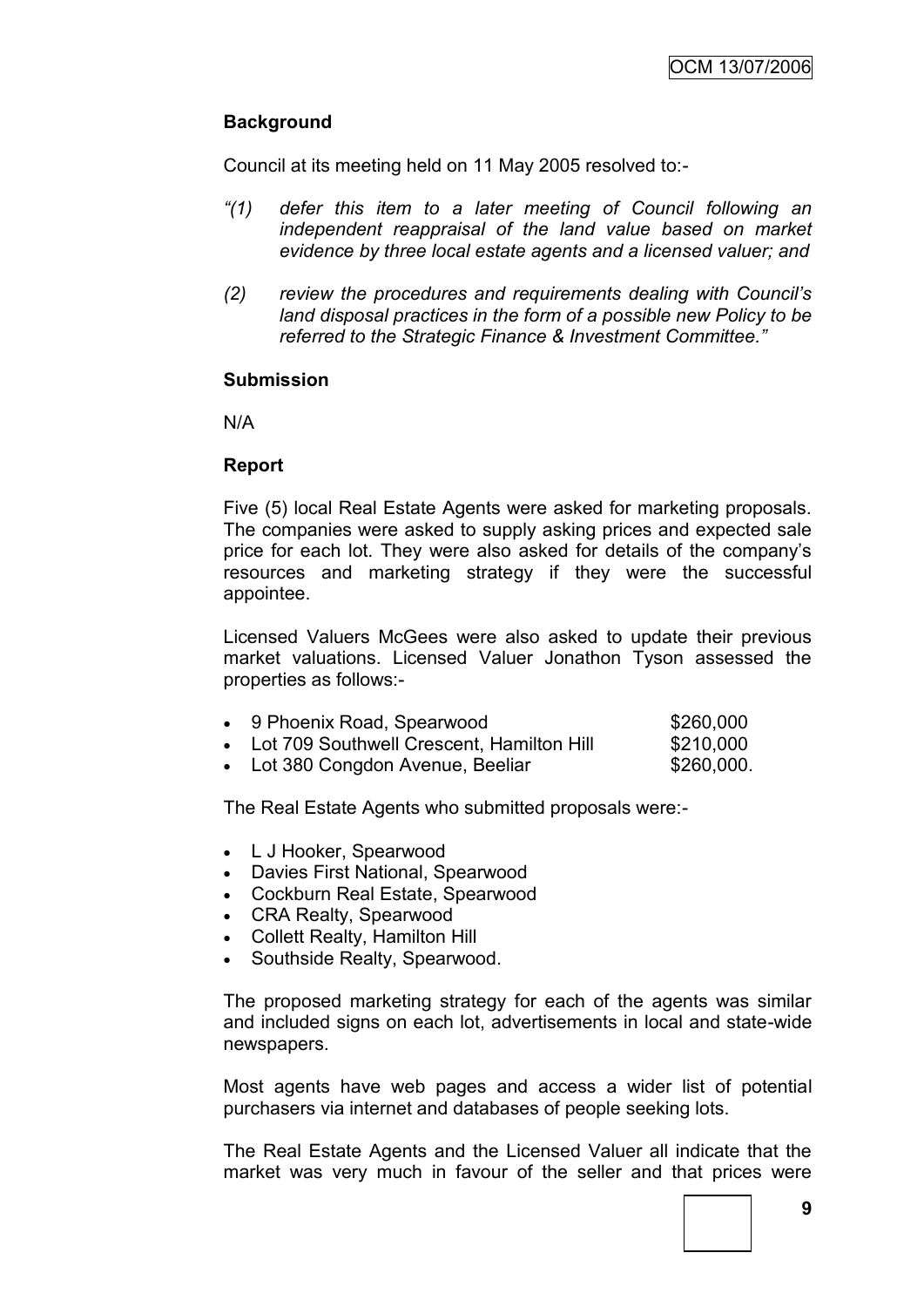### Background

Council at its meeting held on 11 May 2005 resolved to:-

*"(1) defer this item to a later meeting of Council following an independent reappraisal of the land value based on market evidence by three local estate agents and a licensed valuer; and*

*(2) review the procedures and requirements dealing with Council's land disposal practices in the form of a possible new Policy to be referred to the Strategic Finance & Investment Committee."*

### Submission

N/A

### Report

Five (5) local Real Estate Agents were asked for marketing proposals. The companies were asked to supply asking prices and expected sale price for each lot. They were also asked for details of the company's resources and marketing strategy if they were the successful appointee.

Licensed Valuers McGees were also asked to update their previous market valuations. Licensed Valuer Jonathon Tyson assessed the properties as follows:-

- 9 Phoenix Road, Spearwood $260,000
- Lot 709 Southwell Crescent, Hamilton Hill $210,000
- Lot 380 Congdon Avenue, Beeliar $260,000.

The Real Estate Agents who submitted proposals were:-

- L J Hooker, Spearwood
- Davies First National, Spearwood
- Cockburn Real Estate, Spearwood
- CRA Realty, Spearwood
- Collett Realty, Hamilton Hill
- Southside Realty, Spearwood.

The proposed marketing strategy for each of the agents was similar and included signs on each lot, advertisements in local and state-wide newspapers.

Most agents have web pages and access a wider list of potential purchasers via internet and databases of people seeking lots.

The Real Estate Agents and the Licensed Valuer all indicate that the market was very much in favour of the seller and that prices were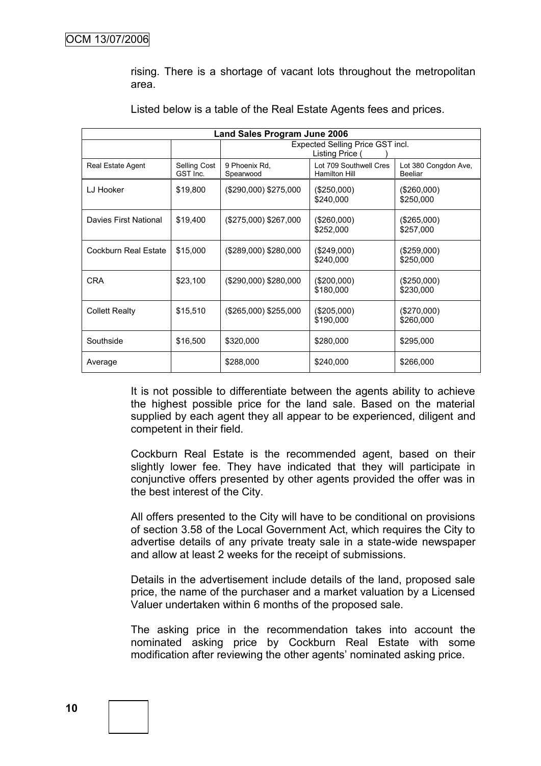rising. There is a shortage of vacant lots throughout the metropolitan area.

Listed below is a table of the Real Estate Agents fees and prices.

| Land Sales Program June 2006 | | | | |
|---|---|---|---|---|
| | | Expected Selling Price GST incl. Listing Price ( ) | | |
| Real Estate Agent | Selling Cost GST Inc. | 9 Phoenix Rd, Spearwood | Lot 709 Southwell Cres Hamilton Hill | Lot 380 Congdon Ave, Beeliar |
| LJ Hooker | $19,800 | ($290,000) $275,000 | ($250,000) $240,000 | ($260,000) $250,000 |
| Davies First National | $19,400 | ($275,000) $267,000 | ($260,000) $252,000 | ($265,000) $257,000 |
| Cockburn Real Estate | $15,000 | ($289,000) $280,000 | ($249,000) $240,000 | ($259,000) $250,000 |
| CRA | $23,100 | ($290,000) $280,000 | ($200,000) $180,000 | ($250,000) $230,000 |
| Collett Realty | $15,510 | ($265,000) $255,000 | ($205,000) $190,000 | ($270,000) $260,000 |
| Southside | $16,500 | $320,000 | $280,000 | $295,000 |
| Average | | $288,000 | $240,000 | $266,000 |

It is not possible to differentiate between the agents ability to achieve the highest possible price for the land sale. Based on the material supplied by each agent they all appear to be experienced, diligent and competent in their field.

Cockburn Real Estate is the recommended agent, based on their slightly lower fee. They have indicated that they will participate in conjunctive offers presented by other agents provided the offer was in the best interest of the City.

All offers presented to the City will have to be conditional on provisions of section 3.58 of the Local Government Act, which requires the City to advertise details of any private treaty sale in a state-wide newspaper and allow at least 2 weeks for the receipt of submissions.

Details in the advertisement include details of the land, proposed sale price, the name of the purchaser and a market valuation by a Licensed Valuer undertaken within 6 months of the proposed sale.

The asking price in the recommendation takes into account the nominated asking price by Cockburn Real Estate with some modification after reviewing the other agents' nominated asking price.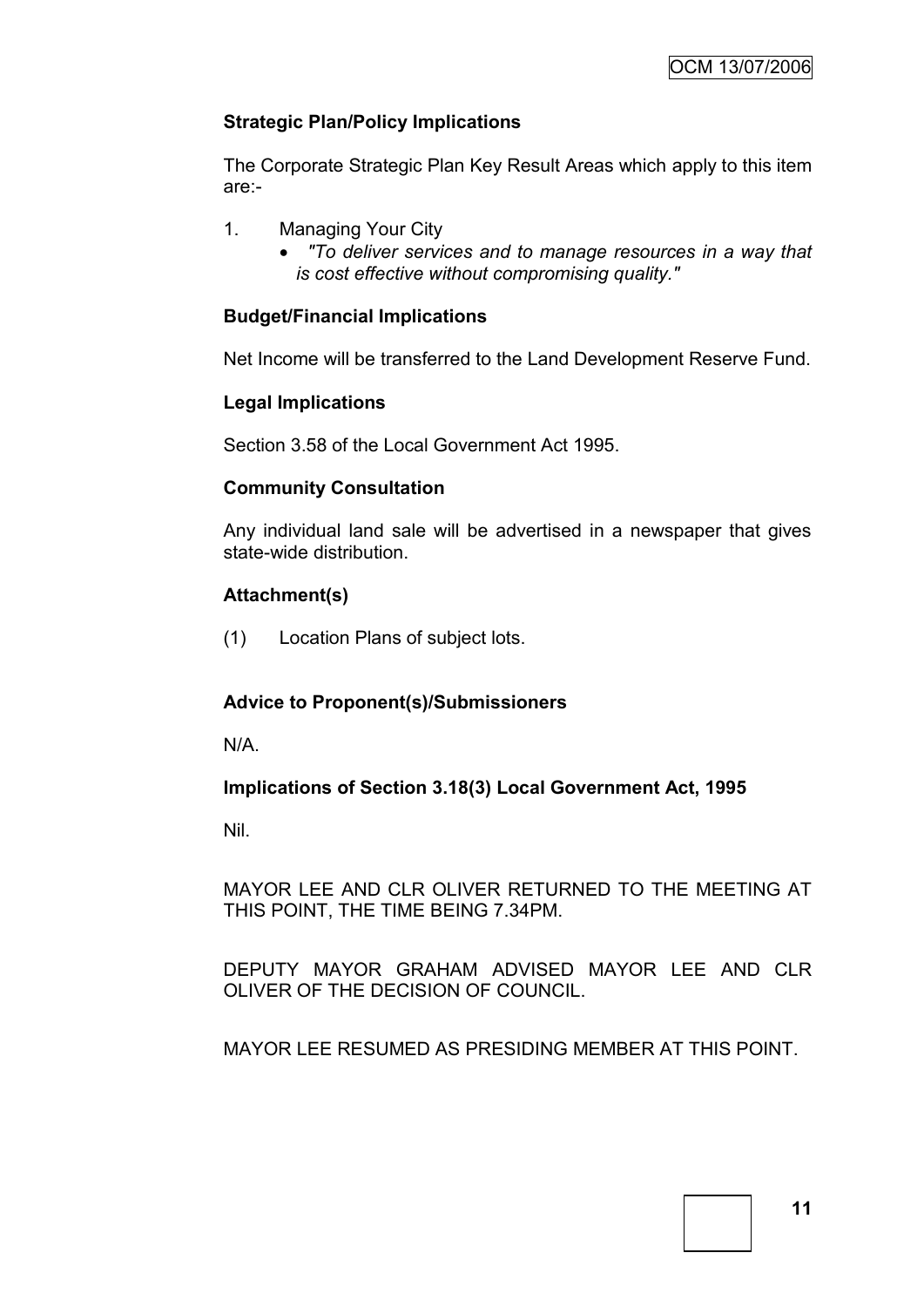**Strategic Plan/Policy Implications**

The Corporate Strategic Plan Key Result Areas which apply to this item are:-

1. Managing Your City
   - *"To deliver services and to manage resources in a way that is cost effective without compromising quality."*

**Budget/Financial Implications**

Net Income will be transferred to the Land Development Reserve Fund.

**Legal Implications**

Section 3.58 of the Local Government Act 1995.

**Community Consultation**

Any individual land sale will be advertised in a newspaper that gives state-wide distribution.

**Attachment(s)**

(1) Location Plans of subject lots.

**Advice to Proponent(s)/Submissioners**

N/A.

**Implications of Section 3.18(3) Local Government Act, 1995**

Nil.

MAYOR LEE AND CLR OLIVER RETURNED TO THE MEETING AT THIS POINT, THE TIME BEING 7.34PM.

DEPUTY MAYOR GRAHAM ADVISED MAYOR LEE AND CLR OLIVER OF THE DECISION OF COUNCIL.

MAYOR LEE RESUMED AS PRESIDING MEMBER AT THIS POINT.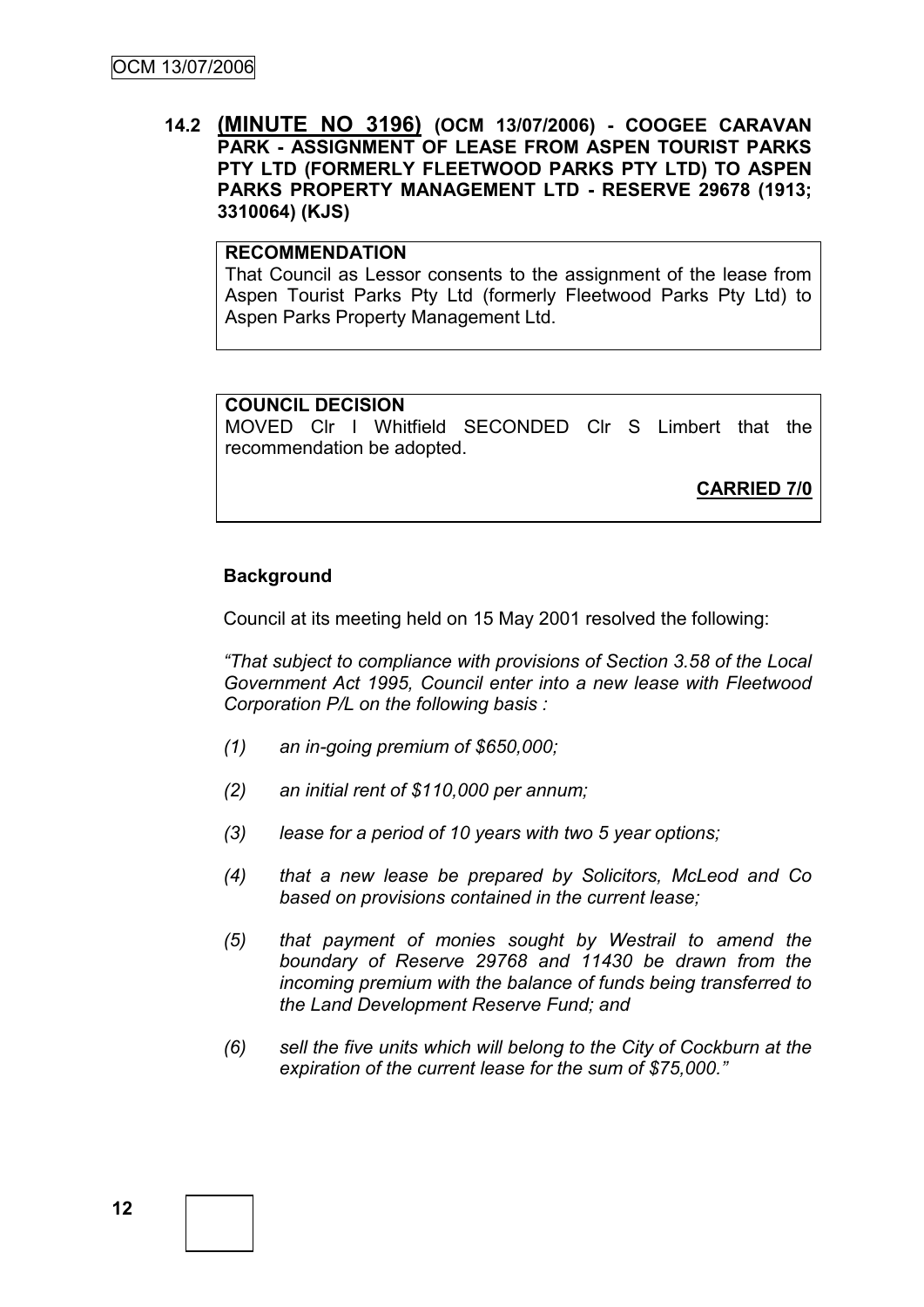## 14.2 (MINUTE NO 3196) (OCM 13/07/2006) - COOGEE CARAVAN PARK - ASSIGNMENT OF LEASE FROM ASPEN TOURIST PARKS PTY LTD (FORMERLY FLEETWOOD PARKS PTY LTD) TO ASPEN PARKS PROPERTY MANAGEMENT LTD - RESERVE 29678 (1913; 3310064) (KJS)

**RECOMMENDATION**

That Council as Lessor consents to the assignment of the lease from Aspen Tourist Parks Pty Ltd (formerly Fleetwood Parks Pty Ltd) to Aspen Parks Property Management Ltd.

**COUNCIL DECISION**

MOVED Clr I Whitfield SECONDED Clr S Limbert that the recommendation be adopted.

**CARRIED 7/0**

**Background**

Council at its meeting held on 15 May 2001 resolved the following:

*"That subject to compliance with provisions of Section 3.58 of the Local Government Act 1995, Council enter into a new lease with Fleetwood Corporation P/L on the following basis :*

*(1) an in-going premium of $650,000;*

*(2) an initial rent of $110,000 per annum;*

*(3) lease for a period of 10 years with two 5 year options;*

*(4) that a new lease be prepared by Solicitors, McLeod and Co based on provisions contained in the current lease;*

*(5) that payment of monies sought by Westrail to amend the boundary of Reserve 29768 and 11430 be drawn from the incoming premium with the balance of funds being transferred to the Land Development Reserve Fund; and*

*(6) sell the five units which will belong to the City of Cockburn at the expiration of the current lease for the sum of $75,000."*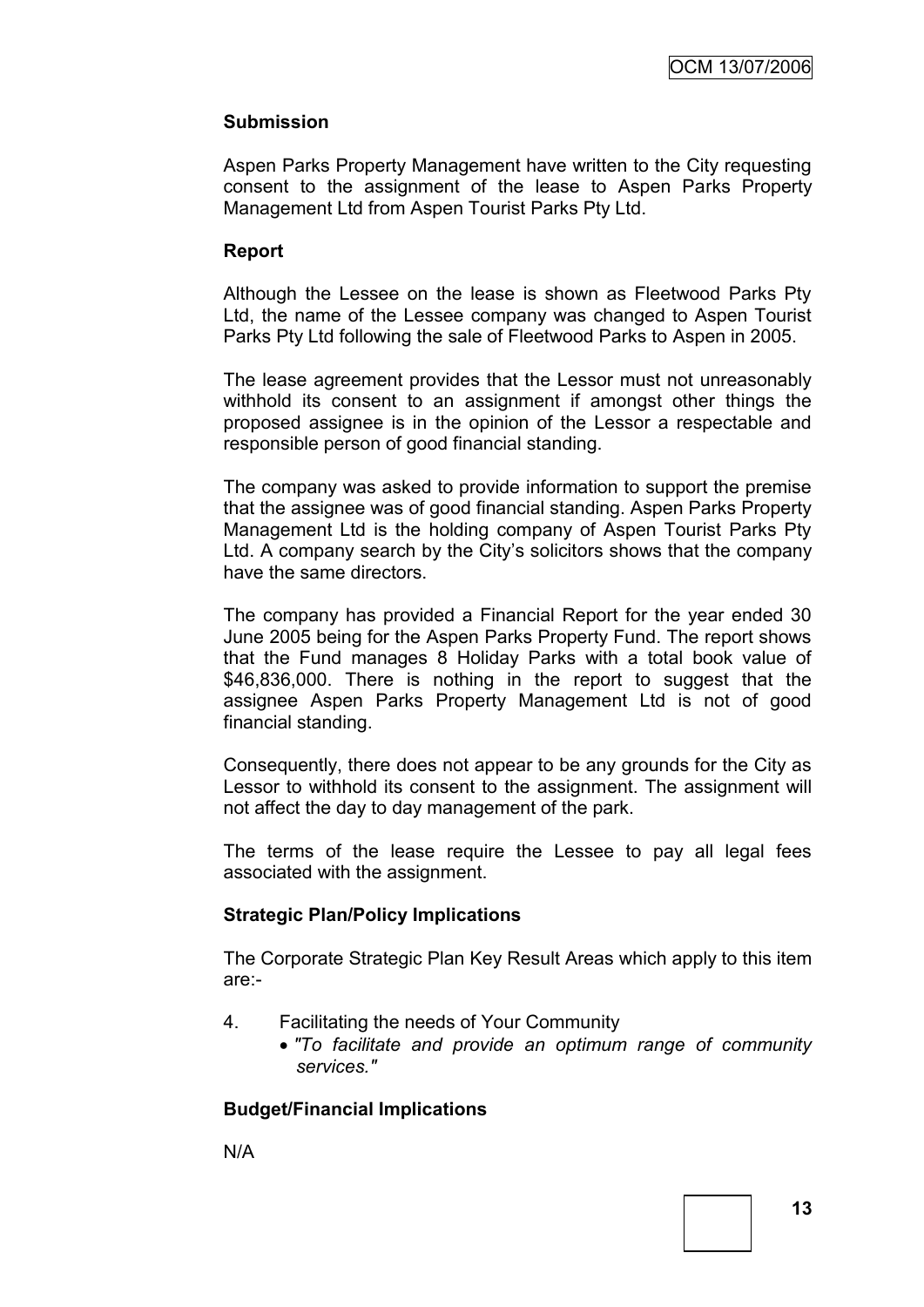**Submission**

Aspen Parks Property Management have written to the City requesting consent to the assignment of the lease to Aspen Parks Property Management Ltd from Aspen Tourist Parks Pty Ltd.

**Report**

Although the Lessee on the lease is shown as Fleetwood Parks Pty Ltd, the name of the Lessee company was changed to Aspen Tourist Parks Pty Ltd following the sale of Fleetwood Parks to Aspen in 2005.

The lease agreement provides that the Lessor must not unreasonably withhold its consent to an assignment if amongst other things the proposed assignee is in the opinion of the Lessor a respectable and responsible person of good financial standing.

The company was asked to provide information to support the premise that the assignee was of good financial standing. Aspen Parks Property Management Ltd is the holding company of Aspen Tourist Parks Pty Ltd. A company search by the City's solicitors shows that the company have the same directors.

The company has provided a Financial Report for the year ended 30 June 2005 being for the Aspen Parks Property Fund. The report shows that the Fund manages 8 Holiday Parks with a total book value of $46,836,000. There is nothing in the report to suggest that the assignee Aspen Parks Property Management Ltd is not of good financial standing.

Consequently, there does not appear to be any grounds for the City as Lessor to withhold its consent to the assignment. The assignment will not affect the day to day management of the park.

The terms of the lease require the Lessee to pay all legal fees associated with the assignment.

**Strategic Plan/Policy Implications**

The Corporate Strategic Plan Key Result Areas which apply to this item are:-

4. Facilitating the needs of Your Community
   - *"To facilitate and provide an optimum range of community services."*

**Budget/Financial Implications**

N/A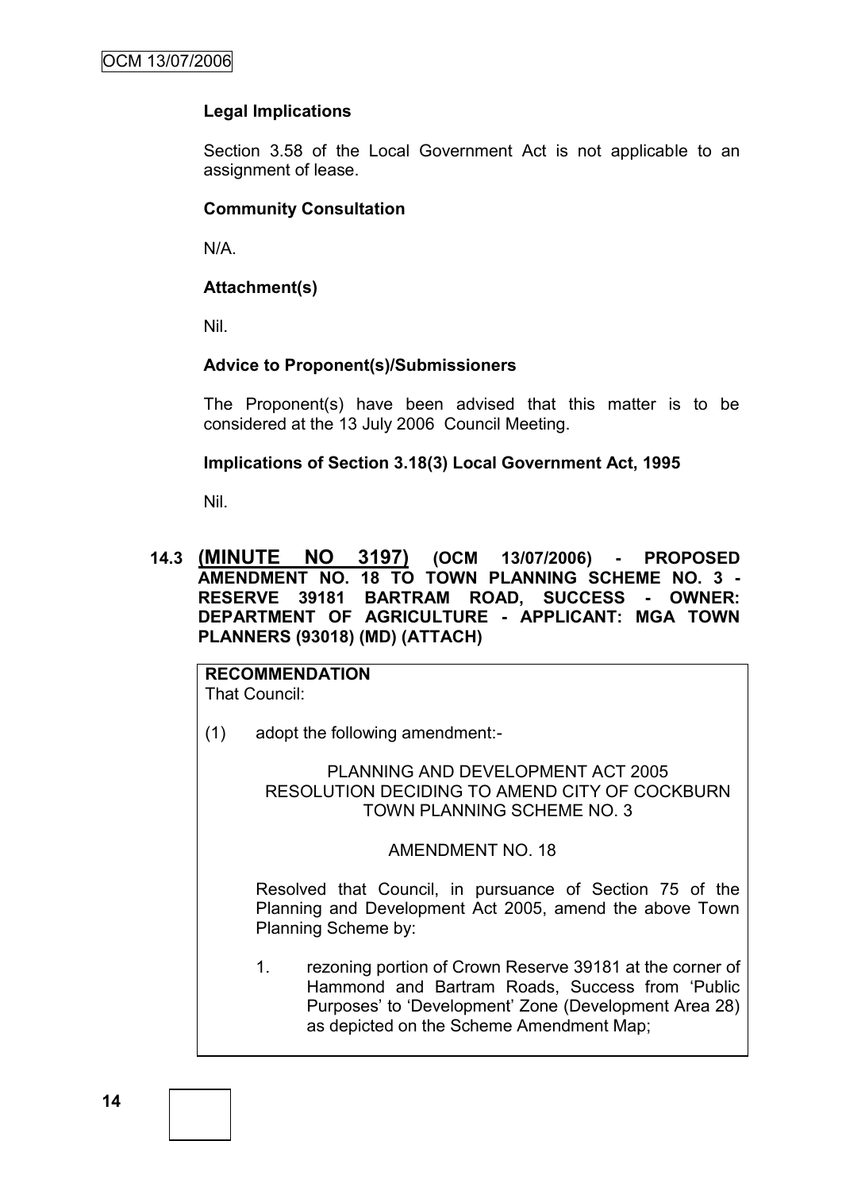**Legal Implications**

Section 3.58 of the Local Government Act is not applicable to an assignment of lease.

**Community Consultation**

N/A.

**Attachment(s)**

Nil.

**Advice to Proponent(s)/Submissioners**

The Proponent(s) have been advised that this matter is to be considered at the 13 July 2006 Council Meeting.

**Implications of Section 3.18(3) Local Government Act, 1995**

Nil.

### 14.3 (MINUTE NO 3197) (OCM 13/07/2006) - PROPOSED AMENDMENT NO. 18 TO TOWN PLANNING SCHEME NO. 3 - RESERVE 39181 BARTRAM ROAD, SUCCESS - OWNER: DEPARTMENT OF AGRICULTURE - APPLICANT: MGA TOWN PLANNERS (93018) (MD) (ATTACH)

**RECOMMENDATION**
That Council:

(1) adopt the following amendment:-

PLANNING AND DEVELOPMENT ACT 2005
RESOLUTION DECIDING TO AMEND CITY OF COCKBURN TOWN PLANNING SCHEME NO. 3

AMENDMENT NO. 18

Resolved that Council, in pursuance of Section 75 of the Planning and Development Act 2005, amend the above Town Planning Scheme by:

1. rezoning portion of Crown Reserve 39181 at the corner of Hammond and Bartram Roads, Success from 'Public Purposes' to 'Development' Zone (Development Area 28) as depicted on the Scheme Amendment Map;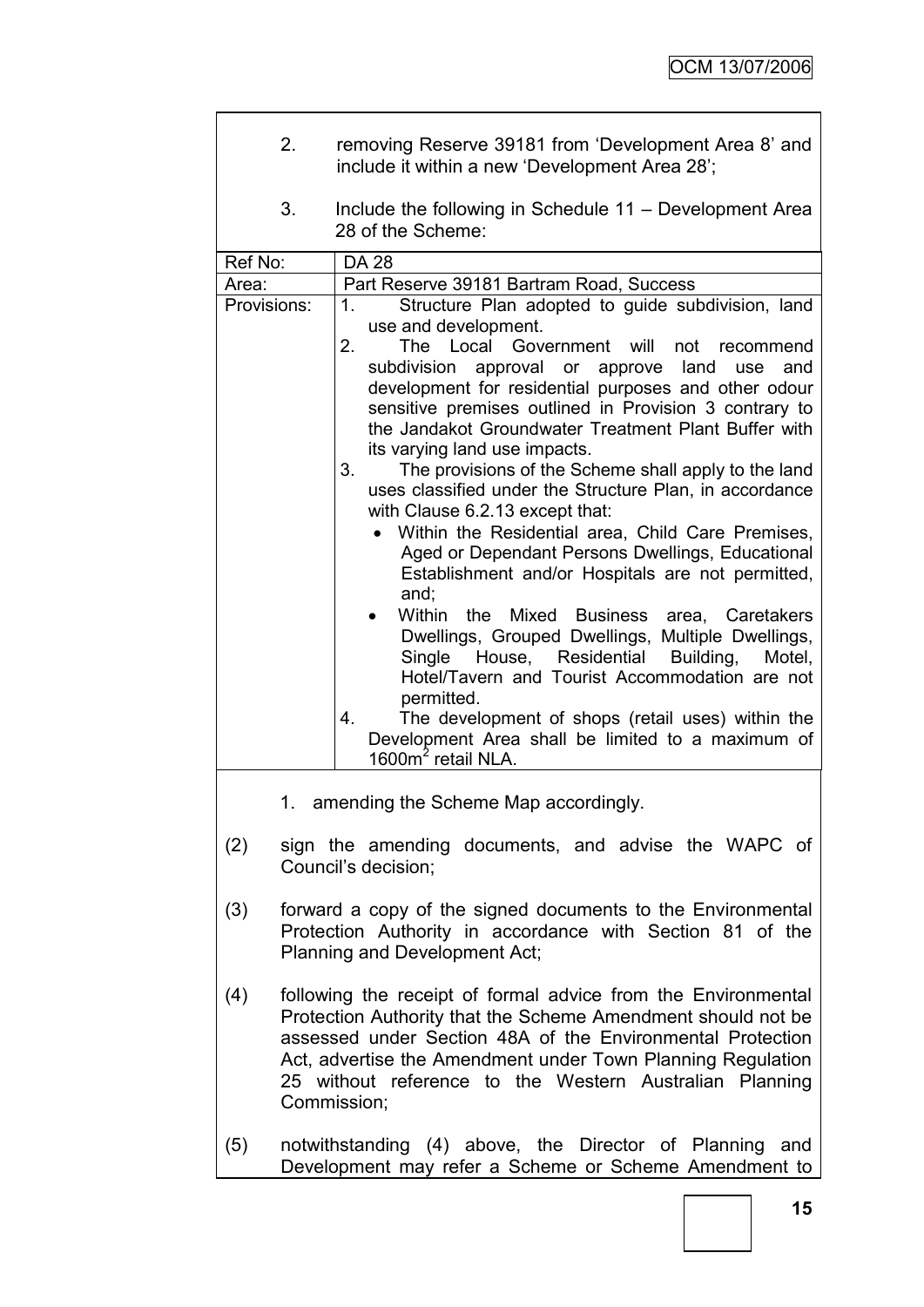2. removing Reserve 39181 from 'Development Area 8' and include it within a new 'Development Area 28';

3. Include the following in Schedule 11 – Development Area 28 of the Scheme:

| Ref No: | DA 28 |
|---|---|
| Area: | Part Reserve 39181 Bartram Road, Success |
| Provisions: | 1. Structure Plan adopted to guide subdivision, land use and development.<br>2. The Local Government will not recommend subdivision approval or approve land use and development for residential purposes and other odour sensitive premises outlined in Provision 3 contrary to the Jandakot Groundwater Treatment Plant Buffer with its varying land use impacts.<br>3. The provisions of the Scheme shall apply to the land uses classified under the Structure Plan, in accordance with Clause 6.2.13 except that:<br>• Within the Residential area, Child Care Premises, Aged or Dependant Persons Dwellings, Educational Establishment and/or Hospitals are not permitted, and;<br>• Within the Mixed Business area, Caretakers Dwellings, Grouped Dwellings, Multiple Dwellings, Single House, Residential Building, Motel, Hotel/Tavern and Tourist Accommodation are not permitted.<br>4. The development of shops (retail uses) within the Development Area shall be limited to a maximum of 1600m$^2$ retail NLA. |

1. amending the Scheme Map accordingly.

(2) sign the amending documents, and advise the WAPC of Council's decision;

(3) forward a copy of the signed documents to the Environmental Protection Authority in accordance with Section 81 of the Planning and Development Act;

(4) following the receipt of formal advice from the Environmental Protection Authority that the Scheme Amendment should not be assessed under Section 48A of the Environmental Protection Act, advertise the Amendment under Town Planning Regulation 25 without reference to the Western Australian Planning Commission;

(5) notwithstanding (4) above, the Director of Planning and Development may refer a Scheme or Scheme Amendment to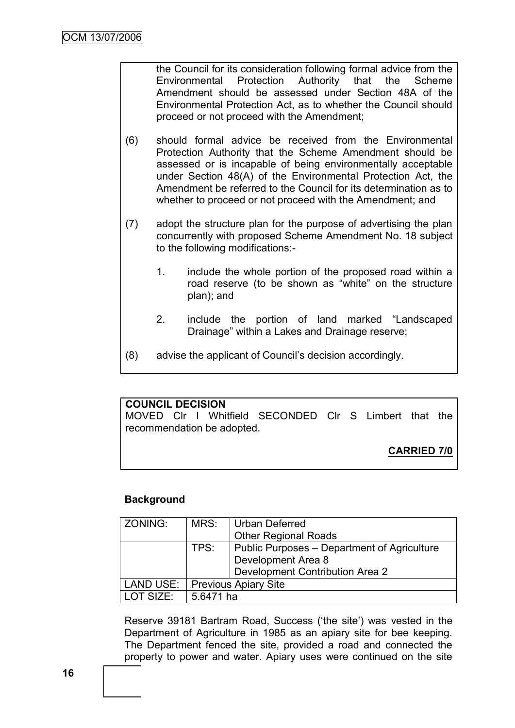the Council for its consideration following formal advice from the Environmental Protection Authority that the Scheme Amendment should be assessed under Section 48A of the Environmental Protection Act, as to whether the Council should proceed or not proceed with the Amendment;

(6) should formal advice be received from the Environmental Protection Authority that the Scheme Amendment should be assessed or is incapable of being environmentally acceptable under Section 48(A) of the Environmental Protection Act, the Amendment be referred to the Council for its determination as to whether to proceed or not proceed with the Amendment; and

(7) adopt the structure plan for the purpose of advertising the plan concurrently with proposed Scheme Amendment No. 18 subject to the following modifications:-

1. include the whole portion of the proposed road within a road reserve (to be shown as "white" on the structure plan); and

2. include the portion of land marked "Landscaped Drainage" within a Lakes and Drainage reserve;

(8) advise the applicant of Council's decision accordingly.

**COUNCIL DECISION**

MOVED Clr I Whitfield SECONDED Clr S Limbert that the recommendation be adopted.

**CARRIED 7/0**

## Background

| ZONING: | MRS: | Urban Deferred<br>Other Regional Roads |
|---|---|---|
| | TPS: | Public Purposes – Department of Agriculture<br>Development Area 8<br>Development Contribution Area 2 |
| LAND USE: | Previous Apiary Site | |
| LOT SIZE: | 5.6471 ha | |

Reserve 39181 Bartram Road, Success ('the site') was vested in the Department of Agriculture in 1985 as an apiary site for bee keeping. The Department fenced the site, provided a road and connected the property to power and water. Apiary uses were continued on the site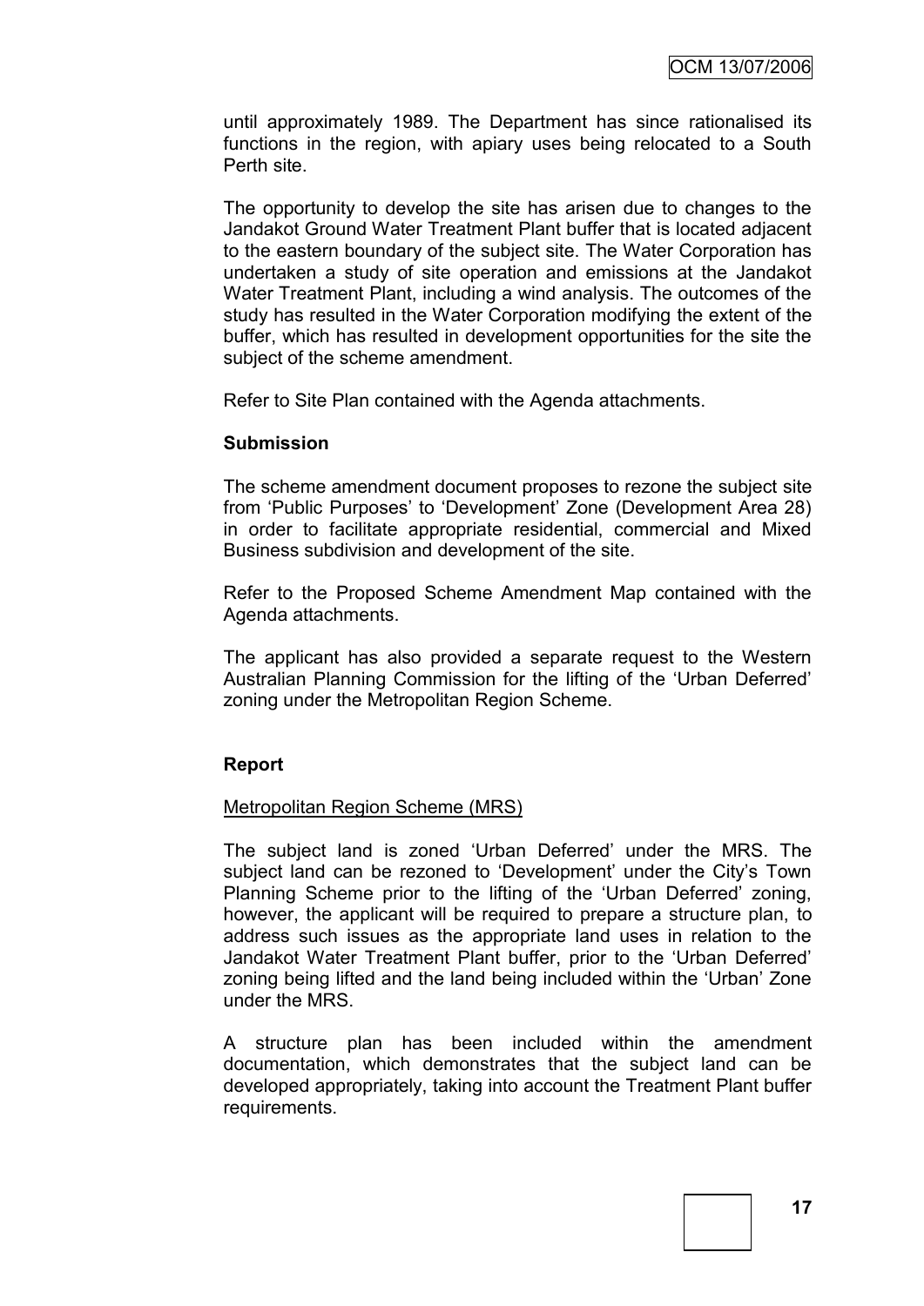until approximately 1989. The Department has since rationalised its functions in the region, with apiary uses being relocated to a South Perth site.

The opportunity to develop the site has arisen due to changes to the Jandakot Ground Water Treatment Plant buffer that is located adjacent to the eastern boundary of the subject site. The Water Corporation has undertaken a study of site operation and emissions at the Jandakot Water Treatment Plant, including a wind analysis. The outcomes of the study has resulted in the Water Corporation modifying the extent of the buffer, which has resulted in development opportunities for the site the subject of the scheme amendment.

Refer to Site Plan contained with the Agenda attachments.

**Submission**

The scheme amendment document proposes to rezone the subject site from 'Public Purposes' to 'Development' Zone (Development Area 28) in order to facilitate appropriate residential, commercial and Mixed Business subdivision and development of the site.

Refer to the Proposed Scheme Amendment Map contained with the Agenda attachments.

The applicant has also provided a separate request to the Western Australian Planning Commission for the lifting of the 'Urban Deferred' zoning under the Metropolitan Region Scheme.

**Report**

Metropolitan Region Scheme (MRS)

The subject land is zoned 'Urban Deferred' under the MRS. The subject land can be rezoned to 'Development' under the City's Town Planning Scheme prior to the lifting of the 'Urban Deferred' zoning, however, the applicant will be required to prepare a structure plan, to address such issues as the appropriate land uses in relation to the Jandakot Water Treatment Plant buffer, prior to the 'Urban Deferred' zoning being lifted and the land being included within the 'Urban' Zone under the MRS.

A structure plan has been included within the amendment documentation, which demonstrates that the subject land can be developed appropriately, taking into account the Treatment Plant buffer requirements.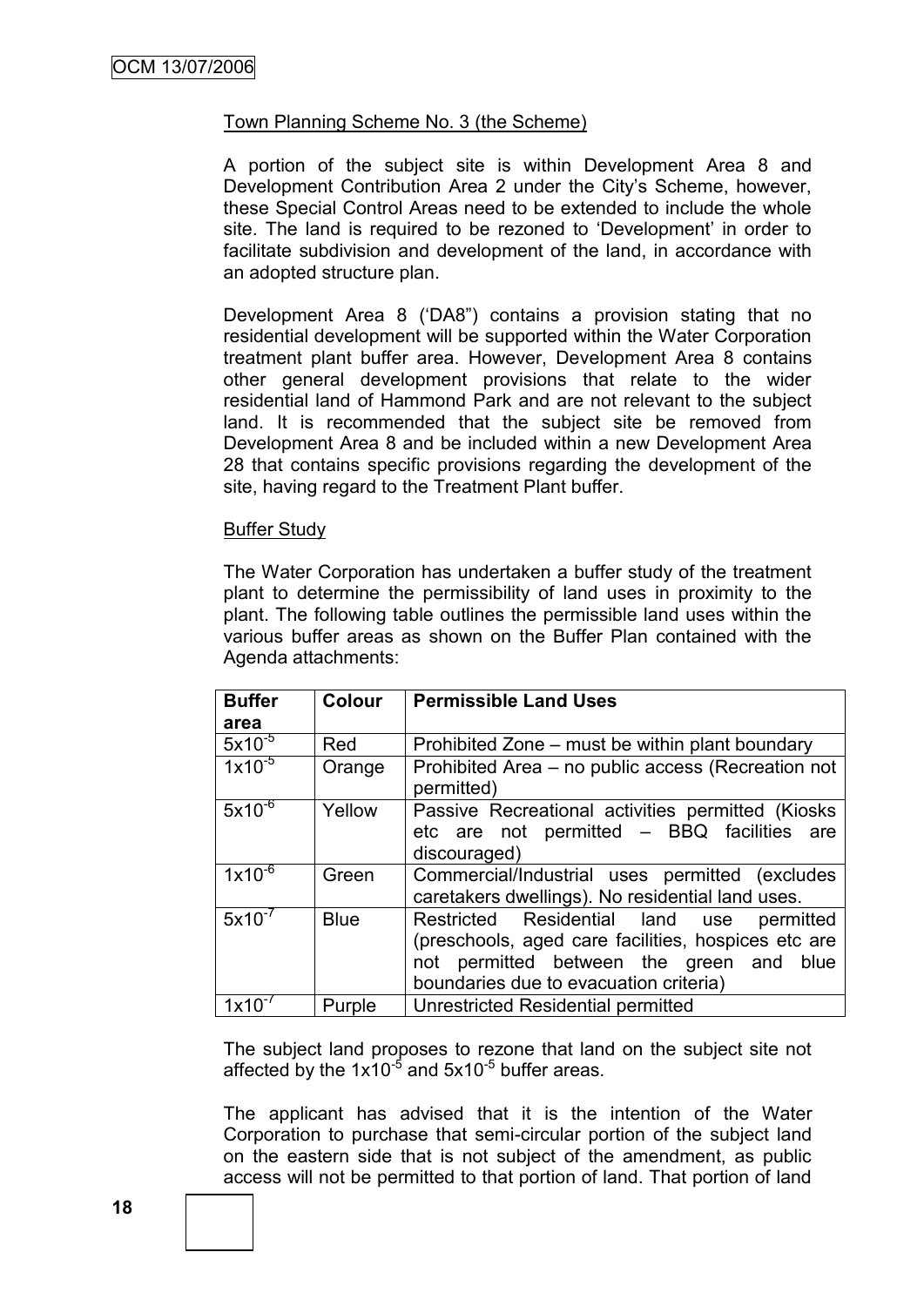Town Planning Scheme No. 3 (the Scheme)

A portion of the subject site is within Development Area 8 and Development Contribution Area 2 under the City's Scheme, however, these Special Control Areas need to be extended to include the whole site. The land is required to be rezoned to 'Development' in order to facilitate subdivision and development of the land, in accordance with an adopted structure plan.

Development Area 8 ('DA8") contains a provision stating that no residential development will be supported within the Water Corporation treatment plant buffer area. However, Development Area 8 contains other general development provisions that relate to the wider residential land of Hammond Park and are not relevant to the subject land. It is recommended that the subject site be removed from Development Area 8 and be included within a new Development Area 28 that contains specific provisions regarding the development of the site, having regard to the Treatment Plant buffer.

Buffer Study

The Water Corporation has undertaken a buffer study of the treatment plant to determine the permissibility of land uses in proximity to the plant. The following table outlines the permissible land uses within the various buffer areas as shown on the Buffer Plan contained with the Agenda attachments:

| Buffer area | Colour | Permissible Land Uses |
|---|---|---|
| $5x10^{-5}$ | Red | Prohibited Zone – must be within plant boundary |
| $1x10^{-5}$ | Orange | Prohibited Area – no public access (Recreation not permitted) |
| $5x10^{-6}$ | Yellow | Passive Recreational activities permitted (Kiosks etc are not permitted – BBQ facilities are discouraged) |
| $1x10^{-6}$ | Green | Commercial/Industrial uses permitted (excludes caretakers dwellings). No residential land uses. |
| $5x10^{-7}$ | Blue | Restricted Residential land use permitted (preschools, aged care facilities, hospices etc are not permitted between the green and blue boundaries due to evacuation criteria) |
| $1x10^{-7}$ | Purple | Unrestricted Residential permitted |

The subject land proposes to rezone that land on the subject site not affected by the $1x10^{-5}$ and $5x10^{-5}$ buffer areas.

The applicant has advised that it is the intention of the Water Corporation to purchase that semi-circular portion of the subject land on the eastern side that is not subject of the amendment, as public access will not be permitted to that portion of land. That portion of land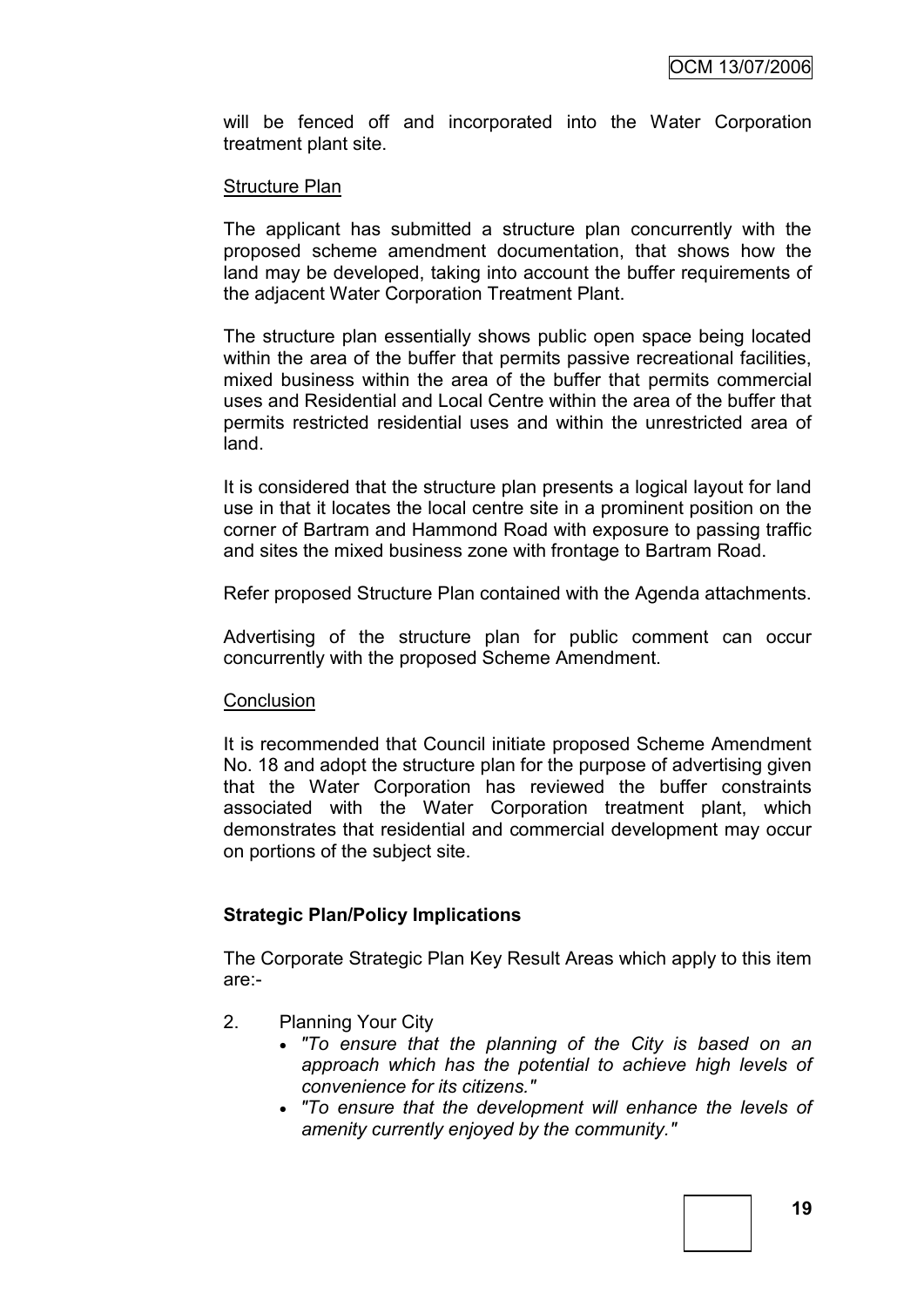will be fenced off and incorporated into the Water Corporation treatment plant site.

Structure Plan

The applicant has submitted a structure plan concurrently with the proposed scheme amendment documentation, that shows how the land may be developed, taking into account the buffer requirements of the adjacent Water Corporation Treatment Plant.

The structure plan essentially shows public open space being located within the area of the buffer that permits passive recreational facilities, mixed business within the area of the buffer that permits commercial uses and Residential and Local Centre within the area of the buffer that permits restricted residential uses and within the unrestricted area of land.

It is considered that the structure plan presents a logical layout for land use in that it locates the local centre site in a prominent position on the corner of Bartram and Hammond Road with exposure to passing traffic and sites the mixed business zone with frontage to Bartram Road.

Refer proposed Structure Plan contained with the Agenda attachments.

Advertising of the structure plan for public comment can occur concurrently with the proposed Scheme Amendment.

Conclusion

It is recommended that Council initiate proposed Scheme Amendment No. 18 and adopt the structure plan for the purpose of advertising given that the Water Corporation has reviewed the buffer constraints associated with the Water Corporation treatment plant, which demonstrates that residential and commercial development may occur on portions of the subject site.

**Strategic Plan/Policy Implications**

The Corporate Strategic Plan Key Result Areas which apply to this item are:-

2. Planning Your City
   - *"To ensure that the planning of the City is based on an approach which has the potential to achieve high levels of convenience for its citizens."*
   - *"To ensure that the development will enhance the levels of amenity currently enjoyed by the community."*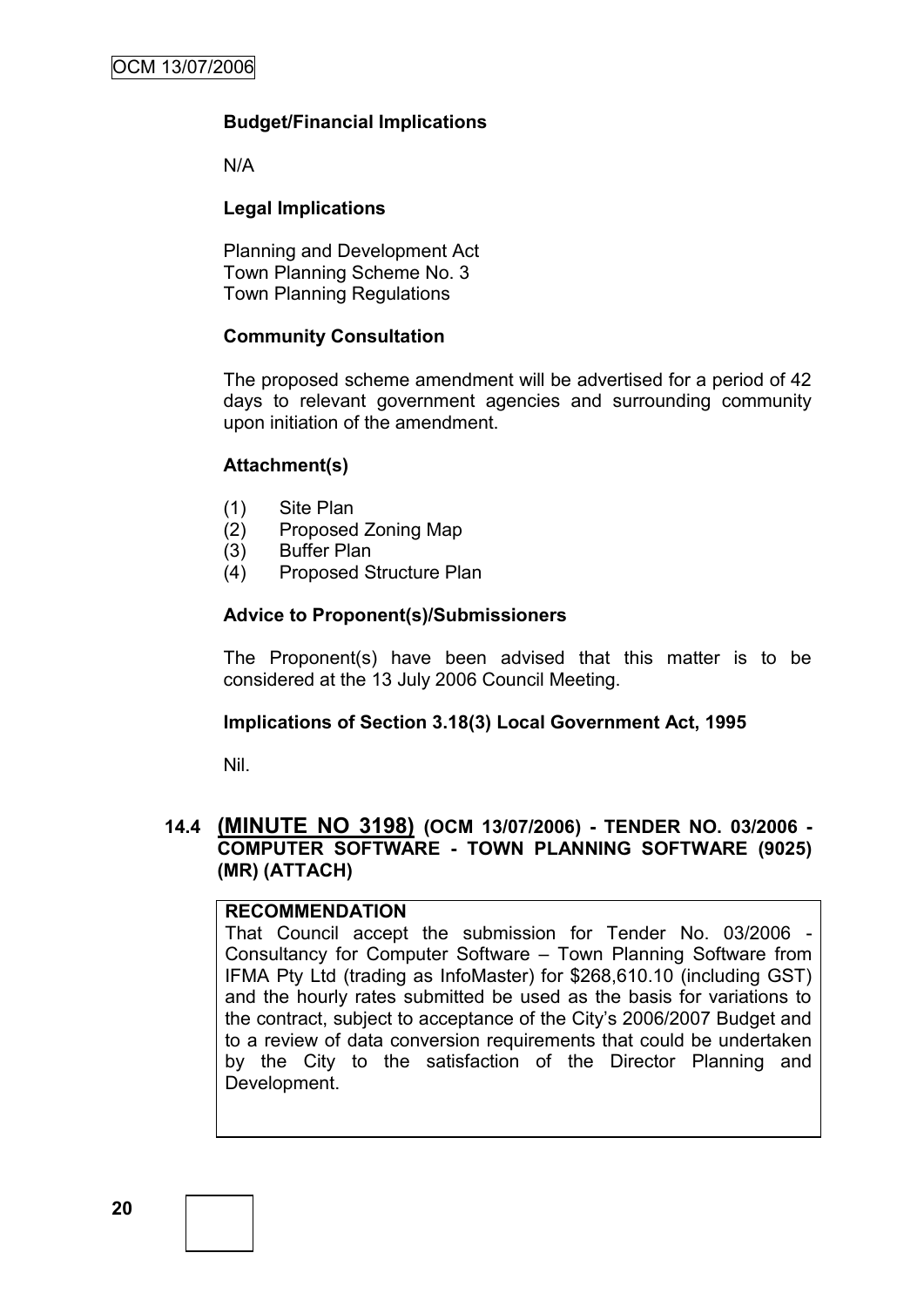**Budget/Financial Implications**

N/A

**Legal Implications**

Planning and Development Act
Town Planning Scheme No. 3
Town Planning Regulations

**Community Consultation**

The proposed scheme amendment will be advertised for a period of 42 days to relevant government agencies and surrounding community upon initiation of the amendment.

**Attachment(s)**

(1) Site Plan
(2) Proposed Zoning Map
(3) Buffer Plan
(4) Proposed Structure Plan

**Advice to Proponent(s)/Submissioners**

The Proponent(s) have been advised that this matter is to be considered at the 13 July 2006 Council Meeting.

**Implications of Section 3.18(3) Local Government Act, 1995**

Nil.

### 14.4 (MINUTE NO 3198) (OCM 13/07/2006) - TENDER NO. 03/2006 - COMPUTER SOFTWARE - TOWN PLANNING SOFTWARE (9025) (MR) (ATTACH)

**RECOMMENDATION**

That Council accept the submission for Tender No. 03/2006 - Consultancy for Computer Software – Town Planning Software from IFMA Pty Ltd (trading as InfoMaster) for $268,610.10 (including GST) and the hourly rates submitted be used as the basis for variations to the contract, subject to acceptance of the City's 2006/2007 Budget and to a review of data conversion requirements that could be undertaken by the City to the satisfaction of the Director Planning and Development.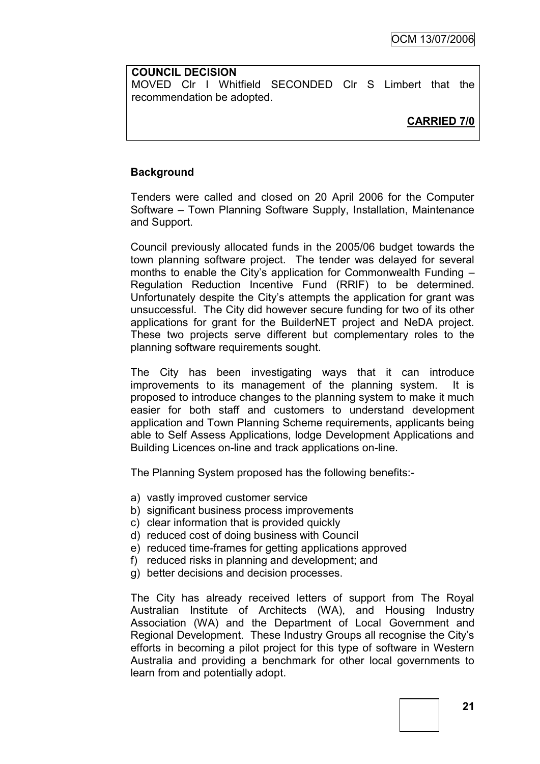**COUNCIL DECISION**

MOVED Clr I Whitfield SECONDED Clr S Limbert that the recommendation be adopted.

**CARRIED 7/0**

**Background**

Tenders were called and closed on 20 April 2006 for the Computer Software – Town Planning Software Supply, Installation, Maintenance and Support.

Council previously allocated funds in the 2005/06 budget towards the town planning software project. The tender was delayed for several months to enable the City's application for Commonwealth Funding – Regulation Reduction Incentive Fund (RRIF) to be determined. Unfortunately despite the City's attempts the application for grant was unsuccessful. The City did however secure funding for two of its other applications for grant for the BuilderNET project and NeDA project. These two projects serve different but complementary roles to the planning software requirements sought.

The City has been investigating ways that it can introduce improvements to its management of the planning system. It is proposed to introduce changes to the planning system to make it much easier for both staff and customers to understand development application and Town Planning Scheme requirements, applicants being able to Self Assess Applications, lodge Development Applications and Building Licences on-line and track applications on-line.

The Planning System proposed has the following benefits:-

a) vastly improved customer service
b) significant business process improvements
c) clear information that is provided quickly
d) reduced cost of doing business with Council
e) reduced time-frames for getting applications approved
f) reduced risks in planning and development; and
g) better decisions and decision processes.

The City has already received letters of support from The Royal Australian Institute of Architects (WA), and Housing Industry Association (WA) and the Department of Local Government and Regional Development. These Industry Groups all recognise the City's efforts in becoming a pilot project for this type of software in Western Australia and providing a benchmark for other local governments to learn from and potentially adopt.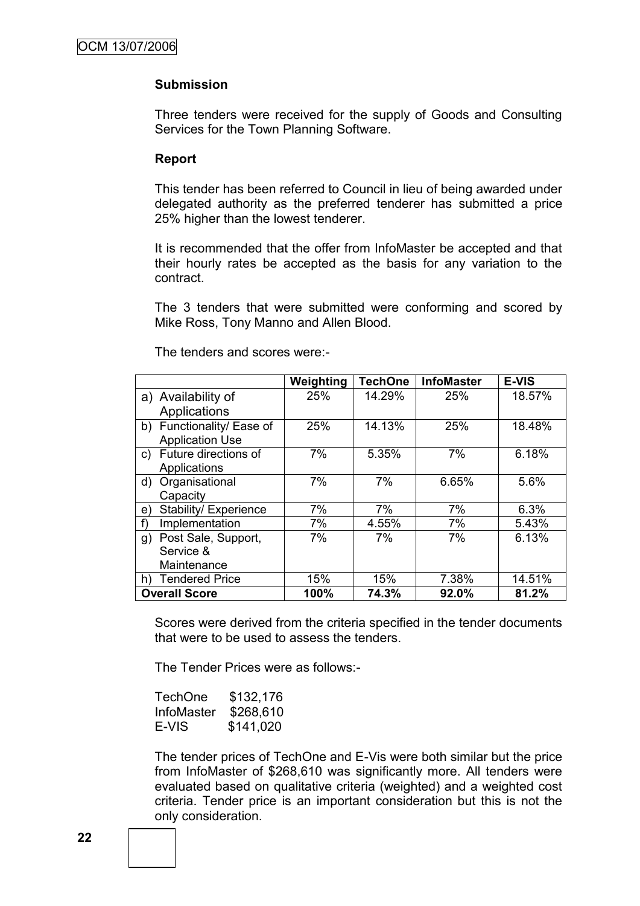**Submission**

Three tenders were received for the supply of Goods and Consulting Services for the Town Planning Software.

**Report**

This tender has been referred to Council in lieu of being awarded under delegated authority as the preferred tenderer has submitted a price 25% higher than the lowest tenderer.

It is recommended that the offer from InfoMaster be accepted and that their hourly rates be accepted as the basis for any variation to the contract.

The 3 tenders that were submitted were conforming and scored by Mike Ross, Tony Manno and Allen Blood.

The tenders and scores were:-

| | Weighting | TechOne | InfoMaster | E-VIS |
|---|---|---|---|---|
| a) Availability of Applications | 25% | 14.29% | 25% | 18.57% |
| b) Functionality/ Ease of Application Use | 25% | 14.13% | 25% | 18.48% |
| c) Future directions of Applications | 7% | 5.35% | 7% | 6.18% |
| d) Organisational Capacity | 7% | 7% | 6.65% | 5.6% |
| e) Stability/ Experience | 7% | 7% | 7% | 6.3% |
| f) Implementation | 7% | 4.55% | 7% | 5.43% |
| g) Post Sale, Support, Service & Maintenance | 7% | 7% | 7% | 6.13% |
| h) Tendered Price | 15% | 15% | 7.38% | 14.51% |
| **Overall Score** | **100%** | **74.3%** | **92.0%** | **81.2%** |

Scores were derived from the criteria specified in the tender documents that were to be used to assess the tenders.

The Tender Prices were as follows:-

TechOne $132,176
InfoMaster $268,610
E-VIS $141,020

The tender prices of TechOne and E-Vis were both similar but the price from InfoMaster of $268,610 was significantly more. All tenders were evaluated based on qualitative criteria (weighted) and a weighted cost criteria. Tender price is an important consideration but this is not the only consideration.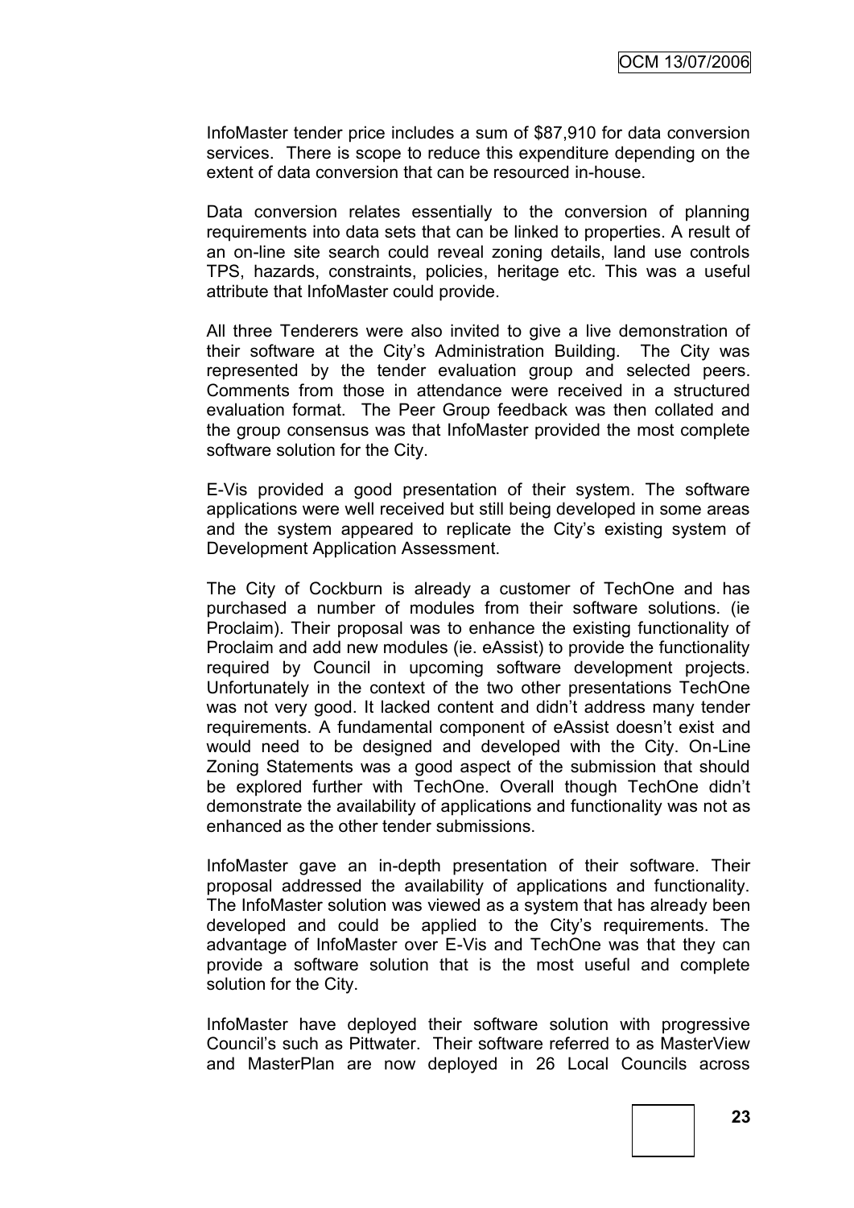InfoMaster tender price includes a sum of $87,910 for data conversion services. There is scope to reduce this expenditure depending on the extent of data conversion that can be resourced in-house.

Data conversion relates essentially to the conversion of planning requirements into data sets that can be linked to properties. A result of an on-line site search could reveal zoning details, land use controls TPS, hazards, constraints, policies, heritage etc. This was a useful attribute that InfoMaster could provide.

All three Tenderers were also invited to give a live demonstration of their software at the City's Administration Building. The City was represented by the tender evaluation group and selected peers. Comments from those in attendance were received in a structured evaluation format. The Peer Group feedback was then collated and the group consensus was that InfoMaster provided the most complete software solution for the City.

E-Vis provided a good presentation of their system. The software applications were well received but still being developed in some areas and the system appeared to replicate the City's existing system of Development Application Assessment.

The City of Cockburn is already a customer of TechOne and has purchased a number of modules from their software solutions. (ie Proclaim). Their proposal was to enhance the existing functionality of Proclaim and add new modules (ie. eAssist) to provide the functionality required by Council in upcoming software development projects. Unfortunately in the context of the two other presentations TechOne was not very good. It lacked content and didn't address many tender requirements. A fundamental component of eAssist doesn't exist and would need to be designed and developed with the City. On-Line Zoning Statements was a good aspect of the submission that should be explored further with TechOne. Overall though TechOne didn't demonstrate the availability of applications and functionality was not as enhanced as the other tender submissions.

InfoMaster gave an in-depth presentation of their software. Their proposal addressed the availability of applications and functionality. The InfoMaster solution was viewed as a system that has already been developed and could be applied to the City's requirements. The advantage of InfoMaster over E-Vis and TechOne was that they can provide a software solution that is the most useful and complete solution for the City.

InfoMaster have deployed their software solution with progressive Council's such as Pittwater. Their software referred to as MasterView and MasterPlan are now deployed in 26 Local Councils across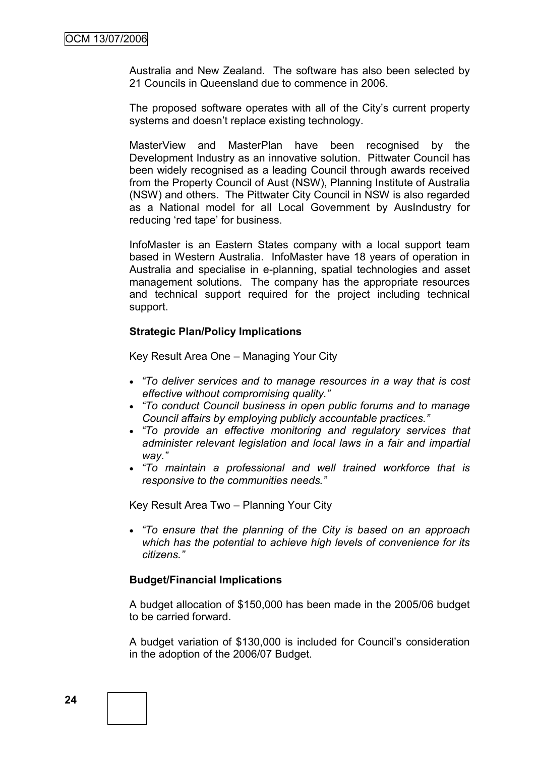Australia and New Zealand. The software has also been selected by 21 Councils in Queensland due to commence in 2006.

The proposed software operates with all of the City's current property systems and doesn't replace existing technology.

MasterView and MasterPlan have been recognised by the Development Industry as an innovative solution. Pittwater Council has been widely recognised as a leading Council through awards received from the Property Council of Aust (NSW), Planning Institute of Australia (NSW) and others. The Pittwater City Council in NSW is also regarded as a National model for all Local Government by AusIndustry for reducing 'red tape' for business.

InfoMaster is an Eastern States company with a local support team based in Western Australia. InfoMaster have 18 years of operation in Australia and specialise in e-planning, spatial technologies and asset management solutions. The company has the appropriate resources and technical support required for the project including technical support.

**Strategic Plan/Policy Implications**

Key Result Area One – Managing Your City

- *"To deliver services and to manage resources in a way that is cost effective without compromising quality."*
- *"To conduct Council business in open public forums and to manage Council affairs by employing publicly accountable practices."*
- *"To provide an effective monitoring and regulatory services that administer relevant legislation and local laws in a fair and impartial way."*
- *"To maintain a professional and well trained workforce that is responsive to the communities needs."*

Key Result Area Two – Planning Your City

- *"To ensure that the planning of the City is based on an approach which has the potential to achieve high levels of convenience for its citizens."*

**Budget/Financial Implications**

A budget allocation of $150,000 has been made in the 2005/06 budget to be carried forward.

A budget variation of $130,000 is included for Council's consideration in the adoption of the 2006/07 Budget.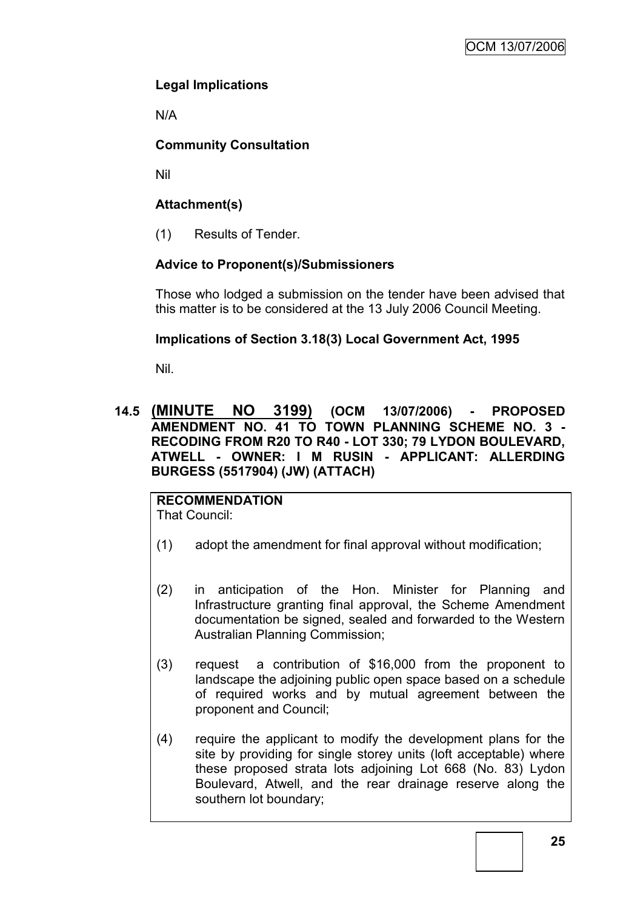**Legal Implications**

N/A

**Community Consultation**

Nil

**Attachment(s)**

(1) Results of Tender.

**Advice to Proponent(s)/Submissioners**

Those who lodged a submission on the tender have been advised that this matter is to be considered at the 13 July 2006 Council Meeting.

**Implications of Section 3.18(3) Local Government Act, 1995**

Nil.

## 14.5 (MINUTE NO 3199) (OCM 13/07/2006) - PROPOSED AMENDMENT NO. 41 TO TOWN PLANNING SCHEME NO. 3 - RECODING FROM R20 TO R40 - LOT 330; 79 LYDON BOULEVARD, ATWELL - OWNER: I M RUSIN - APPLICANT: ALLERDING BURGESS (5517904) (JW) (ATTACH)

**RECOMMENDATION**
That Council:

(1) adopt the amendment for final approval without modification;

(2) in anticipation of the Hon. Minister for Planning and Infrastructure granting final approval, the Scheme Amendment documentation be signed, sealed and forwarded to the Western Australian Planning Commission;

(3) request a contribution of $16,000 from the proponent to landscape the adjoining public open space based on a schedule of required works and by mutual agreement between the proponent and Council;

(4) require the applicant to modify the development plans for the site by providing for single storey units (loft acceptable) where these proposed strata lots adjoining Lot 668 (No. 83) Lydon Boulevard, Atwell, and the rear drainage reserve along the southern lot boundary;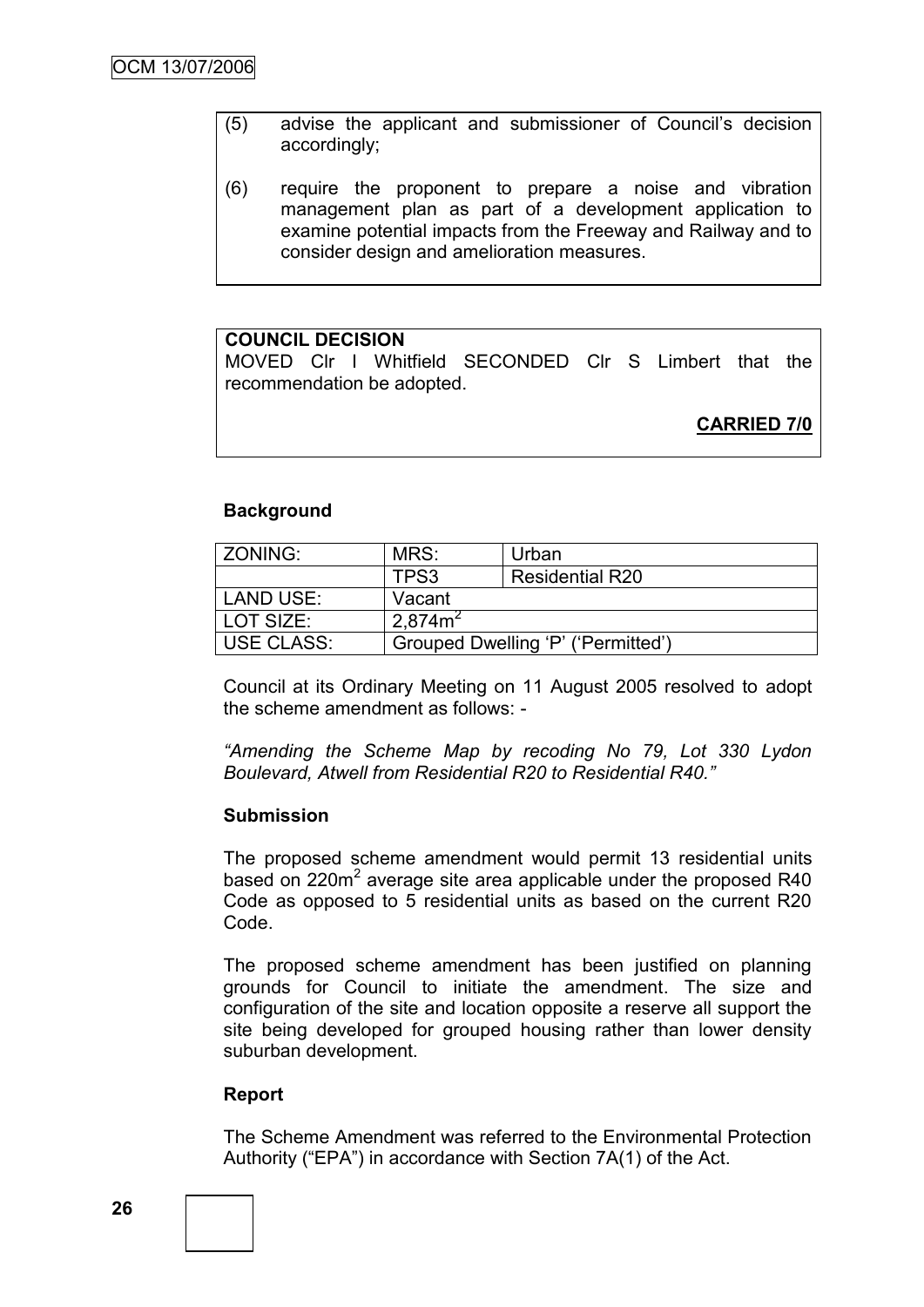(5) advise the applicant and submissioner of Council's decision accordingly;

(6) require the proponent to prepare a noise and vibration management plan as part of a development application to examine potential impacts from the Freeway and Railway and to consider design and amelioration measures.

**COUNCIL DECISION**

MOVED Clr I Whitfield SECONDED Clr S Limbert that the recommendation be adopted.

**CARRIED 7/0**

**Background**

| ZONING: | MRS: | Urban |
|---|---|---|
| | TPS3 | Residential R20 |
| LAND USE: | Vacant | |
| LOT SIZE: | $2,874m^2$ | |
| USE CLASS: | Grouped Dwelling 'P' ('Permitted') | |

Council at its Ordinary Meeting on 11 August 2005 resolved to adopt the scheme amendment as follows: -

*"Amending the Scheme Map by recoding No 79, Lot 330 Lydon Boulevard, Atwell from Residential R20 to Residential R40."*

**Submission**

The proposed scheme amendment would permit 13 residential units based on $220m^2$ average site area applicable under the proposed R40 Code as opposed to 5 residential units as based on the current R20 Code.

The proposed scheme amendment has been justified on planning grounds for Council to initiate the amendment. The size and configuration of the site and location opposite a reserve all support the site being developed for grouped housing rather than lower density suburban development.

**Report**

The Scheme Amendment was referred to the Environmental Protection Authority ("EPA") in accordance with Section 7A(1) of the Act.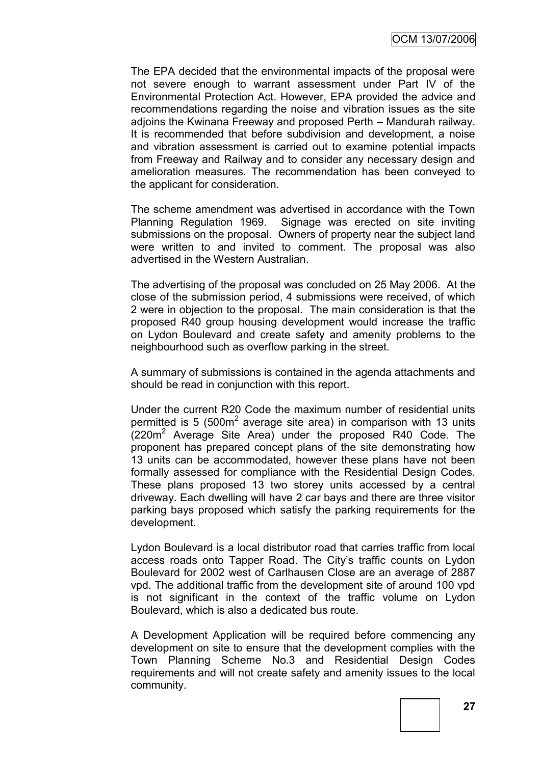The EPA decided that the environmental impacts of the proposal were not severe enough to warrant assessment under Part IV of the Environmental Protection Act. However, EPA provided the advice and recommendations regarding the noise and vibration issues as the site adjoins the Kwinana Freeway and proposed Perth – Mandurah railway. It is recommended that before subdivision and development, a noise and vibration assessment is carried out to examine potential impacts from Freeway and Railway and to consider any necessary design and amelioration measures. The recommendation has been conveyed to the applicant for consideration.

The scheme amendment was advertised in accordance with the Town Planning Regulation 1969. Signage was erected on site inviting submissions on the proposal. Owners of property near the subject land were written to and invited to comment. The proposal was also advertised in the Western Australian.

The advertising of the proposal was concluded on 25 May 2006. At the close of the submission period, 4 submissions were received, of which 2 were in objection to the proposal. The main consideration is that the proposed R40 group housing development would increase the traffic on Lydon Boulevard and create safety and amenity problems to the neighbourhood such as overflow parking in the street.

A summary of submissions is contained in the agenda attachments and should be read in conjunction with this report.

Under the current R20 Code the maximum number of residential units permitted is 5 (500m$^2$ average site area) in comparison with 13 units (220m$^2$ Average Site Area) under the proposed R40 Code. The proponent has prepared concept plans of the site demonstrating how 13 units can be accommodated, however these plans have not been formally assessed for compliance with the Residential Design Codes. These plans proposed 13 two storey units accessed by a central driveway. Each dwelling will have 2 car bays and there are three visitor parking bays proposed which satisfy the parking requirements for the development.

Lydon Boulevard is a local distributor road that carries traffic from local access roads onto Tapper Road. The City's traffic counts on Lydon Boulevard for 2002 west of Carlhausen Close are an average of 2887 vpd. The additional traffic from the development site of around 100 vpd is not significant in the context of the traffic volume on Lydon Boulevard, which is also a dedicated bus route.

A Development Application will be required before commencing any development on site to ensure that the development complies with the Town Planning Scheme No.3 and Residential Design Codes requirements and will not create safety and amenity issues to the local community.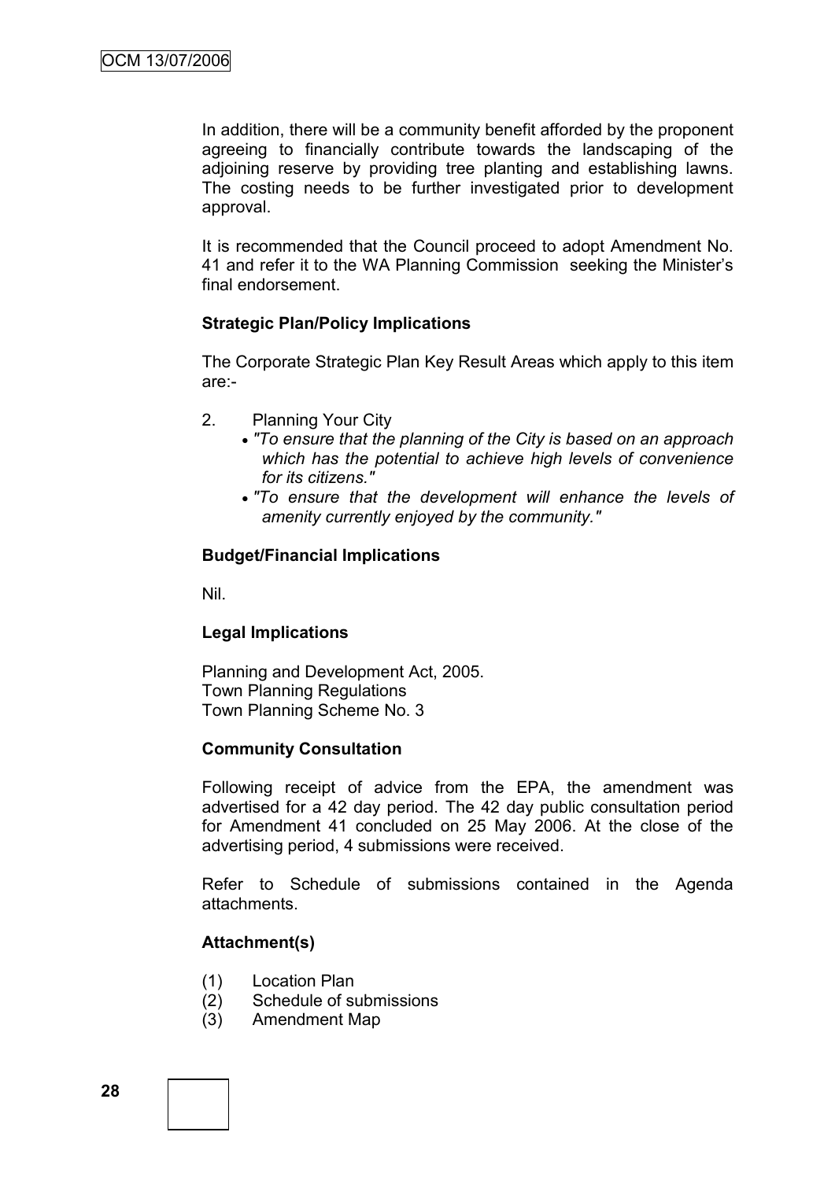In addition, there will be a community benefit afforded by the proponent agreeing to financially contribute towards the landscaping of the adjoining reserve by providing tree planting and establishing lawns. The costing needs to be further investigated prior to development approval.

It is recommended that the Council proceed to adopt Amendment No. 41 and refer it to the WA Planning Commission seeking the Minister's final endorsement.

**Strategic Plan/Policy Implications**

The Corporate Strategic Plan Key Result Areas which apply to this item are:-

2. Planning Your City
   - *"To ensure that the planning of the City is based on an approach which has the potential to achieve high levels of convenience for its citizens."*
   - *"To ensure that the development will enhance the levels of amenity currently enjoyed by the community."*

**Budget/Financial Implications**

Nil.

**Legal Implications**

Planning and Development Act, 2005.
Town Planning Regulations
Town Planning Scheme No. 3

**Community Consultation**

Following receipt of advice from the EPA, the amendment was advertised for a 42 day period. The 42 day public consultation period for Amendment 41 concluded on 25 May 2006. At the close of the advertising period, 4 submissions were received.

Refer to Schedule of submissions contained in the Agenda attachments.

**Attachment(s)**

(1) Location Plan
(2) Schedule of submissions
(3) Amendment Map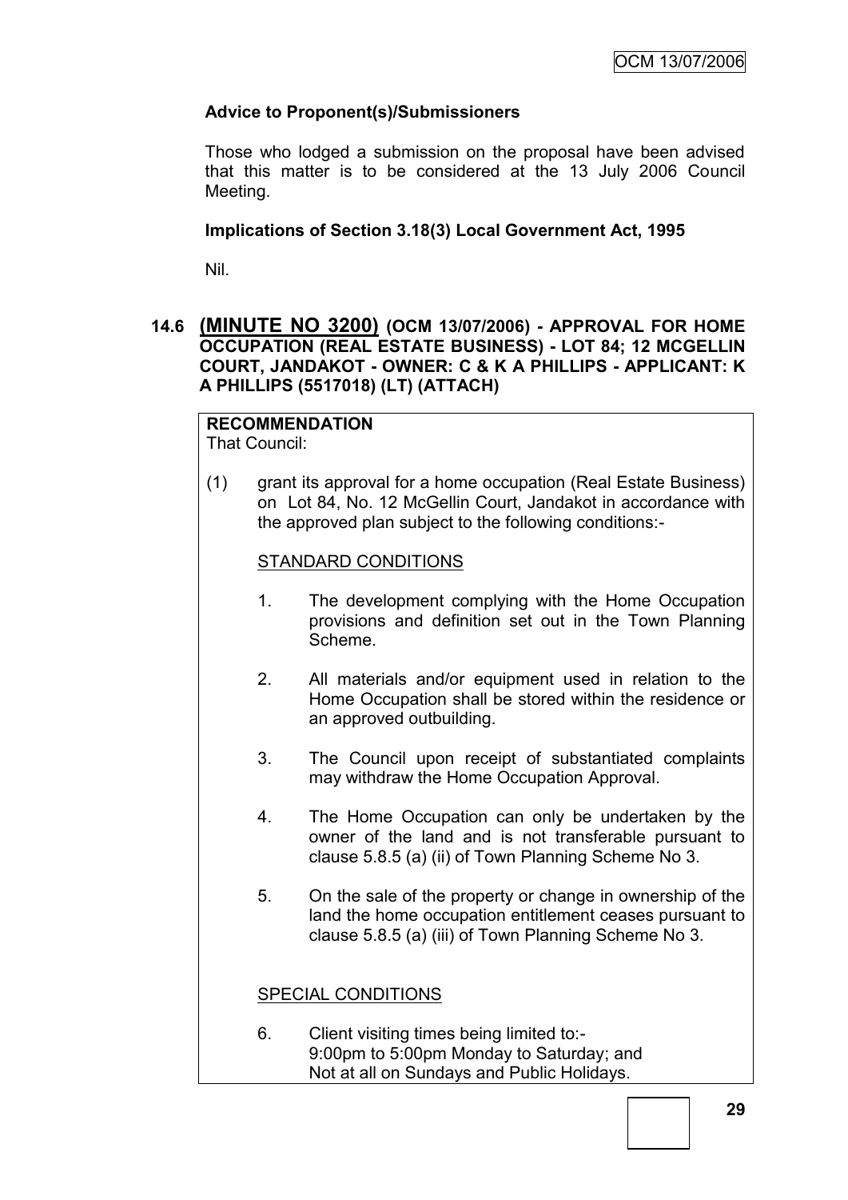### Advice to Proponent(s)/Submissioners

Those who lodged a submission on the proposal have been advised that this matter is to be considered at the 13 July 2006 Council Meeting.

### Implications of Section 3.18(3) Local Government Act, 1995

Nil.

## 14.6 (MINUTE NO 3200) (OCM 13/07/2006) - APPROVAL FOR HOME OCCUPATION (REAL ESTATE BUSINESS) - LOT 84; 12 MCGELLIN COURT, JANDAKOT - OWNER: C & K A PHILLIPS - APPLICANT: K A PHILLIPS (5517018) (LT) (ATTACH)

**RECOMMENDATION**

That Council:

(1) grant its approval for a home occupation (Real Estate Business) on Lot 84, No. 12 McGellin Court, Jandakot in accordance with the approved plan subject to the following conditions:-

STANDARD CONDITIONS

1. The development complying with the Home Occupation provisions and definition set out in the Town Planning Scheme.

2. All materials and/or equipment used in relation to the Home Occupation shall be stored within the residence or an approved outbuilding.

3. The Council upon receipt of substantiated complaints may withdraw the Home Occupation Approval.

4. The Home Occupation can only be undertaken by the owner of the land and is not transferable pursuant to clause 5.8.5 (a) (ii) of Town Planning Scheme No 3.

5. On the sale of the property or change in ownership of the land the home occupation entitlement ceases pursuant to clause 5.8.5 (a) (iii) of Town Planning Scheme No 3.

SPECIAL CONDITIONS

6. Client visiting times being limited to:-
   9:00pm to 5:00pm Monday to Saturday; and
   Not at all on Sundays and Public Holidays.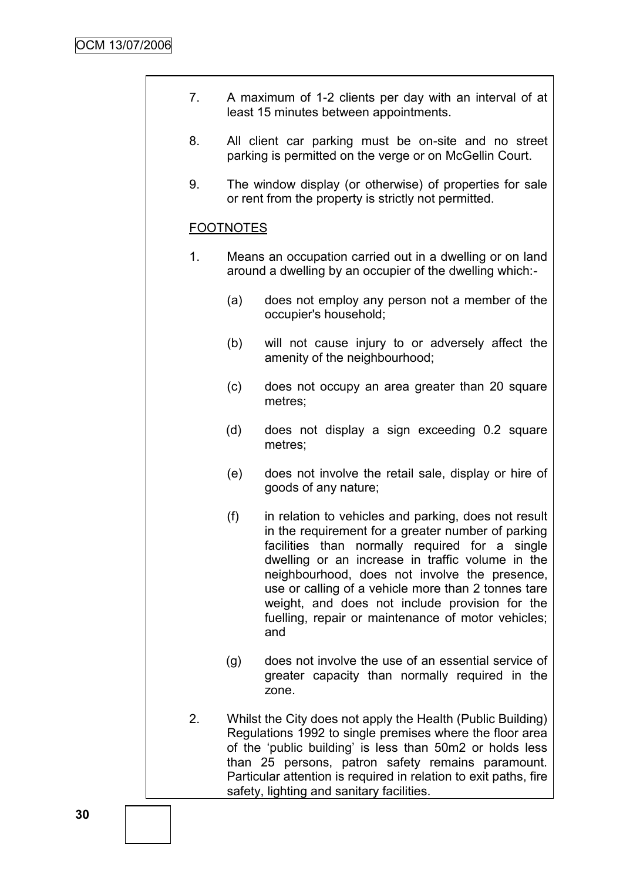7. A maximum of 1-2 clients per day with an interval of at least 15 minutes between appointments.

8. All client car parking must be on-site and no street parking is permitted on the verge or on McGellin Court.

9. The window display (or otherwise) of properties for sale or rent from the property is strictly not permitted.

FOOTNOTES

1. Means an occupation carried out in a dwelling or on land around a dwelling by an occupier of the dwelling which:-

   (a) does not employ any person not a member of the occupier's household;

   (b) will not cause injury to or adversely affect the amenity of the neighbourhood;

   (c) does not occupy an area greater than 20 square metres;

   (d) does not display a sign exceeding 0.2 square metres;

   (e) does not involve the retail sale, display or hire of goods of any nature;

   (f) in relation to vehicles and parking, does not result in the requirement for a greater number of parking facilities than normally required for a single dwelling or an increase in traffic volume in the neighbourhood, does not involve the presence, use or calling of a vehicle more than 2 tonnes tare weight, and does not include provision for the fuelling, repair or maintenance of motor vehicles; and

   (g) does not involve the use of an essential service of greater capacity than normally required in the zone.

2. Whilst the City does not apply the Health (Public Building) Regulations 1992 to single premises where the floor area of the 'public building' is less than 50m2 or holds less than 25 persons, patron safety remains paramount. Particular attention is required in relation to exit paths, fire safety, lighting and sanitary facilities.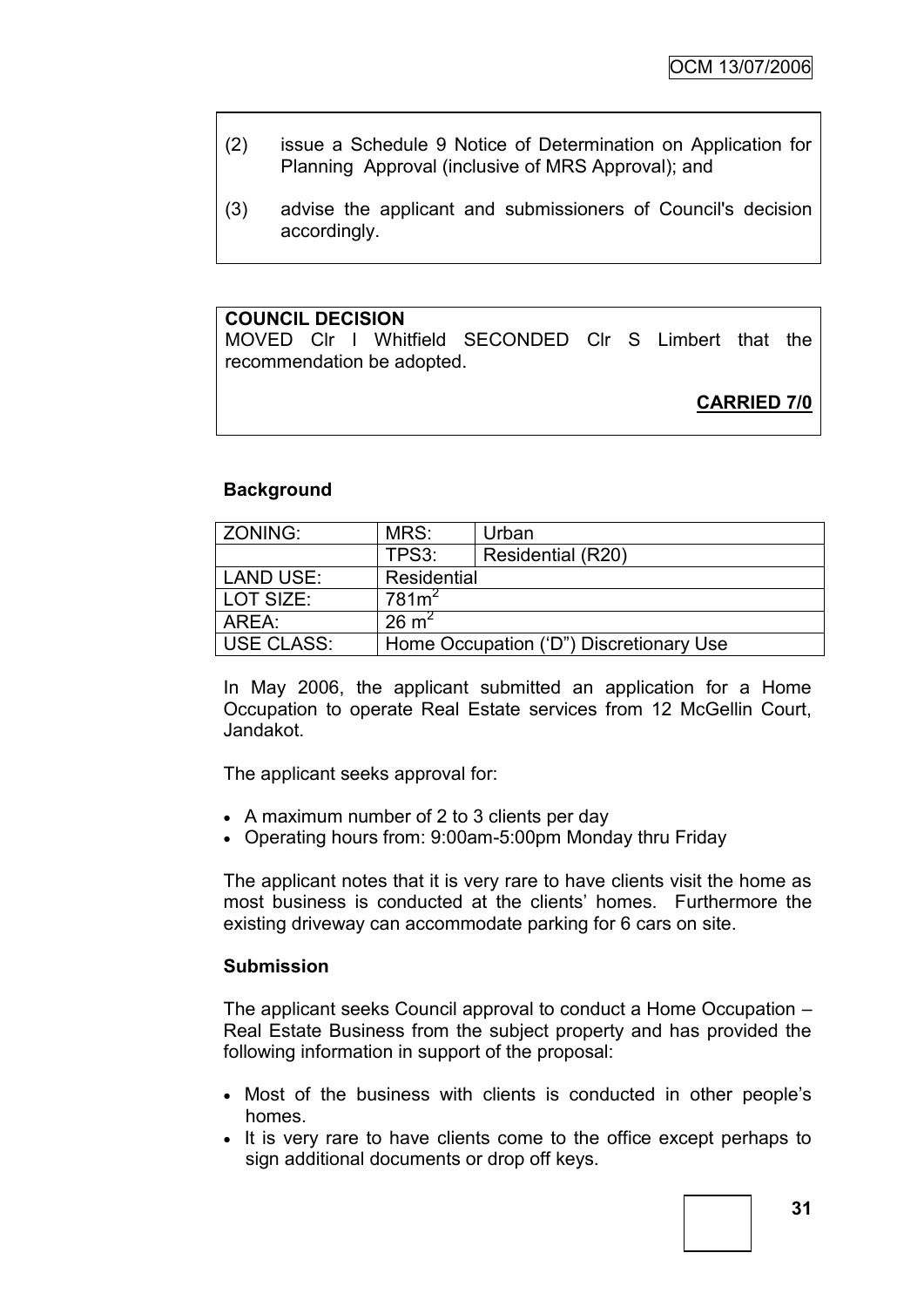(2) issue a Schedule 9 Notice of Determination on Application for Planning Approval (inclusive of MRS Approval); and

(3) advise the applicant and submissioners of Council's decision accordingly.

**COUNCIL DECISION**

MOVED Clr I Whitfield SECONDED Clr S Limbert that the recommendation be adopted.

**CARRIED 7/0**

**Background**

| ZONING: | MRS: | Urban |
|---|---|---|
| | TPS3: | Residential (R20) |
| LAND USE: | Residential | |
| LOT SIZE: | $781m^2$ | |
| AREA: | $26\ m^2$ | |
| USE CLASS: | Home Occupation ('D") Discretionary Use | |

In May 2006, the applicant submitted an application for a Home Occupation to operate Real Estate services from 12 McGellin Court, Jandakot.

The applicant seeks approval for:

- A maximum number of 2 to 3 clients per day
- Operating hours from: 9:00am-5:00pm Monday thru Friday

The applicant notes that it is very rare to have clients visit the home as most business is conducted at the clients' homes. Furthermore the existing driveway can accommodate parking for 6 cars on site.

**Submission**

The applicant seeks Council approval to conduct a Home Occupation – Real Estate Business from the subject property and has provided the following information in support of the proposal:

- Most of the business with clients is conducted in other people's homes.
- It is very rare to have clients come to the office except perhaps to sign additional documents or drop off keys.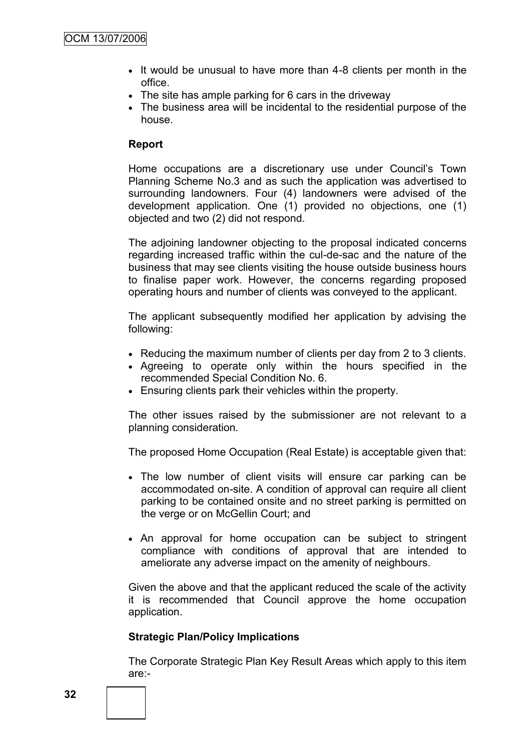- It would be unusual to have more than 4-8 clients per month in the office.
- The site has ample parking for 6 cars in the driveway
- The business area will be incidental to the residential purpose of the house.

**Report**

Home occupations are a discretionary use under Council's Town Planning Scheme No.3 and as such the application was advertised to surrounding landowners. Four (4) landowners were advised of the development application. One (1) provided no objections, one (1) objected and two (2) did not respond.

The adjoining landowner objecting to the proposal indicated concerns regarding increased traffic within the cul-de-sac and the nature of the business that may see clients visiting the house outside business hours to finalise paper work. However, the concerns regarding proposed operating hours and number of clients was conveyed to the applicant.

The applicant subsequently modified her application by advising the following:

- Reducing the maximum number of clients per day from 2 to 3 clients.
- Agreeing to operate only within the hours specified in the recommended Special Condition No. 6.
- Ensuring clients park their vehicles within the property.

The other issues raised by the submissioner are not relevant to a planning consideration.

The proposed Home Occupation (Real Estate) is acceptable given that:

- The low number of client visits will ensure car parking can be accommodated on-site. A condition of approval can require all client parking to be contained onsite and no street parking is permitted on the verge or on McGellin Court; and

- An approval for home occupation can be subject to stringent compliance with conditions of approval that are intended to ameliorate any adverse impact on the amenity of neighbours.

Given the above and that the applicant reduced the scale of the activity it is recommended that Council approve the home occupation application.

**Strategic Plan/Policy Implications**

The Corporate Strategic Plan Key Result Areas which apply to this item are:-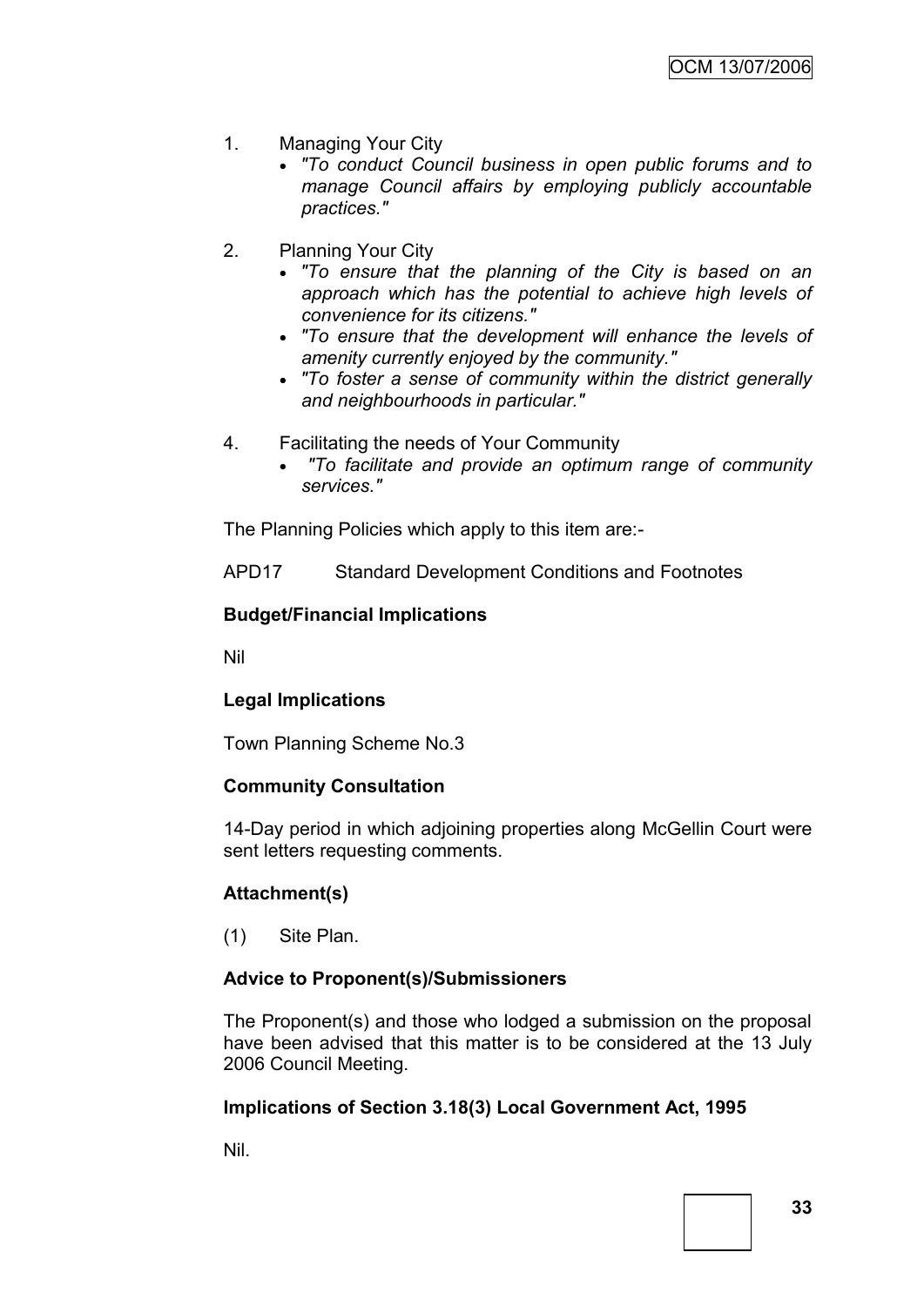1. Managing Your City
    - *"To conduct Council business in open public forums and to manage Council affairs by employing publicly accountable practices."*

2. Planning Your City
    - *"To ensure that the planning of the City is based on an approach which has the potential to achieve high levels of convenience for its citizens."*
    - *"To ensure that the development will enhance the levels of amenity currently enjoyed by the community."*
    - *"To foster a sense of community within the district generally and neighbourhoods in particular."*

4. Facilitating the needs of Your Community
    - *"To facilitate and provide an optimum range of community services."*

The Planning Policies which apply to this item are:-

APD17 Standard Development Conditions and Footnotes

**Budget/Financial Implications**

Nil

**Legal Implications**

Town Planning Scheme No.3

**Community Consultation**

14-Day period in which adjoining properties along McGellin Court were sent letters requesting comments.

**Attachment(s)**

(1) Site Plan.

**Advice to Proponent(s)/Submissioners**

The Proponent(s) and those who lodged a submission on the proposal have been advised that this matter is to be considered at the 13 July 2006 Council Meeting.

**Implications of Section 3.18(3) Local Government Act, 1995**

Nil.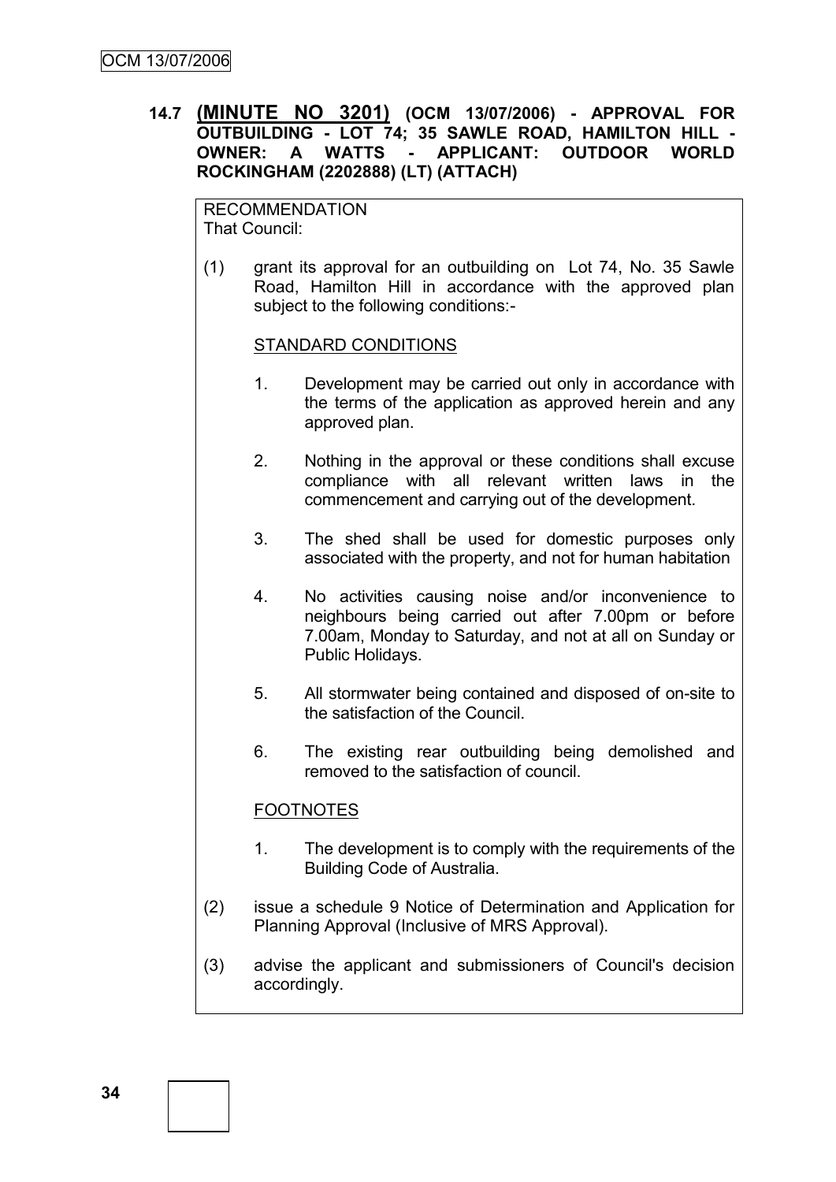**14.7 (MINUTE NO 3201) (OCM 13/07/2006) - APPROVAL FOR OUTBUILDING - LOT 74; 35 SAWLE ROAD, HAMILTON HILL - OWNER: A WATTS - APPLICANT: OUTDOOR WORLD ROCKINGHAM (2202888) (LT) (ATTACH)**

RECOMMENDATION
That Council:

(1) grant its approval for an outbuilding on Lot 74, No. 35 Sawle Road, Hamilton Hill in accordance with the approved plan subject to the following conditions:-

STANDARD CONDITIONS

1. Development may be carried out only in accordance with the terms of the application as approved herein and any approved plan.

2. Nothing in the approval or these conditions shall excuse compliance with all relevant written laws in the commencement and carrying out of the development.

3. The shed shall be used for domestic purposes only associated with the property, and not for human habitation

4. No activities causing noise and/or inconvenience to neighbours being carried out after 7.00pm or before 7.00am, Monday to Saturday, and not at all on Sunday or Public Holidays.

5. All stormwater being contained and disposed of on-site to the satisfaction of the Council.

6. The existing rear outbuilding being demolished and removed to the satisfaction of council.

FOOTNOTES

1. The development is to comply with the requirements of the Building Code of Australia.

(2) issue a schedule 9 Notice of Determination and Application for Planning Approval (Inclusive of MRS Approval).

(3) advise the applicant and submissioners of Council's decision accordingly.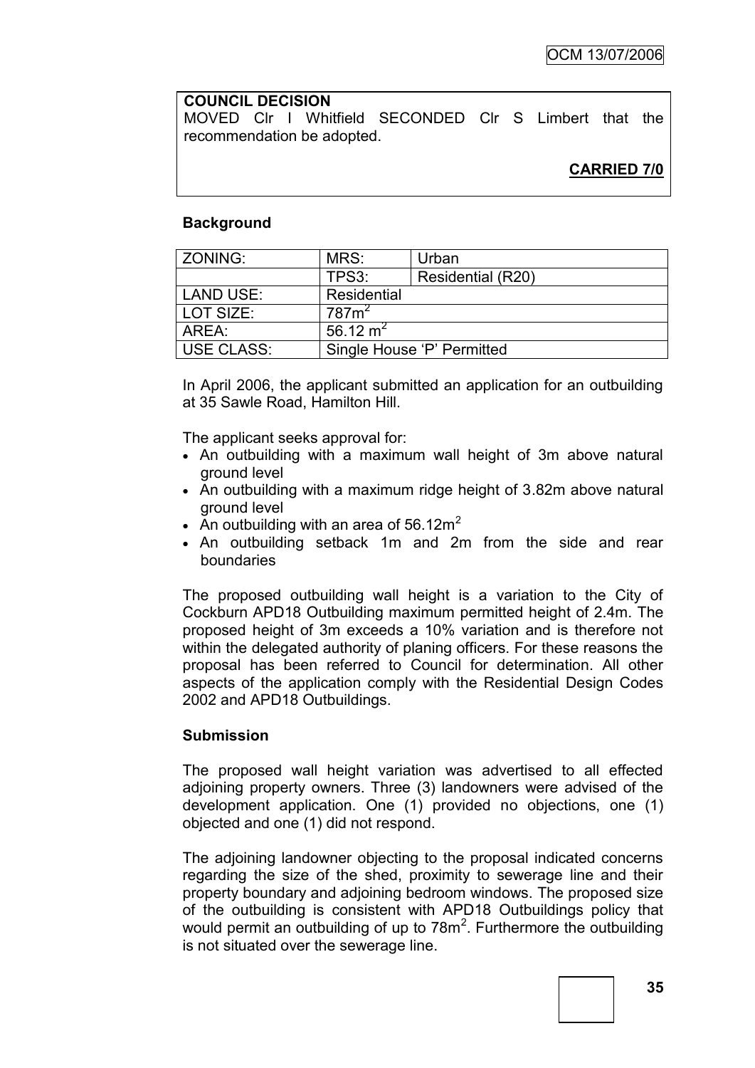**COUNCIL DECISION**
MOVED Clr I Whitfield SECONDED Clr S Limbert that the recommendation be adopted.

**CARRIED 7/0**

**Background**

| ZONING: | MRS: | Urban |
|---|---|---|
| | TPS3: | Residential (R20) |
| LAND USE: | Residential | |
| LOT SIZE: | $787m^2$ | |
| AREA: | $56.12\ m^2$ | |
| USE CLASS: | Single House 'P' Permitted | |

In April 2006, the applicant submitted an application for an outbuilding at 35 Sawle Road, Hamilton Hill.

The applicant seeks approval for:

- An outbuilding with a maximum wall height of 3m above natural ground level
- An outbuilding with a maximum ridge height of 3.82m above natural ground level
- An outbuilding with an area of $56.12m^2$
- An outbuilding setback 1m and 2m from the side and rear boundaries

The proposed outbuilding wall height is a variation to the City of Cockburn APD18 Outbuilding maximum permitted height of 2.4m. The proposed height of 3m exceeds a 10% variation and is therefore not within the delegated authority of planing officers. For these reasons the proposal has been referred to Council for determination. All other aspects of the application comply with the Residential Design Codes 2002 and APD18 Outbuildings.

**Submission**

The proposed wall height variation was advertised to all effected adjoining property owners. Three (3) landowners were advised of the development application. One (1) provided no objections, one (1) objected and one (1) did not respond.

The adjoining landowner objecting to the proposal indicated concerns regarding the size of the shed, proximity to sewerage line and their property boundary and adjoining bedroom windows. The proposed size of the outbuilding is consistent with APD18 Outbuildings policy that would permit an outbuilding of up to $78m^2$. Furthermore the outbuilding is not situated over the sewerage line.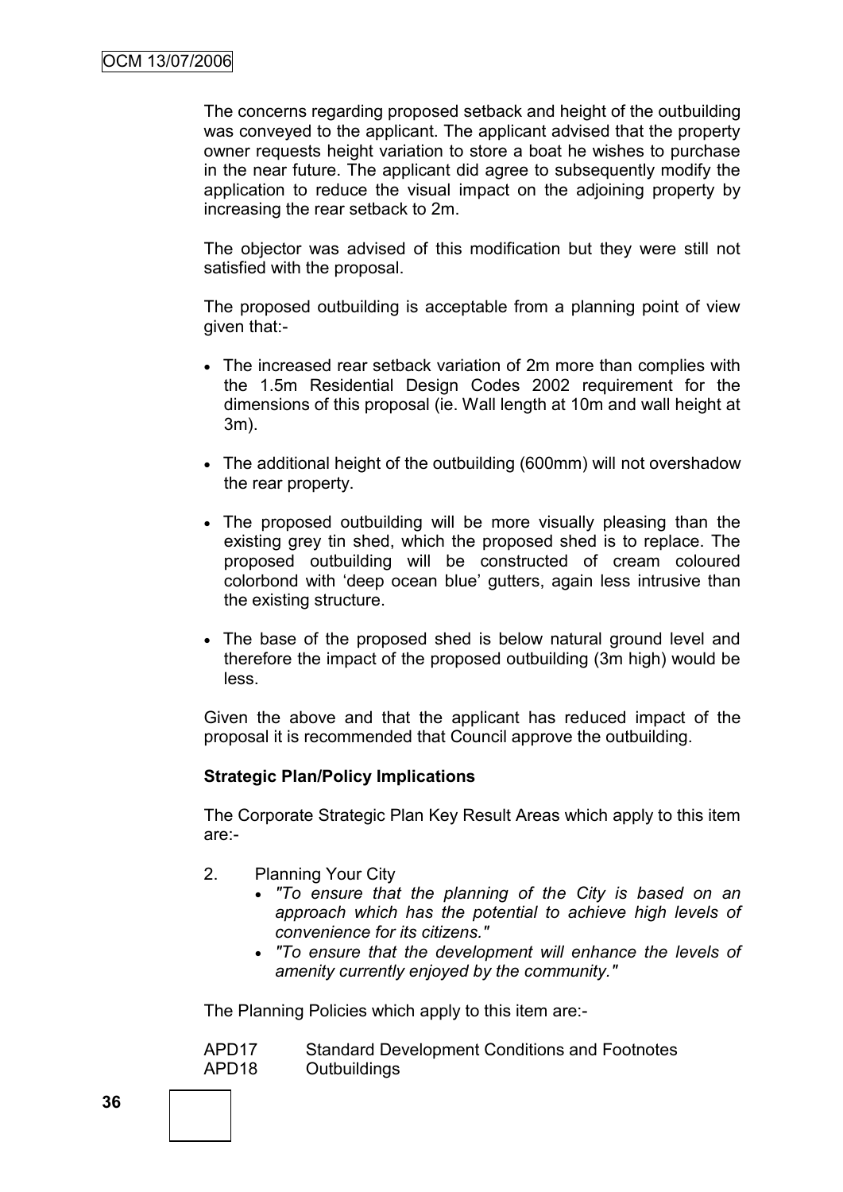The concerns regarding proposed setback and height of the outbuilding was conveyed to the applicant. The applicant advised that the property owner requests height variation to store a boat he wishes to purchase in the near future. The applicant did agree to subsequently modify the application to reduce the visual impact on the adjoining property by increasing the rear setback to 2m.

The objector was advised of this modification but they were still not satisfied with the proposal.

The proposed outbuilding is acceptable from a planning point of view given that:-

- The increased rear setback variation of 2m more than complies with the 1.5m Residential Design Codes 2002 requirement for the dimensions of this proposal (ie. Wall length at 10m and wall height at 3m).
- The additional height of the outbuilding (600mm) will not overshadow the rear property.
- The proposed outbuilding will be more visually pleasing than the existing grey tin shed, which the proposed shed is to replace. The proposed outbuilding will be constructed of cream coloured colorbond with 'deep ocean blue' gutters, again less intrusive than the existing structure.
- The base of the proposed shed is below natural ground level and therefore the impact of the proposed outbuilding (3m high) would be less.

Given the above and that the applicant has reduced impact of the proposal it is recommended that Council approve the outbuilding.

**Strategic Plan/Policy Implications**

The Corporate Strategic Plan Key Result Areas which apply to this item are:-

2. Planning Your City
   - *"To ensure that the planning of the City is based on an approach which has the potential to achieve high levels of convenience for its citizens."*
   - *"To ensure that the development will enhance the levels of amenity currently enjoyed by the community."*

The Planning Policies which apply to this item are:-

APD17 Standard Development Conditions and Footnotes
APD18 Outbuildings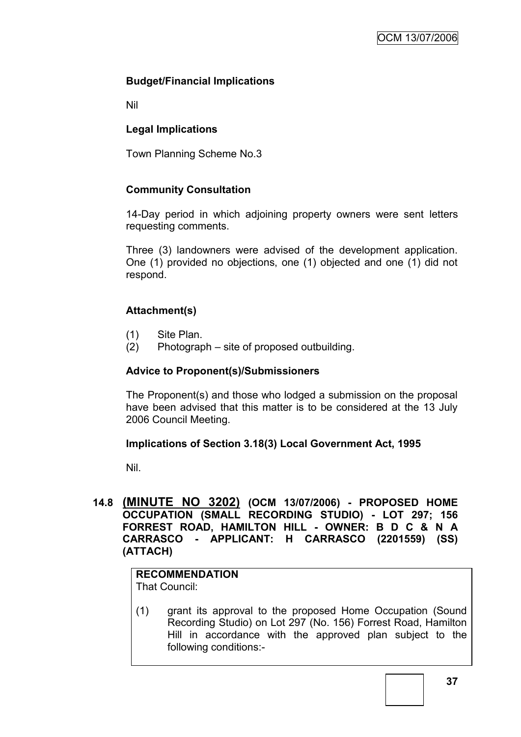**Budget/Financial Implications**

Nil

**Legal Implications**

Town Planning Scheme No.3

**Community Consultation**

14-Day period in which adjoining property owners were sent letters requesting comments.

Three (3) landowners were advised of the development application. One (1) provided no objections, one (1) objected and one (1) did not respond.

**Attachment(s)**

(1) Site Plan.
(2) Photograph – site of proposed outbuilding.

**Advice to Proponent(s)/Submissioners**

The Proponent(s) and those who lodged a submission on the proposal have been advised that this matter is to be considered at the 13 July 2006 Council Meeting.

**Implications of Section 3.18(3) Local Government Act, 1995**

Nil.

## 14.8 (MINUTE NO 3202) (OCM 13/07/2006) - PROPOSED HOME OCCUPATION (SMALL RECORDING STUDIO) - LOT 297; 156 FORREST ROAD, HAMILTON HILL - OWNER: B D C & N A CARRASCO - APPLICANT: H CARRASCO (2201559) (SS) (ATTACH)

**RECOMMENDATION**

That Council:

(1) grant its approval to the proposed Home Occupation (Sound Recording Studio) on Lot 297 (No. 156) Forrest Road, Hamilton Hill in accordance with the approved plan subject to the following conditions:-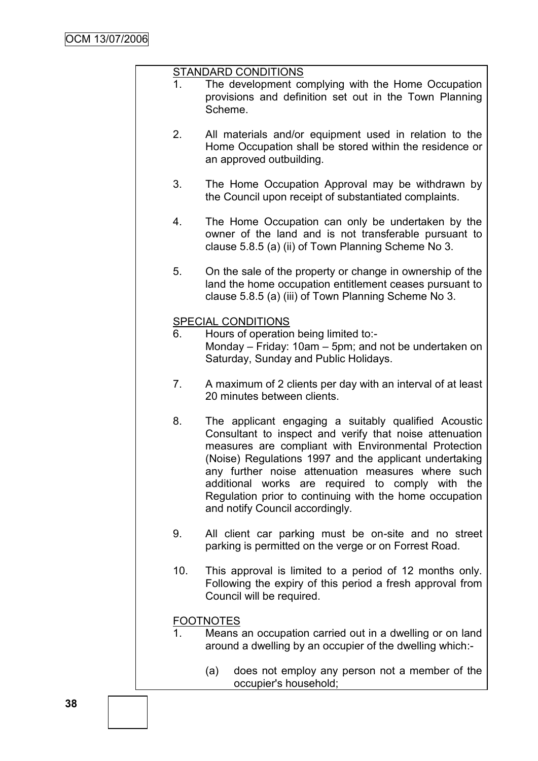STANDARD CONDITIONS

1. The development complying with the Home Occupation provisions and definition set out in the Town Planning Scheme.

2. All materials and/or equipment used in relation to the Home Occupation shall be stored within the residence or an approved outbuilding.

3. The Home Occupation Approval may be withdrawn by the Council upon receipt of substantiated complaints.

4. The Home Occupation can only be undertaken by the owner of the land and is not transferable pursuant to clause 5.8.5 (a) (ii) of Town Planning Scheme No 3.

5. On the sale of the property or change in ownership of the land the home occupation entitlement ceases pursuant to clause 5.8.5 (a) (iii) of Town Planning Scheme No 3.

SPECIAL CONDITIONS

6. Hours of operation being limited to:-
   Monday – Friday: 10am – 5pm; and not be undertaken on Saturday, Sunday and Public Holidays.

7. A maximum of 2 clients per day with an interval of at least 20 minutes between clients.

8. The applicant engaging a suitably qualified Acoustic Consultant to inspect and verify that noise attenuation measures are compliant with Environmental Protection (Noise) Regulations 1997 and the applicant undertaking any further noise attenuation measures where such additional works are required to comply with the Regulation prior to continuing with the home occupation and notify Council accordingly.

9. All client car parking must be on-site and no street parking is permitted on the verge or on Forrest Road.

10. This approval is limited to a period of 12 months only. Following the expiry of this period a fresh approval from Council will be required.

FOOTNOTES

1. Means an occupation carried out in a dwelling or on land around a dwelling by an occupier of the dwelling which:-

   (a) does not employ any person not a member of the occupier's household;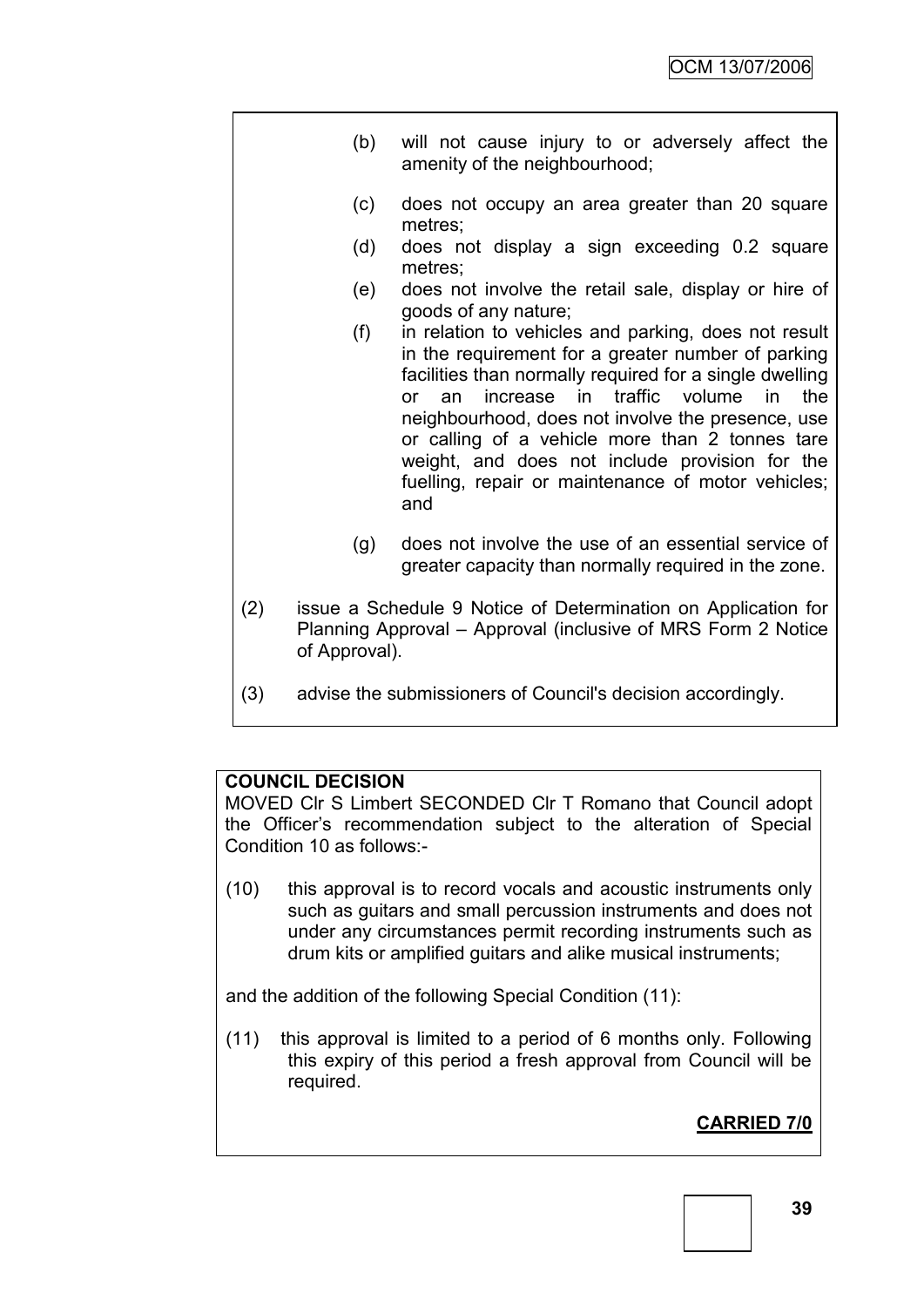(b) will not cause injury to or adversely affect the amenity of the neighbourhood;

(c) does not occupy an area greater than 20 square metres;

(d) does not display a sign exceeding 0.2 square metres;

(e) does not involve the retail sale, display or hire of goods of any nature;

(f) in relation to vehicles and parking, does not result in the requirement for a greater number of parking facilities than normally required for a single dwelling or an increase in traffic volume in the neighbourhood, does not involve the presence, use or calling of a vehicle more than 2 tonnes tare weight, and does not include provision for the fuelling, repair or maintenance of motor vehicles; and

(g) does not involve the use of an essential service of greater capacity than normally required in the zone.

(2) issue a Schedule 9 Notice of Determination on Application for Planning Approval – Approval (inclusive of MRS Form 2 Notice of Approval).

(3) advise the submissioners of Council's decision accordingly.

**COUNCIL DECISION**

MOVED Clr S Limbert SECONDED Clr T Romano that Council adopt the Officer's recommendation subject to the alteration of Special Condition 10 as follows:-

(10) this approval is to record vocals and acoustic instruments only such as guitars and small percussion instruments and does not under any circumstances permit recording instruments such as drum kits or amplified guitars and alike musical instruments;

and the addition of the following Special Condition (11):

(11) this approval is limited to a period of 6 months only. Following this expiry of this period a fresh approval from Council will be required.

**CARRIED 7/0**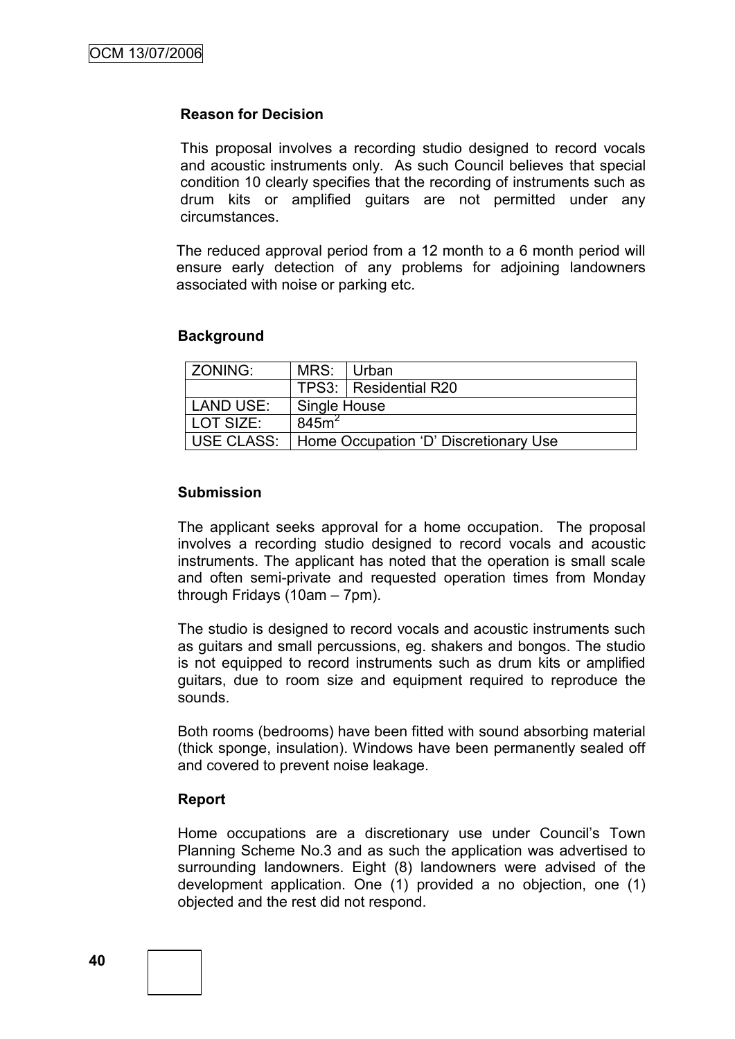**Reason for Decision**

This proposal involves a recording studio designed to record vocals and acoustic instruments only. As such Council believes that special condition 10 clearly specifies that the recording of instruments such as drum kits or amplified guitars are not permitted under any circumstances.

The reduced approval period from a 12 month to a 6 month period will ensure early detection of any problems for adjoining landowners associated with noise or parking etc.

**Background**

| ZONING: | MRS: | Urban |
|---|---|---|
| | TPS3: | Residential R20 |
| LAND USE: | Single House | |
| LOT SIZE: | 845m$^2$ | |
| USE CLASS: | Home Occupation 'D' Discretionary Use | |

**Submission**

The applicant seeks approval for a home occupation. The proposal involves a recording studio designed to record vocals and acoustic instruments. The applicant has noted that the operation is small scale and often semi-private and requested operation times from Monday through Fridays (10am – 7pm).

The studio is designed to record vocals and acoustic instruments such as guitars and small percussions, eg. shakers and bongos. The studio is not equipped to record instruments such as drum kits or amplified guitars, due to room size and equipment required to reproduce the sounds.

Both rooms (bedrooms) have been fitted with sound absorbing material (thick sponge, insulation). Windows have been permanently sealed off and covered to prevent noise leakage.

**Report**

Home occupations are a discretionary use under Council's Town Planning Scheme No.3 and as such the application was advertised to surrounding landowners. Eight (8) landowners were advised of the development application. One (1) provided a no objection, one (1) objected and the rest did not respond.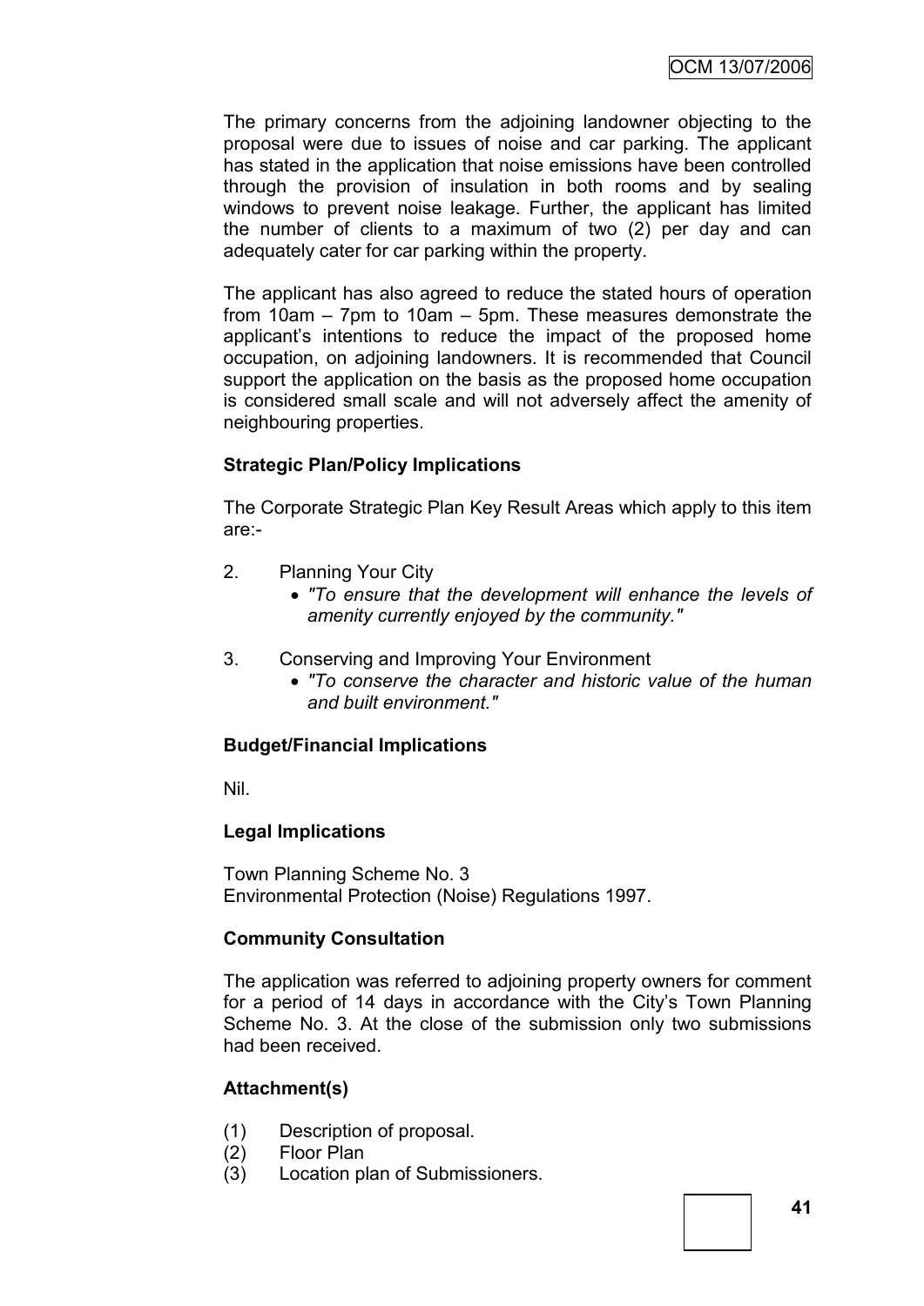The primary concerns from the adjoining landowner objecting to the proposal were due to issues of noise and car parking. The applicant has stated in the application that noise emissions have been controlled through the provision of insulation in both rooms and by sealing windows to prevent noise leakage. Further, the applicant has limited the number of clients to a maximum of two (2) per day and can adequately cater for car parking within the property.

The applicant has also agreed to reduce the stated hours of operation from 10am – 7pm to 10am – 5pm. These measures demonstrate the applicant's intentions to reduce the impact of the proposed home occupation, on adjoining landowners. It is recommended that Council support the application on the basis as the proposed home occupation is considered small scale and will not adversely affect the amenity of neighbouring properties.

**Strategic Plan/Policy Implications**

The Corporate Strategic Plan Key Result Areas which apply to this item are:-

2. Planning Your City
   - *"To ensure that the development will enhance the levels of amenity currently enjoyed by the community."*

3. Conserving and Improving Your Environment
   - *"To conserve the character and historic value of the human and built environment."*

**Budget/Financial Implications**

Nil.

**Legal Implications**

Town Planning Scheme No. 3
Environmental Protection (Noise) Regulations 1997.

**Community Consultation**

The application was referred to adjoining property owners for comment for a period of 14 days in accordance with the City's Town Planning Scheme No. 3. At the close of the submission only two submissions had been received.

**Attachment(s)**

(1) Description of proposal.
(2) Floor Plan
(3) Location plan of Submissioners.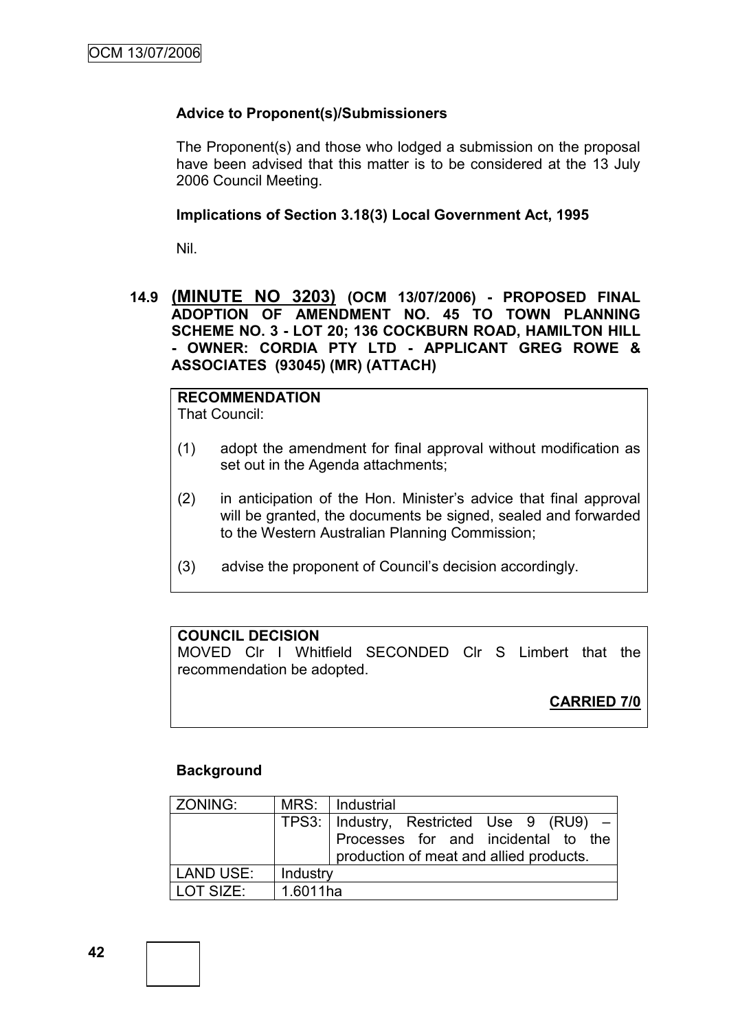**Advice to Proponent(s)/Submissioners**

The Proponent(s) and those who lodged a submission on the proposal have been advised that this matter is to be considered at the 13 July 2006 Council Meeting.

**Implications of Section 3.18(3) Local Government Act, 1995**

Nil.

### 14.9 (MINUTE NO 3203) (OCM 13/07/2006) - PROPOSED FINAL ADOPTION OF AMENDMENT NO. 45 TO TOWN PLANNING SCHEME NO. 3 - LOT 20; 136 COCKBURN ROAD, HAMILTON HILL - OWNER: CORDIA PTY LTD - APPLICANT GREG ROWE & ASSOCIATES (93045) (MR) (ATTACH)

**RECOMMENDATION**
That Council:

(1) adopt the amendment for final approval without modification as set out in the Agenda attachments;

(2) in anticipation of the Hon. Minister's advice that final approval will be granted, the documents be signed, sealed and forwarded to the Western Australian Planning Commission;

(3) advise the proponent of Council's decision accordingly.

**COUNCIL DECISION**
MOVED Clr I Whitfield SECONDED Clr S Limbert that the recommendation be adopted.

**CARRIED 7/0**

**Background**

| ZONING: | MRS: | Industrial |
|---|---|---|
| | TPS3: | Industry, Restricted Use 9 (RU9) – Processes for and incidental to the production of meat and allied products. |
| LAND USE: | Industry | |
| LOT SIZE: | 1.6011ha | |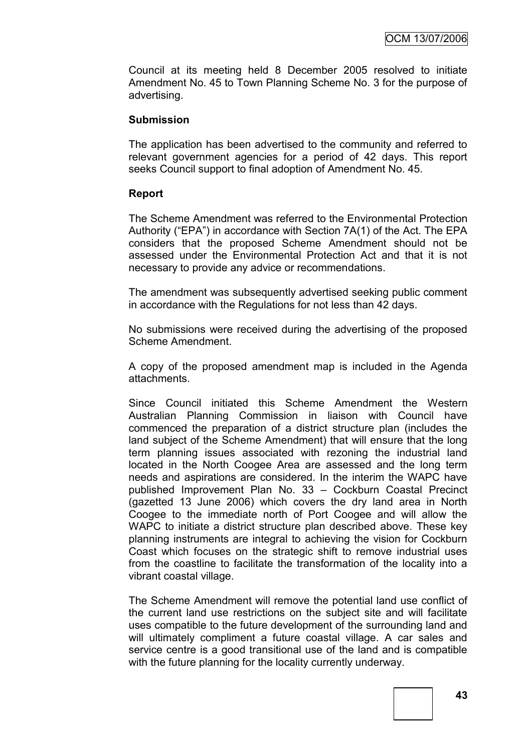Council at its meeting held 8 December 2005 resolved to initiate Amendment No. 45 to Town Planning Scheme No. 3 for the purpose of advertising.

**Submission**

The application has been advertised to the community and referred to relevant government agencies for a period of 42 days. This report seeks Council support to final adoption of Amendment No. 45.

**Report**

The Scheme Amendment was referred to the Environmental Protection Authority ("EPA") in accordance with Section 7A(1) of the Act. The EPA considers that the proposed Scheme Amendment should not be assessed under the Environmental Protection Act and that it is not necessary to provide any advice or recommendations.

The amendment was subsequently advertised seeking public comment in accordance with the Regulations for not less than 42 days.

No submissions were received during the advertising of the proposed Scheme Amendment.

A copy of the proposed amendment map is included in the Agenda attachments.

Since Council initiated this Scheme Amendment the Western Australian Planning Commission in liaison with Council have commenced the preparation of a district structure plan (includes the land subject of the Scheme Amendment) that will ensure that the long term planning issues associated with rezoning the industrial land located in the North Coogee Area are assessed and the long term needs and aspirations are considered. In the interim the WAPC have published Improvement Plan No. 33 – Cockburn Coastal Precinct (gazetted 13 June 2006) which covers the dry land area in North Coogee to the immediate north of Port Coogee and will allow the WAPC to initiate a district structure plan described above. These key planning instruments are integral to achieving the vision for Cockburn Coast which focuses on the strategic shift to remove industrial uses from the coastline to facilitate the transformation of the locality into a vibrant coastal village.

The Scheme Amendment will remove the potential land use conflict of the current land use restrictions on the subject site and will facilitate uses compatible to the future development of the surrounding land and will ultimately compliment a future coastal village. A car sales and service centre is a good transitional use of the land and is compatible with the future planning for the locality currently underway.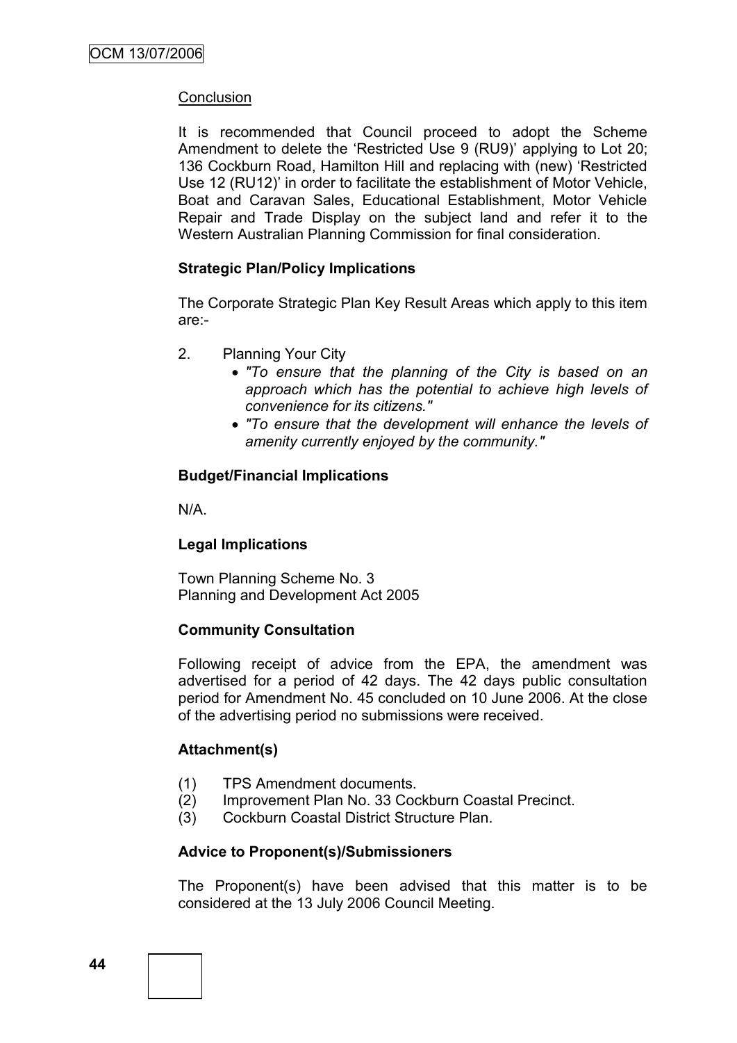Conclusion

It is recommended that Council proceed to adopt the Scheme Amendment to delete the 'Restricted Use 9 (RU9)' applying to Lot 20; 136 Cockburn Road, Hamilton Hill and replacing with (new) 'Restricted Use 12 (RU12)' in order to facilitate the establishment of Motor Vehicle, Boat and Caravan Sales, Educational Establishment, Motor Vehicle Repair and Trade Display on the subject land and refer it to the Western Australian Planning Commission for final consideration.

**Strategic Plan/Policy Implications**

The Corporate Strategic Plan Key Result Areas which apply to this item are:-

2. Planning Your City
   - *"To ensure that the planning of the City is based on an approach which has the potential to achieve high levels of convenience for its citizens."*
   - *"To ensure that the development will enhance the levels of amenity currently enjoyed by the community."*

**Budget/Financial Implications**

N/A.

**Legal Implications**

Town Planning Scheme No. 3
Planning and Development Act 2005

**Community Consultation**

Following receipt of advice from the EPA, the amendment was advertised for a period of 42 days. The 42 days public consultation period for Amendment No. 45 concluded on 10 June 2006. At the close of the advertising period no submissions were received.

**Attachment(s)**

(1) TPS Amendment documents.
(2) Improvement Plan No. 33 Cockburn Coastal Precinct.
(3) Cockburn Coastal District Structure Plan.

**Advice to Proponent(s)/Submissioners**

The Proponent(s) have been advised that this matter is to be considered at the 13 July 2006 Council Meeting.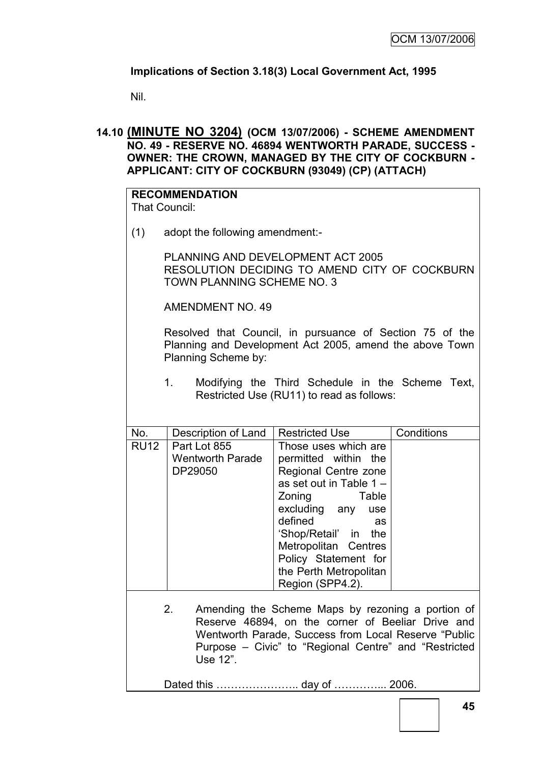**Implications of Section 3.18(3) Local Government Act, 1995**

Nil.

## 14.10 (MINUTE NO 3204) (OCM 13/07/2006) - SCHEME AMENDMENT NO. 49 - RESERVE NO. 46894 WENTWORTH PARADE, SUCCESS - OWNER: THE CROWN, MANAGED BY THE CITY OF COCKBURN - APPLICANT: CITY OF COCKBURN (93049) (CP) (ATTACH)

**RECOMMENDATION**

That Council:

(1) adopt the following amendment:-

PLANNING AND DEVELOPMENT ACT 2005
RESOLUTION DECIDING TO AMEND CITY OF COCKBURN TOWN PLANNING SCHEME NO. 3

AMENDMENT NO. 49

Resolved that Council, in pursuance of Section 75 of the Planning and Development Act 2005, amend the above Town Planning Scheme by:

1. Modifying the Third Schedule in the Scheme Text, Restricted Use (RU11) to read as follows:

| No. | Description of Land | Restricted Use | Conditions |
|---|---|---|---|
| RU12 | Part Lot 855 Wentworth Parade DP29050 | Those uses which are permitted within the Regional Centre zone as set out in Table 1 – Zoning Table excluding any use defined as 'Shop/Retail' in the Metropolitan Centres Policy Statement for the Perth Metropolitan Region (SPP4.2). | |

2. Amending the Scheme Maps by rezoning a portion of Reserve 46894, on the corner of Beeliar Drive and Wentworth Parade, Success from Local Reserve "Public Purpose – Civic" to "Regional Centre" and "Restricted Use 12".

Dated this ………………….. day of …………... 2006.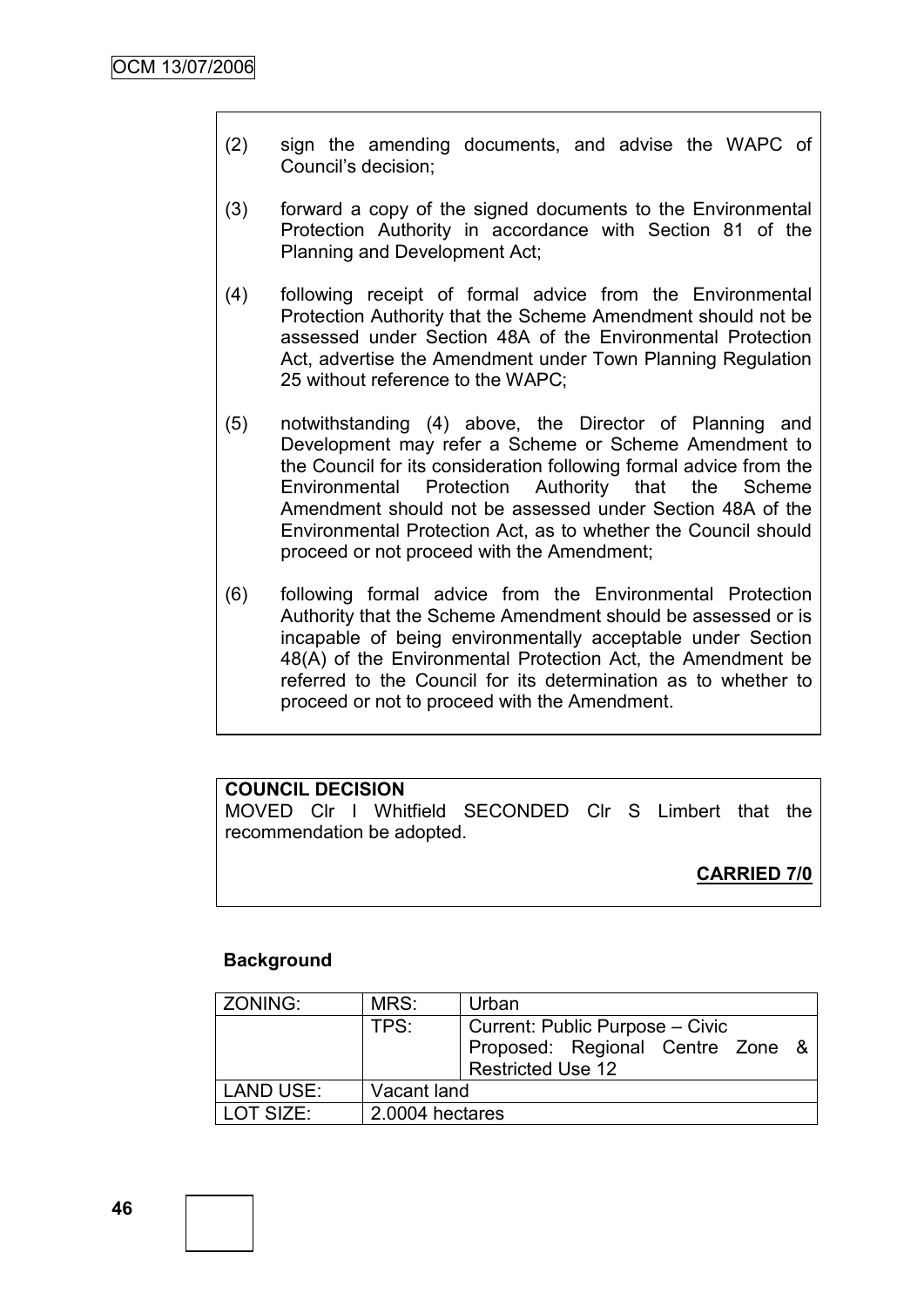(2) sign the amending documents, and advise the WAPC of Council's decision;

(3) forward a copy of the signed documents to the Environmental Protection Authority in accordance with Section 81 of the Planning and Development Act;

(4) following receipt of formal advice from the Environmental Protection Authority that the Scheme Amendment should not be assessed under Section 48A of the Environmental Protection Act, advertise the Amendment under Town Planning Regulation 25 without reference to the WAPC;

(5) notwithstanding (4) above, the Director of Planning and Development may refer a Scheme or Scheme Amendment to the Council for its consideration following formal advice from the Environmental Protection Authority that the Scheme Amendment should not be assessed under Section 48A of the Environmental Protection Act, as to whether the Council should proceed or not proceed with the Amendment;

(6) following formal advice from the Environmental Protection Authority that the Scheme Amendment should be assessed or is incapable of being environmentally acceptable under Section 48(A) of the Environmental Protection Act, the Amendment be referred to the Council for its determination as to whether to proceed or not to proceed with the Amendment.

**COUNCIL DECISION**
MOVED Clr I Whitfield SECONDED Clr S Limbert that the recommendation be adopted.

**CARRIED 7/0**

**Background**

| ZONING: | MRS: | Urban |
|---|---|---|
| | TPS: | Current: Public Purpose – Civic<br>Proposed: Regional Centre Zone & Restricted Use 12 |
| LAND USE: | Vacant land | |
| LOT SIZE: | 2.0004 hectares | |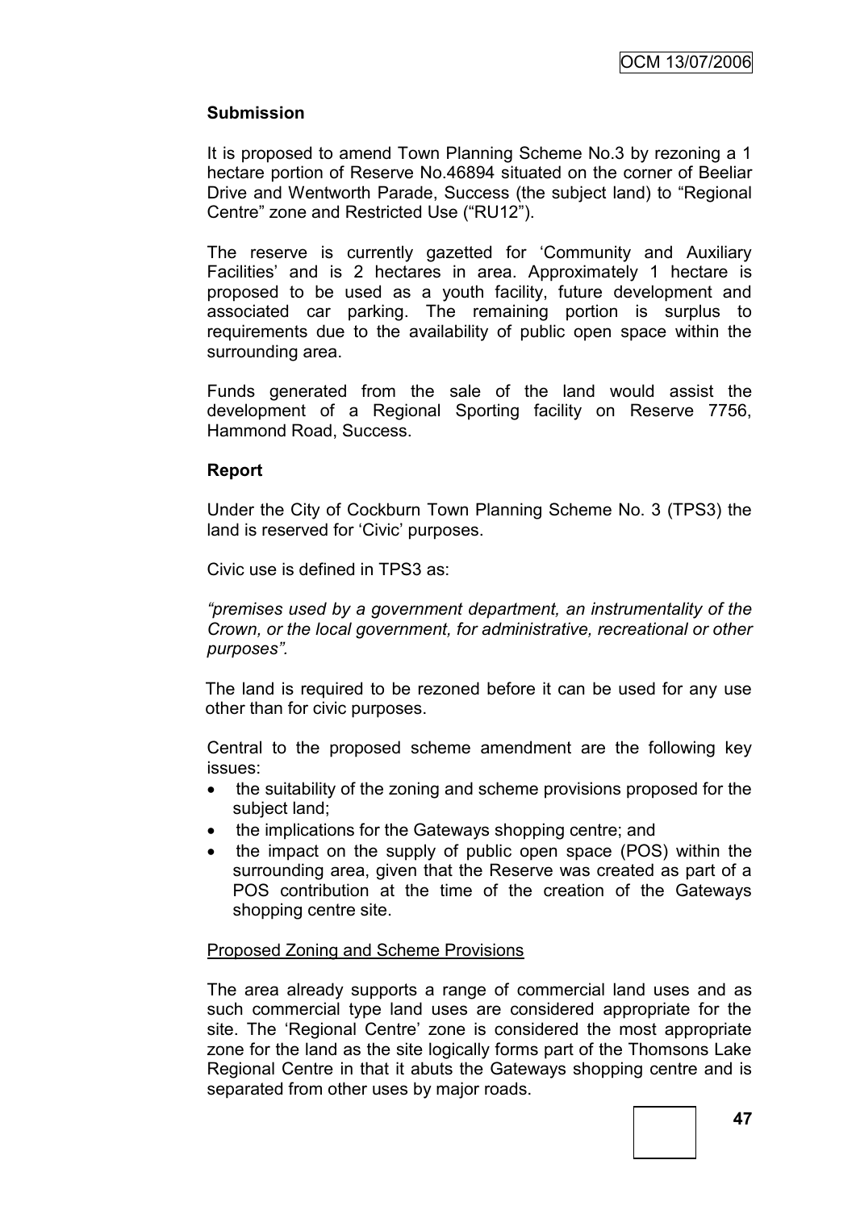**Submission**

It is proposed to amend Town Planning Scheme No.3 by rezoning a 1 hectare portion of Reserve No.46894 situated on the corner of Beeliar Drive and Wentworth Parade, Success (the subject land) to "Regional Centre" zone and Restricted Use ("RU12").

The reserve is currently gazetted for 'Community and Auxiliary Facilities' and is 2 hectares in area. Approximately 1 hectare is proposed to be used as a youth facility, future development and associated car parking. The remaining portion is surplus to requirements due to the availability of public open space within the surrounding area.

Funds generated from the sale of the land would assist the development of a Regional Sporting facility on Reserve 7756, Hammond Road, Success.

**Report**

Under the City of Cockburn Town Planning Scheme No. 3 (TPS3) the land is reserved for 'Civic' purposes.

Civic use is defined in TPS3 as:

*"premises used by a government department, an instrumentality of the Crown, or the local government, for administrative, recreational or other purposes".*

The land is required to be rezoned before it can be used for any use other than for civic purposes.

Central to the proposed scheme amendment are the following key issues:

- the suitability of the zoning and scheme provisions proposed for the subject land;
- the implications for the Gateways shopping centre; and
- the impact on the supply of public open space (POS) within the surrounding area, given that the Reserve was created as part of a POS contribution at the time of the creation of the Gateways shopping centre site.

<u>Proposed Zoning and Scheme Provisions</u>

The area already supports a range of commercial land uses and as such commercial type land uses are considered appropriate for the site. The 'Regional Centre' zone is considered the most appropriate zone for the land as the site logically forms part of the Thomsons Lake Regional Centre in that it abuts the Gateways shopping centre and is separated from other uses by major roads.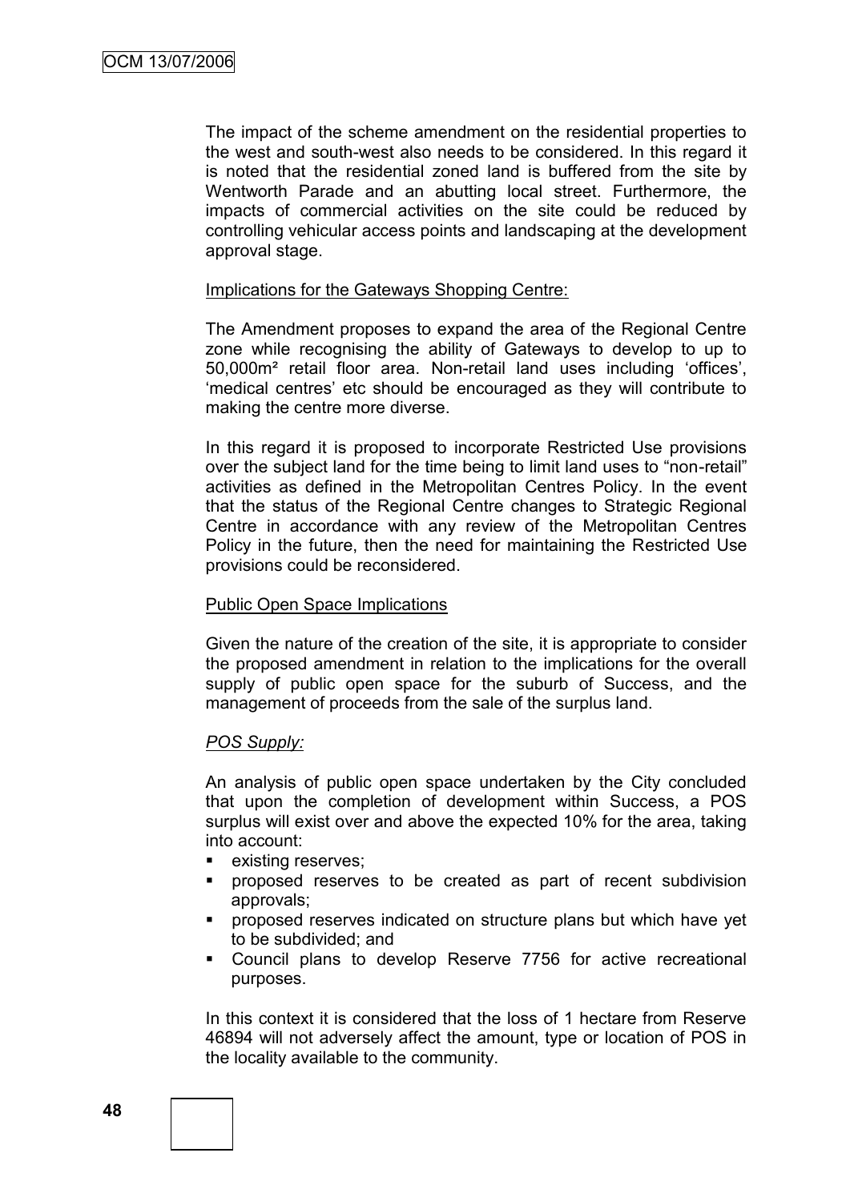The impact of the scheme amendment on the residential properties to the west and south-west also needs to be considered. In this regard it is noted that the residential zoned land is buffered from the site by Wentworth Parade and an abutting local street. Furthermore, the impacts of commercial activities on the site could be reduced by controlling vehicular access points and landscaping at the development approval stage.

Implications for the Gateways Shopping Centre:

The Amendment proposes to expand the area of the Regional Centre zone while recognising the ability of Gateways to develop to up to 50,000m² retail floor area. Non-retail land uses including 'offices', 'medical centres' etc should be encouraged as they will contribute to making the centre more diverse.

In this regard it is proposed to incorporate Restricted Use provisions over the subject land for the time being to limit land uses to "non-retail" activities as defined in the Metropolitan Centres Policy. In the event that the status of the Regional Centre changes to Strategic Regional Centre in accordance with any review of the Metropolitan Centres Policy in the future, then the need for maintaining the Restricted Use provisions could be reconsidered.

Public Open Space Implications

Given the nature of the creation of the site, it is appropriate to consider the proposed amendment in relation to the implications for the overall supply of public open space for the suburb of Success, and the management of proceeds from the sale of the surplus land.

*POS Supply:*

An analysis of public open space undertaken by the City concluded that upon the completion of development within Success, a POS surplus will exist over and above the expected 10% for the area, taking into account:

- existing reserves;
- proposed reserves to be created as part of recent subdivision approvals;
- proposed reserves indicated on structure plans but which have yet to be subdivided; and
- Council plans to develop Reserve 7756 for active recreational purposes.

In this context it is considered that the loss of 1 hectare from Reserve 46894 will not adversely affect the amount, type or location of POS in the locality available to the community.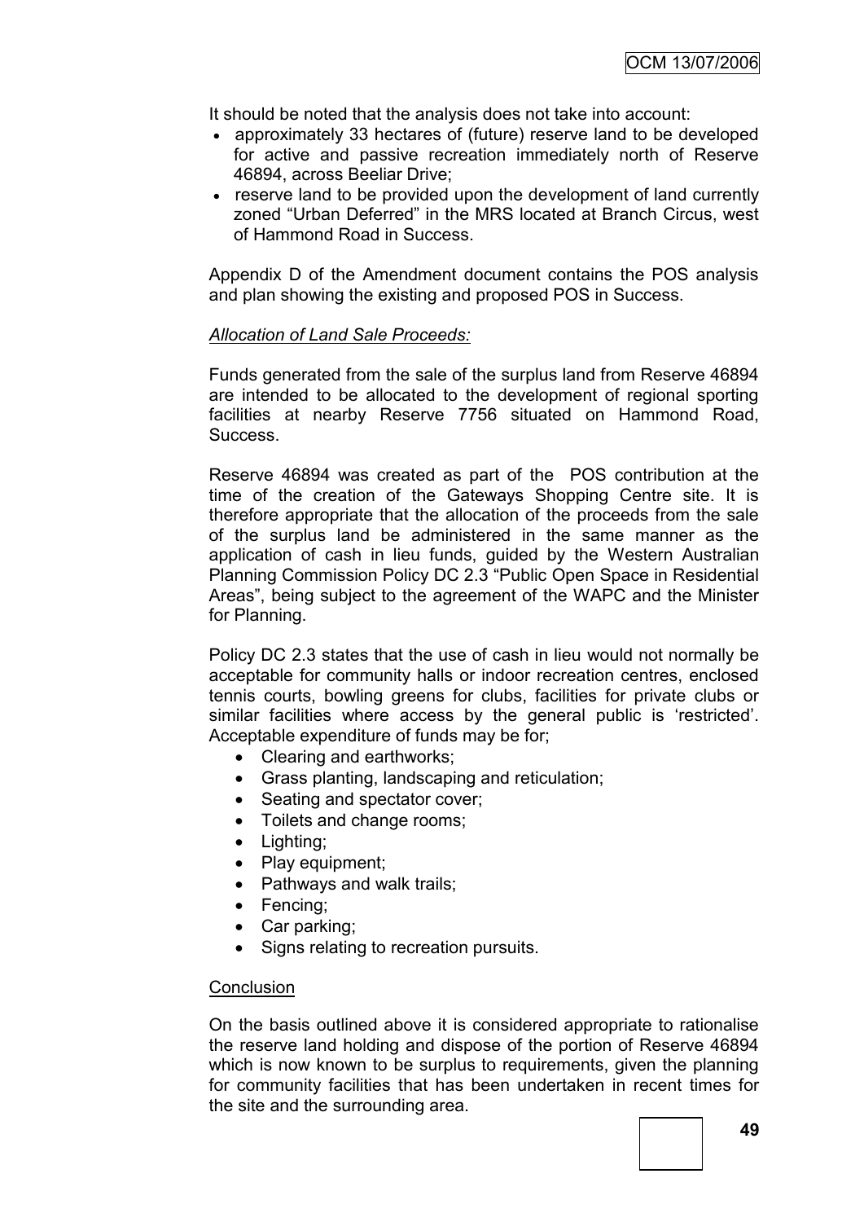It should be noted that the analysis does not take into account:

- approximately 33 hectares of (future) reserve land to be developed for active and passive recreation immediately north of Reserve 46894, across Beeliar Drive;
- reserve land to be provided upon the development of land currently zoned "Urban Deferred" in the MRS located at Branch Circus, west of Hammond Road in Success.

Appendix D of the Amendment document contains the POS analysis and plan showing the existing and proposed POS in Success.

*Allocation of Land Sale Proceeds:*

Funds generated from the sale of the surplus land from Reserve 46894 are intended to be allocated to the development of regional sporting facilities at nearby Reserve 7756 situated on Hammond Road, Success.

Reserve 46894 was created as part of the POS contribution at the time of the creation of the Gateways Shopping Centre site. It is therefore appropriate that the allocation of the proceeds from the sale of the surplus land be administered in the same manner as the application of cash in lieu funds, guided by the Western Australian Planning Commission Policy DC 2.3 "Public Open Space in Residential Areas", being subject to the agreement of the WAPC and the Minister for Planning.

Policy DC 2.3 states that the use of cash in lieu would not normally be acceptable for community halls or indoor recreation centres, enclosed tennis courts, bowling greens for clubs, facilities for private clubs or similar facilities where access by the general public is 'restricted'. Acceptable expenditure of funds may be for;

- Clearing and earthworks;
- Grass planting, landscaping and reticulation;
- Seating and spectator cover;
- Toilets and change rooms;
- Lighting;
- Play equipment;
- Pathways and walk trails;
- Fencing;
- Car parking;
- Signs relating to recreation pursuits.

Conclusion

On the basis outlined above it is considered appropriate to rationalise the reserve land holding and dispose of the portion of Reserve 46894 which is now known to be surplus to requirements, given the planning for community facilities that has been undertaken in recent times for the site and the surrounding area.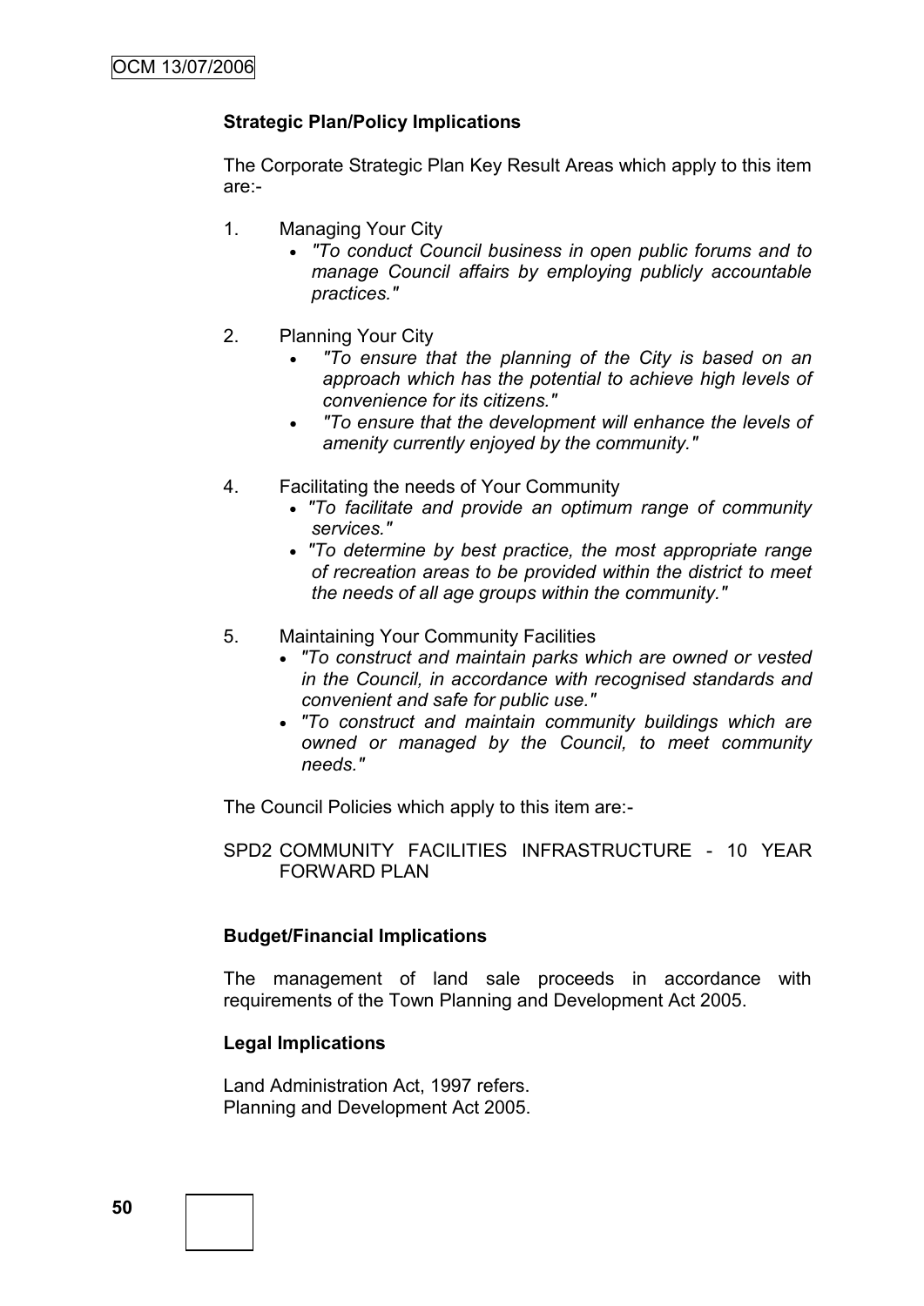**Strategic Plan/Policy Implications**

The Corporate Strategic Plan Key Result Areas which apply to this item are:-

1. Managing Your City
   - *"To conduct Council business in open public forums and to manage Council affairs by employing publicly accountable practices."*

2. Planning Your City
   - *"To ensure that the planning of the City is based on an approach which has the potential to achieve high levels of convenience for its citizens."*
   - *"To ensure that the development will enhance the levels of amenity currently enjoyed by the community."*

4. Facilitating the needs of Your Community
   - *"To facilitate and provide an optimum range of community services."*
   - *"To determine by best practice, the most appropriate range of recreation areas to be provided within the district to meet the needs of all age groups within the community."*

5. Maintaining Your Community Facilities
   - *"To construct and maintain parks which are owned or vested in the Council, in accordance with recognised standards and convenient and safe for public use."*
   - *"To construct and maintain community buildings which are owned or managed by the Council, to meet community needs."*

The Council Policies which apply to this item are:-

SPD2 COMMUNITY FACILITIES INFRASTRUCTURE - 10 YEAR FORWARD PLAN

**Budget/Financial Implications**

The management of land sale proceeds in accordance with requirements of the Town Planning and Development Act 2005.

**Legal Implications**

Land Administration Act, 1997 refers.
Planning and Development Act 2005.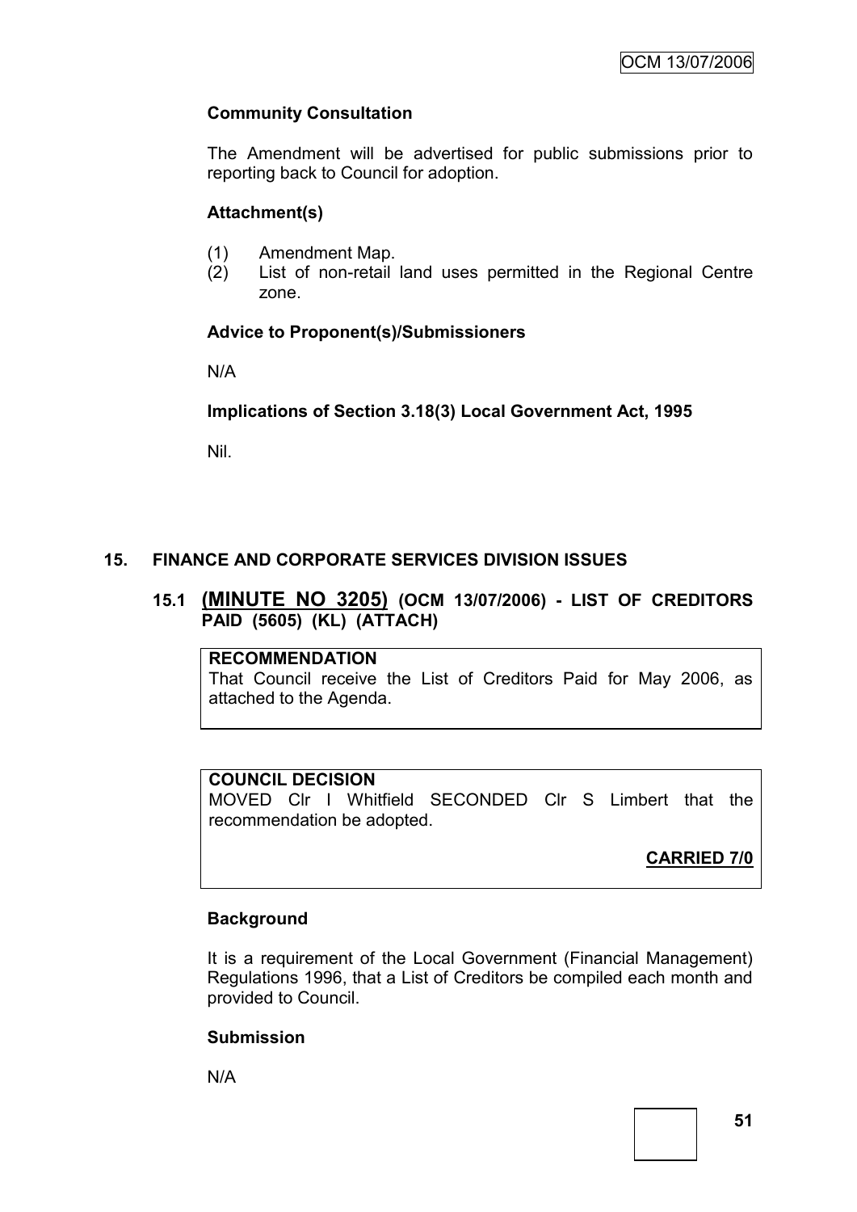**Community Consultation**

The Amendment will be advertised for public submissions prior to reporting back to Council for adoption.

**Attachment(s)**

(1) Amendment Map.
(2) List of non-retail land uses permitted in the Regional Centre zone.

**Advice to Proponent(s)/Submissioners**

N/A

**Implications of Section 3.18(3) Local Government Act, 1995**

Nil.

## 15. FINANCE AND CORPORATE SERVICES DIVISION ISSUES

### 15.1 (MINUTE NO 3205) (OCM 13/07/2006) - LIST OF CREDITORS PAID (5605) (KL) (ATTACH)

**RECOMMENDATION**
That Council receive the List of Creditors Paid for May 2006, as attached to the Agenda.

**COUNCIL DECISION**
MOVED Clr I Whitfield SECONDED Clr S Limbert that the recommendation be adopted.

**CARRIED 7/0**

**Background**

It is a requirement of the Local Government (Financial Management) Regulations 1996, that a List of Creditors be compiled each month and provided to Council.

**Submission**

N/A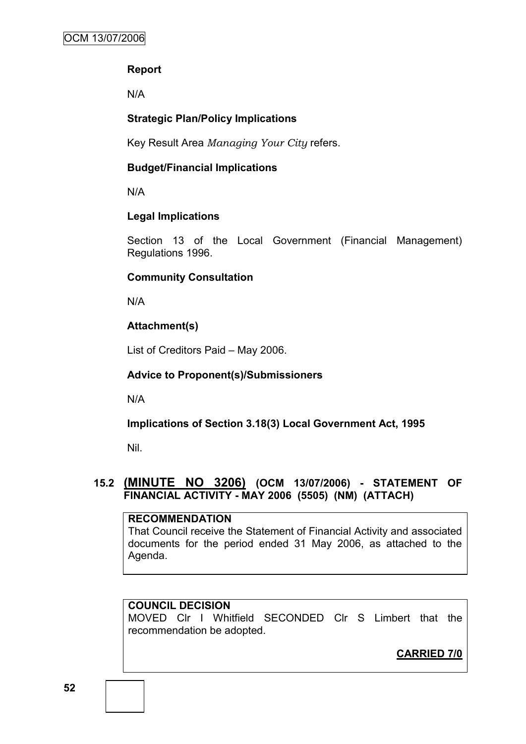**Report**

N/A

**Strategic Plan/Policy Implications**

Key Result Area *Managing Your City* refers.

**Budget/Financial Implications**

N/A

**Legal Implications**

Section 13 of the Local Government (Financial Management) Regulations 1996.

**Community Consultation**

N/A

**Attachment(s)**

List of Creditors Paid – May 2006.

**Advice to Proponent(s)/Submissioners**

N/A

**Implications of Section 3.18(3) Local Government Act, 1995**

Nil.

## 15.2 (MINUTE NO 3206) (OCM 13/07/2006) - STATEMENT OF FINANCIAL ACTIVITY - MAY 2006 (5505) (NM) (ATTACH)

**RECOMMENDATION**
That Council receive the Statement of Financial Activity and associated documents for the period ended 31 May 2006, as attached to the Agenda.

**COUNCIL DECISION**
MOVED Clr I Whitfield SECONDED Clr S Limbert that the recommendation be adopted.

**CARRIED 7/0**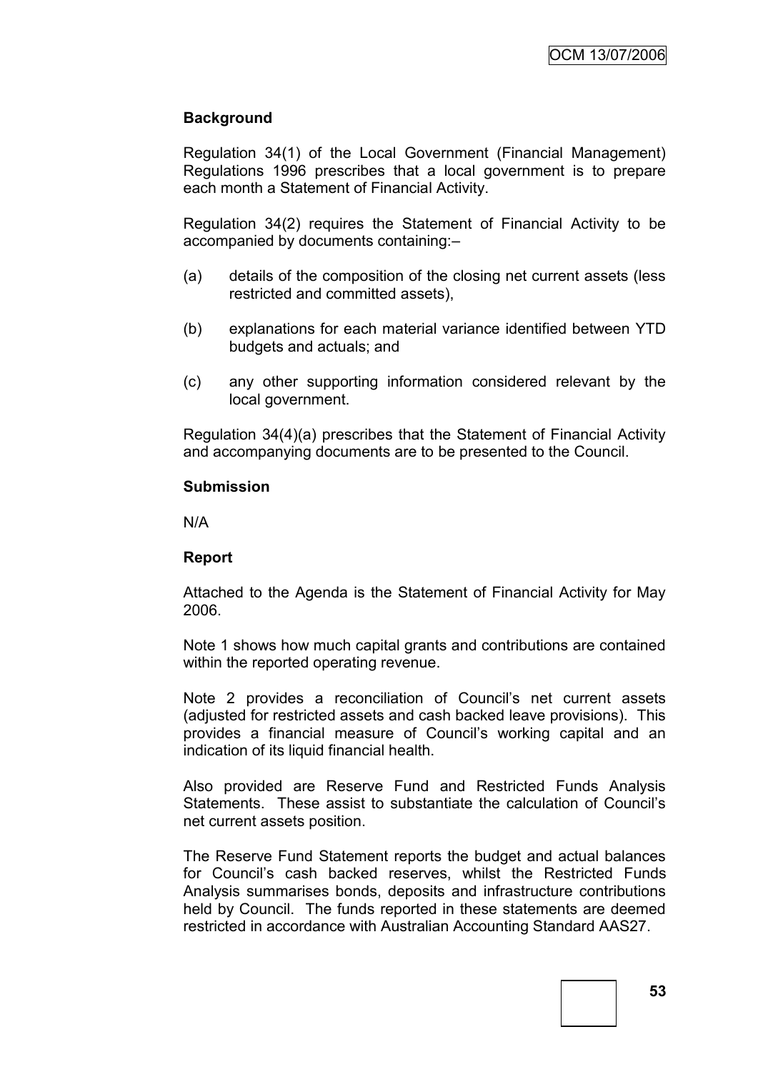**Background**

Regulation 34(1) of the Local Government (Financial Management) Regulations 1996 prescribes that a local government is to prepare each month a Statement of Financial Activity.

Regulation 34(2) requires the Statement of Financial Activity to be accompanied by documents containing:–

(a) details of the composition of the closing net current assets (less restricted and committed assets),

(b) explanations for each material variance identified between YTD budgets and actuals; and

(c) any other supporting information considered relevant by the local government.

Regulation 34(4)(a) prescribes that the Statement of Financial Activity and accompanying documents are to be presented to the Council.

**Submission**

N/A

**Report**

Attached to the Agenda is the Statement of Financial Activity for May 2006.

Note 1 shows how much capital grants and contributions are contained within the reported operating revenue.

Note 2 provides a reconciliation of Council's net current assets (adjusted for restricted assets and cash backed leave provisions). This provides a financial measure of Council's working capital and an indication of its liquid financial health.

Also provided are Reserve Fund and Restricted Funds Analysis Statements. These assist to substantiate the calculation of Council's net current assets position.

The Reserve Fund Statement reports the budget and actual balances for Council's cash backed reserves, whilst the Restricted Funds Analysis summarises bonds, deposits and infrastructure contributions held by Council. The funds reported in these statements are deemed restricted in accordance with Australian Accounting Standard AAS27.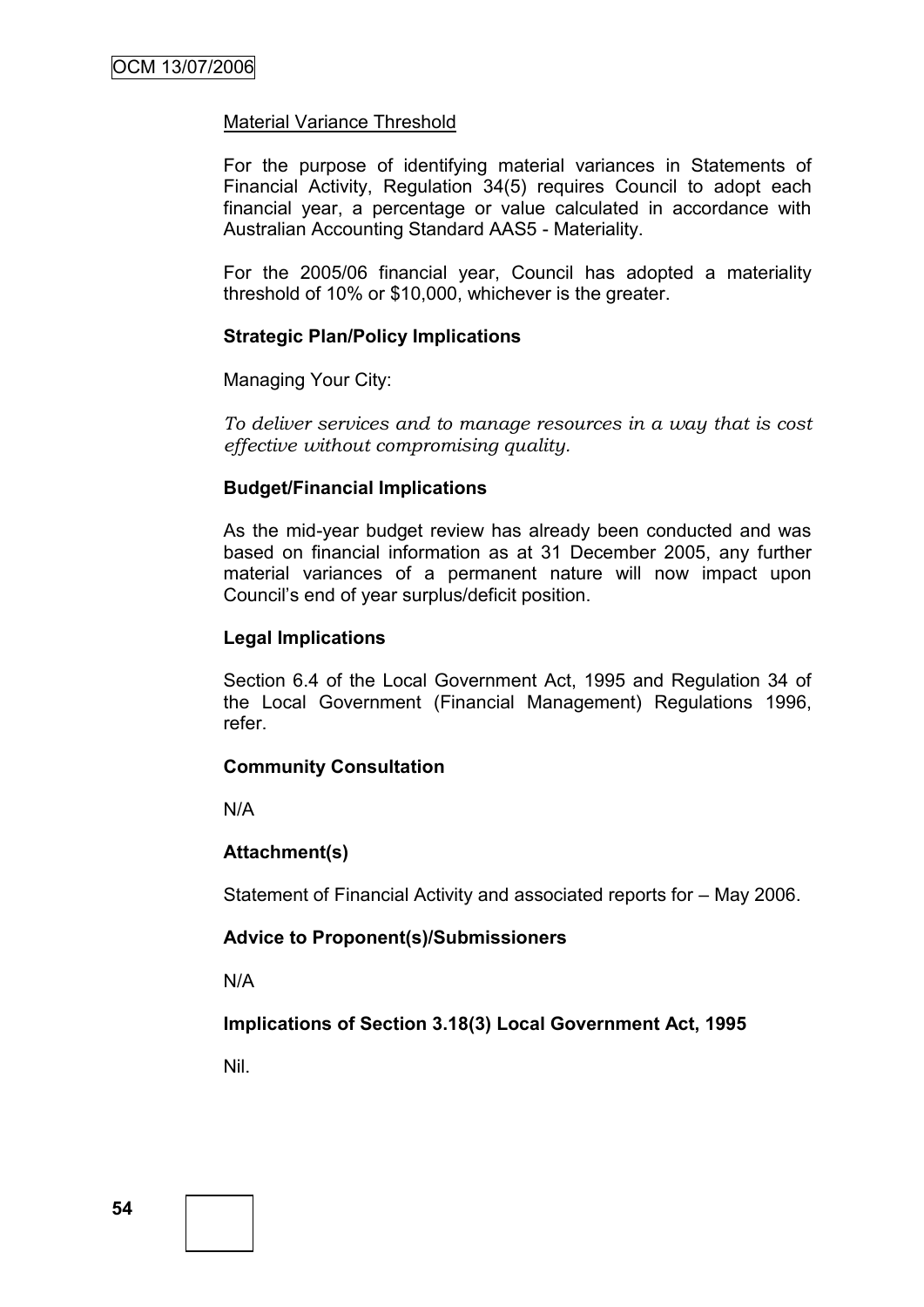Material Variance Threshold

For the purpose of identifying material variances in Statements of Financial Activity, Regulation 34(5) requires Council to adopt each financial year, a percentage or value calculated in accordance with Australian Accounting Standard AAS5 - Materiality.

For the 2005/06 financial year, Council has adopted a materiality threshold of 10% or $10,000, whichever is the greater.

**Strategic Plan/Policy Implications**

Managing Your City:

*To deliver services and to manage resources in a way that is cost effective without compromising quality.*

**Budget/Financial Implications**

As the mid-year budget review has already been conducted and was based on financial information as at 31 December 2005, any further material variances of a permanent nature will now impact upon Council's end of year surplus/deficit position.

**Legal Implications**

Section 6.4 of the Local Government Act, 1995 and Regulation 34 of the Local Government (Financial Management) Regulations 1996, refer.

**Community Consultation**

N/A

**Attachment(s)**

Statement of Financial Activity and associated reports for – May 2006.

**Advice to Proponent(s)/Submissioners**

N/A

**Implications of Section 3.18(3) Local Government Act, 1995**

Nil.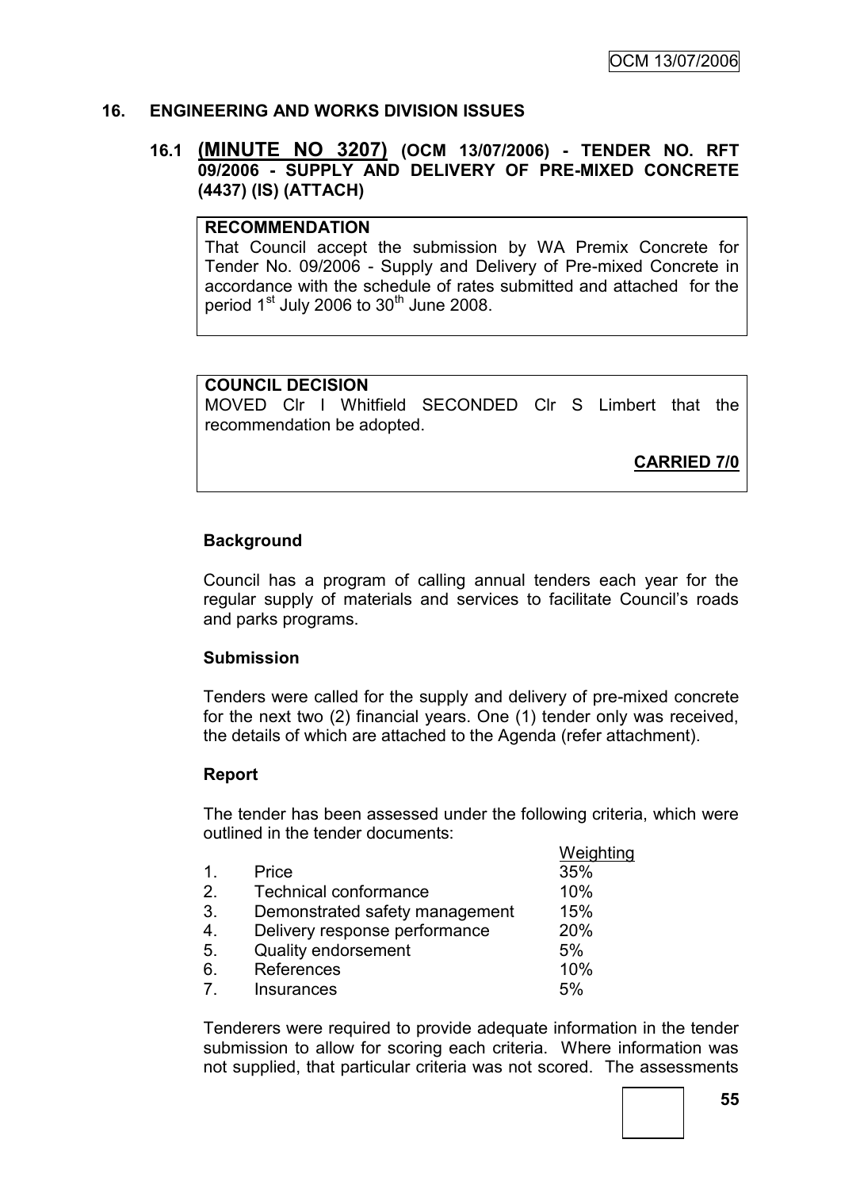## 16. ENGINEERING AND WORKS DIVISION ISSUES

### 16.1 (MINUTE NO 3207) (OCM 13/07/2006) - TENDER NO. RFT 09/2006 - SUPPLY AND DELIVERY OF PRE-MIXED CONCRETE (4437) (IS) (ATTACH)

**RECOMMENDATION**

That Council accept the submission by WA Premix Concrete for Tender No. 09/2006 - Supply and Delivery of Pre-mixed Concrete in accordance with the schedule of rates submitted and attached for the period 1st July 2006 to 30th June 2008.

**COUNCIL DECISION**

MOVED Clr I Whitfield SECONDED Clr S Limbert that the recommendation be adopted.

**CARRIED 7/0**

**Background**

Council has a program of calling annual tenders each year for the regular supply of materials and services to facilitate Council's roads and parks programs.

**Submission**

Tenders were called for the supply and delivery of pre-mixed concrete for the next two (2) financial years. One (1) tender only was received, the details of which are attached to the Agenda (refer attachment).

**Report**

The tender has been assessed under the following criteria, which were outlined in the tender documents:

| | | Weighting |
|---|---|---|
| 1. | Price | 35% |
| 2. | Technical conformance | 10% |
| 3. | Demonstrated safety management | 15% |
| 4. | Delivery response performance | 20% |
| 5. | Quality endorsement | 5% |
| 6. | References | 10% |
| 7. | Insurances | 5% |

Tenderers were required to provide adequate information in the tender submission to allow for scoring each criteria. Where information was not supplied, that particular criteria was not scored. The assessments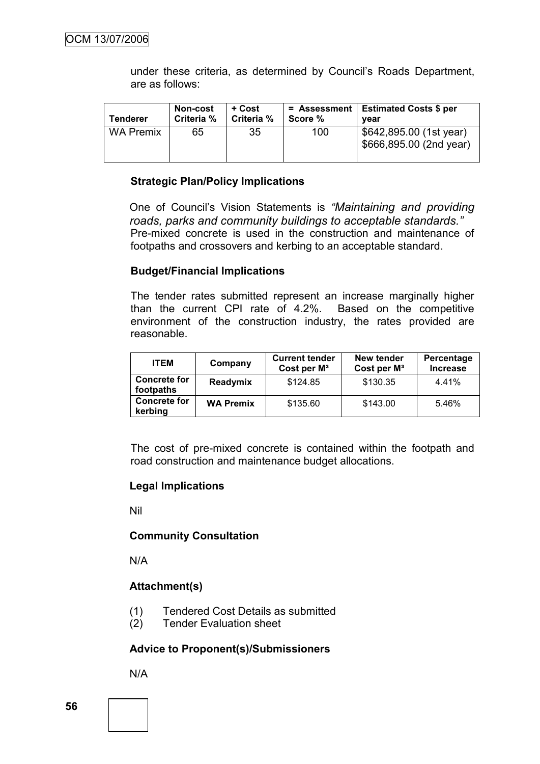under these criteria, as determined by Council's Roads Department, are as follows:

| Tenderer | Non-cost Criteria % | + Cost Criteria % | = Assessment Score % | Estimated Costs $ per year |
|---|---|---|---|---|
| WA Premix | 65 | 35 | 100 | $642,895.00 (1st year) $666,895.00 (2nd year) |

**Strategic Plan/Policy Implications**

One of Council's Vision Statements is *"Maintaining and providing roads, parks and community buildings to acceptable standards."* Pre-mixed concrete is used in the construction and maintenance of footpaths and crossovers and kerbing to an acceptable standard.

**Budget/Financial Implications**

The tender rates submitted represent an increase marginally higher than the current CPI rate of 4.2%. Based on the competitive environment of the construction industry, the rates provided are reasonable.

| ITEM | Company | Current tender Cost per M³ | New tender Cost per M³ | Percentage Increase |
|---|---|---|---|---|
| **Concrete for footpaths** | **Readymix** | $124.85 | $130.35 | 4.41% |
| **Concrete for kerbing** | **WA Premix** | $135.60 | $143.00 | 5.46% |

The cost of pre-mixed concrete is contained within the footpath and road construction and maintenance budget allocations.

**Legal Implications**

Nil

**Community Consultation**

N/A

**Attachment(s)**

(1) Tendered Cost Details as submitted
(2) Tender Evaluation sheet

**Advice to Proponent(s)/Submissioners**

N/A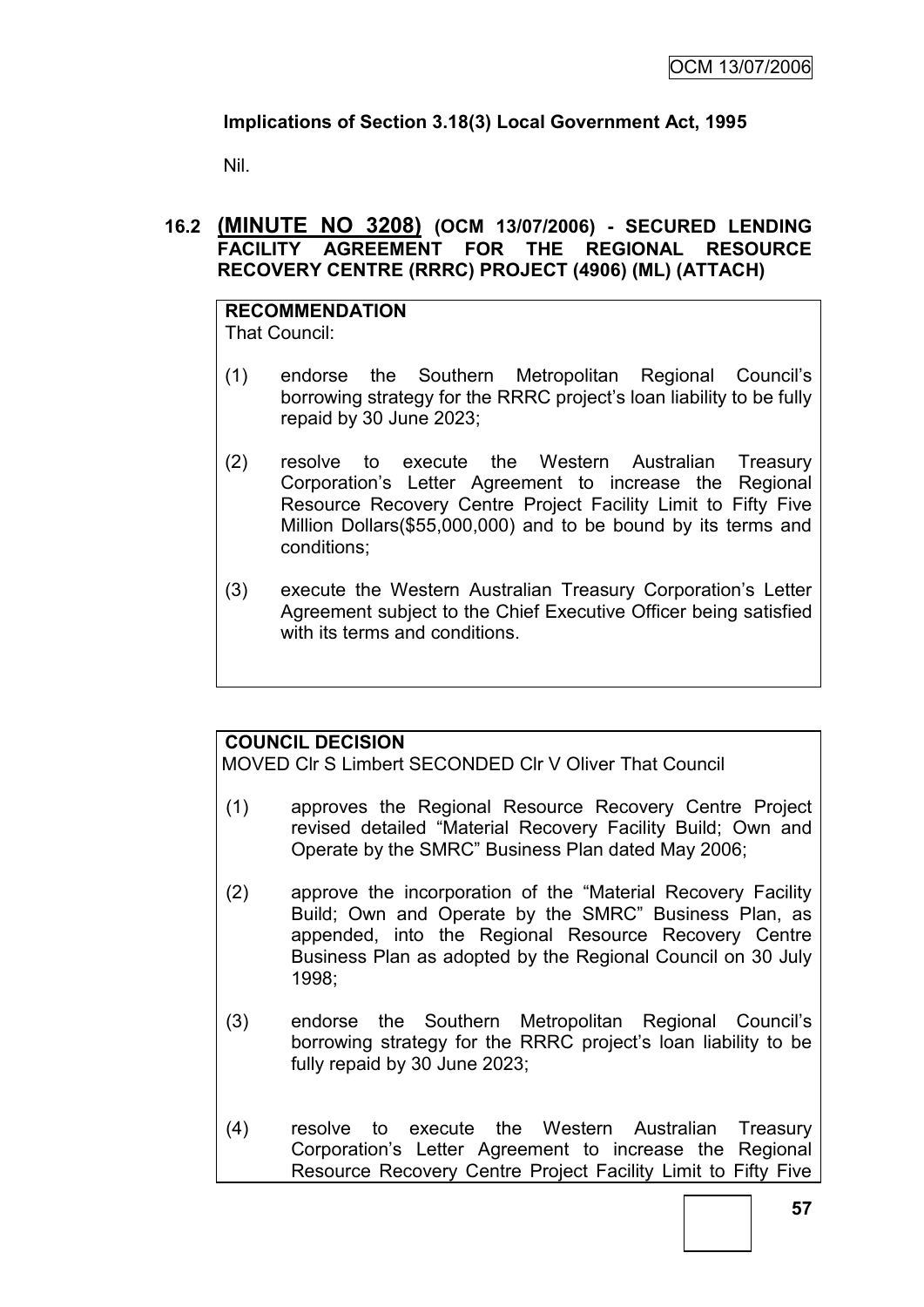**Implications of Section 3.18(3) Local Government Act, 1995**

Nil.

## 16.2 (MINUTE NO 3208) (OCM 13/07/2006) - SECURED LENDING FACILITY AGREEMENT FOR THE REGIONAL RESOURCE RECOVERY CENTRE (RRRC) PROJECT (4906) (ML) (ATTACH)

**RECOMMENDATION**

That Council:

(1) endorse the Southern Metropolitan Regional Council's borrowing strategy for the RRRC project's loan liability to be fully repaid by 30 June 2023;

(2) resolve to execute the Western Australian Treasury Corporation's Letter Agreement to increase the Regional Resource Recovery Centre Project Facility Limit to Fifty Five Million Dollars($55,000,000) and to be bound by its terms and conditions;

(3) execute the Western Australian Treasury Corporation's Letter Agreement subject to the Chief Executive Officer being satisfied with its terms and conditions.

**COUNCIL DECISION**

MOVED Clr S Limbert SECONDED Clr V Oliver That Council

(1) approves the Regional Resource Recovery Centre Project revised detailed "Material Recovery Facility Build; Own and Operate by the SMRC" Business Plan dated May 2006;

(2) approve the incorporation of the "Material Recovery Facility Build; Own and Operate by the SMRC" Business Plan, as appended, into the Regional Resource Recovery Centre Business Plan as adopted by the Regional Council on 30 July 1998;

(3) endorse the Southern Metropolitan Regional Council's borrowing strategy for the RRRC project's loan liability to be fully repaid by 30 June 2023;

(4) resolve to execute the Western Australian Treasury Corporation's Letter Agreement to increase the Regional Resource Recovery Centre Project Facility Limit to Fifty Five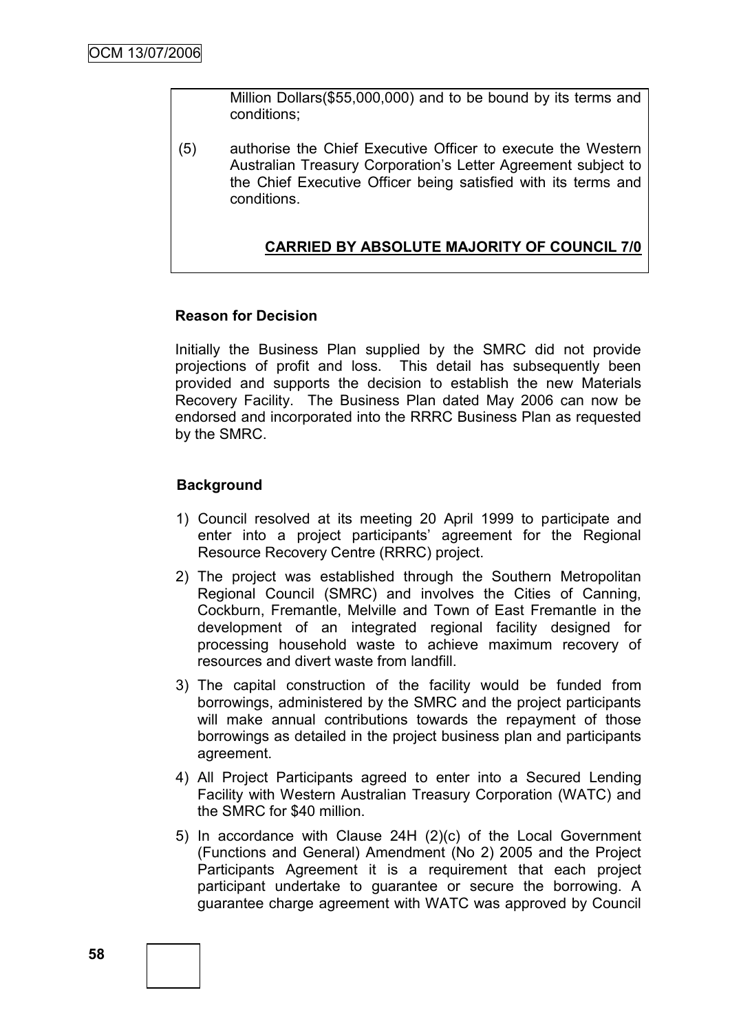Million Dollars($55,000,000) and to be bound by its terms and conditions;

(5) authorise the Chief Executive Officer to execute the Western Australian Treasury Corporation's Letter Agreement subject to the Chief Executive Officer being satisfied with its terms and conditions.

**CARRIED BY ABSOLUTE MAJORITY OF COUNCIL 7/0**

**Reason for Decision**

Initially the Business Plan supplied by the SMRC did not provide projections of profit and loss. This detail has subsequently been provided and supports the decision to establish the new Materials Recovery Facility. The Business Plan dated May 2006 can now be endorsed and incorporated into the RRRC Business Plan as requested by the SMRC.

**Background**

1) Council resolved at its meeting 20 April 1999 to participate and enter into a project participants' agreement for the Regional Resource Recovery Centre (RRRC) project.
2) The project was established through the Southern Metropolitan Regional Council (SMRC) and involves the Cities of Canning, Cockburn, Fremantle, Melville and Town of East Fremantle in the development of an integrated regional facility designed for processing household waste to achieve maximum recovery of resources and divert waste from landfill.
3) The capital construction of the facility would be funded from borrowings, administered by the SMRC and the project participants will make annual contributions towards the repayment of those borrowings as detailed in the project business plan and participants agreement.
4) All Project Participants agreed to enter into a Secured Lending Facility with Western Australian Treasury Corporation (WATC) and the SMRC for $40 million.
5) In accordance with Clause 24H (2)(c) of the Local Government (Functions and General) Amendment (No 2) 2005 and the Project Participants Agreement it is a requirement that each project participant undertake to guarantee or secure the borrowing. A guarantee charge agreement with WATC was approved by Council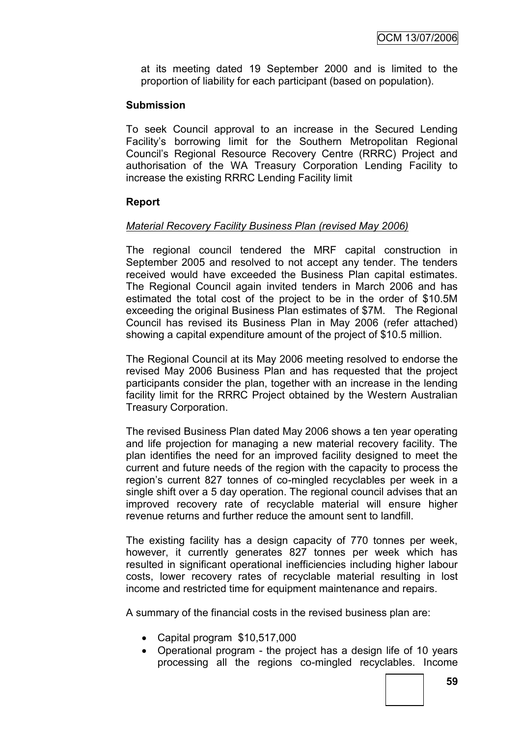at its meeting dated 19 September 2000 and is limited to the proportion of liability for each participant (based on population).

**Submission**

To seek Council approval to an increase in the Secured Lending Facility's borrowing limit for the Southern Metropolitan Regional Council's Regional Resource Recovery Centre (RRRC) Project and authorisation of the WA Treasury Corporation Lending Facility to increase the existing RRRC Lending Facility limit

**Report**

*Material Recovery Facility Business Plan (revised May 2006)*

The regional council tendered the MRF capital construction in September 2005 and resolved to not accept any tender. The tenders received would have exceeded the Business Plan capital estimates. The Regional Council again invited tenders in March 2006 and has estimated the total cost of the project to be in the order of $10.5M exceeding the original Business Plan estimates of $7M. The Regional Council has revised its Business Plan in May 2006 (refer attached) showing a capital expenditure amount of the project of $10.5 million.

The Regional Council at its May 2006 meeting resolved to endorse the revised May 2006 Business Plan and has requested that the project participants consider the plan, together with an increase in the lending facility limit for the RRRC Project obtained by the Western Australian Treasury Corporation.

The revised Business Plan dated May 2006 shows a ten year operating and life projection for managing a new material recovery facility. The plan identifies the need for an improved facility designed to meet the current and future needs of the region with the capacity to process the region's current 827 tonnes of co-mingled recyclables per week in a single shift over a 5 day operation. The regional council advises that an improved recovery rate of recyclable material will ensure higher revenue returns and further reduce the amount sent to landfill.

The existing facility has a design capacity of 770 tonnes per week, however, it currently generates 827 tonnes per week which has resulted in significant operational inefficiencies including higher labour costs, lower recovery rates of recyclable material resulting in lost income and restricted time for equipment maintenance and repairs.

A summary of the financial costs in the revised business plan are:

- Capital program $10,517,000
- Operational program - the project has a design life of 10 years processing all the regions co-mingled recyclables. Income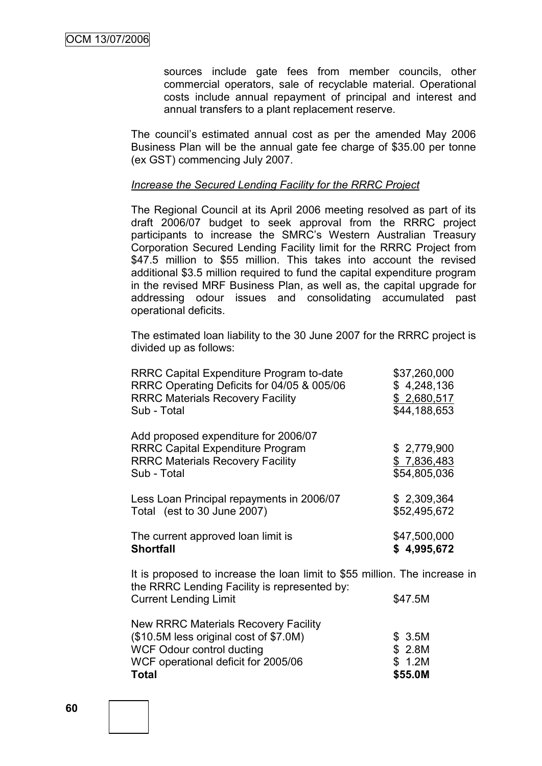sources include gate fees from member councils, other commercial operators, sale of recyclable material. Operational costs include annual repayment of principal and interest and annual transfers to a plant replacement reserve.

The council's estimated annual cost as per the amended May 2006 Business Plan will be the annual gate fee charge of $35.00 per tonne (ex GST) commencing July 2007.

*Increase the Secured Lending Facility for the RRRC Project*

The Regional Council at its April 2006 meeting resolved as part of its draft 2006/07 budget to seek approval from the RRRC project participants to increase the SMRC's Western Australian Treasury Corporation Secured Lending Facility limit for the RRRC Project from $47.5 million to $55 million. This takes into account the revised additional $3.5 million required to fund the capital expenditure program in the revised MRF Business Plan, as well as, the capital upgrade for addressing odour issues and consolidating accumulated past operational deficits.

The estimated loan liability to the 30 June 2007 for the RRRC project is divided up as follows:

| | |
|---|---|
| RRRC Capital Expenditure Program to-date | $37,260,000 |
| RRRC Operating Deficits for 04/05 & 005/06 | $ 4,248,136 |
| RRRC Materials Recovery Facility | $ 2,680,517 |
| Sub - Total | $44,188,653 |
| | |
| Add proposed expenditure for 2006/07 | |
| RRRC Capital Expenditure Program | $ 2,779,900 |
| RRRC Materials Recovery Facility | $ 7,836,483 |
| Sub - Total | $54,805,036 |
| | |
| Less Loan Principal repayments in 2006/07 | $ 2,309,364 |
| Total (est to 30 June 2007) | $52,495,672 |
| | |
| The current approved loan limit is | $47,500,000 |
| **Shortfall** | **$ 4,995,672** |

It is proposed to increase the loan limit to $55 million. The increase in the RRRC Lending Facility is represented by:

| | |
|---|---|
| Current Lending Limit | $47.5M |
| | |
| New RRRC Materials Recovery Facility | |
| ($10.5M less original cost of $7.0M) | $ 3.5M |
| WCF Odour control ducting | $ 2.8M |
| WCF operational deficit for 2005/06 | $ 1.2M |
| **Total** | **$55.0M** |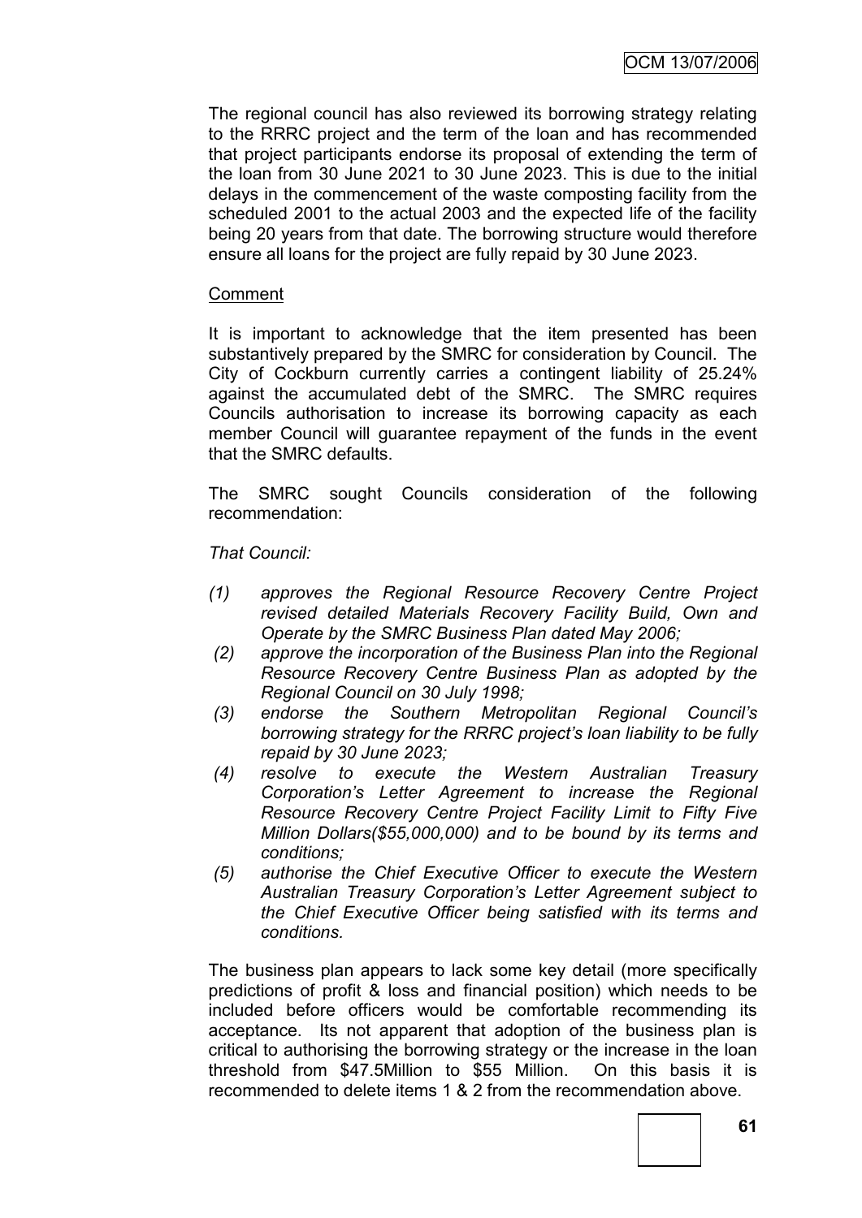The regional council has also reviewed its borrowing strategy relating to the RRRC project and the term of the loan and has recommended that project participants endorse its proposal of extending the term of the loan from 30 June 2021 to 30 June 2023. This is due to the initial delays in the commencement of the waste composting facility from the scheduled 2001 to the actual 2003 and the expected life of the facility being 20 years from that date. The borrowing structure would therefore ensure all loans for the project are fully repaid by 30 June 2023.

Comment

It is important to acknowledge that the item presented has been substantively prepared by the SMRC for consideration by Council. The City of Cockburn currently carries a contingent liability of 25.24% against the accumulated debt of the SMRC. The SMRC requires Councils authorisation to increase its borrowing capacity as each member Council will guarantee repayment of the funds in the event that the SMRC defaults.

The SMRC sought Councils consideration of the following recommendation:

*That Council:*

*(1) approves the Regional Resource Recovery Centre Project revised detailed Materials Recovery Facility Build, Own and Operate by the SMRC Business Plan dated May 2006;*

*(2) approve the incorporation of the Business Plan into the Regional Resource Recovery Centre Business Plan as adopted by the Regional Council on 30 July 1998;*

*(3) endorse the Southern Metropolitan Regional Council's borrowing strategy for the RRRC project's loan liability to be fully repaid by 30 June 2023;*

*(4) resolve to execute the Western Australian Treasury Corporation's Letter Agreement to increase the Regional Resource Recovery Centre Project Facility Limit to Fifty Five Million Dollars($55,000,000) and to be bound by its terms and conditions;*

*(5) authorise the Chief Executive Officer to execute the Western Australian Treasury Corporation's Letter Agreement subject to the Chief Executive Officer being satisfied with its terms and conditions.*

The business plan appears to lack some key detail (more specifically predictions of profit & loss and financial position) which needs to be included before officers would be comfortable recommending its acceptance. Its not apparent that adoption of the business plan is critical to authorising the borrowing strategy or the increase in the loan threshold from $47.5Million to $55 Million. On this basis it is recommended to delete items 1 & 2 from the recommendation above.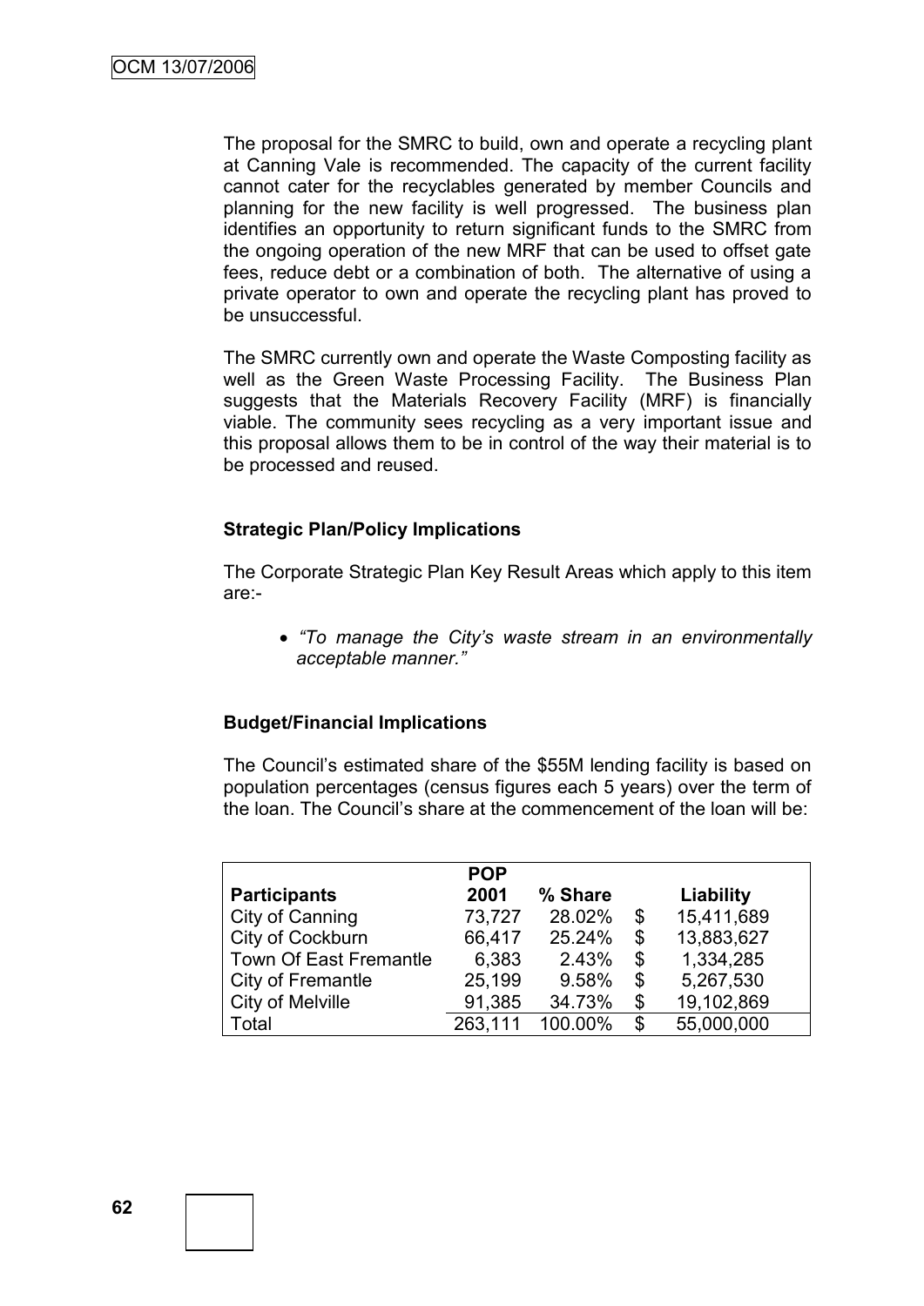The proposal for the SMRC to build, own and operate a recycling plant at Canning Vale is recommended. The capacity of the current facility cannot cater for the recyclables generated by member Councils and planning for the new facility is well progressed. The business plan identifies an opportunity to return significant funds to the SMRC from the ongoing operation of the new MRF that can be used to offset gate fees, reduce debt or a combination of both. The alternative of using a private operator to own and operate the recycling plant has proved to be unsuccessful.

The SMRC currently own and operate the Waste Composting facility as well as the Green Waste Processing Facility. The Business Plan suggests that the Materials Recovery Facility (MRF) is financially viable. The community sees recycling as a very important issue and this proposal allows them to be in control of the way their material is to be processed and reused.

### Strategic Plan/Policy Implications

The Corporate Strategic Plan Key Result Areas which apply to this item are:-

- *"To manage the City's waste stream in an environmentally acceptable manner."*

### Budget/Financial Implications

The Council's estimated share of the $55M lending facility is based on population percentages (census figures each 5 years) over the term of the loan. The Council's share at the commencement of the loan will be:

| Participants | POP 2001 | % Share | | Liability |
|---|---|---|---|---|
| City of Canning | 73,727 | 28.02% | $ | 15,411,689 |
| City of Cockburn | 66,417 | 25.24% | $ | 13,883,627 |
| Town Of East Fremantle | 6,383 | 2.43% | $ | 1,334,285 |
| City of Fremantle | 25,199 | 9.58% | $ | 5,267,530 |
| City of Melville | 91,385 | 34.73% | $ | 19,102,869 |
| Total | 263,111 | 100.00% | $ | 55,000,000 |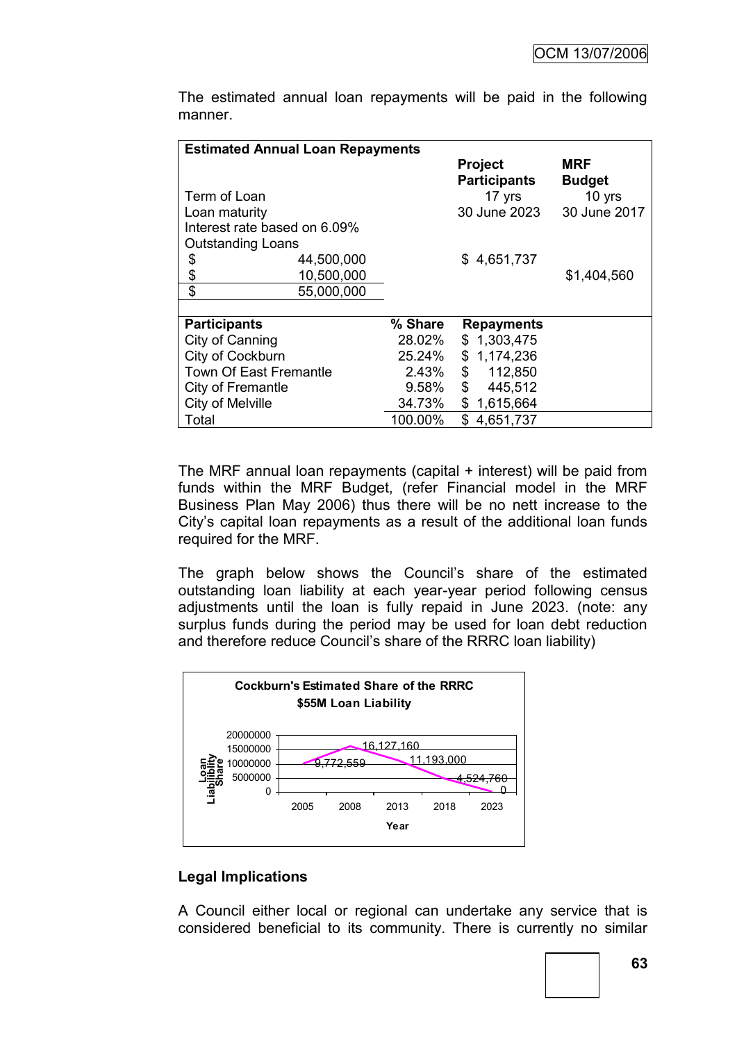The estimated annual loan repayments will be paid in the following manner.

| Estimated Annual Loan Repayments | | | | |
|---|---|---|---|---|
| | | | **Project Participants** | **MRF Budget** |
| Term of Loan | | | 17 yrs | 10 yrs |
| Loan maturity | | | 30 June 2023 | 30 June 2017 |
| Interest rate based on 6.09% | | | | |
| Outstanding Loans | | | | |
| $ | 44,500,000 | | $ 4,651,737 | |
| $ | 10,500,000 | | | $1,404,560 |
| $ | 55,000,000 | | | |
| | | | | |
| **Participants** | | **% Share** | **Repayments** | |
| City of Canning | | 28.02% | $ 1,303,475 | |
| City of Cockburn | | 25.24% | $ 1,174,236 | |
| Town Of East Fremantle | | 2.43% | $ 112,850 | |
| City of Fremantle | | 9.58% | $ 445,512 | |
| City of Melville | | 34.73% | $ 1,615,664 | |
| Total | | 100.00% | $ 4,651,737 | |

The MRF annual loan repayments (capital + interest) will be paid from funds within the MRF Budget, (refer Financial model in the MRF Business Plan May 2006) thus there will be no nett increase to the City's capital loan repayments as a result of the additional loan funds required for the MRF.

The graph below shows the Council's share of the estimated outstanding loan liability at each year-year period following census adjustments until the loan is fully repaid in June 2023. (note: any surplus funds during the period may be used for loan debt reduction and therefore reduce Council's share of the RRRC loan liability)

**Cockburn's Estimated Share of the RRRC $55M Loan Liability**

| Year | Loan Liability Share |
|---|---|
| 2005 | 9,772,559 |
| 2008 | 16,127,160 |
| 2013 | 11,193,000 |
| 2018 | 4,524,760 |
| 2023 | 0 |

## Legal Implications

A Council either local or regional can undertake any service that is considered beneficial to its community. There is currently no similar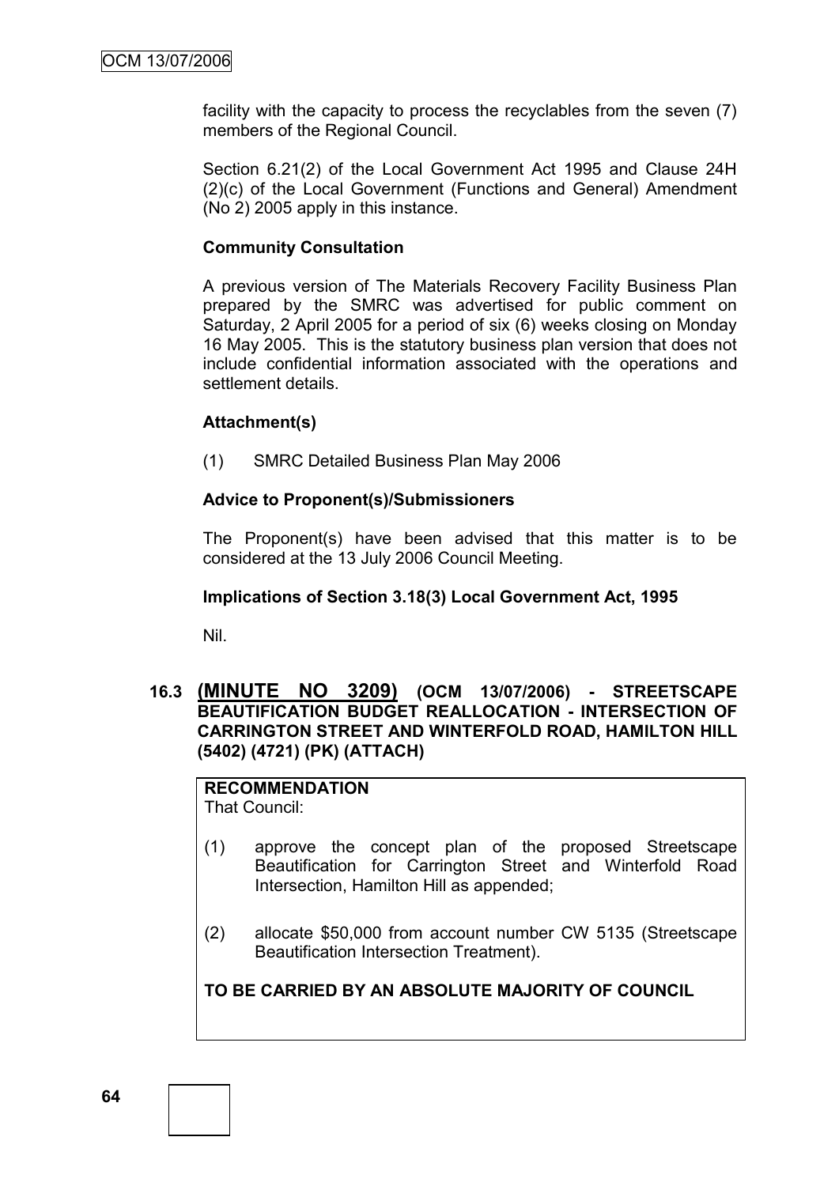facility with the capacity to process the recyclables from the seven (7) members of the Regional Council.

Section 6.21(2) of the Local Government Act 1995 and Clause 24H (2)(c) of the Local Government (Functions and General) Amendment (No 2) 2005 apply in this instance.

**Community Consultation**

A previous version of The Materials Recovery Facility Business Plan prepared by the SMRC was advertised for public comment on Saturday, 2 April 2005 for a period of six (6) weeks closing on Monday 16 May 2005. This is the statutory business plan version that does not include confidential information associated with the operations and settlement details.

**Attachment(s)**

(1) SMRC Detailed Business Plan May 2006

**Advice to Proponent(s)/Submissioners**

The Proponent(s) have been advised that this matter is to be considered at the 13 July 2006 Council Meeting.

**Implications of Section 3.18(3) Local Government Act, 1995**

Nil.

## 16.3 (MINUTE NO 3209) (OCM 13/07/2006) - STREETSCAPE BEAUTIFICATION BUDGET REALLOCATION - INTERSECTION OF CARRINGTON STREET AND WINTERFOLD ROAD, HAMILTON HILL (5402) (4721) (PK) (ATTACH)

**RECOMMENDATION**
That Council:

(1) approve the concept plan of the proposed Streetscape Beautification for Carrington Street and Winterfold Road Intersection, Hamilton Hill as appended;

(2) allocate $50,000 from account number CW 5135 (Streetscape Beautification Intersection Treatment).

**TO BE CARRIED BY AN ABSOLUTE MAJORITY OF COUNCIL**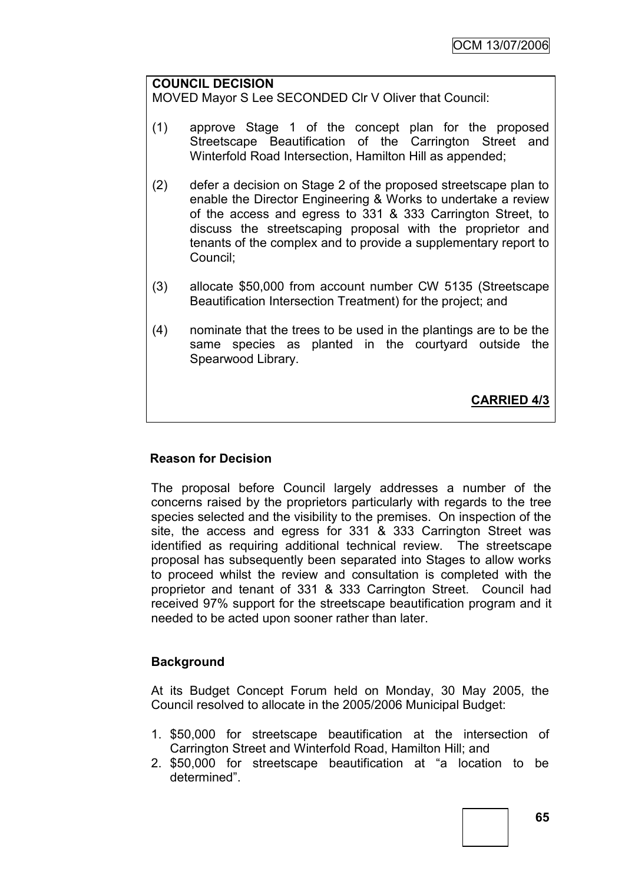**COUNCIL DECISION**

MOVED Mayor S Lee SECONDED Clr V Oliver that Council:

(1) approve Stage 1 of the concept plan for the proposed Streetscape Beautification of the Carrington Street and Winterfold Road Intersection, Hamilton Hill as appended;

(2) defer a decision on Stage 2 of the proposed streetscape plan to enable the Director Engineering & Works to undertake a review of the access and egress to 331 & 333 Carrington Street, to discuss the streetscaping proposal with the proprietor and tenants of the complex and to provide a supplementary report to Council;

(3) allocate \$50,000 from account number CW 5135 (Streetscape Beautification Intersection Treatment) for the project; and

(4) nominate that the trees to be used in the plantings are to be the same species as planted in the courtyard outside the Spearwood Library.

**CARRIED 4/3**

### Reason for Decision

The proposal before Council largely addresses a number of the concerns raised by the proprietors particularly with regards to the tree species selected and the visibility to the premises. On inspection of the site, the access and egress for 331 & 333 Carrington Street was identified as requiring additional technical review. The streetscape proposal has subsequently been separated into Stages to allow works to proceed whilst the review and consultation is completed with the proprietor and tenant of 331 & 333 Carrington Street. Council had received 97% support for the streetscape beautification program and it needed to be acted upon sooner rather than later.

### Background

At its Budget Concept Forum held on Monday, 30 May 2005, the Council resolved to allocate in the 2005/2006 Municipal Budget:

1. \$50,000 for streetscape beautification at the intersection of Carrington Street and Winterfold Road, Hamilton Hill; and
2. \$50,000 for streetscape beautification at "a location to be determined".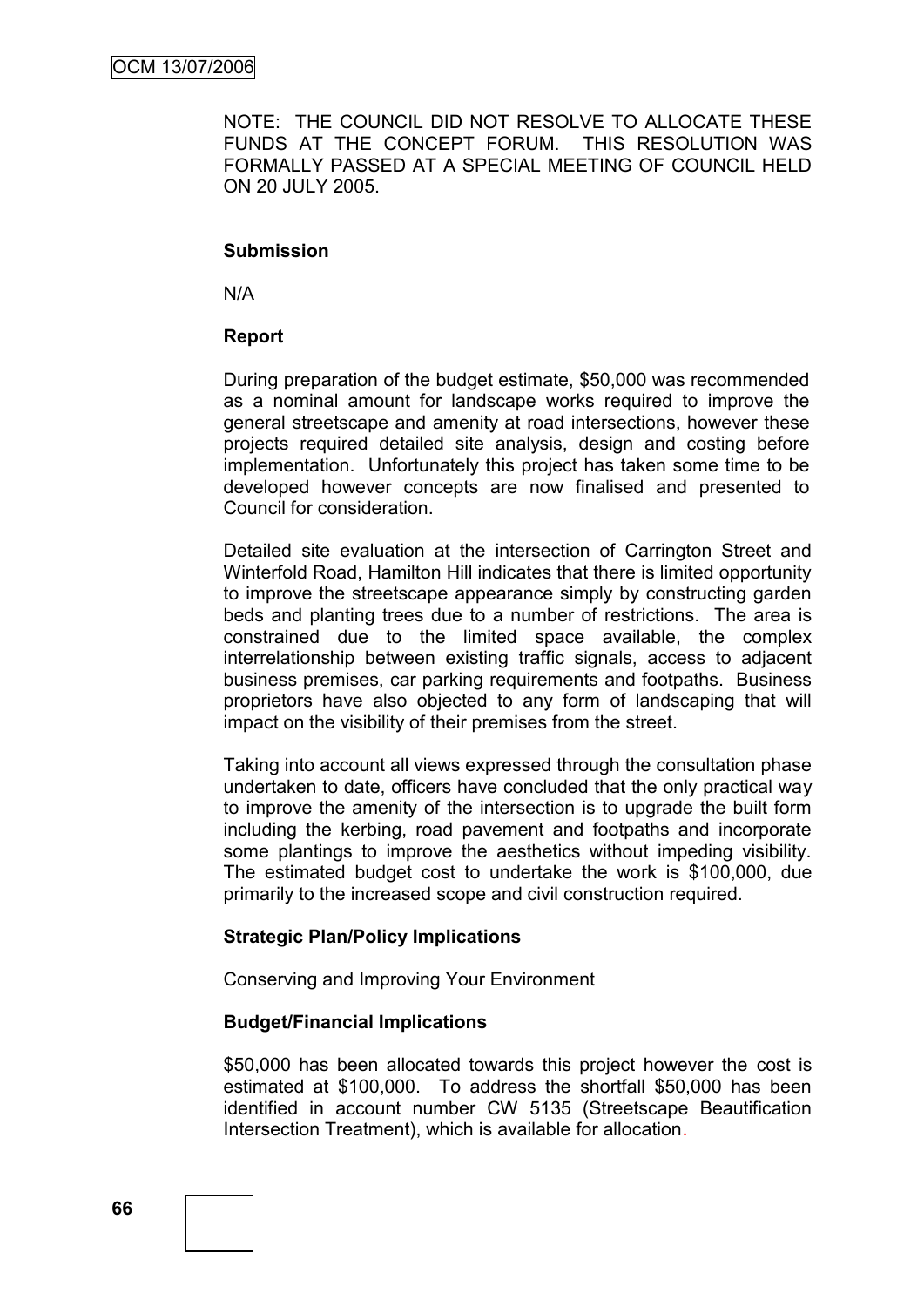NOTE: THE COUNCIL DID NOT RESOLVE TO ALLOCATE THESE FUNDS AT THE CONCEPT FORUM. THIS RESOLUTION WAS FORMALLY PASSED AT A SPECIAL MEETING OF COUNCIL HELD ON 20 JULY 2005.

**Submission**

N/A

**Report**

During preparation of the budget estimate, $50,000 was recommended as a nominal amount for landscape works required to improve the general streetscape and amenity at road intersections, however these projects required detailed site analysis, design and costing before implementation. Unfortunately this project has taken some time to be developed however concepts are now finalised and presented to Council for consideration.

Detailed site evaluation at the intersection of Carrington Street and Winterfold Road, Hamilton Hill indicates that there is limited opportunity to improve the streetscape appearance simply by constructing garden beds and planting trees due to a number of restrictions. The area is constrained due to the limited space available, the complex interrelationship between existing traffic signals, access to adjacent business premises, car parking requirements and footpaths. Business proprietors have also objected to any form of landscaping that will impact on the visibility of their premises from the street.

Taking into account all views expressed through the consultation phase undertaken to date, officers have concluded that the only practical way to improve the amenity of the intersection is to upgrade the built form including the kerbing, road pavement and footpaths and incorporate some plantings to improve the aesthetics without impeding visibility. The estimated budget cost to undertake the work is $100,000, due primarily to the increased scope and civil construction required.

**Strategic Plan/Policy Implications**

Conserving and Improving Your Environment

**Budget/Financial Implications**

$50,000 has been allocated towards this project however the cost is estimated at $100,000. To address the shortfall $50,000 has been identified in account number CW 5135 (Streetscape Beautification Intersection Treatment), which is available for allocation.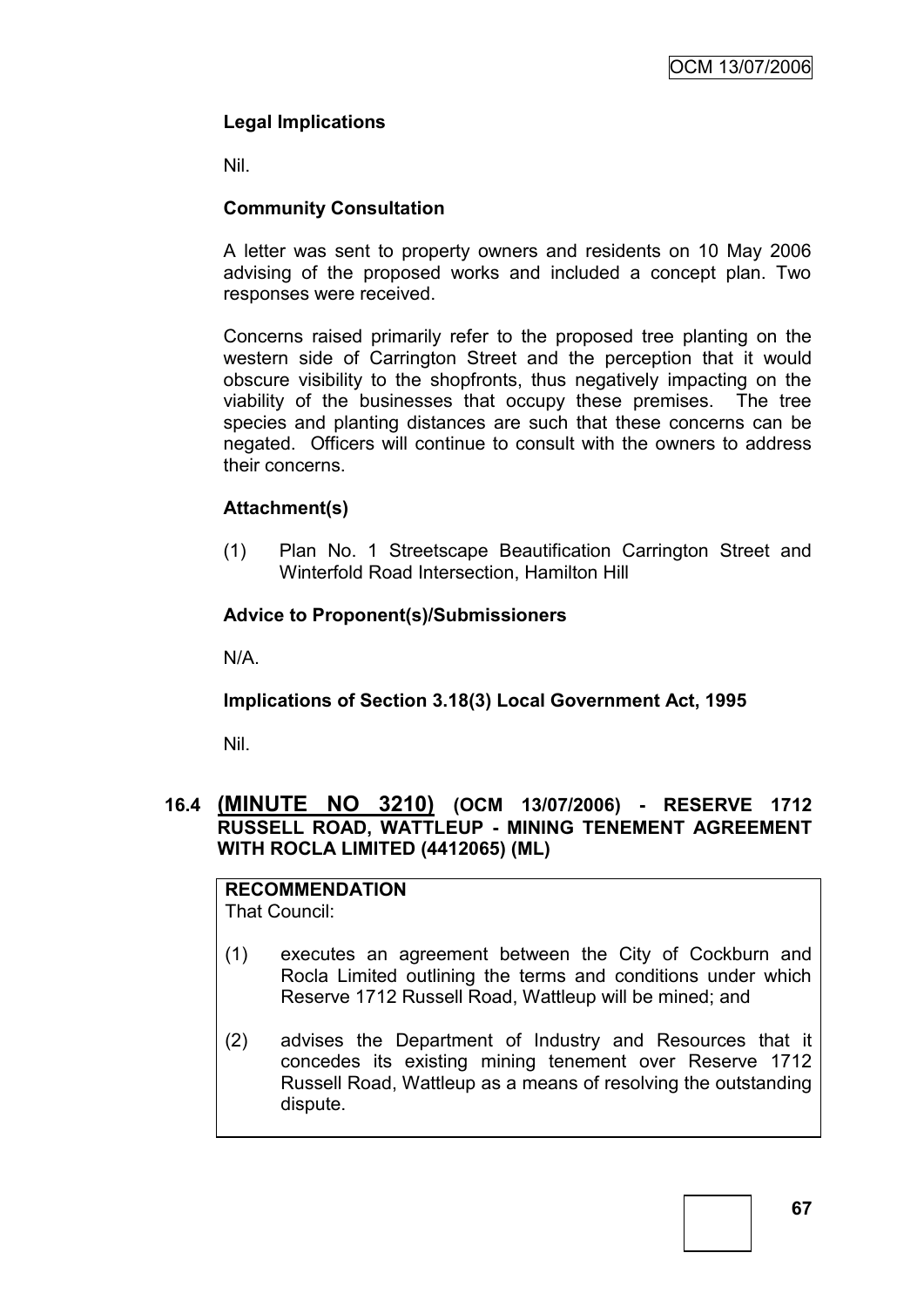**Legal Implications**

Nil.

**Community Consultation**

A letter was sent to property owners and residents on 10 May 2006 advising of the proposed works and included a concept plan. Two responses were received.

Concerns raised primarily refer to the proposed tree planting on the western side of Carrington Street and the perception that it would obscure visibility to the shopfronts, thus negatively impacting on the viability of the businesses that occupy these premises. The tree species and planting distances are such that these concerns can be negated. Officers will continue to consult with the owners to address their concerns.

**Attachment(s)**

(1) Plan No. 1 Streetscape Beautification Carrington Street and Winterfold Road Intersection, Hamilton Hill

**Advice to Proponent(s)/Submissioners**

N/A.

**Implications of Section 3.18(3) Local Government Act, 1995**

Nil.

## 16.4 (MINUTE NO 3210) (OCM 13/07/2006) - RESERVE 1712 RUSSELL ROAD, WATTLEUP - MINING TENEMENT AGREEMENT WITH ROCLA LIMITED (4412065) (ML)

**RECOMMENDATION**
That Council:

(1) executes an agreement between the City of Cockburn and Rocla Limited outlining the terms and conditions under which Reserve 1712 Russell Road, Wattleup will be mined; and

(2) advises the Department of Industry and Resources that it concedes its existing mining tenement over Reserve 1712 Russell Road, Wattleup as a means of resolving the outstanding dispute.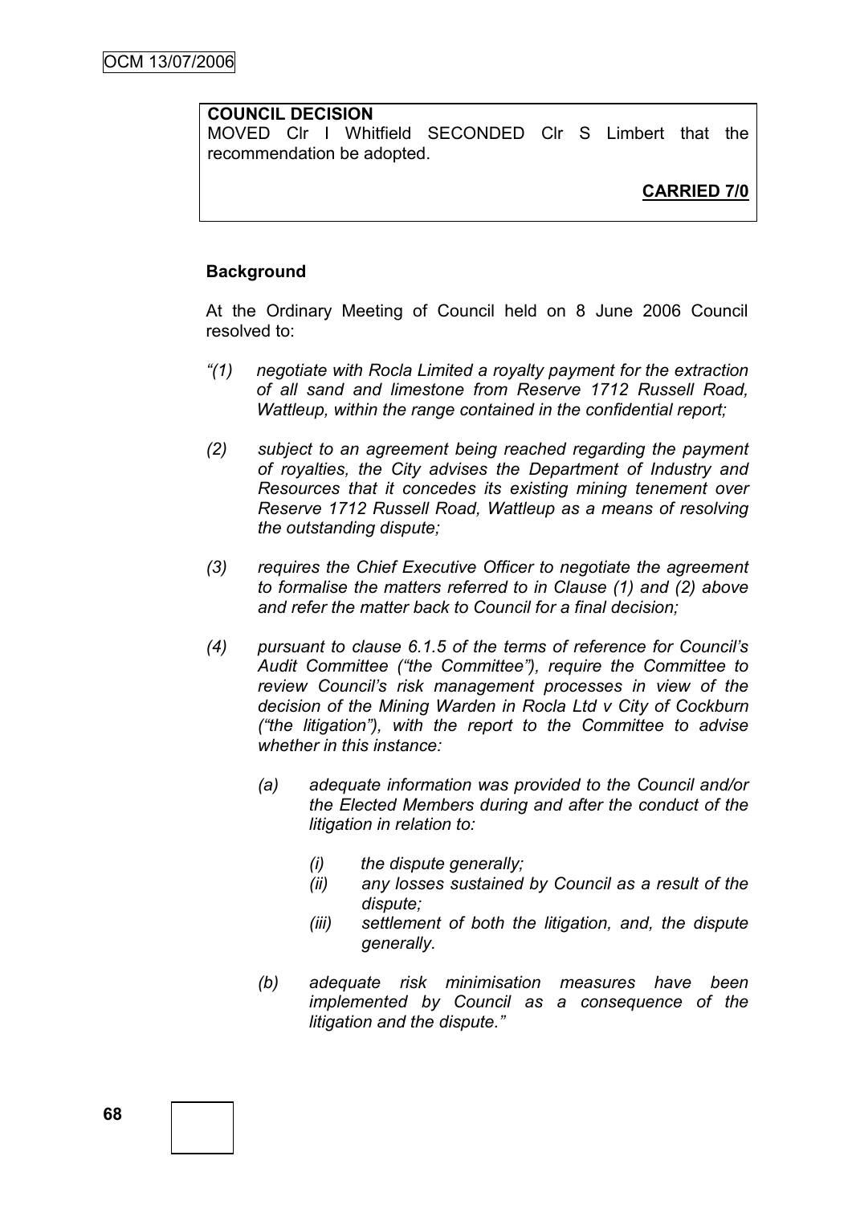**COUNCIL DECISION**
MOVED Clr I Whitfield SECONDED Clr S Limbert that the recommendation be adopted.

**CARRIED 7/0**

**Background**

At the Ordinary Meeting of Council held on 8 June 2006 Council resolved to:

*"(1) negotiate with Rocla Limited a royalty payment for the extraction of all sand and limestone from Reserve 1712 Russell Road, Wattleup, within the range contained in the confidential report;*

*(2) subject to an agreement being reached regarding the payment of royalties, the City advises the Department of Industry and Resources that it concedes its existing mining tenement over Reserve 1712 Russell Road, Wattleup as a means of resolving the outstanding dispute;*

*(3) requires the Chief Executive Officer to negotiate the agreement to formalise the matters referred to in Clause (1) and (2) above and refer the matter back to Council for a final decision;*

*(4) pursuant to clause 6.1.5 of the terms of reference for Council's Audit Committee ("the Committee"), require the Committee to review Council's risk management processes in view of the decision of the Mining Warden in Rocla Ltd v City of Cockburn ("the litigation"), with the report to the Committee to advise whether in this instance:*

*(a) adequate information was provided to the Council and/or the Elected Members during and after the conduct of the litigation in relation to:*

*(i) the dispute generally;*
*(ii) any losses sustained by Council as a result of the dispute;*
*(iii) settlement of both the litigation, and, the dispute generally.*

*(b) adequate risk minimisation measures have been implemented by Council as a consequence of the litigation and the dispute."*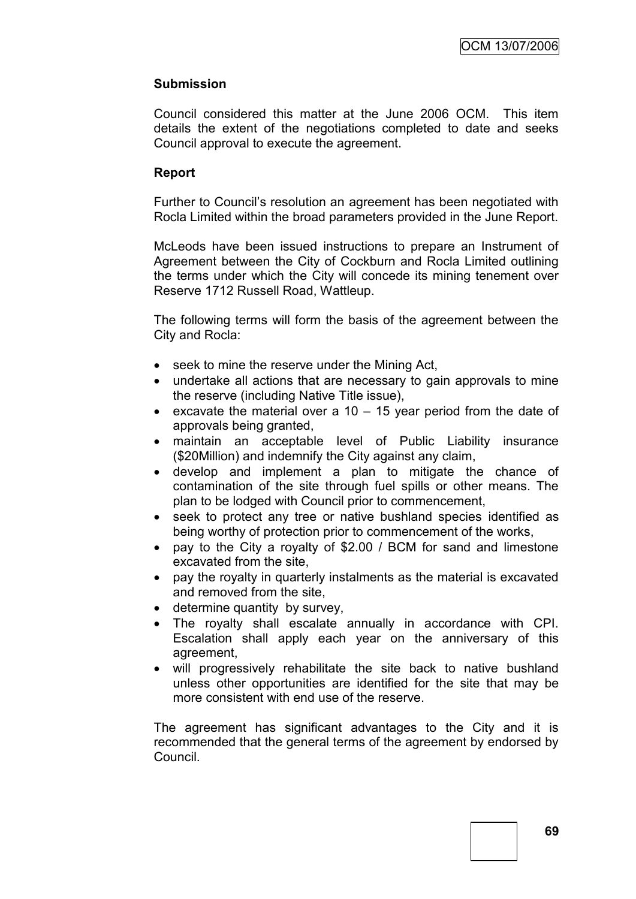**Submission**

Council considered this matter at the June 2006 OCM. This item details the extent of the negotiations completed to date and seeks Council approval to execute the agreement.

**Report**

Further to Council's resolution an agreement has been negotiated with Rocla Limited within the broad parameters provided in the June Report.

McLeods have been issued instructions to prepare an Instrument of Agreement between the City of Cockburn and Rocla Limited outlining the terms under which the City will concede its mining tenement over Reserve 1712 Russell Road, Wattleup.

The following terms will form the basis of the agreement between the City and Rocla:

- seek to mine the reserve under the Mining Act,
- undertake all actions that are necessary to gain approvals to mine the reserve (including Native Title issue),
- excavate the material over a 10 – 15 year period from the date of approvals being granted,
- maintain an acceptable level of Public Liability insurance ($20Million) and indemnify the City against any claim,
- develop and implement a plan to mitigate the chance of contamination of the site through fuel spills or other means. The plan to be lodged with Council prior to commencement,
- seek to protect any tree or native bushland species identified as being worthy of protection prior to commencement of the works,
- pay to the City a royalty of $2.00 / BCM for sand and limestone excavated from the site,
- pay the royalty in quarterly instalments as the material is excavated and removed from the site,
- determine quantity by survey,
- The royalty shall escalate annually in accordance with CPI. Escalation shall apply each year on the anniversary of this agreement,
- will progressively rehabilitate the site back to native bushland unless other opportunities are identified for the site that may be more consistent with end use of the reserve.

The agreement has significant advantages to the City and it is recommended that the general terms of the agreement by endorsed by Council.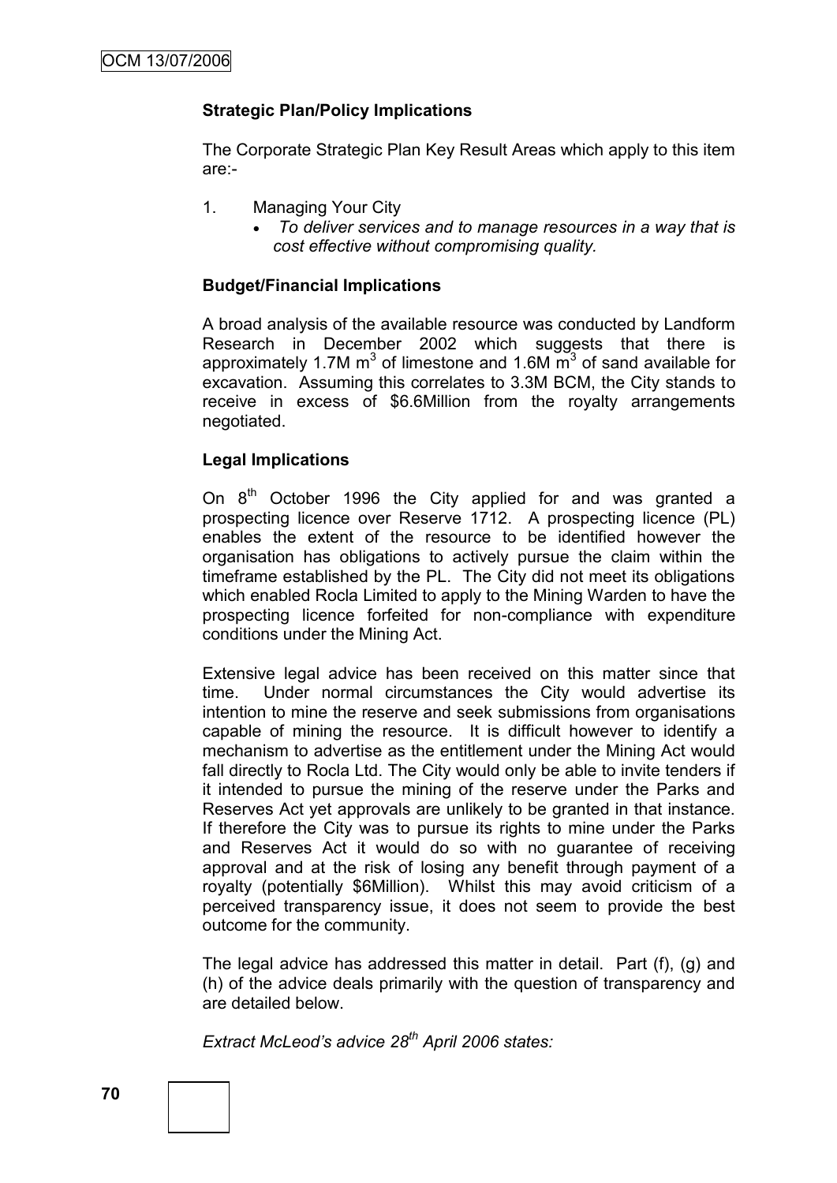**Strategic Plan/Policy Implications**

The Corporate Strategic Plan Key Result Areas which apply to this item are:-

1. Managing Your City
   - *To deliver services and to manage resources in a way that is cost effective without compromising quality.*

**Budget/Financial Implications**

A broad analysis of the available resource was conducted by Landform Research in December 2002 which suggests that there is approximately 1.7M $m^3$ of limestone and 1.6M $m^3$ of sand available for excavation. Assuming this correlates to 3.3M BCM, the City stands to receive in excess of $6.6Million from the royalty arrangements negotiated.

**Legal Implications**

On 8th October 1996 the City applied for and was granted a prospecting licence over Reserve 1712. A prospecting licence (PL) enables the extent of the resource to be identified however the organisation has obligations to actively pursue the claim within the timeframe established by the PL. The City did not meet its obligations which enabled Rocla Limited to apply to the Mining Warden to have the prospecting licence forfeited for non-compliance with expenditure conditions under the Mining Act.

Extensive legal advice has been received on this matter since that time. Under normal circumstances the City would advertise its intention to mine the reserve and seek submissions from organisations capable of mining the resource. It is difficult however to identify a mechanism to advertise as the entitlement under the Mining Act would fall directly to Rocla Ltd. The City would only be able to invite tenders if it intended to pursue the mining of the reserve under the Parks and Reserves Act yet approvals are unlikely to be granted in that instance. If therefore the City was to pursue its rights to mine under the Parks and Reserves Act it would do so with no guarantee of receiving approval and at the risk of losing any benefit through payment of a royalty (potentially $6Million). Whilst this may avoid criticism of a perceived transparency issue, it does not seem to provide the best outcome for the community.

The legal advice has addressed this matter in detail. Part (f), (g) and (h) of the advice deals primarily with the question of transparency and are detailed below.

*Extract McLeod's advice 28th April 2006 states:*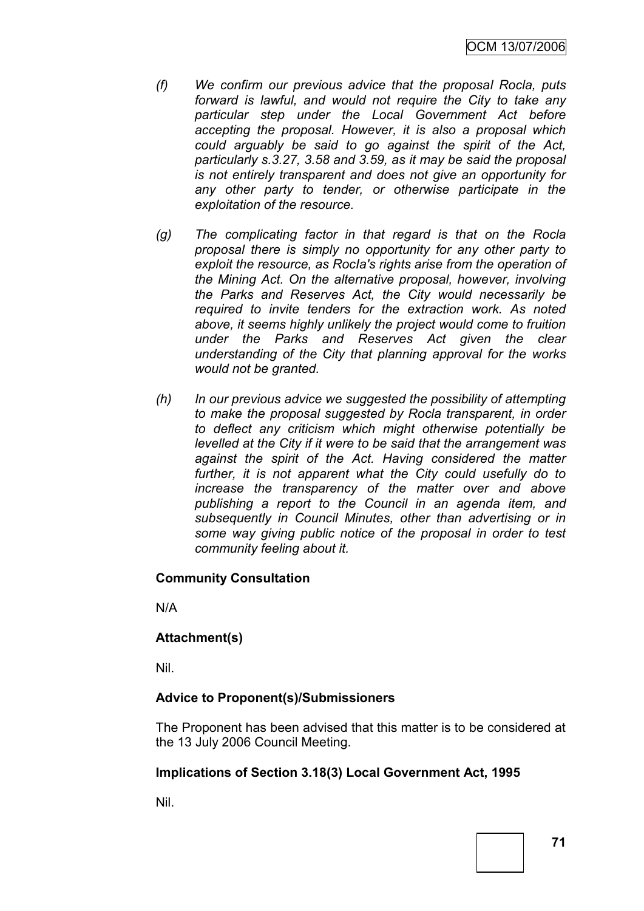*(f) We confirm our previous advice that the proposal Rocla, puts forward is lawful, and would not require the City to take any particular step under the Local Government Act before accepting the proposal. However, it is also a proposal which could arguably be said to go against the spirit of the Act, particularly s.3.27, 3.58 and 3.59, as it may be said the proposal is not entirely transparent and does not give an opportunity for any other party to tender, or otherwise participate in the exploitation of the resource.*

*(g) The complicating factor in that regard is that on the Rocla proposal there is simply no opportunity for any other party to exploit the resource, as Rocla's rights arise from the operation of the Mining Act. On the alternative proposal, however, involving the Parks and Reserves Act, the City would necessarily be required to invite tenders for the extraction work. As noted above, it seems highly unlikely the project would come to fruition under the Parks and Reserves Act given the clear understanding of the City that planning approval for the works would not be granted.*

*(h) In our previous advice we suggested the possibility of attempting to make the proposal suggested by Rocla transparent, in order to deflect any criticism which might otherwise potentially be levelled at the City if it were to be said that the arrangement was against the spirit of the Act. Having considered the matter further, it is not apparent what the City could usefully do to increase the transparency of the matter over and above publishing a report to the Council in an agenda item, and subsequently in Council Minutes, other than advertising or in some way giving public notice of the proposal in order to test community feeling about it.*

**Community Consultation**

N/A

**Attachment(s)**

Nil.

**Advice to Proponent(s)/Submissioners**

The Proponent has been advised that this matter is to be considered at the 13 July 2006 Council Meeting.

**Implications of Section 3.18(3) Local Government Act, 1995**

Nil.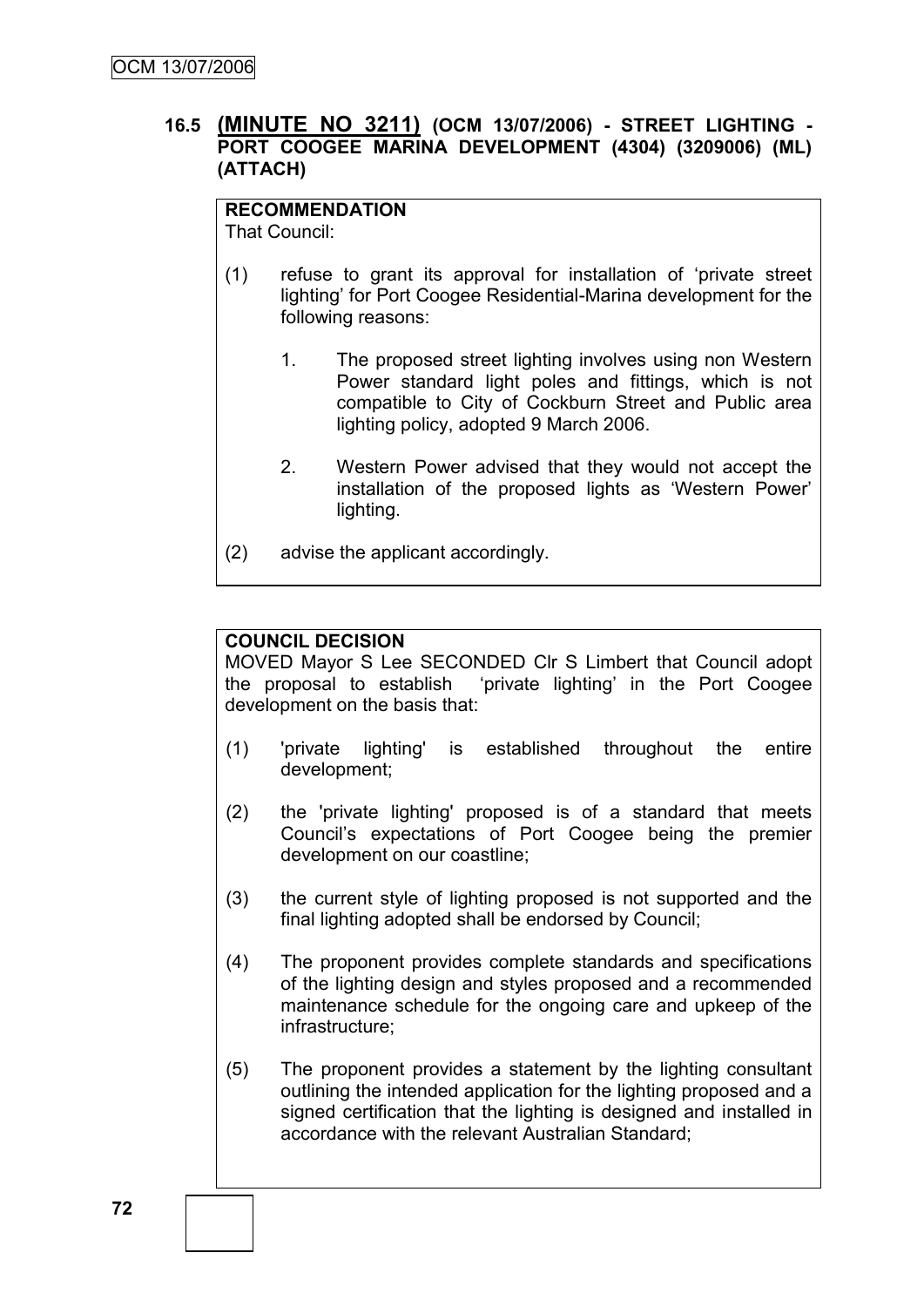## 16.5 (MINUTE NO 3211) (OCM 13/07/2006) - STREET LIGHTING - PORT COOGEE MARINA DEVELOPMENT (4304) (3209006) (ML) (ATTACH)

**RECOMMENDATION**
That Council:

(1) refuse to grant its approval for installation of 'private street lighting' for Port Coogee Residential-Marina development for the following reasons:

1. The proposed street lighting involves using non Western Power standard light poles and fittings, which is not compatible to City of Cockburn Street and Public area lighting policy, adopted 9 March 2006.

2. Western Power advised that they would not accept the installation of the proposed lights as 'Western Power' lighting.

(2) advise the applicant accordingly.

**COUNCIL DECISION**
MOVED Mayor S Lee SECONDED Clr S Limbert that Council adopt the proposal to establish 'private lighting' in the Port Coogee development on the basis that:

(1) 'private lighting' is established throughout the entire development;

(2) the 'private lighting' proposed is of a standard that meets Council's expectations of Port Coogee being the premier development on our coastline;

(3) the current style of lighting proposed is not supported and the final lighting adopted shall be endorsed by Council;

(4) The proponent provides complete standards and specifications of the lighting design and styles proposed and a recommended maintenance schedule for the ongoing care and upkeep of the infrastructure;

(5) The proponent provides a statement by the lighting consultant outlining the intended application for the lighting proposed and a signed certification that the lighting is designed and installed in accordance with the relevant Australian Standard;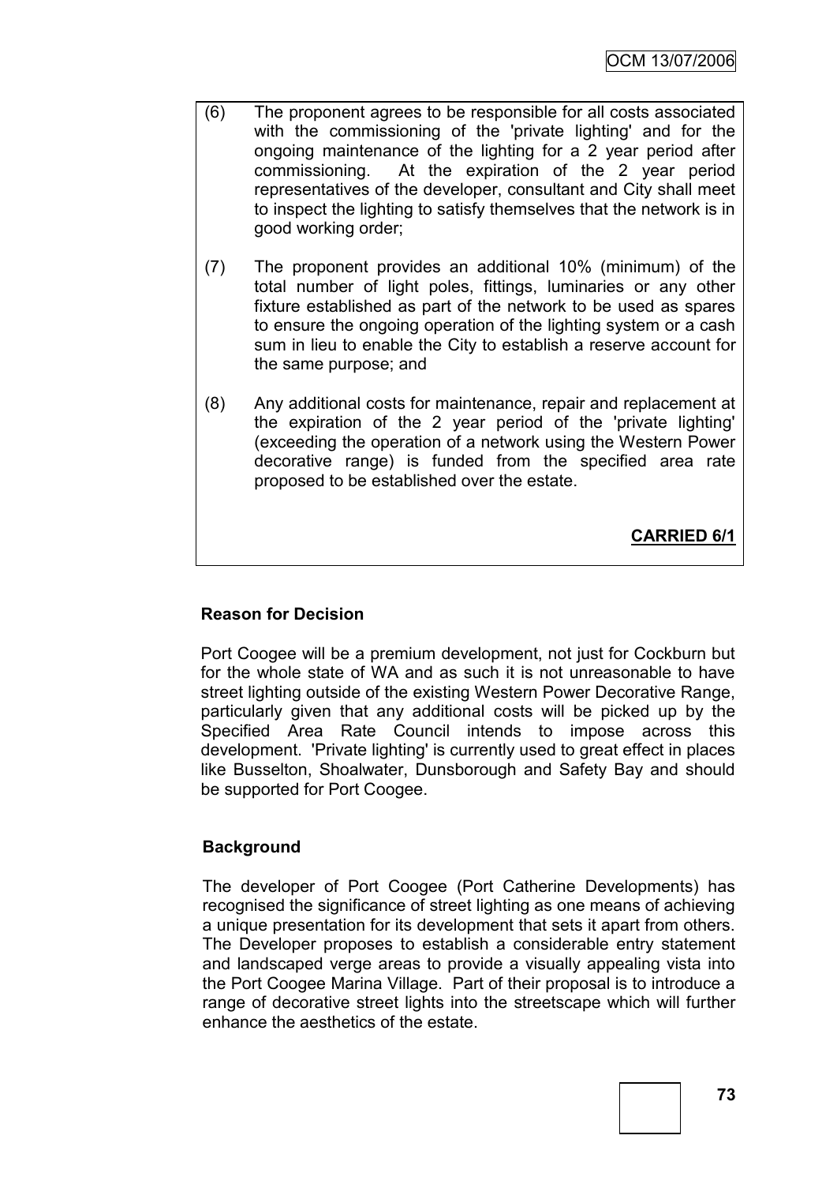(6) The proponent agrees to be responsible for all costs associated with the commissioning of the 'private lighting' and for the ongoing maintenance of the lighting for a 2 year period after commissioning. At the expiration of the 2 year period representatives of the developer, consultant and City shall meet to inspect the lighting to satisfy themselves that the network is in good working order;

(7) The proponent provides an additional 10% (minimum) of the total number of light poles, fittings, luminaries or any other fixture established as part of the network to be used as spares to ensure the ongoing operation of the lighting system or a cash sum in lieu to enable the City to establish a reserve account for the same purpose; and

(8) Any additional costs for maintenance, repair and replacement at the expiration of the 2 year period of the 'private lighting' (exceeding the operation of a network using the Western Power decorative range) is funded from the specified area rate proposed to be established over the estate.

**CARRIED 6/1**

**Reason for Decision**

Port Coogee will be a premium development, not just for Cockburn but for the whole state of WA and as such it is not unreasonable to have street lighting outside of the existing Western Power Decorative Range, particularly given that any additional costs will be picked up by the Specified Area Rate Council intends to impose across this development. 'Private lighting' is currently used to great effect in places like Busselton, Shoalwater, Dunsborough and Safety Bay and should be supported for Port Coogee.

**Background**

The developer of Port Coogee (Port Catherine Developments) has recognised the significance of street lighting as one means of achieving a unique presentation for its development that sets it apart from others. The Developer proposes to establish a considerable entry statement and landscaped verge areas to provide a visually appealing vista into the Port Coogee Marina Village. Part of their proposal is to introduce a range of decorative street lights into the streetscape which will further enhance the aesthetics of the estate.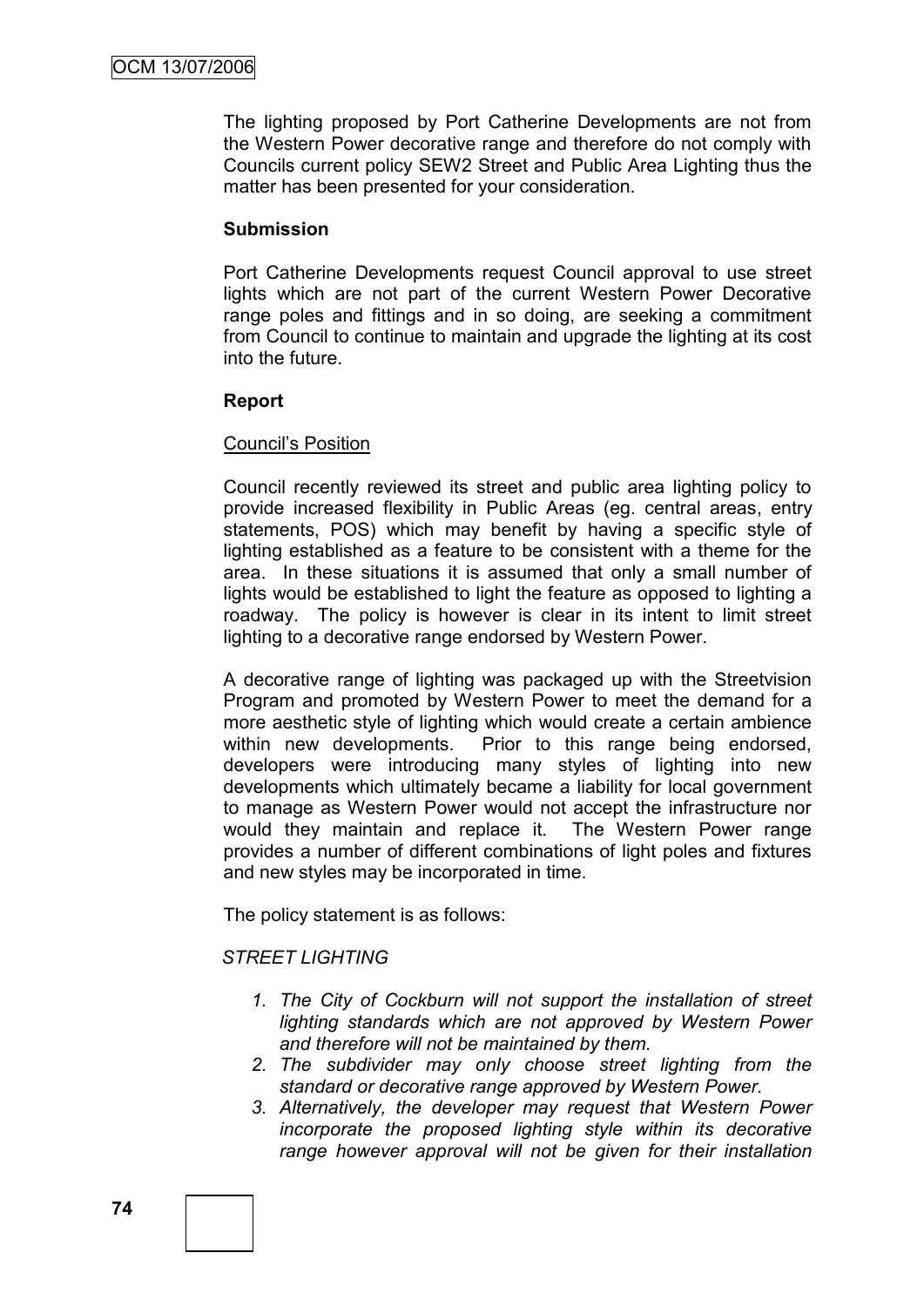The lighting proposed by Port Catherine Developments are not from the Western Power decorative range and therefore do not comply with Councils current policy SEW2 Street and Public Area Lighting thus the matter has been presented for your consideration.

**Submission**

Port Catherine Developments request Council approval to use street lights which are not part of the current Western Power Decorative range poles and fittings and in so doing, are seeking a commitment from Council to continue to maintain and upgrade the lighting at its cost into the future.

**Report**

Council's Position

Council recently reviewed its street and public area lighting policy to provide increased flexibility in Public Areas (eg. central areas, entry statements, POS) which may benefit by having a specific style of lighting established as a feature to be consistent with a theme for the area. In these situations it is assumed that only a small number of lights would be established to light the feature as opposed to lighting a roadway. The policy is however is clear in its intent to limit street lighting to a decorative range endorsed by Western Power.

A decorative range of lighting was packaged up with the Streetvision Program and promoted by Western Power to meet the demand for a more aesthetic style of lighting which would create a certain ambience within new developments. Prior to this range being endorsed, developers were introducing many styles of lighting into new developments which ultimately became a liability for local government to manage as Western Power would not accept the infrastructure nor would they maintain and replace it. The Western Power range provides a number of different combinations of light poles and fixtures and new styles may be incorporated in time.

The policy statement is as follows:

*STREET LIGHTING*

1. *The City of Cockburn will not support the installation of street lighting standards which are not approved by Western Power and therefore will not be maintained by them.*
2. *The subdivider may only choose street lighting from the standard or decorative range approved by Western Power.*
3. *Alternatively, the developer may request that Western Power incorporate the proposed lighting style within its decorative range however approval will not be given for their installation*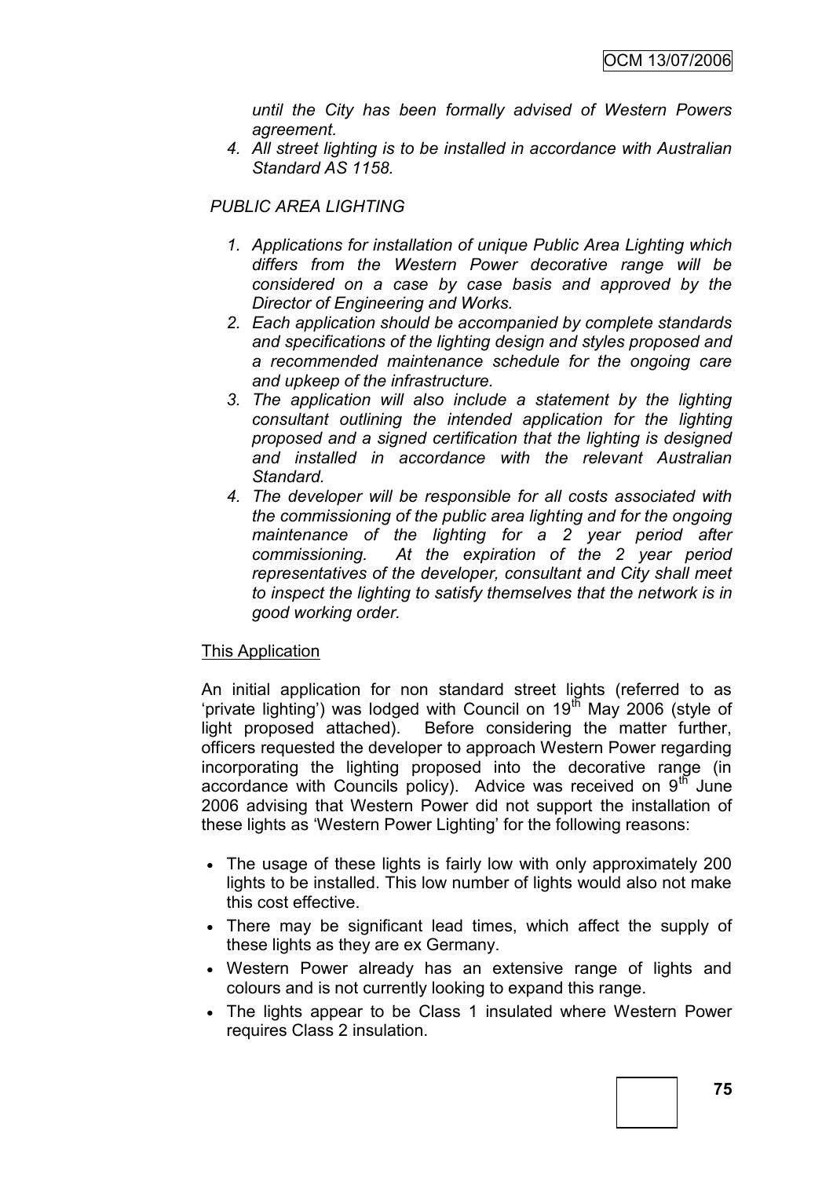*until the City has been formally advised of Western Powers agreement.*

4. *All street lighting is to be installed in accordance with Australian Standard AS 1158.*

*PUBLIC AREA LIGHTING*

1. *Applications for installation of unique Public Area Lighting which differs from the Western Power decorative range will be considered on a case by case basis and approved by the Director of Engineering and Works.*
2. *Each application should be accompanied by complete standards and specifications of the lighting design and styles proposed and a recommended maintenance schedule for the ongoing care and upkeep of the infrastructure.*
3. *The application will also include a statement by the lighting consultant outlining the intended application for the lighting proposed and a signed certification that the lighting is designed and installed in accordance with the relevant Australian Standard.*
4. *The developer will be responsible for all costs associated with the commissioning of the public area lighting and for the ongoing maintenance of the lighting for a 2 year period after commissioning. At the expiration of the 2 year period representatives of the developer, consultant and City shall meet to inspect the lighting to satisfy themselves that the network is in good working order.*

<u>This Application</u>

An initial application for non standard street lights (referred to as 'private lighting') was lodged with Council on 19th May 2006 (style of light proposed attached). Before considering the matter further, officers requested the developer to approach Western Power regarding incorporating the lighting proposed into the decorative range (in accordance with Councils policy). Advice was received on 9th June 2006 advising that Western Power did not support the installation of these lights as 'Western Power Lighting' for the following reasons:

- The usage of these lights is fairly low with only approximately 200 lights to be installed. This low number of lights would also not make this cost effective.
- There may be significant lead times, which affect the supply of these lights as they are ex Germany.
- Western Power already has an extensive range of lights and colours and is not currently looking to expand this range.
- The lights appear to be Class 1 insulated where Western Power requires Class 2 insulation.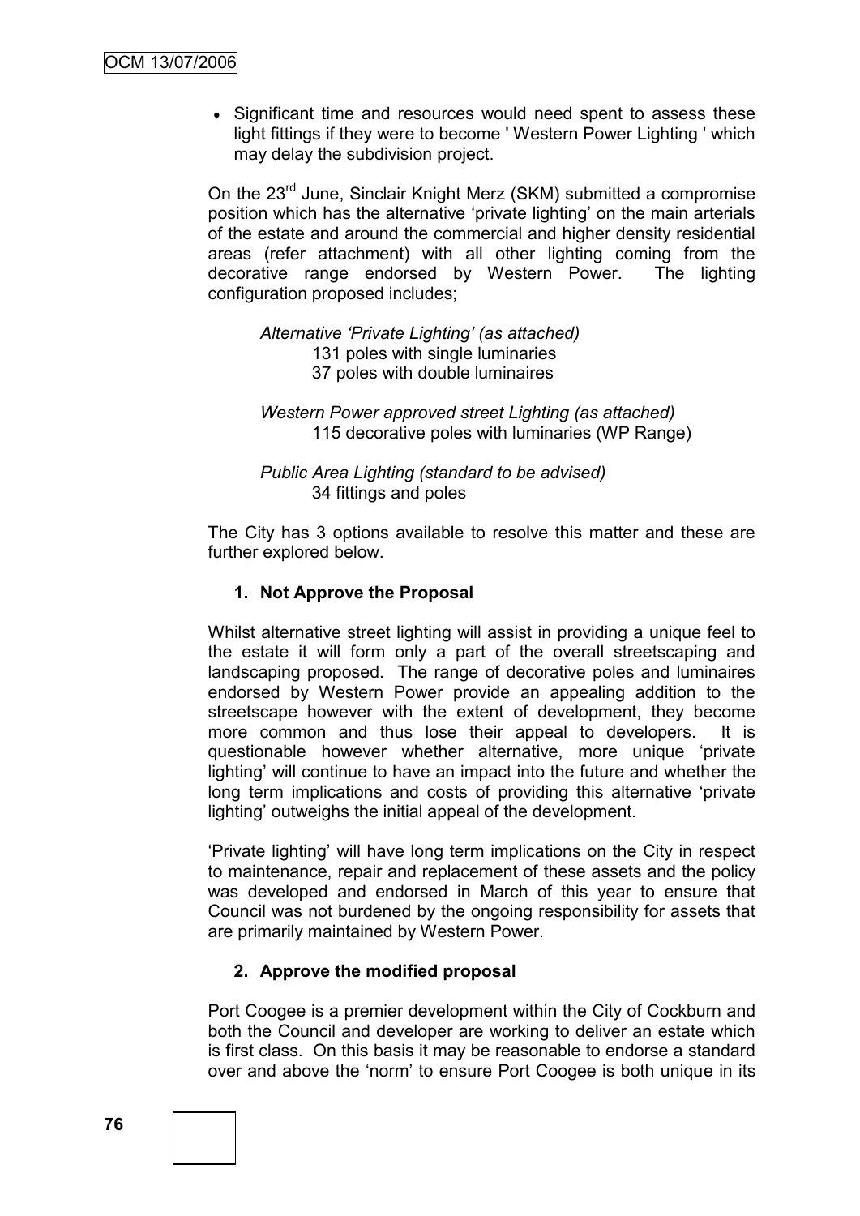- Significant time and resources would need spent to assess these light fittings if they were to become ' Western Power Lighting ' which may delay the subdivision project.

On the 23rd June, Sinclair Knight Merz (SKM) submitted a compromise position which has the alternative 'private lighting' on the main arterials of the estate and around the commercial and higher density residential areas (refer attachment) with all other lighting coming from the decorative range endorsed by Western Power. The lighting configuration proposed includes;

*Alternative 'Private Lighting' (as attached)*
131 poles with single luminaries
37 poles with double luminaires

*Western Power approved street Lighting (as attached)*
115 decorative poles with luminaries (WP Range)

*Public Area Lighting (standard to be advised)*
34 fittings and poles

The City has 3 options available to resolve this matter and these are further explored below.

**1. Not Approve the Proposal**

Whilst alternative street lighting will assist in providing a unique feel to the estate it will form only a part of the overall streetscaping and landscaping proposed. The range of decorative poles and luminaires endorsed by Western Power provide an appealing addition to the streetscape however with the extent of development, they become more common and thus lose their appeal to developers. It is questionable however whether alternative, more unique 'private lighting' will continue to have an impact into the future and whether the long term implications and costs of providing this alternative 'private lighting' outweighs the initial appeal of the development.

'Private lighting' will have long term implications on the City in respect to maintenance, repair and replacement of these assets and the policy was developed and endorsed in March of this year to ensure that Council was not burdened by the ongoing responsibility for assets that are primarily maintained by Western Power.

**2. Approve the modified proposal**

Port Coogee is a premier development within the City of Cockburn and both the Council and developer are working to deliver an estate which is first class. On this basis it may be reasonable to endorse a standard over and above the 'norm' to ensure Port Coogee is both unique in its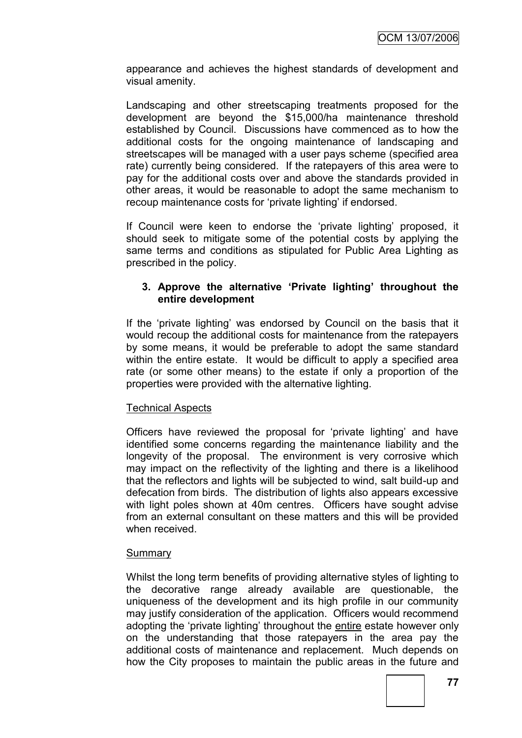appearance and achieves the highest standards of development and visual amenity.

Landscaping and other streetscaping treatments proposed for the development are beyond the $15,000/ha maintenance threshold established by Council. Discussions have commenced as to how the additional costs for the ongoing maintenance of landscaping and streetscapes will be managed with a user pays scheme (specified area rate) currently being considered. If the ratepayers of this area were to pay for the additional costs over and above the standards provided in other areas, it would be reasonable to adopt the same mechanism to recoup maintenance costs for 'private lighting' if endorsed.

If Council were keen to endorse the 'private lighting' proposed, it should seek to mitigate some of the potential costs by applying the same terms and conditions as stipulated for Public Area Lighting as prescribed in the policy.

**3. Approve the alternative 'Private lighting' throughout the entire development**

If the 'private lighting' was endorsed by Council on the basis that it would recoup the additional costs for maintenance from the ratepayers by some means, it would be preferable to adopt the same standard within the entire estate. It would be difficult to apply a specified area rate (or some other means) to the estate if only a proportion of the properties were provided with the alternative lighting.

Technical Aspects

Officers have reviewed the proposal for 'private lighting' and have identified some concerns regarding the maintenance liability and the longevity of the proposal. The environment is very corrosive which may impact on the reflectivity of the lighting and there is a likelihood that the reflectors and lights will be subjected to wind, salt build-up and defecation from birds. The distribution of lights also appears excessive with light poles shown at 40m centres. Officers have sought advise from an external consultant on these matters and this will be provided when received.

Summary

Whilst the long term benefits of providing alternative styles of lighting to the decorative range already available are questionable, the uniqueness of the development and its high profile in our community may justify consideration of the application. Officers would recommend adopting the 'private lighting' throughout the entire estate however only on the understanding that those ratepayers in the area pay the additional costs of maintenance and replacement. Much depends on how the City proposes to maintain the public areas in the future and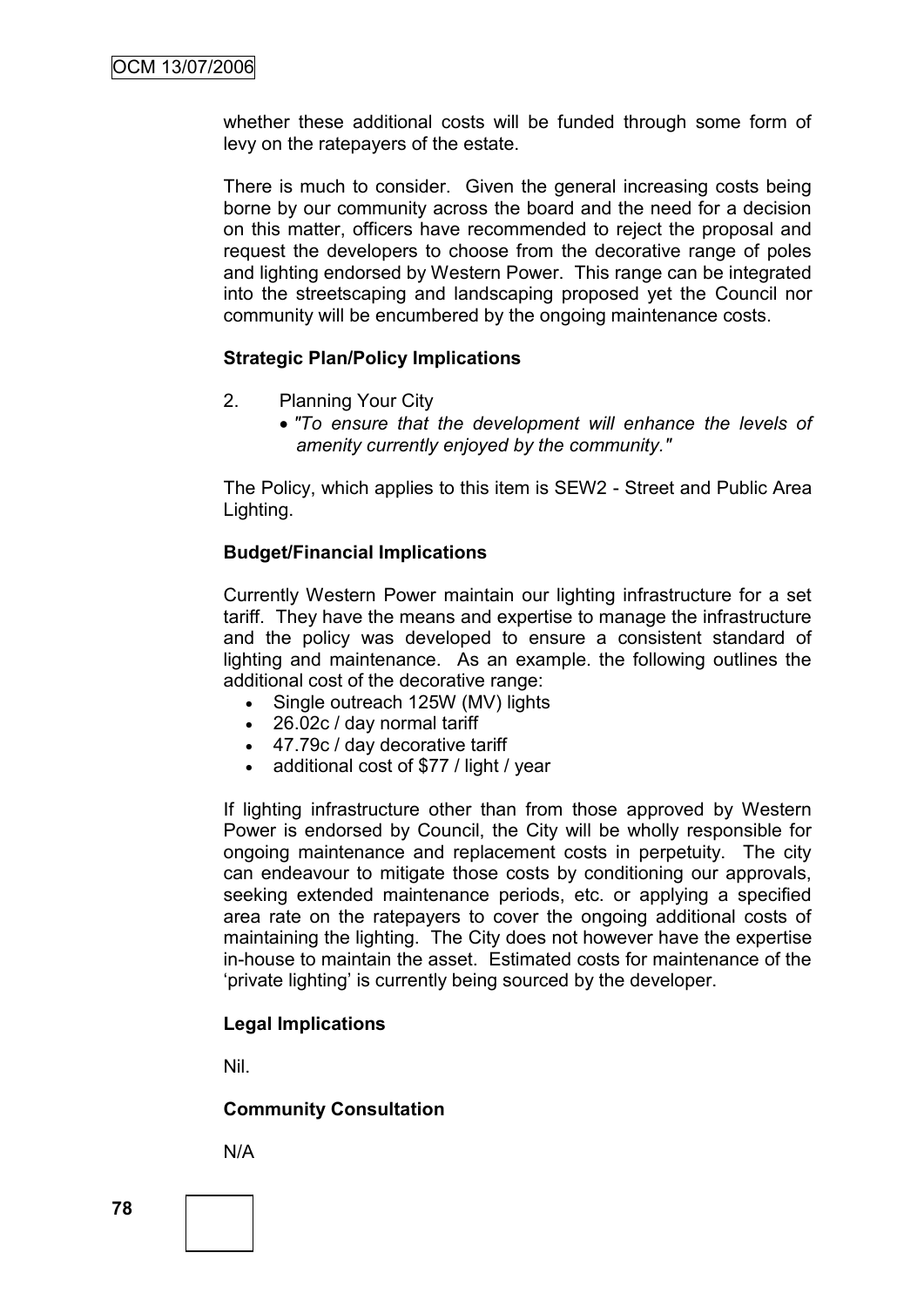whether these additional costs will be funded through some form of levy on the ratepayers of the estate.

There is much to consider. Given the general increasing costs being borne by our community across the board and the need for a decision on this matter, officers have recommended to reject the proposal and request the developers to choose from the decorative range of poles and lighting endorsed by Western Power. This range can be integrated into the streetscaping and landscaping proposed yet the Council nor community will be encumbered by the ongoing maintenance costs.

**Strategic Plan/Policy Implications**

2. Planning Your City
   - *"To ensure that the development will enhance the levels of amenity currently enjoyed by the community."*

The Policy, which applies to this item is SEW2 - Street and Public Area Lighting.

**Budget/Financial Implications**

Currently Western Power maintain our lighting infrastructure for a set tariff. They have the means and expertise to manage the infrastructure and the policy was developed to ensure a consistent standard of lighting and maintenance. As an example. the following outlines the additional cost of the decorative range:

- Single outreach 125W (MV) lights
- 26.02c / day normal tariff
- 47.79c / day decorative tariff
- additional cost of $77 / light / year

If lighting infrastructure other than from those approved by Western Power is endorsed by Council, the City will be wholly responsible for ongoing maintenance and replacement costs in perpetuity. The city can endeavour to mitigate those costs by conditioning our approvals, seeking extended maintenance periods, etc. or applying a specified area rate on the ratepayers to cover the ongoing additional costs of maintaining the lighting. The City does not however have the expertise in-house to maintain the asset. Estimated costs for maintenance of the 'private lighting' is currently being sourced by the developer.

**Legal Implications**

Nil.

**Community Consultation**

N/A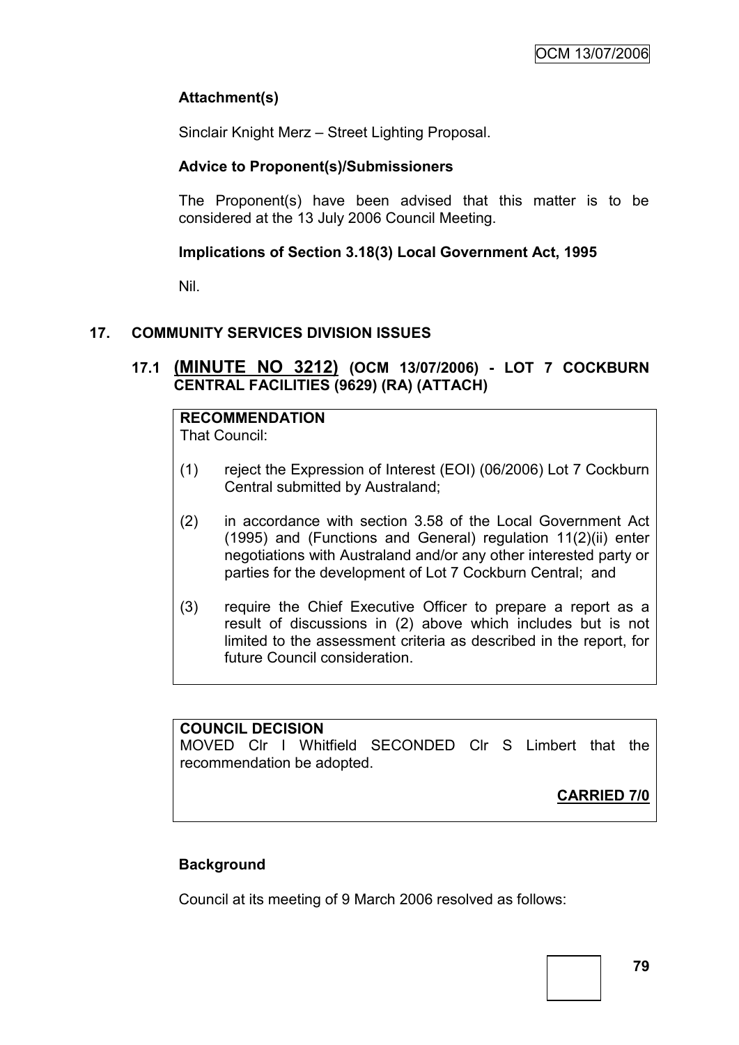**Attachment(s)**

Sinclair Knight Merz – Street Lighting Proposal.

**Advice to Proponent(s)/Submissioners**

The Proponent(s) have been advised that this matter is to be considered at the 13 July 2006 Council Meeting.

**Implications of Section 3.18(3) Local Government Act, 1995**

Nil.

## 17. COMMUNITY SERVICES DIVISION ISSUES

### 17.1 (MINUTE NO 3212) (OCM 13/07/2006) - LOT 7 COCKBURN CENTRAL FACILITIES (9629) (RA) (ATTACH)

**RECOMMENDATION**
That Council:

(1) reject the Expression of Interest (EOI) (06/2006) Lot 7 Cockburn Central submitted by Australand;

(2) in accordance with section 3.58 of the Local Government Act (1995) and (Functions and General) regulation 11(2)(ii) enter negotiations with Australand and/or any other interested party or parties for the development of Lot 7 Cockburn Central; and

(3) require the Chief Executive Officer to prepare a report as a result of discussions in (2) above which includes but is not limited to the assessment criteria as described in the report, for future Council consideration.

**COUNCIL DECISION**
MOVED Clr I Whitfield SECONDED Clr S Limbert that the recommendation be adopted.

**CARRIED 7/0**

**Background**

Council at its meeting of 9 March 2006 resolved as follows: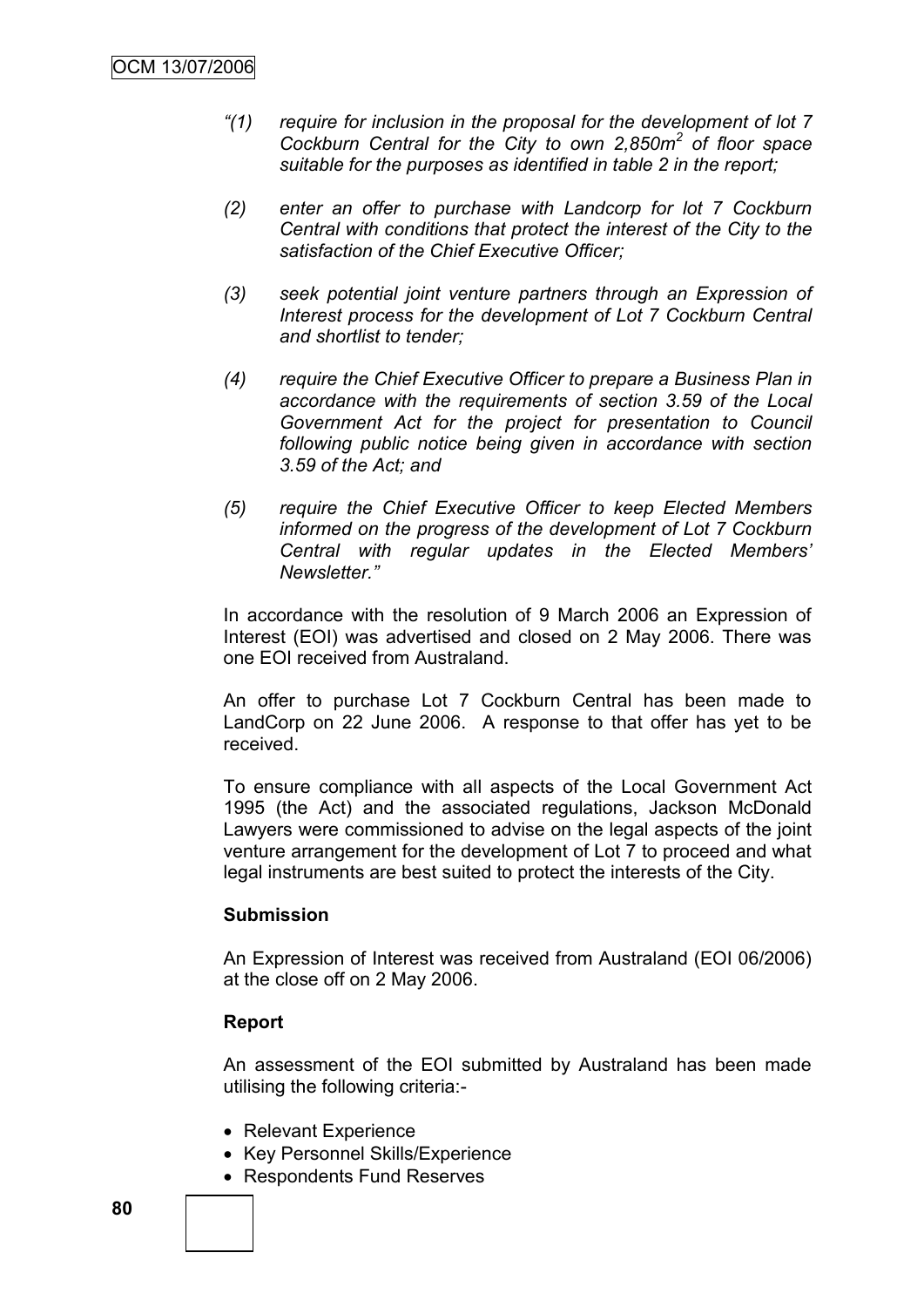*"(1) require for inclusion in the proposal for the development of lot 7 Cockburn Central for the City to own 2,850m$^2$ of floor space suitable for the purposes as identified in table 2 in the report;*

*(2) enter an offer to purchase with Landcorp for lot 7 Cockburn Central with conditions that protect the interest of the City to the satisfaction of the Chief Executive Officer;*

*(3) seek potential joint venture partners through an Expression of Interest process for the development of Lot 7 Cockburn Central and shortlist to tender;*

*(4) require the Chief Executive Officer to prepare a Business Plan in accordance with the requirements of section 3.59 of the Local Government Act for the project for presentation to Council following public notice being given in accordance with section 3.59 of the Act; and*

*(5) require the Chief Executive Officer to keep Elected Members informed on the progress of the development of Lot 7 Cockburn Central with regular updates in the Elected Members' Newsletter."*

In accordance with the resolution of 9 March 2006 an Expression of Interest (EOI) was advertised and closed on 2 May 2006. There was one EOI received from Australand.

An offer to purchase Lot 7 Cockburn Central has been made to LandCorp on 22 June 2006. A response to that offer has yet to be received.

To ensure compliance with all aspects of the Local Government Act 1995 (the Act) and the associated regulations, Jackson McDonald Lawyers were commissioned to advise on the legal aspects of the joint venture arrangement for the development of Lot 7 to proceed and what legal instruments are best suited to protect the interests of the City.

**Submission**

An Expression of Interest was received from Australand (EOI 06/2006) at the close off on 2 May 2006.

**Report**

An assessment of the EOI submitted by Australand has been made utilising the following criteria:-

- Relevant Experience
- Key Personnel Skills/Experience
- Respondents Fund Reserves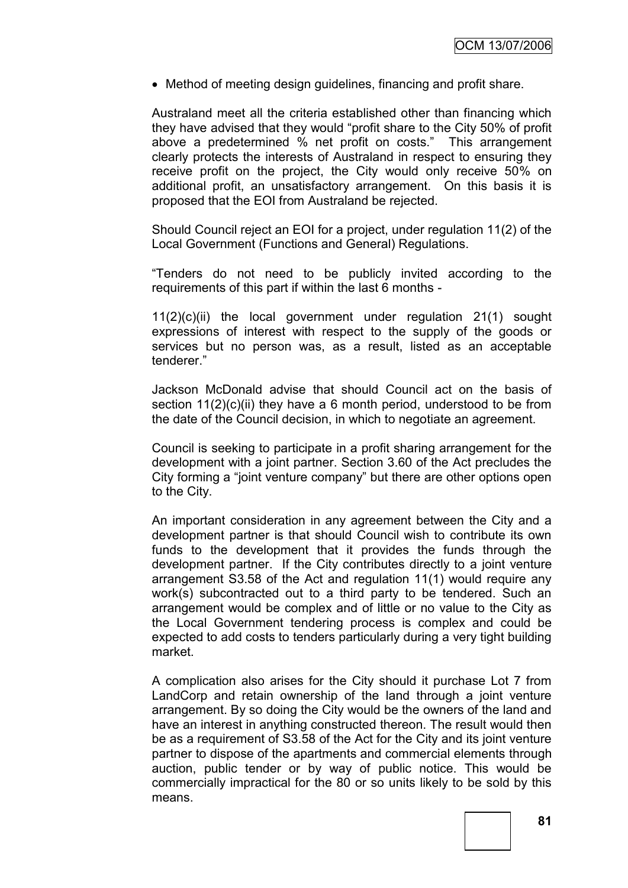- Method of meeting design guidelines, financing and profit share.

Australand meet all the criteria established other than financing which they have advised that they would "profit share to the City 50% of profit above a predetermined % net profit on costs." This arrangement clearly protects the interests of Australand in respect to ensuring they receive profit on the project, the City would only receive 50% on additional profit, an unsatisfactory arrangement. On this basis it is proposed that the EOI from Australand be rejected.

Should Council reject an EOI for a project, under regulation 11(2) of the Local Government (Functions and General) Regulations.

"Tenders do not need to be publicly invited according to the requirements of this part if within the last 6 months -

11(2)(c)(ii) the local government under regulation 21(1) sought expressions of interest with respect to the supply of the goods or services but no person was, as a result, listed as an acceptable tenderer."

Jackson McDonald advise that should Council act on the basis of section 11(2)(c)(ii) they have a 6 month period, understood to be from the date of the Council decision, in which to negotiate an agreement.

Council is seeking to participate in a profit sharing arrangement for the development with a joint partner. Section 3.60 of the Act precludes the City forming a "joint venture company" but there are other options open to the City.

An important consideration in any agreement between the City and a development partner is that should Council wish to contribute its own funds to the development that it provides the funds through the development partner. If the City contributes directly to a joint venture arrangement S3.58 of the Act and regulation 11(1) would require any work(s) subcontracted out to a third party to be tendered. Such an arrangement would be complex and of little or no value to the City as the Local Government tendering process is complex and could be expected to add costs to tenders particularly during a very tight building market.

A complication also arises for the City should it purchase Lot 7 from LandCorp and retain ownership of the land through a joint venture arrangement. By so doing the City would be the owners of the land and have an interest in anything constructed thereon. The result would then be as a requirement of S3.58 of the Act for the City and its joint venture partner to dispose of the apartments and commercial elements through auction, public tender or by way of public notice. This would be commercially impractical for the 80 or so units likely to be sold by this means.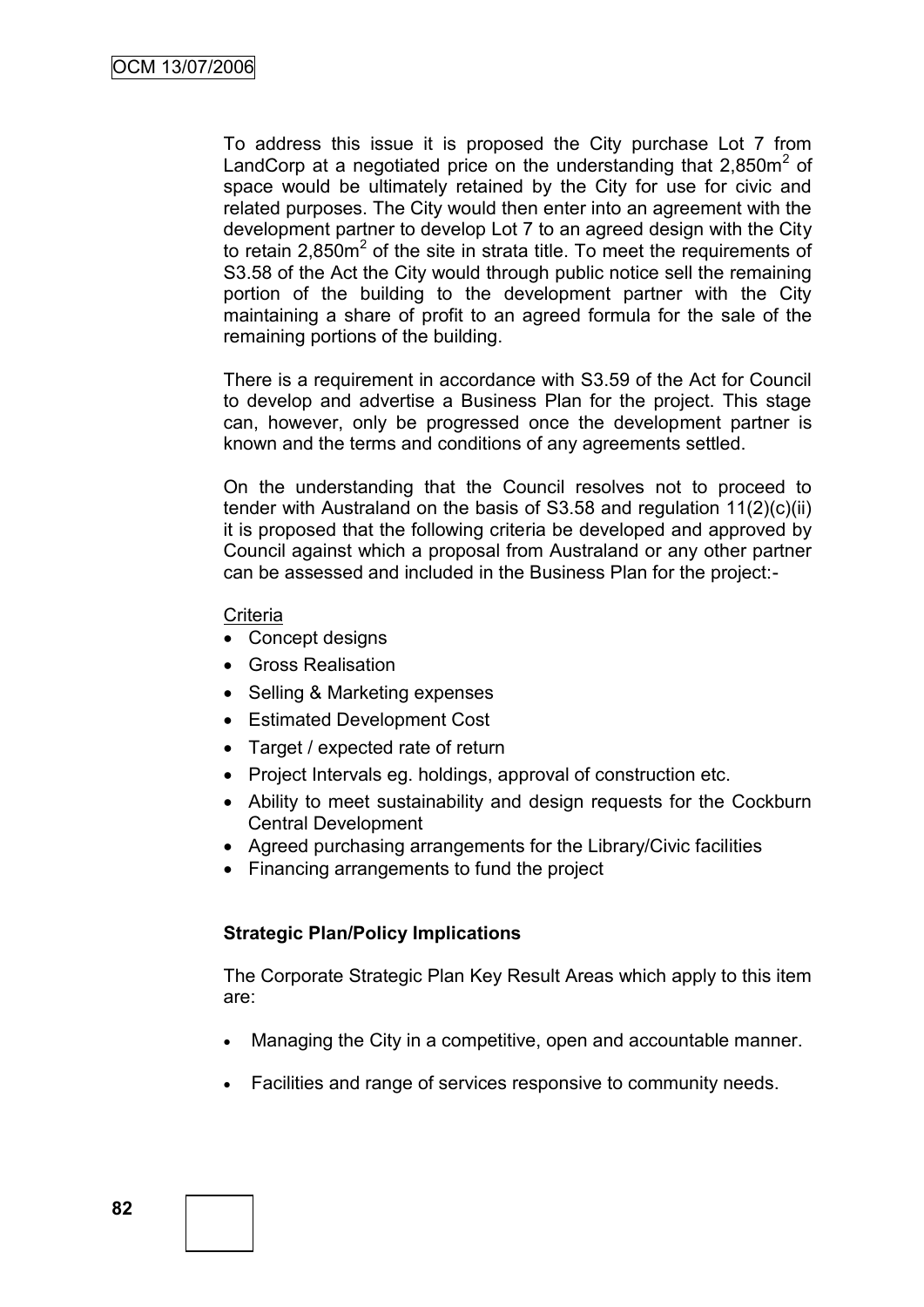To address this issue it is proposed the City purchase Lot 7 from LandCorp at a negotiated price on the understanding that 2,850m$^2$ of space would be ultimately retained by the City for use for civic and related purposes. The City would then enter into an agreement with the development partner to develop Lot 7 to an agreed design with the City to retain 2,850m$^2$ of the site in strata title. To meet the requirements of S3.58 of the Act the City would through public notice sell the remaining portion of the building to the development partner with the City maintaining a share of profit to an agreed formula for the sale of the remaining portions of the building.

There is a requirement in accordance with S3.59 of the Act for Council to develop and advertise a Business Plan for the project. This stage can, however, only be progressed once the development partner is known and the terms and conditions of any agreements settled.

On the understanding that the Council resolves not to proceed to tender with Australand on the basis of S3.58 and regulation 11(2)(c)(ii) it is proposed that the following criteria be developed and approved by Council against which a proposal from Australand or any other partner can be assessed and included in the Business Plan for the project:-

Criteria

- Concept designs
- Gross Realisation
- Selling & Marketing expenses
- Estimated Development Cost
- Target / expected rate of return
- Project Intervals eg. holdings, approval of construction etc.
- Ability to meet sustainability and design requests for the Cockburn Central Development
- Agreed purchasing arrangements for the Library/Civic facilities
- Financing arrangements to fund the project

**Strategic Plan/Policy Implications**

The Corporate Strategic Plan Key Result Areas which apply to this item are:

- Managing the City in a competitive, open and accountable manner.
- Facilities and range of services responsive to community needs.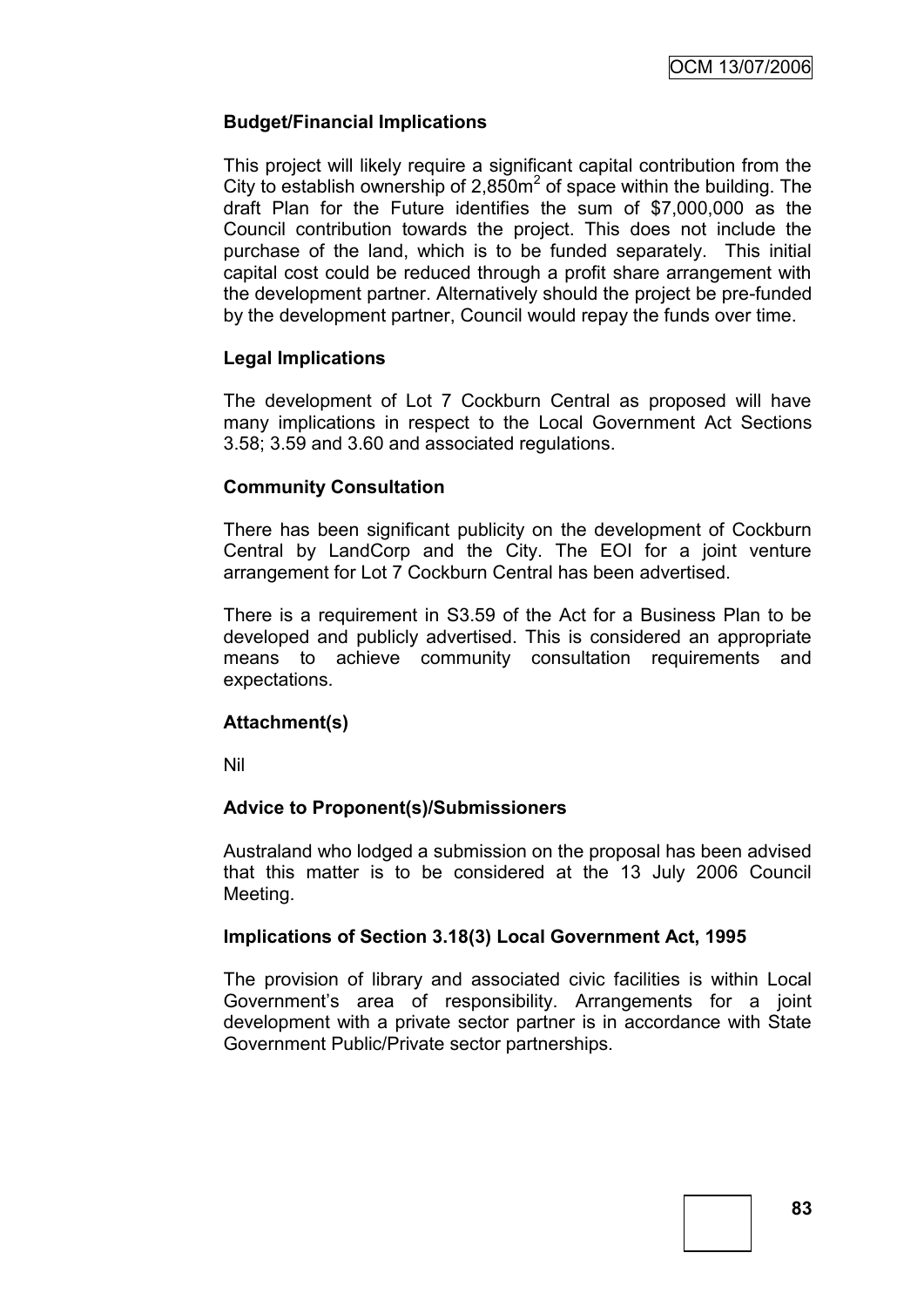**Budget/Financial Implications**

This project will likely require a significant capital contribution from the City to establish ownership of 2,850m$^2$ of space within the building. The draft Plan for the Future identifies the sum of $7,000,000 as the Council contribution towards the project. This does not include the purchase of the land, which is to be funded separately. This initial capital cost could be reduced through a profit share arrangement with the development partner. Alternatively should the project be pre-funded by the development partner, Council would repay the funds over time.

**Legal Implications**

The development of Lot 7 Cockburn Central as proposed will have many implications in respect to the Local Government Act Sections 3.58; 3.59 and 3.60 and associated regulations.

**Community Consultation**

There has been significant publicity on the development of Cockburn Central by LandCorp and the City. The EOI for a joint venture arrangement for Lot 7 Cockburn Central has been advertised.

There is a requirement in S3.59 of the Act for a Business Plan to be developed and publicly advertised. This is considered an appropriate means to achieve community consultation requirements and expectations.

**Attachment(s)**

Nil

**Advice to Proponent(s)/Submissioners**

Australand who lodged a submission on the proposal has been advised that this matter is to be considered at the 13 July 2006 Council Meeting.

**Implications of Section 3.18(3) Local Government Act, 1995**

The provision of library and associated civic facilities is within Local Government's area of responsibility. Arrangements for a joint development with a private sector partner is in accordance with State Government Public/Private sector partnerships.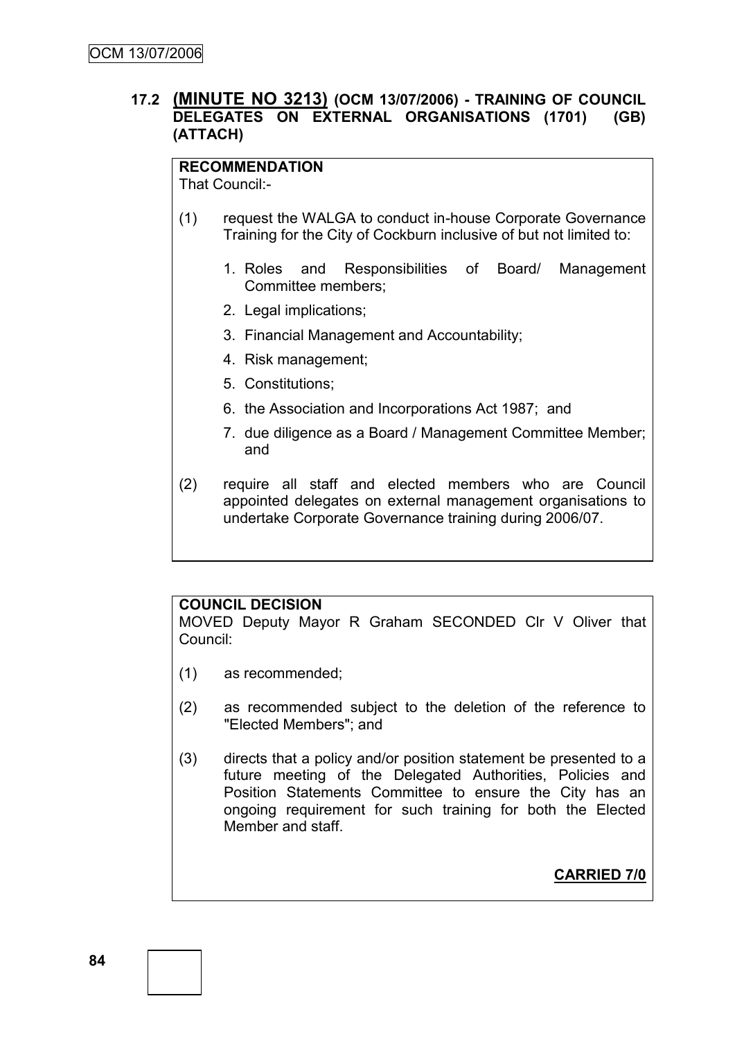## 17.2 (MINUTE NO 3213) (OCM 13/07/2006) - TRAINING OF COUNCIL DELEGATES ON EXTERNAL ORGANISATIONS (1701) (GB) (ATTACH)

**RECOMMENDATION**
That Council:-

(1) request the WALGA to conduct in-house Corporate Governance Training for the City of Cockburn inclusive of but not limited to:

1. Roles and Responsibilities of Board/ Management Committee members;
2. Legal implications;
3. Financial Management and Accountability;
4. Risk management;
5. Constitutions;
6. the Association and Incorporations Act 1987; and
7. due diligence as a Board / Management Committee Member; and

(2) require all staff and elected members who are Council appointed delegates on external management organisations to undertake Corporate Governance training during 2006/07.

**COUNCIL DECISION**
MOVED Deputy Mayor R Graham SECONDED Clr V Oliver that Council:

(1) as recommended;

(2) as recommended subject to the deletion of the reference to "Elected Members"; and

(3) directs that a policy and/or position statement be presented to a future meeting of the Delegated Authorities, Policies and Position Statements Committee to ensure the City has an ongoing requirement for such training for both the Elected Member and staff.

**CARRIED 7/0**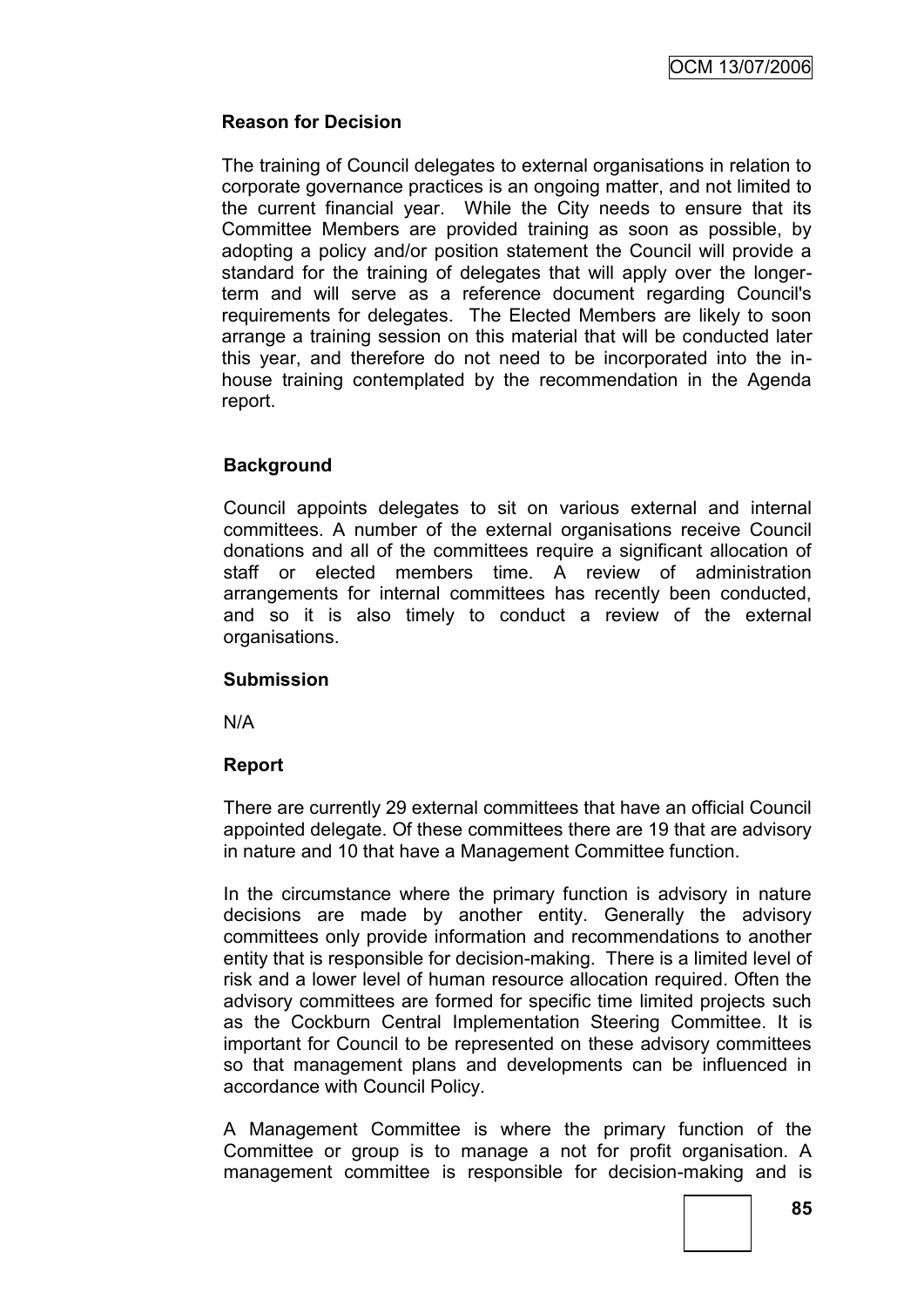**Reason for Decision**

The training of Council delegates to external organisations in relation to corporate governance practices is an ongoing matter, and not limited to the current financial year. While the City needs to ensure that its Committee Members are provided training as soon as possible, by adopting a policy and/or position statement the Council will provide a standard for the training of delegates that will apply over the longer-term and will serve as a reference document regarding Council's requirements for delegates. The Elected Members are likely to soon arrange a training session on this material that will be conducted later this year, and therefore do not need to be incorporated into the in-house training contemplated by the recommendation in the Agenda report.

**Background**

Council appoints delegates to sit on various external and internal committees. A number of the external organisations receive Council donations and all of the committees require a significant allocation of staff or elected members time. A review of administration arrangements for internal committees has recently been conducted, and so it is also timely to conduct a review of the external organisations.

**Submission**

N/A

**Report**

There are currently 29 external committees that have an official Council appointed delegate. Of these committees there are 19 that are advisory in nature and 10 that have a Management Committee function.

In the circumstance where the primary function is advisory in nature decisions are made by another entity. Generally the advisory committees only provide information and recommendations to another entity that is responsible for decision-making. There is a limited level of risk and a lower level of human resource allocation required. Often the advisory committees are formed for specific time limited projects such as the Cockburn Central Implementation Steering Committee. It is important for Council to be represented on these advisory committees so that management plans and developments can be influenced in accordance with Council Policy.

A Management Committee is where the primary function of the Committee or group is to manage a not for profit organisation. A management committee is responsible for decision-making and is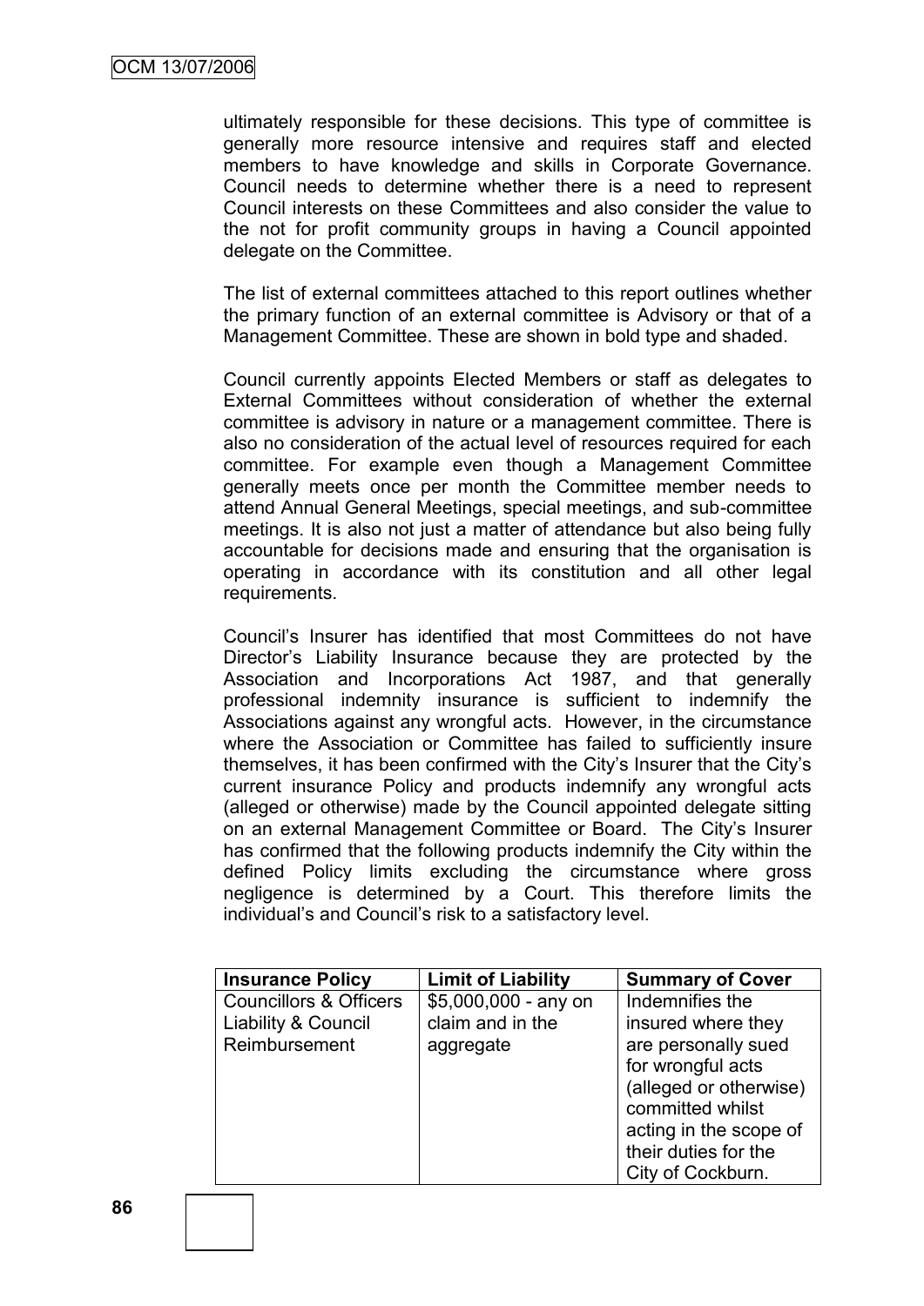ultimately responsible for these decisions. This type of committee is generally more resource intensive and requires staff and elected members to have knowledge and skills in Corporate Governance. Council needs to determine whether there is a need to represent Council interests on these Committees and also consider the value to the not for profit community groups in having a Council appointed delegate on the Committee.

The list of external committees attached to this report outlines whether the primary function of an external committee is Advisory or that of a Management Committee. These are shown in bold type and shaded.

Council currently appoints Elected Members or staff as delegates to External Committees without consideration of whether the external committee is advisory in nature or a management committee. There is also no consideration of the actual level of resources required for each committee. For example even though a Management Committee generally meets once per month the Committee member needs to attend Annual General Meetings, special meetings, and sub-committee meetings. It is also not just a matter of attendance but also being fully accountable for decisions made and ensuring that the organisation is operating in accordance with its constitution and all other legal requirements.

Council's Insurer has identified that most Committees do not have Director's Liability Insurance because they are protected by the Association and Incorporations Act 1987, and that generally professional indemnity insurance is sufficient to indemnify the Associations against any wrongful acts. However, in the circumstance where the Association or Committee has failed to sufficiently insure themselves, it has been confirmed with the City's Insurer that the City's current insurance Policy and products indemnify any wrongful acts (alleged or otherwise) made by the Council appointed delegate sitting on an external Management Committee or Board. The City's Insurer has confirmed that the following products indemnify the City within the defined Policy limits excluding the circumstance where gross negligence is determined by a Court. This therefore limits the individual's and Council's risk to a satisfactory level.

| Insurance Policy | Limit of Liability | Summary of Cover |
|---|---|---|
| Councillors & Officers Liability & Council Reimbursement | $5,000,000 - any on claim and in the aggregate | Indemnifies the insured where they are personally sued for wrongful acts (alleged or otherwise) committed whilst acting in the scope of their duties for the City of Cockburn. |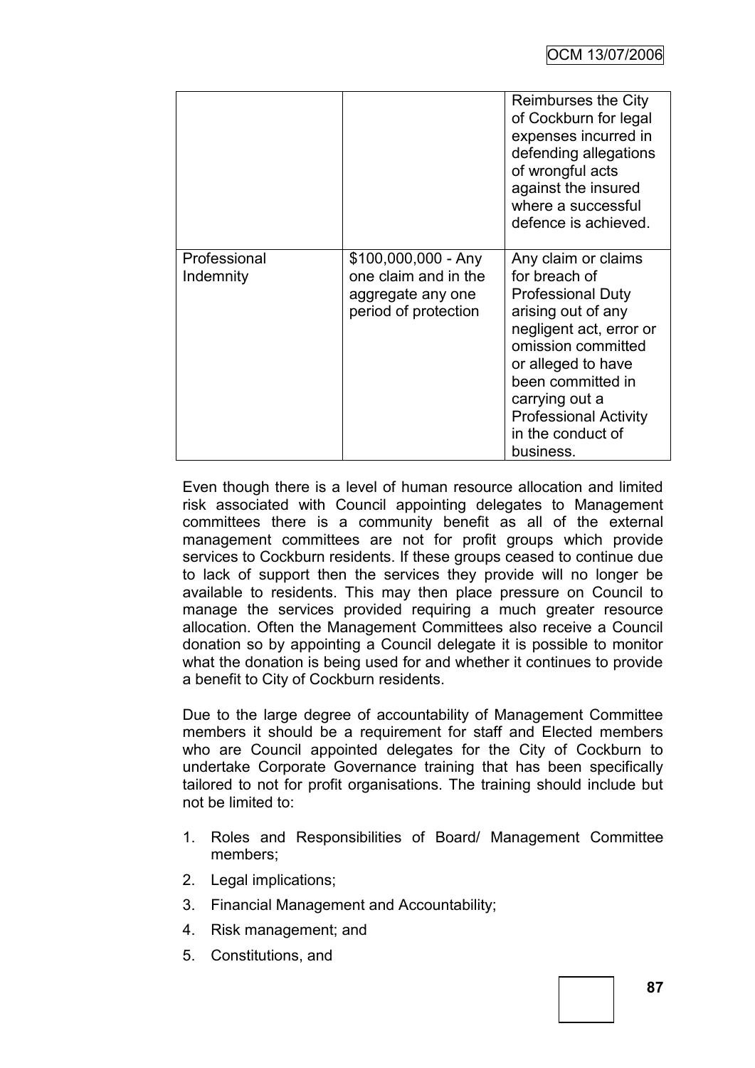| | | |
|---|---|---|
| | | Reimburses the City of Cockburn for legal expenses incurred in defending allegations of wrongful acts against the insured where a successful defence is achieved. |
| Professional Indemnity | $100,000,000 - Any one claim and in the aggregate any one period of protection | Any claim or claims for breach of Professional Duty arising out of any negligent act, error or omission committed or alleged to have been committed in carrying out a Professional Activity in the conduct of business. |

Even though there is a level of human resource allocation and limited risk associated with Council appointing delegates to Management committees there is a community benefit as all of the external management committees are not for profit groups which provide services to Cockburn residents. If these groups ceased to continue due to lack of support then the services they provide will no longer be available to residents. This may then place pressure on Council to manage the services provided requiring a much greater resource allocation. Often the Management Committees also receive a Council donation so by appointing a Council delegate it is possible to monitor what the donation is being used for and whether it continues to provide a benefit to City of Cockburn residents.

Due to the large degree of accountability of Management Committee members it should be a requirement for staff and Elected members who are Council appointed delegates for the City of Cockburn to undertake Corporate Governance training that has been specifically tailored to not for profit organisations. The training should include but not be limited to:

1. Roles and Responsibilities of Board/ Management Committee members;
2. Legal implications;
3. Financial Management and Accountability;
4. Risk management; and
5. Constitutions, and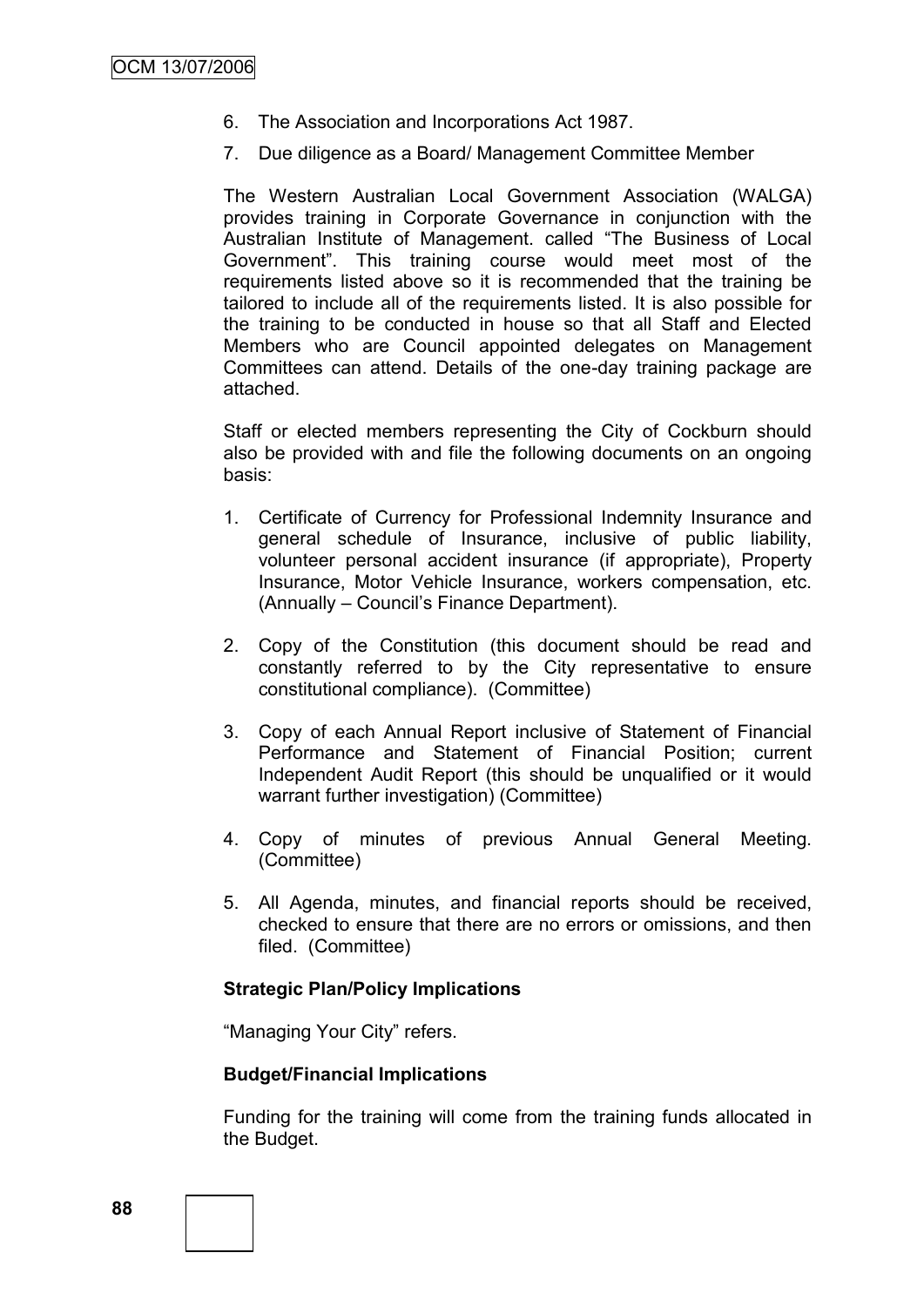6. The Association and Incorporations Act 1987.
7. Due diligence as a Board/ Management Committee Member

The Western Australian Local Government Association (WALGA) provides training in Corporate Governance in conjunction with the Australian Institute of Management. called "The Business of Local Government". This training course would meet most of the requirements listed above so it is recommended that the training be tailored to include all of the requirements listed. It is also possible for the training to be conducted in house so that all Staff and Elected Members who are Council appointed delegates on Management Committees can attend. Details of the one-day training package are attached.

Staff or elected members representing the City of Cockburn should also be provided with and file the following documents on an ongoing basis:

1. Certificate of Currency for Professional Indemnity Insurance and general schedule of Insurance, inclusive of public liability, volunteer personal accident insurance (if appropriate), Property Insurance, Motor Vehicle Insurance, workers compensation, etc. (Annually – Council's Finance Department).

2. Copy of the Constitution (this document should be read and constantly referred to by the City representative to ensure constitutional compliance). (Committee)

3. Copy of each Annual Report inclusive of Statement of Financial Performance and Statement of Financial Position; current Independent Audit Report (this should be unqualified or it would warrant further investigation) (Committee)

4. Copy of minutes of previous Annual General Meeting. (Committee)

5. All Agenda, minutes, and financial reports should be received, checked to ensure that there are no errors or omissions, and then filed. (Committee)

**Strategic Plan/Policy Implications**

"Managing Your City" refers.

**Budget/Financial Implications**

Funding for the training will come from the training funds allocated in the Budget.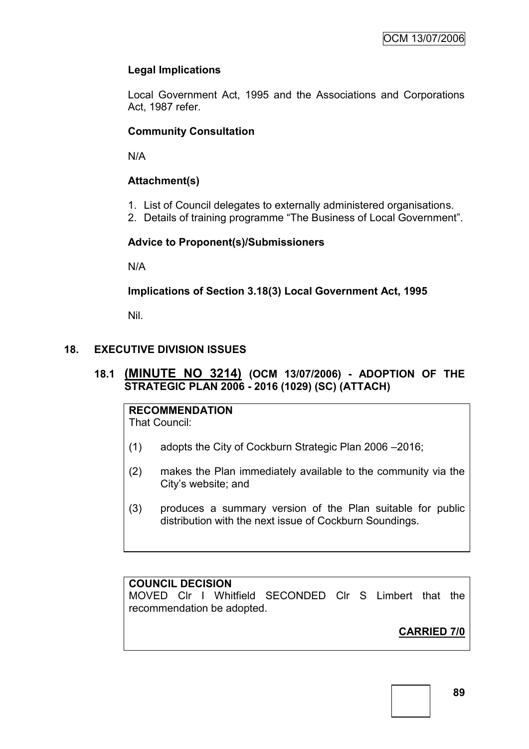**Legal Implications**

Local Government Act, 1995 and the Associations and Corporations Act, 1987 refer.

**Community Consultation**

N/A

**Attachment(s)**

1. List of Council delegates to externally administered organisations.
2. Details of training programme "The Business of Local Government".

**Advice to Proponent(s)/Submissioners**

N/A

**Implications of Section 3.18(3) Local Government Act, 1995**

Nil.

## 18. EXECUTIVE DIVISION ISSUES

### 18.1 (MINUTE NO 3214) (OCM 13/07/2006) - ADOPTION OF THE STRATEGIC PLAN 2006 - 2016 (1029) (SC) (ATTACH)

**RECOMMENDATION**
That Council:

(1) adopts the City of Cockburn Strategic Plan 2006 –2016;

(2) makes the Plan immediately available to the community via the City's website; and

(3) produces a summary version of the Plan suitable for public distribution with the next issue of Cockburn Soundings.

**COUNCIL DECISION**
MOVED Clr I Whitfield SECONDED Clr S Limbert that the recommendation be adopted.

**CARRIED 7/0**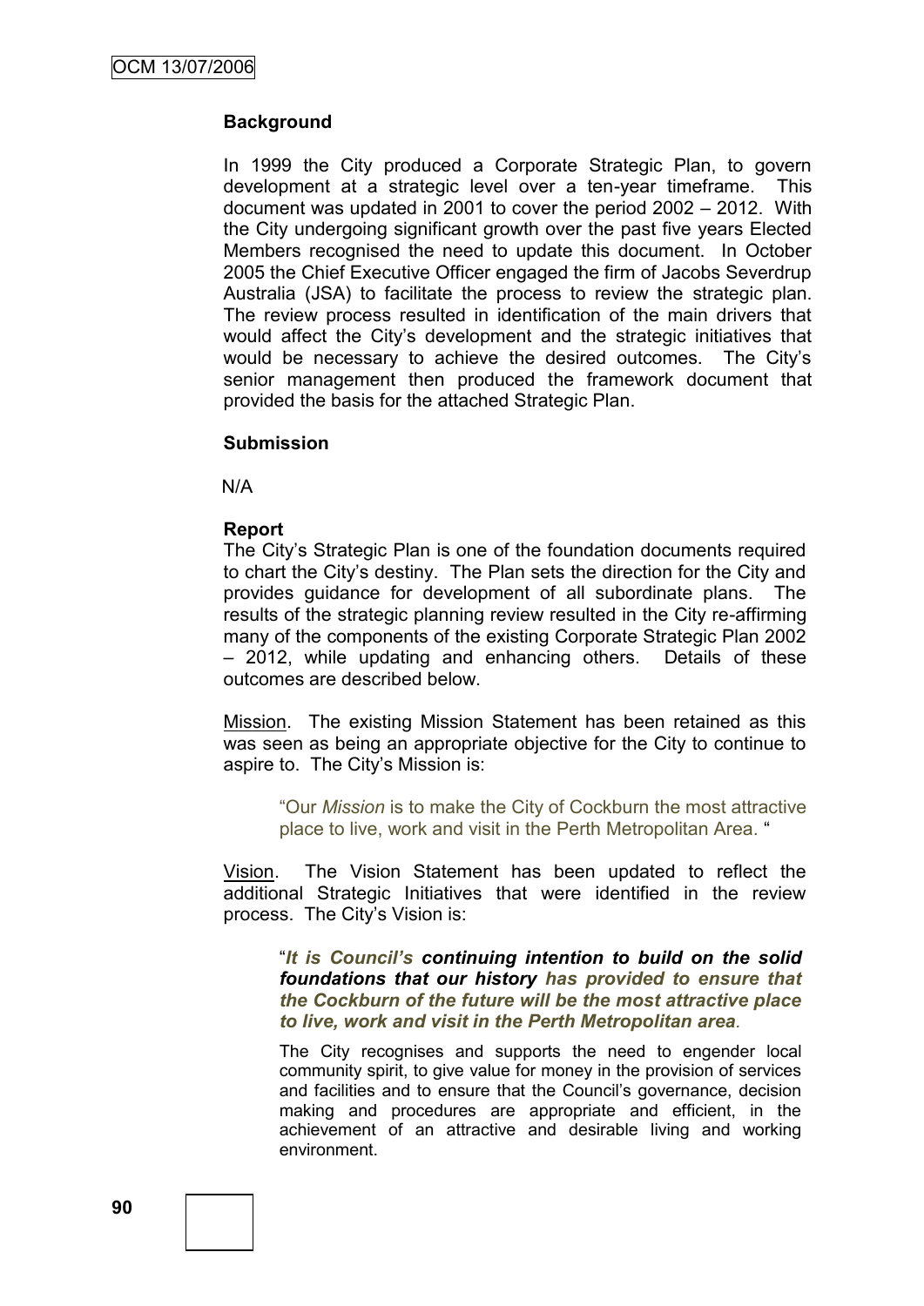**Background**

In 1999 the City produced a Corporate Strategic Plan, to govern development at a strategic level over a ten-year timeframe. This document was updated in 2001 to cover the period 2002 – 2012. With the City undergoing significant growth over the past five years Elected Members recognised the need to update this document. In October 2005 the Chief Executive Officer engaged the firm of Jacobs Severdrup Australia (JSA) to facilitate the process to review the strategic plan. The review process resulted in identification of the main drivers that would affect the City's development and the strategic initiatives that would be necessary to achieve the desired outcomes. The City's senior management then produced the framework document that provided the basis for the attached Strategic Plan.

**Submission**

N/A

**Report**

The City's Strategic Plan is one of the foundation documents required to chart the City's destiny. The Plan sets the direction for the City and provides guidance for development of all subordinate plans. The results of the strategic planning review resulted in the City re-affirming many of the components of the existing Corporate Strategic Plan 2002 – 2012, while updating and enhancing others. Details of these outcomes are described below.

Mission. The existing Mission Statement has been retained as this was seen as being an appropriate objective for the City to continue to aspire to. The City's Mission is:

> "Our *Mission* is to make the City of Cockburn the most attractive place to live, work and visit in the Perth Metropolitan Area. "

Vision. The Vision Statement has been updated to reflect the additional Strategic Initiatives that were identified in the review process. The City's Vision is:

> "***It is Council's continuing intention to build on the solid foundations that our history has provided to ensure that the Cockburn of the future will be the most attractive place to live, work and visit in the Perth Metropolitan area.***
>
> The City recognises and supports the need to engender local community spirit, to give value for money in the provision of services and facilities and to ensure that the Council's governance, decision making and procedures are appropriate and efficient, in the achievement of an attractive and desirable living and working environment.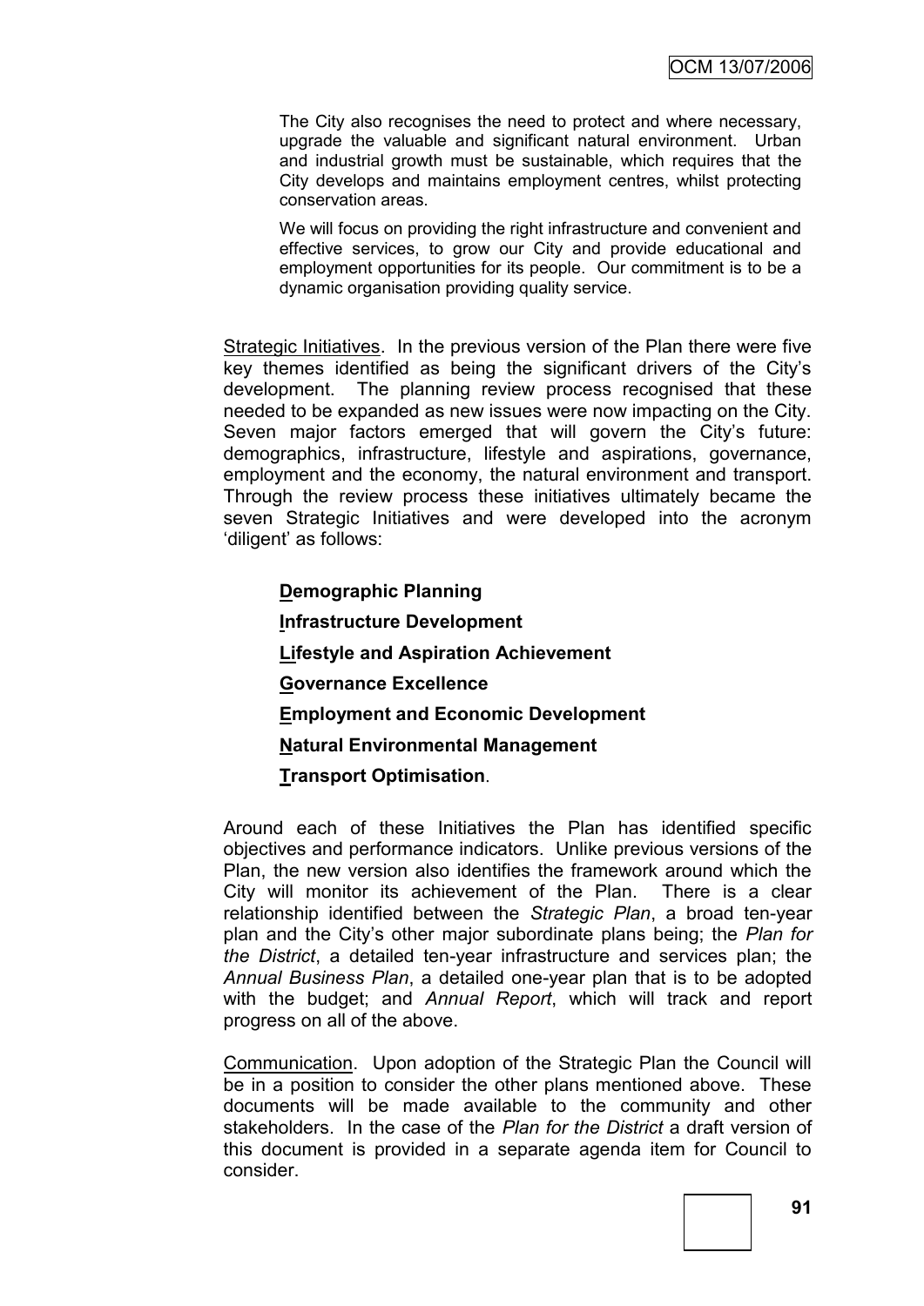The City also recognises the need to protect and where necessary, upgrade the valuable and significant natural environment. Urban and industrial growth must be sustainable, which requires that the City develops and maintains employment centres, whilst protecting conservation areas.

We will focus on providing the right infrastructure and convenient and effective services, to grow our City and provide educational and employment opportunities for its people. Our commitment is to be a dynamic organisation providing quality service.

Strategic Initiatives. In the previous version of the Plan there were five key themes identified as being the significant drivers of the City's development. The planning review process recognised that these needed to be expanded as new issues were now impacting on the City. Seven major factors emerged that will govern the City's future: demographics, infrastructure, lifestyle and aspirations, governance, employment and the economy, the natural environment and transport. Through the review process these initiatives ultimately became the seven Strategic Initiatives and were developed into the acronym 'diligent' as follows:

**Demographic Planning**

**Infrastructure Development**

**Lifestyle and Aspiration Achievement**

**Governance Excellence**

**Employment and Economic Development**

**Natural Environmental Management**

**Transport Optimisation**.

Around each of these Initiatives the Plan has identified specific objectives and performance indicators. Unlike previous versions of the Plan, the new version also identifies the framework around which the City will monitor its achievement of the Plan. There is a clear relationship identified between the *Strategic Plan*, a broad ten-year plan and the City's other major subordinate plans being; the *Plan for the District*, a detailed ten-year infrastructure and services plan; the *Annual Business Plan*, a detailed one-year plan that is to be adopted with the budget; and *Annual Report*, which will track and report progress on all of the above.

Communication. Upon adoption of the Strategic Plan the Council will be in a position to consider the other plans mentioned above. These documents will be made available to the community and other stakeholders. In the case of the *Plan for the District* a draft version of this document is provided in a separate agenda item for Council to consider.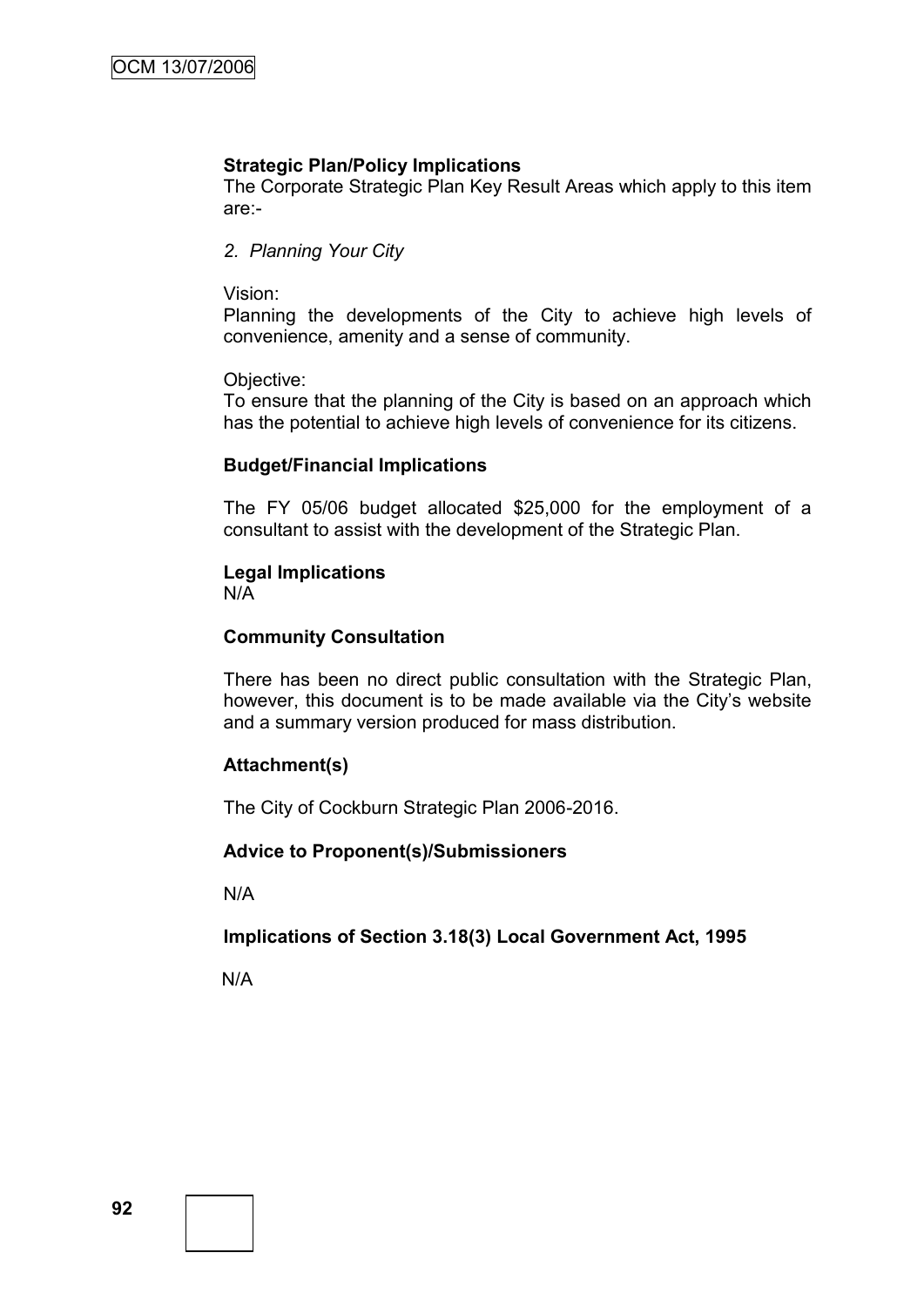**Strategic Plan/Policy Implications**

The Corporate Strategic Plan Key Result Areas which apply to this item are:-

*2. Planning Your City*

Vision:
Planning the developments of the City to achieve high levels of convenience, amenity and a sense of community.

Objective:
To ensure that the planning of the City is based on an approach which has the potential to achieve high levels of convenience for its citizens.

**Budget/Financial Implications**

The FY 05/06 budget allocated $25,000 for the employment of a consultant to assist with the development of the Strategic Plan.

**Legal Implications**

N/A

**Community Consultation**

There has been no direct public consultation with the Strategic Plan, however, this document is to be made available via the City's website and a summary version produced for mass distribution.

**Attachment(s)**

The City of Cockburn Strategic Plan 2006-2016.

**Advice to Proponent(s)/Submissioners**

N/A

**Implications of Section 3.18(3) Local Government Act, 1995**

N/A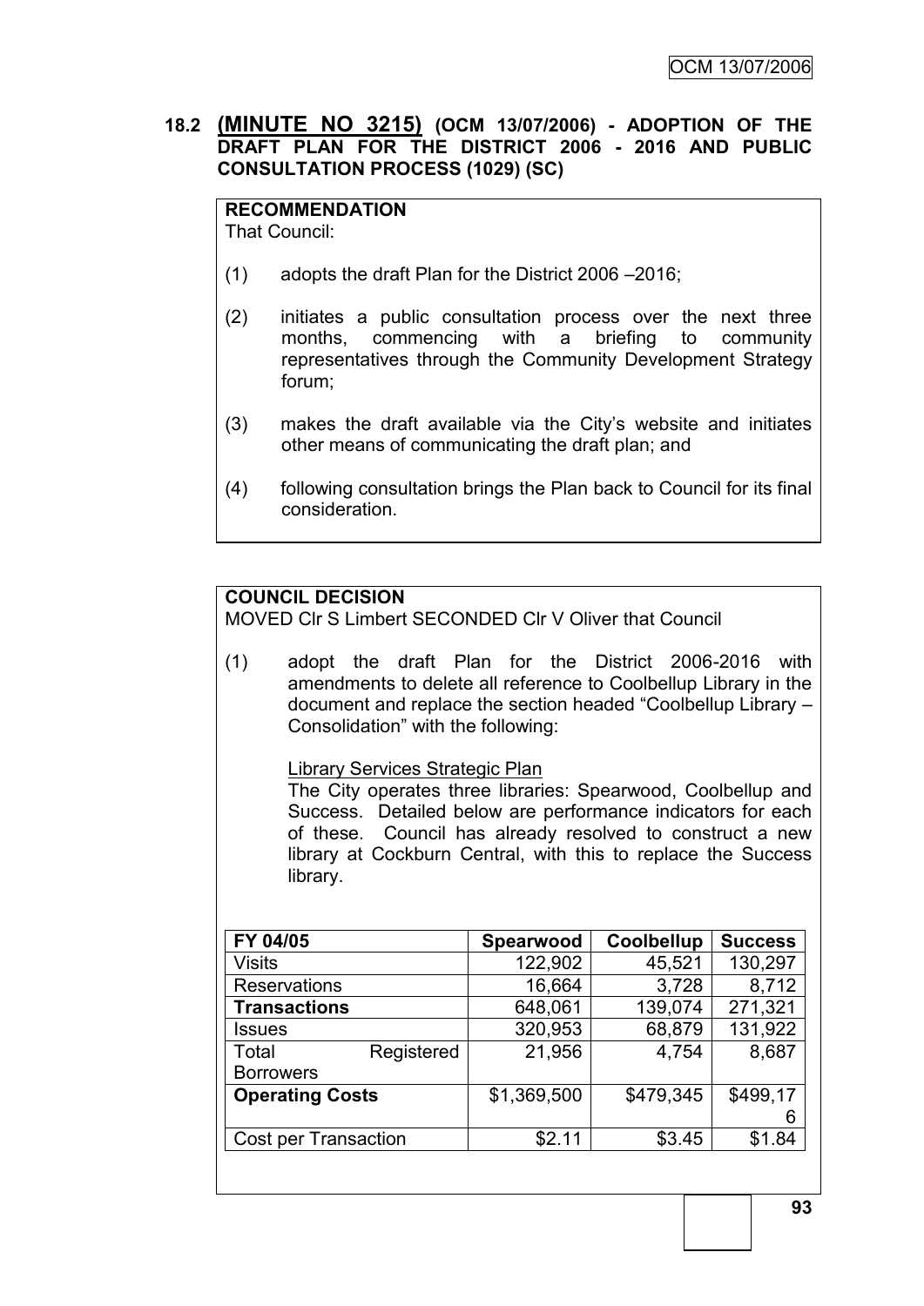## 18.2 (MINUTE NO 3215) (OCM 13/07/2006) - ADOPTION OF THE DRAFT PLAN FOR THE DISTRICT 2006 - 2016 AND PUBLIC CONSULTATION PROCESS (1029) (SC)

**RECOMMENDATION**
That Council:

(1) adopts the draft Plan for the District 2006 –2016;

(2) initiates a public consultation process over the next three months, commencing with a briefing to community representatives through the Community Development Strategy forum;

(3) makes the draft available via the City's website and initiates other means of communicating the draft plan; and

(4) following consultation brings the Plan back to Council for its final consideration.

**COUNCIL DECISION**
MOVED Clr S Limbert SECONDED Clr V Oliver that Council

(1) adopt the draft Plan for the District 2006-2016 with amendments to delete all reference to Coolbellup Library in the document and replace the section headed "Coolbellup Library – Consolidation" with the following:

Library Services Strategic Plan
The City operates three libraries: Spearwood, Coolbellup and Success. Detailed below are performance indicators for each of these. Council has already resolved to construct a new library at Cockburn Central, with this to replace the Success library.

| FY 04/05 | Spearwood | Coolbellup | Success |
|---|---|---|---|
| Visits | 122,902 | 45,521 | 130,297 |
| Reservations | 16,664 | 3,728 | 8,712 |
| **Transactions** | 648,061 | 139,074 | 271,321 |
| Issues | 320,953 | 68,879 | 131,922 |
| Total Registered Borrowers | 21,956 | 4,754 | 8,687 |
| **Operating Costs** | $1,369,500 | $479,345 | $499,176 |
| Cost per Transaction | $2.11 | $3.45 | $1.84 |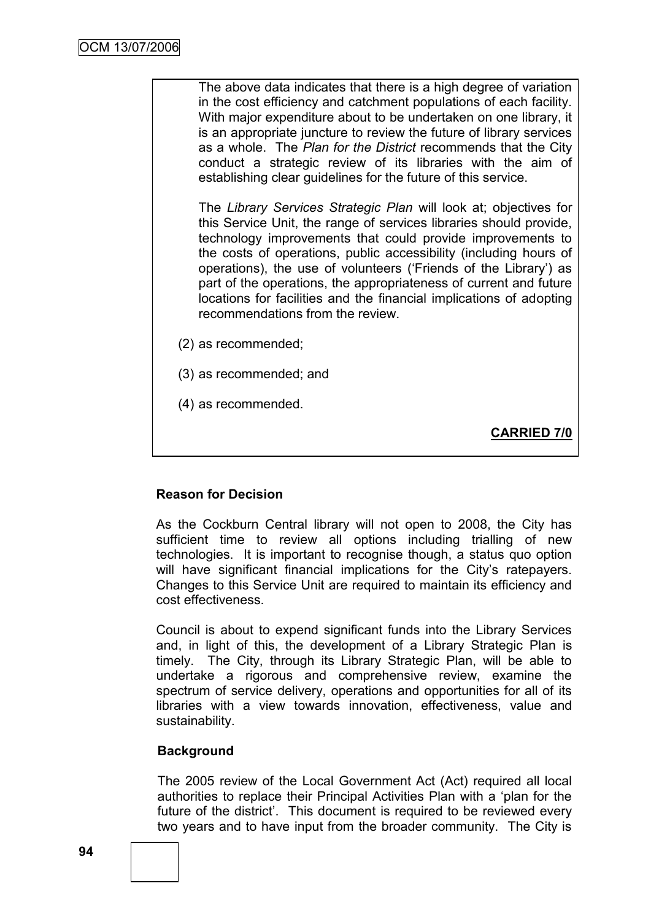The above data indicates that there is a high degree of variation in the cost efficiency and catchment populations of each facility. With major expenditure about to be undertaken on one library, it is an appropriate juncture to review the future of library services as a whole. The *Plan for the District* recommends that the City conduct a strategic review of its libraries with the aim of establishing clear guidelines for the future of this service.

The *Library Services Strategic Plan* will look at; objectives for this Service Unit, the range of services libraries should provide, technology improvements that could provide improvements to the costs of operations, public accessibility (including hours of operations), the use of volunteers ('Friends of the Library') as part of the operations, the appropriateness of current and future locations for facilities and the financial implications of adopting recommendations from the review.

(2) as recommended;

(3) as recommended; and

(4) as recommended.

**CARRIED 7/0**

**Reason for Decision**

As the Cockburn Central library will not open to 2008, the City has sufficient time to review all options including trialling of new technologies. It is important to recognise though, a status quo option will have significant financial implications for the City's ratepayers. Changes to this Service Unit are required to maintain its efficiency and cost effectiveness.

Council is about to expend significant funds into the Library Services and, in light of this, the development of a Library Strategic Plan is timely. The City, through its Library Strategic Plan, will be able to undertake a rigorous and comprehensive review, examine the spectrum of service delivery, operations and opportunities for all of its libraries with a view towards innovation, effectiveness, value and sustainability.

**Background**

The 2005 review of the Local Government Act (Act) required all local authorities to replace their Principal Activities Plan with a 'plan for the future of the district'. This document is required to be reviewed every two years and to have input from the broader community. The City is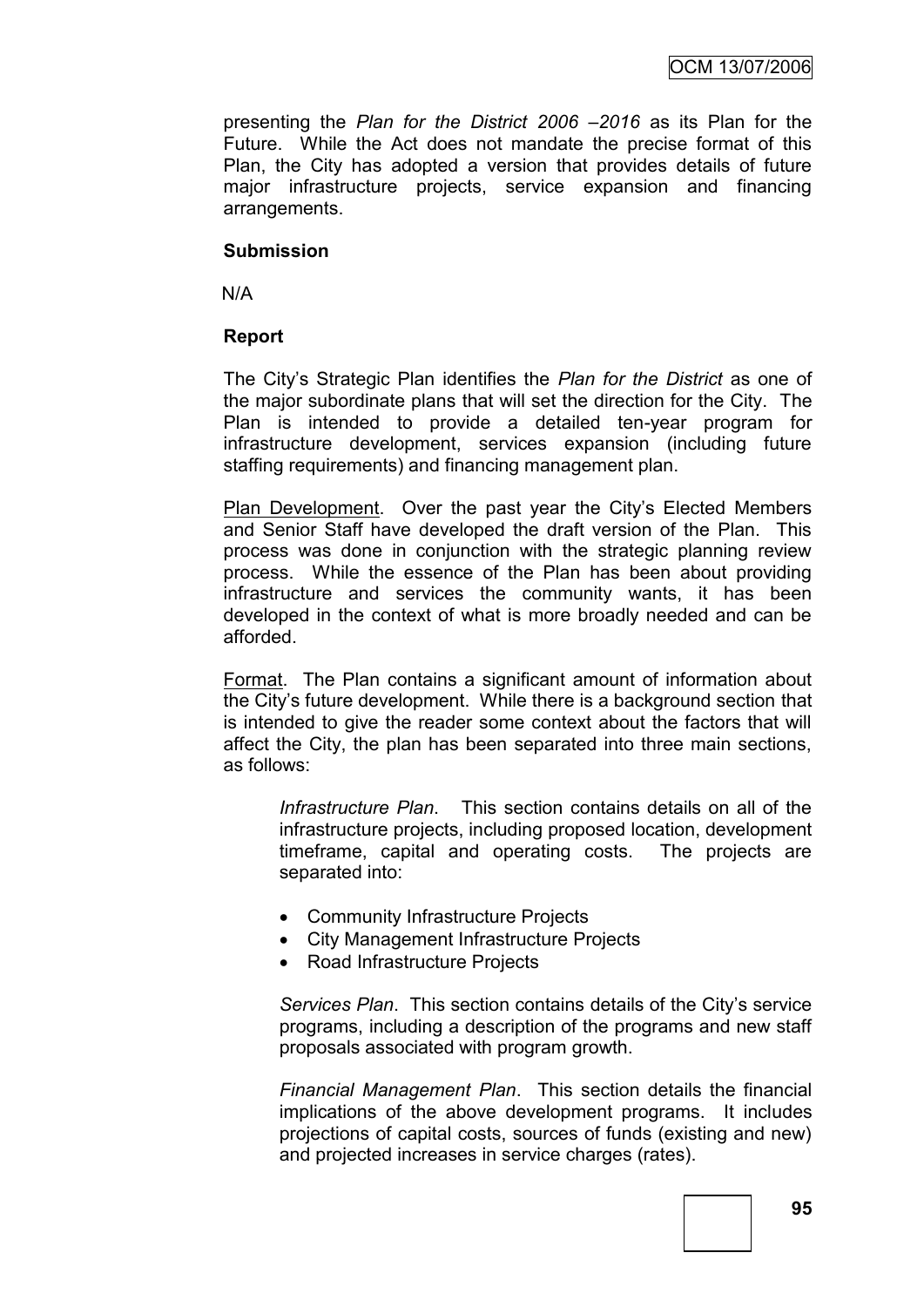presenting the *Plan for the District 2006 –2016* as its Plan for the Future. While the Act does not mandate the precise format of this Plan, the City has adopted a version that provides details of future major infrastructure projects, service expansion and financing arrangements.

**Submission**

N/A

**Report**

The City's Strategic Plan identifies the *Plan for the District* as one of the major subordinate plans that will set the direction for the City. The Plan is intended to provide a detailed ten-year program for infrastructure development, services expansion (including future staffing requirements) and financing management plan.

Plan Development. Over the past year the City's Elected Members and Senior Staff have developed the draft version of the Plan. This process was done in conjunction with the strategic planning review process. While the essence of the Plan has been about providing infrastructure and services the community wants, it has been developed in the context of what is more broadly needed and can be afforded.

Format. The Plan contains a significant amount of information about the City's future development. While there is a background section that is intended to give the reader some context about the factors that will affect the City, the plan has been separated into three main sections, as follows:

*Infrastructure Plan*. This section contains details on all of the infrastructure projects, including proposed location, development timeframe, capital and operating costs. The projects are separated into:

- Community Infrastructure Projects
- City Management Infrastructure Projects
- Road Infrastructure Projects

*Services Plan*. This section contains details of the City's service programs, including a description of the programs and new staff proposals associated with program growth.

*Financial Management Plan*. This section details the financial implications of the above development programs. It includes projections of capital costs, sources of funds (existing and new) and projected increases in service charges (rates).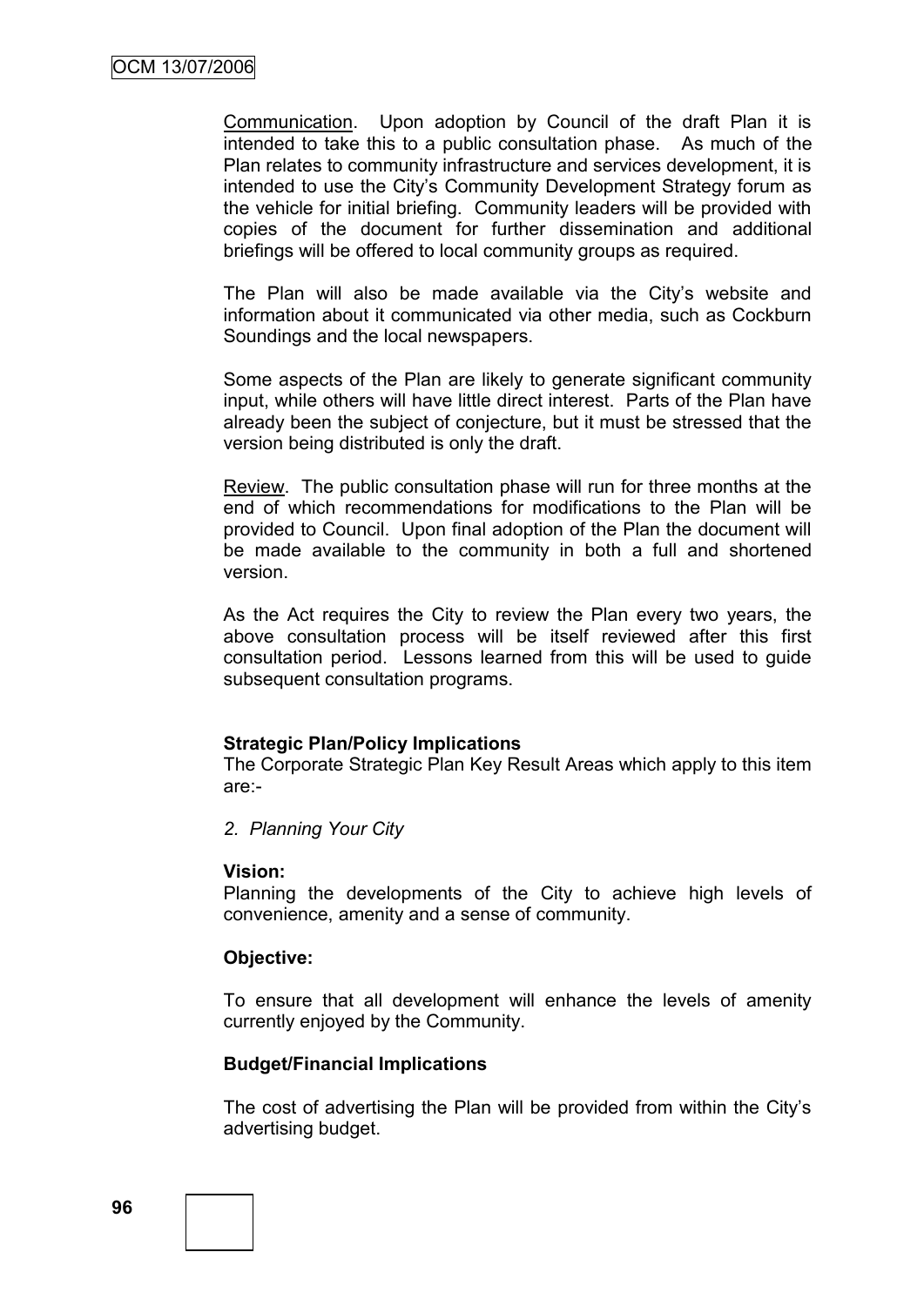Communication. Upon adoption by Council of the draft Plan it is intended to take this to a public consultation phase. As much of the Plan relates to community infrastructure and services development, it is intended to use the City's Community Development Strategy forum as the vehicle for initial briefing. Community leaders will be provided with copies of the document for further dissemination and additional briefings will be offered to local community groups as required.

The Plan will also be made available via the City's website and information about it communicated via other media, such as Cockburn Soundings and the local newspapers.

Some aspects of the Plan are likely to generate significant community input, while others will have little direct interest. Parts of the Plan have already been the subject of conjecture, but it must be stressed that the version being distributed is only the draft.

Review. The public consultation phase will run for three months at the end of which recommendations for modifications to the Plan will be provided to Council. Upon final adoption of the Plan the document will be made available to the community in both a full and shortened version.

As the Act requires the City to review the Plan every two years, the above consultation process will be itself reviewed after this first consultation period. Lessons learned from this will be used to guide subsequent consultation programs.

**Strategic Plan/Policy Implications**

The Corporate Strategic Plan Key Result Areas which apply to this item are:-

*2. Planning Your City*

**Vision:**

Planning the developments of the City to achieve high levels of convenience, amenity and a sense of community.

**Objective:**

To ensure that all development will enhance the levels of amenity currently enjoyed by the Community.

**Budget/Financial Implications**

The cost of advertising the Plan will be provided from within the City's advertising budget.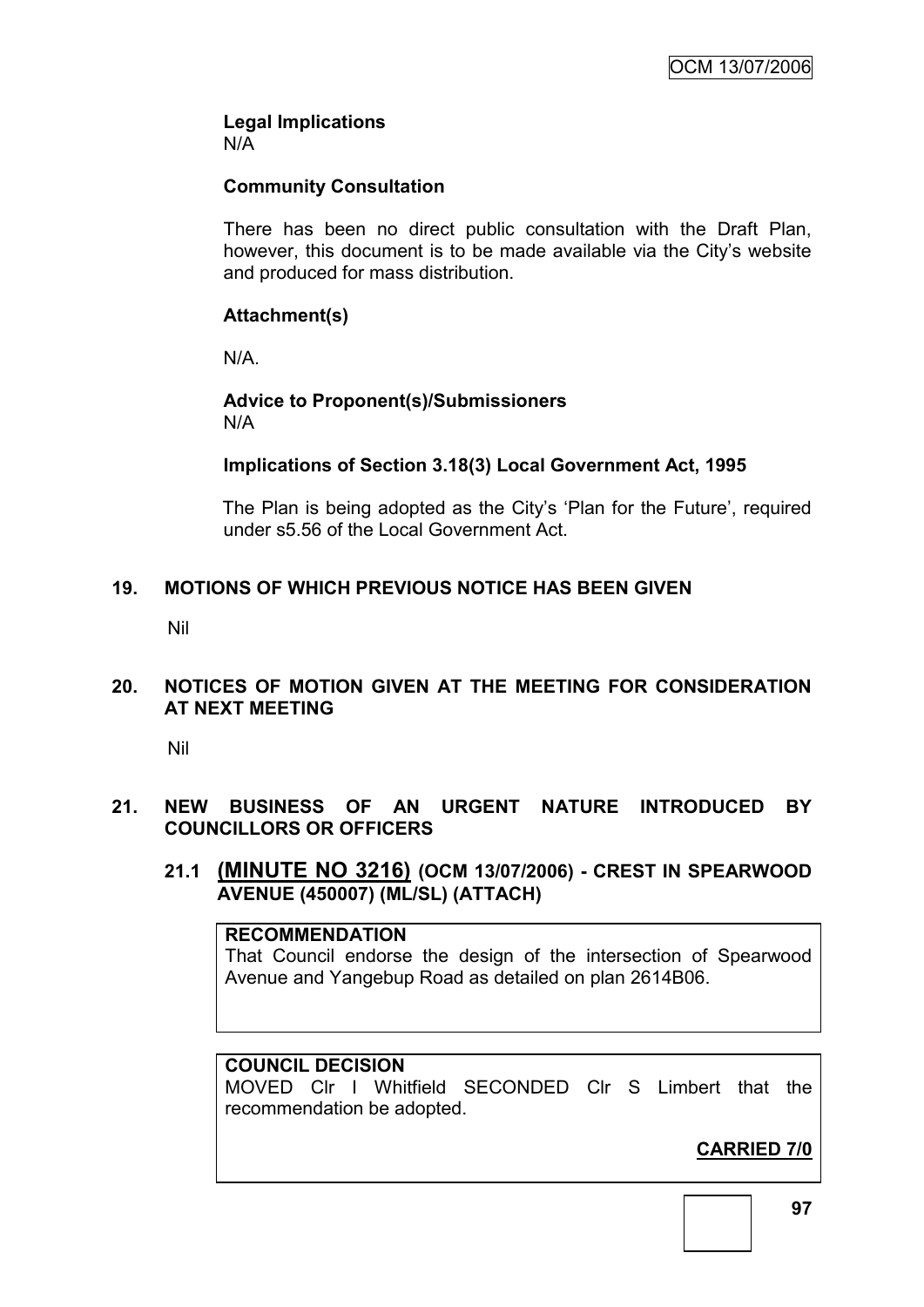**Legal Implications**
N/A

**Community Consultation**

There has been no direct public consultation with the Draft Plan, however, this document is to be made available via the City's website and produced for mass distribution.

**Attachment(s)**

N/A.

**Advice to Proponent(s)/Submissioners**
N/A

**Implications of Section 3.18(3) Local Government Act, 1995**

The Plan is being adopted as the City's 'Plan for the Future', required under s5.56 of the Local Government Act.

## 19. MOTIONS OF WHICH PREVIOUS NOTICE HAS BEEN GIVEN

Nil

## 20. NOTICES OF MOTION GIVEN AT THE MEETING FOR CONSIDERATION AT NEXT MEETING

Nil

## 21. NEW BUSINESS OF AN URGENT NATURE INTRODUCED BY COUNCILLORS OR OFFICERS

### 21.1 (MINUTE NO 3216) (OCM 13/07/2006) - CREST IN SPEARWOOD AVENUE (450007) (ML/SL) (ATTACH)

**RECOMMENDATION**
That Council endorse the design of the intersection of Spearwood Avenue and Yangebup Road as detailed on plan 2614B06.

**COUNCIL DECISION**
MOVED Clr I Whitfield SECONDED Clr S Limbert that the recommendation be adopted.

**CARRIED 7/0**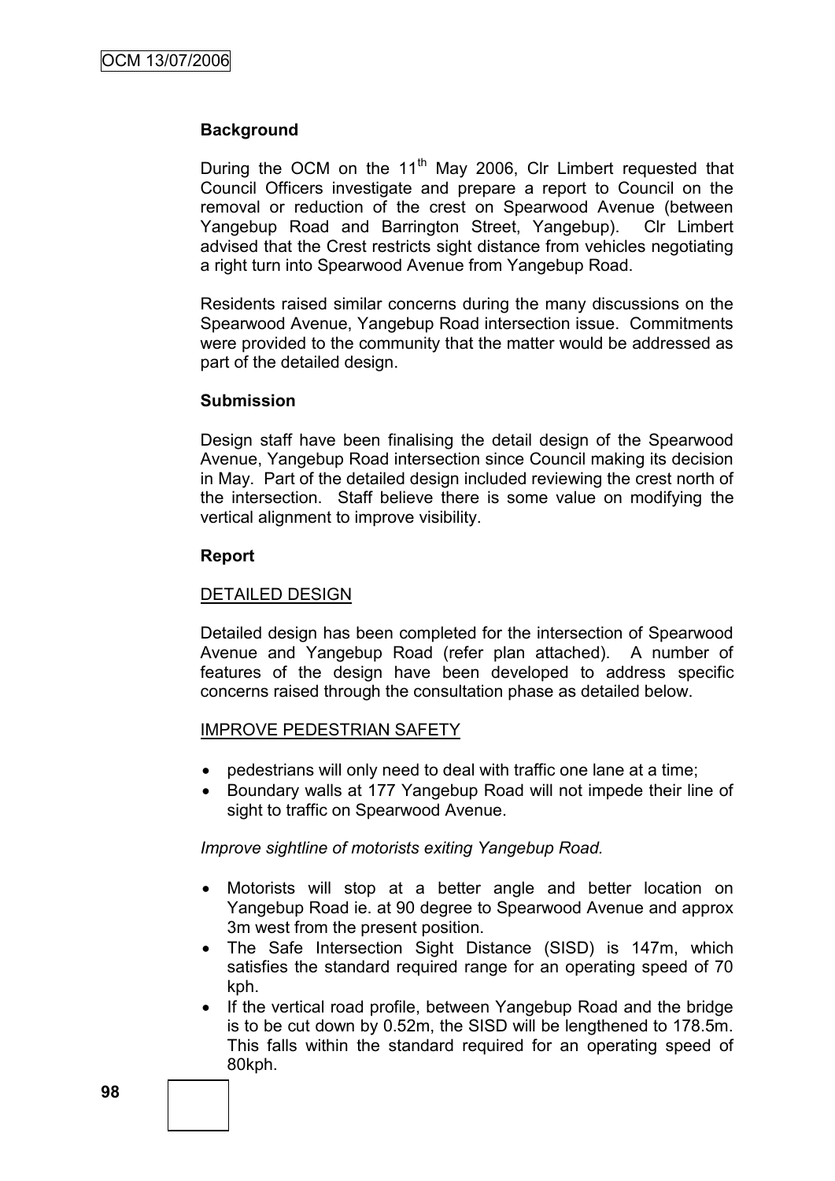## Background

During the OCM on the 11th May 2006, Clr Limbert requested that Council Officers investigate and prepare a report to Council on the removal or reduction of the crest on Spearwood Avenue (between Yangebup Road and Barrington Street, Yangebup). Clr Limbert advised that the Crest restricts sight distance from vehicles negotiating a right turn into Spearwood Avenue from Yangebup Road.

Residents raised similar concerns during the many discussions on the Spearwood Avenue, Yangebup Road intersection issue. Commitments were provided to the community that the matter would be addressed as part of the detailed design.

## Submission

Design staff have been finalising the detail design of the Spearwood Avenue, Yangebup Road intersection since Council making its decision in May. Part of the detailed design included reviewing the crest north of the intersection. Staff believe there is some value on modifying the vertical alignment to improve visibility.

## Report

### DETAILED DESIGN

Detailed design has been completed for the intersection of Spearwood Avenue and Yangebup Road (refer plan attached). A number of features of the design have been developed to address specific concerns raised through the consultation phase as detailed below.

### IMPROVE PEDESTRIAN SAFETY

- pedestrians will only need to deal with traffic one lane at a time;
- Boundary walls at 177 Yangebup Road will not impede their line of sight to traffic on Spearwood Avenue.

*Improve sightline of motorists exiting Yangebup Road.*

- Motorists will stop at a better angle and better location on Yangebup Road ie. at 90 degree to Spearwood Avenue and approx 3m west from the present position.
- The Safe Intersection Sight Distance (SISD) is 147m, which satisfies the standard required range for an operating speed of 70 kph.
- If the vertical road profile, between Yangebup Road and the bridge is to be cut down by 0.52m, the SISD will be lengthened to 178.5m. This falls within the standard required for an operating speed of 80kph.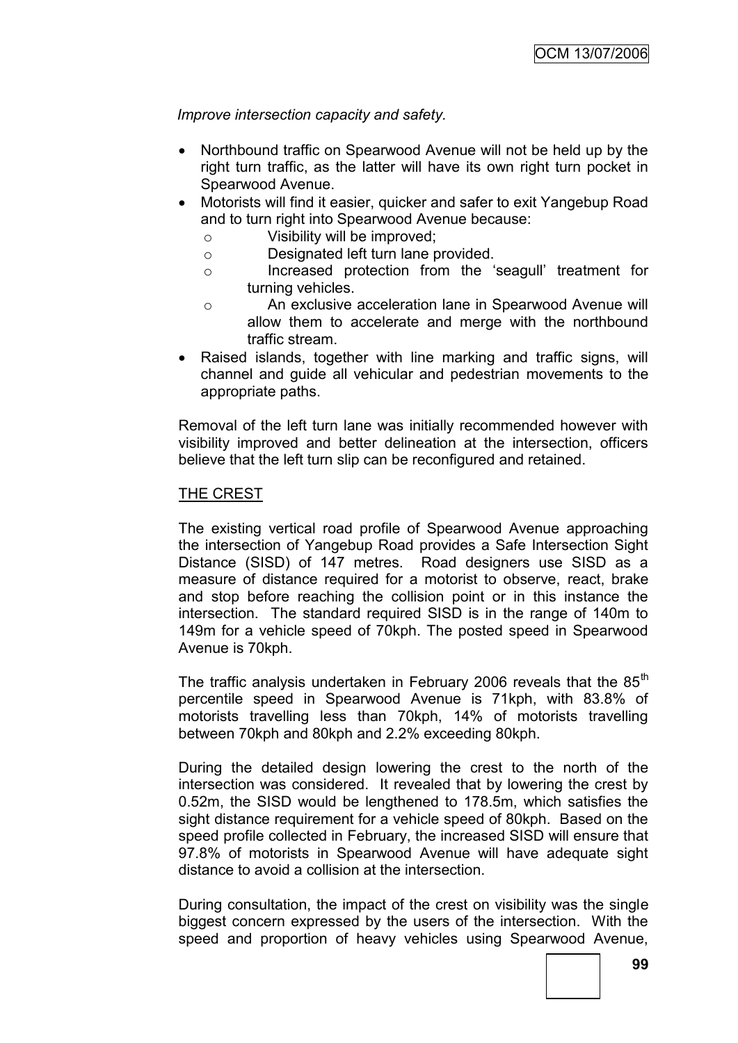*Improve intersection capacity and safety.*

- Northbound traffic on Spearwood Avenue will not be held up by the right turn traffic, as the latter will have its own right turn pocket in Spearwood Avenue.
- Motorists will find it easier, quicker and safer to exit Yangebup Road and to turn right into Spearwood Avenue because:
  - Visibility will be improved;
  - Designated left turn lane provided.
  - Increased protection from the 'seagull' treatment for turning vehicles.
  - An exclusive acceleration lane in Spearwood Avenue will allow them to accelerate and merge with the northbound traffic stream.
- Raised islands, together with line marking and traffic signs, will channel and guide all vehicular and pedestrian movements to the appropriate paths.

Removal of the left turn lane was initially recommended however with visibility improved and better delineation at the intersection, officers believe that the left turn slip can be reconfigured and retained.

THE CREST

The existing vertical road profile of Spearwood Avenue approaching the intersection of Yangebup Road provides a Safe Intersection Sight Distance (SISD) of 147 metres. Road designers use SISD as a measure of distance required for a motorist to observe, react, brake and stop before reaching the collision point or in this instance the intersection. The standard required SISD is in the range of 140m to 149m for a vehicle speed of 70kph. The posted speed in Spearwood Avenue is 70kph.

The traffic analysis undertaken in February 2006 reveals that the $85^{th}$ percentile speed in Spearwood Avenue is 71kph, with 83.8% of motorists travelling less than 70kph, 14% of motorists travelling between 70kph and 80kph and 2.2% exceeding 80kph.

During the detailed design lowering the crest to the north of the intersection was considered. It revealed that by lowering the crest by 0.52m, the SISD would be lengthened to 178.5m, which satisfies the sight distance requirement for a vehicle speed of 80kph. Based on the speed profile collected in February, the increased SISD will ensure that 97.8% of motorists in Spearwood Avenue will have adequate sight distance to avoid a collision at the intersection.

During consultation, the impact of the crest on visibility was the single biggest concern expressed by the users of the intersection. With the speed and proportion of heavy vehicles using Spearwood Avenue,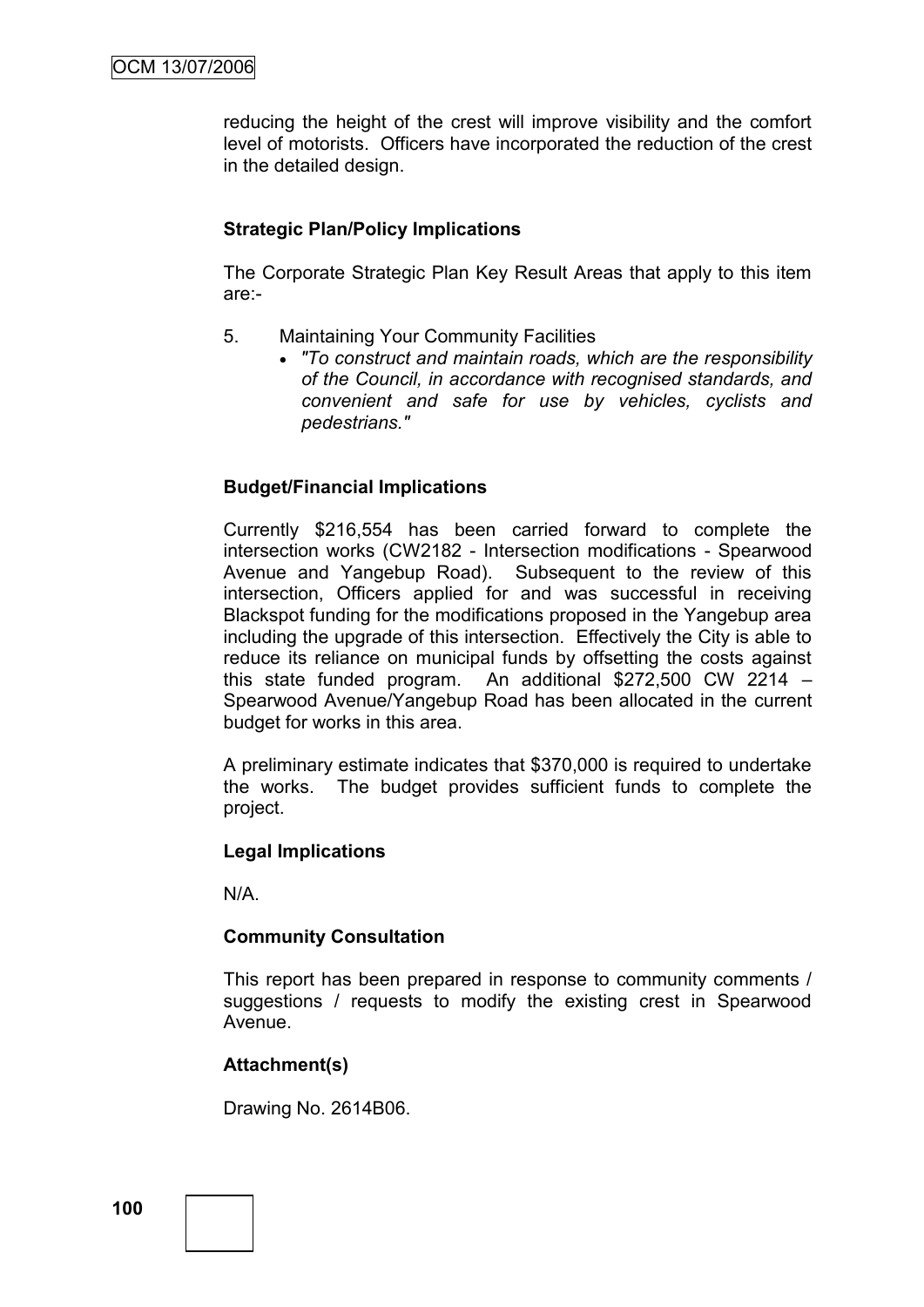reducing the height of the crest will improve visibility and the comfort level of motorists. Officers have incorporated the reduction of the crest in the detailed design.

**Strategic Plan/Policy Implications**

The Corporate Strategic Plan Key Result Areas that apply to this item are:-

5. Maintaining Your Community Facilities
   - *"To construct and maintain roads, which are the responsibility of the Council, in accordance with recognised standards, and convenient and safe for use by vehicles, cyclists and pedestrians."*

**Budget/Financial Implications**

Currently $216,554 has been carried forward to complete the intersection works (CW2182 - Intersection modifications - Spearwood Avenue and Yangebup Road). Subsequent to the review of this intersection, Officers applied for and was successful in receiving Blackspot funding for the modifications proposed in the Yangebup area including the upgrade of this intersection. Effectively the City is able to reduce its reliance on municipal funds by offsetting the costs against this state funded program. An additional $272,500 CW 2214 – Spearwood Avenue/Yangebup Road has been allocated in the current budget for works in this area.

A preliminary estimate indicates that $370,000 is required to undertake the works. The budget provides sufficient funds to complete the project.

**Legal Implications**

N/A.

**Community Consultation**

This report has been prepared in response to community comments / suggestions / requests to modify the existing crest in Spearwood Avenue.

**Attachment(s)**

Drawing No. 2614B06.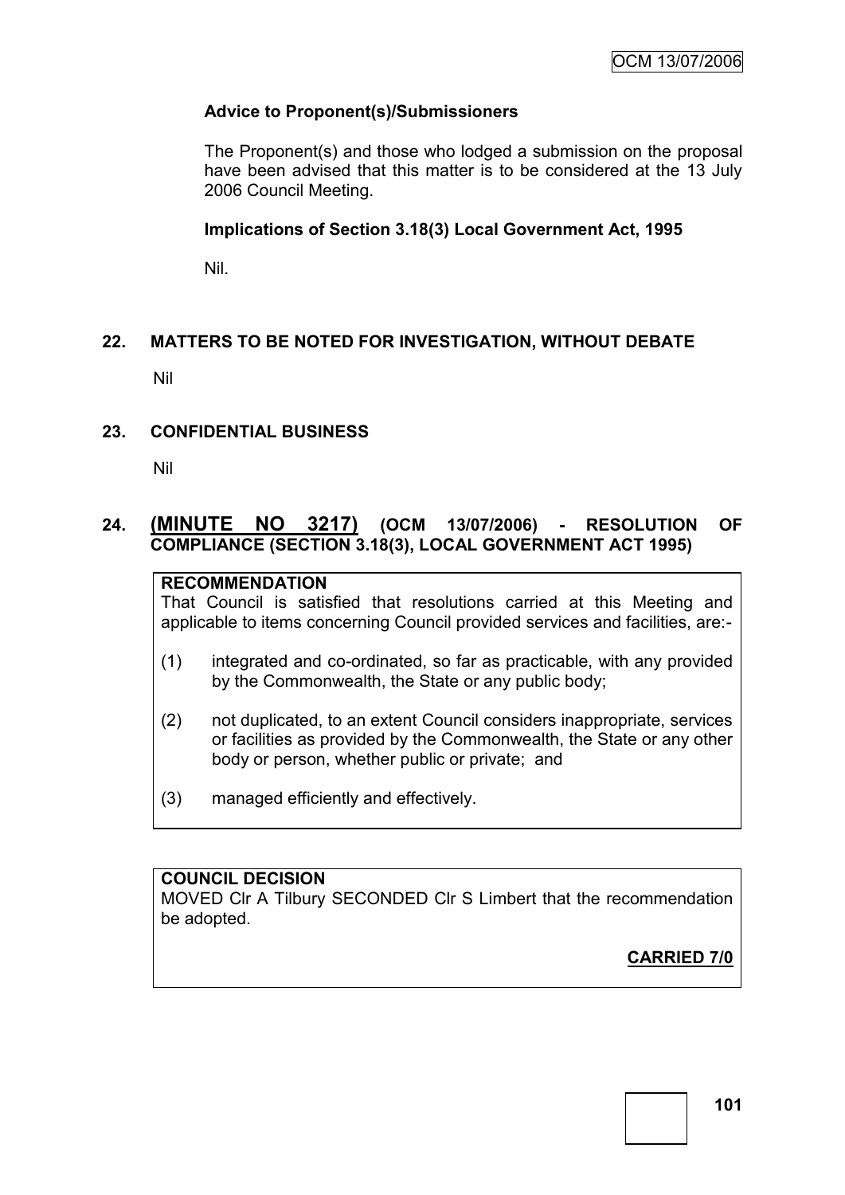**Advice to Proponent(s)/Submissioners**

The Proponent(s) and those who lodged a submission on the proposal have been advised that this matter is to be considered at the 13 July 2006 Council Meeting.

**Implications of Section 3.18(3) Local Government Act, 1995**

Nil.

## 22. MATTERS TO BE NOTED FOR INVESTIGATION, WITHOUT DEBATE

Nil

## 23. CONFIDENTIAL BUSINESS

Nil

## 24. (MINUTE NO 3217) (OCM 13/07/2006) - RESOLUTION OF COMPLIANCE (SECTION 3.18(3), LOCAL GOVERNMENT ACT 1995)

**RECOMMENDATION**

That Council is satisfied that resolutions carried at this Meeting and applicable to items concerning Council provided services and facilities, are:-

(1) integrated and co-ordinated, so far as practicable, with any provided by the Commonwealth, the State or any public body;

(2) not duplicated, to an extent Council considers inappropriate, services or facilities as provided by the Commonwealth, the State or any other body or person, whether public or private; and

(3) managed efficiently and effectively.

**COUNCIL DECISION**

MOVED Clr A Tilbury SECONDED Clr S Limbert that the recommendation be adopted.

**CARRIED 7/0**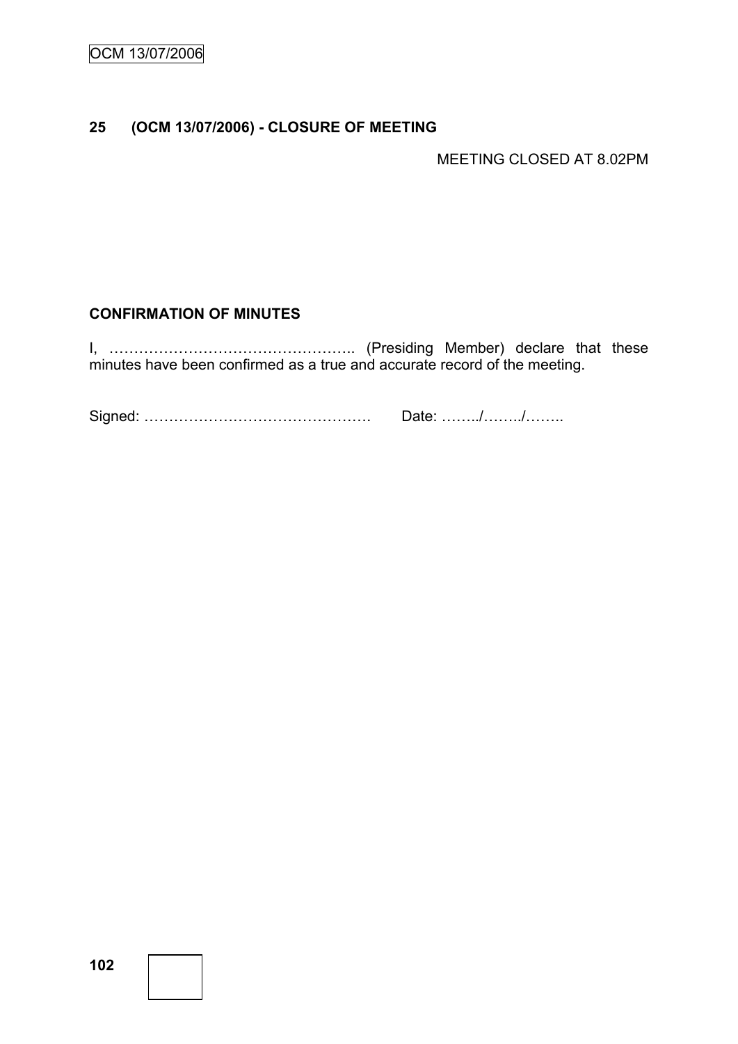## 25 (OCM 13/07/2006) - CLOSURE OF MEETING

MEETING CLOSED AT 8.02PM

**CONFIRMATION OF MINUTES**

I, ………………………………………….. (Presiding Member) declare that these minutes have been confirmed as a true and accurate record of the meeting.

Signed: ………………………………………. Date: ……../……../……..